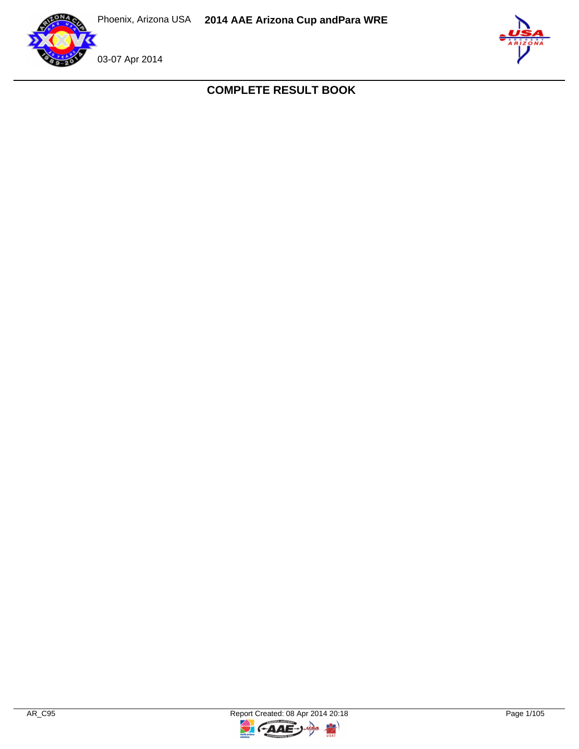Phoenix, Arizona USA

**2014 AAE Arizona Cup andPara WRE**

03-07 Apr 2014

# COMPLETE RESULT BOOK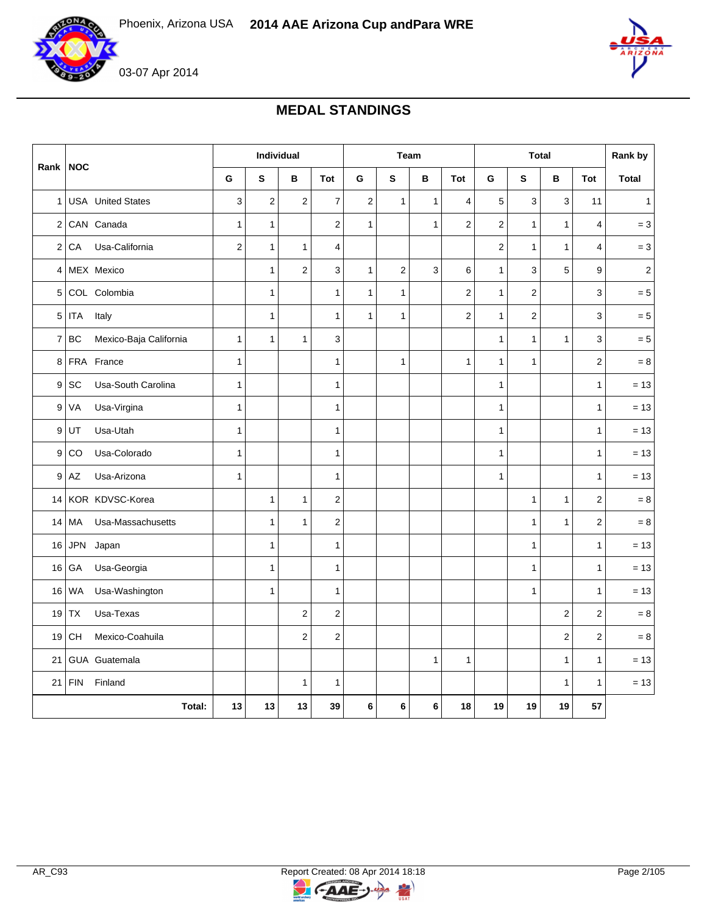Phoenix, Arizona USA **2014 AAE Arizona Cup andPara WRE**

03-07 Apr 2014

## MEDAL STANDINGS

| Rank | NOC | | Individual | | | | Team | | | | Total | | | | Rank by |
|---|---|---|---|---|---|---|---|---|---|---|---|---|---|---|---|
| | | | G | S | B | Tot | G | S | B | Tot | G | S | B | Tot | Total |
| 1 | USA | United States | 3 | 2 | 2 | 7 | 2 | 1 | 1 | 4 | 5 | 3 | 3 | 11 | 1 |
| 2 | CAN | Canada | 1 | 1 | | 2 | 1 | | 1 | 2 | 2 | 1 | 1 | 4 | = 3 |
| 2 | CA | Usa-California | 2 | 1 | 1 | 4 | | | | | 2 | 1 | 1 | 4 | = 3 |
| 4 | MEX | Mexico | | 1 | 2 | 3 | 1 | 2 | 3 | 6 | 1 | 3 | 5 | 9 | 2 |
| 5 | COL | Colombia | | 1 | | 1 | 1 | 1 | | 2 | 1 | 2 | | 3 | = 5 |
| 5 | ITA | Italy | | 1 | | 1 | 1 | 1 | | 2 | 1 | 2 | | 3 | = 5 |
| 7 | BC | Mexico-Baja California | 1 | 1 | 1 | 3 | | | | | 1 | 1 | 1 | 3 | = 5 |
| 8 | FRA | France | 1 | | | 1 | | 1 | | 1 | 1 | 1 | | 2 | = 8 |
| 9 | SC | Usa-South Carolina | 1 | | | 1 | | | | | 1 | | | 1 | = 13 |
| 9 | VA | Usa-Virgina | 1 | | | 1 | | | | | 1 | | | 1 | = 13 |
| 9 | UT | Usa-Utah | 1 | | | 1 | | | | | 1 | | | 1 | = 13 |
| 9 | CO | Usa-Colorado | 1 | | | 1 | | | | | 1 | | | 1 | = 13 |
| 9 | AZ | Usa-Arizona | 1 | | | 1 | | | | | 1 | | | 1 | = 13 |
| 14 | KOR | KDVSC-Korea | | 1 | 1 | 2 | | | | | | 1 | 1 | 2 | = 8 |
| 14 | MA | Usa-Massachusetts | | 1 | 1 | 2 | | | | | | 1 | 1 | 2 | = 8 |
| 16 | JPN | Japan | | 1 | | 1 | | | | | | 1 | | 1 | = 13 |
| 16 | GA | Usa-Georgia | | 1 | | 1 | | | | | | 1 | | 1 | = 13 |
| 16 | WA | Usa-Washington | | 1 | | 1 | | | | | | 1 | | 1 | = 13 |
| 19 | TX | Usa-Texas | | | 2 | 2 | | | | | | | 2 | 2 | = 8 |
| 19 | CH | Mexico-Coahuila | | | 2 | 2 | | | | | | | 2 | 2 | = 8 |
| 21 | GUA | Guatemala | | | | | | | 1 | 1 | | | 1 | 1 | = 13 |
| 21 | FIN | Finland | | | 1 | 1 | | | | | | | 1 | 1 | = 13 |
| | | **Total:** | **13** | **13** | **13** | **39** | **6** | **6** | **6** | **18** | **19** | **19** | **19** | **57** | |

AR_C93 Report Created: 08 Apr 2014 18:18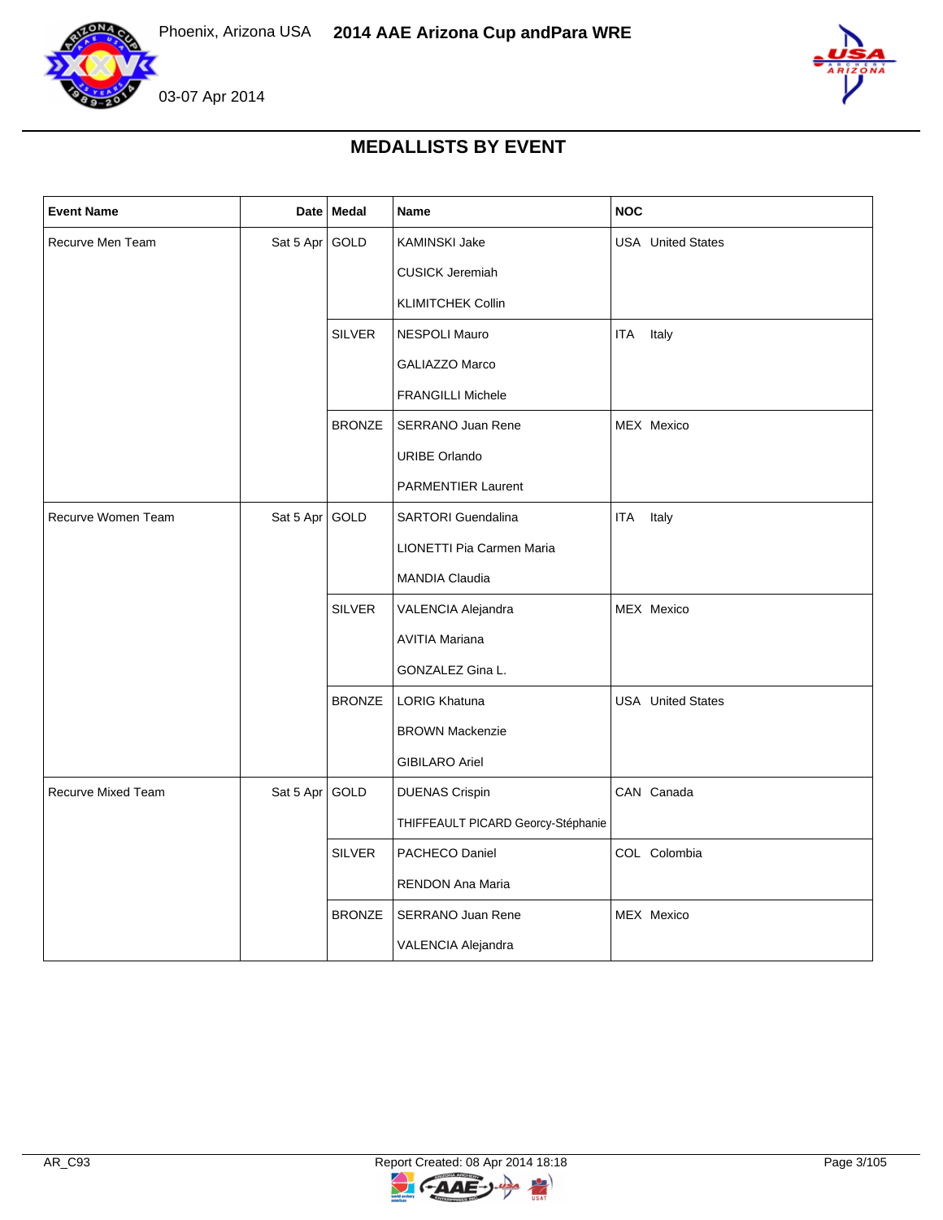# MEDALLISTS BY EVENT

| Event Name | Date | Medal | Name | NOC |
|---|---|---|---|---|
| Recurve Men Team | Sat 5 Apr | GOLD | KAMINSKI Jake | USA United States |
| | | | CUSICK Jeremiah | |
| | | | KLIMITCHEK Collin | |
| | | SILVER | NESPOLI Mauro | ITA Italy |
| | | | GALIAZZO Marco | |
| | | | FRANGILLI Michele | |
| | | BRONZE | SERRANO Juan Rene | MEX Mexico |
| | | | URIBE Orlando | |
| | | | PARMENTIER Laurent | |
| Recurve Women Team | Sat 5 Apr | GOLD | SARTORI Guendalina | ITA Italy |
| | | | LIONETTI Pia Carmen Maria | |
| | | | MANDIA Claudia | |
| | | SILVER | VALENCIA Alejandra | MEX Mexico |
| | | | AVITIA Mariana | |
| | | | GONZALEZ Gina L. | |
| | | BRONZE | LORIG Khatuna | USA United States |
| | | | BROWN Mackenzie | |
| | | | GIBILARO Ariel | |
| Recurve Mixed Team | Sat 5 Apr | GOLD | DUENAS Crispin | CAN Canada |
| | | | THIFFEAULT PICARD Georcy-Stéphanie | |
| | | SILVER | PACHECO Daniel | COL Colombia |
| | | | RENDON Ana Maria | |
| | | BRONZE | SERRANO Juan Rene | MEX Mexico |
| | | | VALENCIA Alejandra | |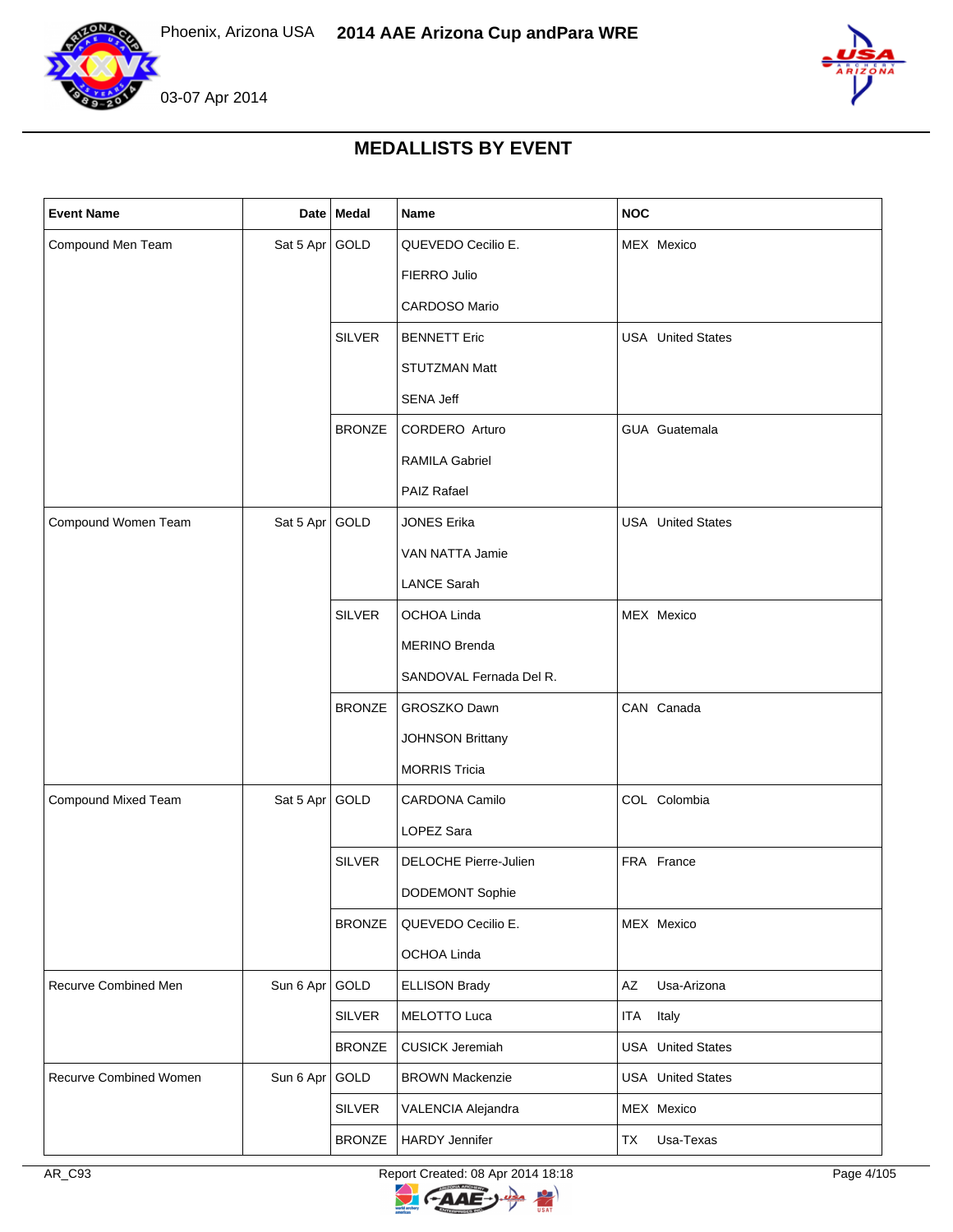Phoenix, Arizona USA **2014 AAE Arizona Cup andPara WRE**

03-07 Apr 2014

## MEDALLISTS BY EVENT

| Event Name | Date | Medal | Name | NOC |
|---|---|---|---|---|
| Compound Men Team | Sat 5 Apr | GOLD | QUEVEDO Cecilio E. | MEX Mexico |
| | | | FIERRO Julio | |
| | | | CARDOSO Mario | |
| | | SILVER | BENNETT Eric | USA United States |
| | | | STUTZMAN Matt | |
| | | | SENA Jeff | |
| | | BRONZE | CORDERO Arturo | GUA Guatemala |
| | | | RAMILA Gabriel | |
| | | | PAIZ Rafael | |
| Compound Women Team | Sat 5 Apr | GOLD | JONES Erika | USA United States |
| | | | VAN NATTA Jamie | |
| | | | LANCE Sarah | |
| | | SILVER | OCHOA Linda | MEX Mexico |
| | | | MERINO Brenda | |
| | | | SANDOVAL Fernada Del R. | |
| | | BRONZE | GROSZKO Dawn | CAN Canada |
| | | | JOHNSON Brittany | |
| | | | MORRIS Tricia | |
| Compound Mixed Team | Sat 5 Apr | GOLD | CARDONA Camilo | COL Colombia |
| | | | LOPEZ Sara | |
| | | SILVER | DELOCHE Pierre-Julien | FRA France |
| | | | DODEMONT Sophie | |
| | | BRONZE | QUEVEDO Cecilio E. | MEX Mexico |
| | | | OCHOA Linda | |
| Recurve Combined Men | Sun 6 Apr | GOLD | ELLISON Brady | AZ Usa-Arizona |
| | | SILVER | MELOTTO Luca | ITA Italy |
| | | BRONZE | CUSICK Jeremiah | USA United States |
| Recurve Combined Women | Sun 6 Apr | GOLD | BROWN Mackenzie | USA United States |
| | | SILVER | VALENCIA Alejandra | MEX Mexico |
| | | BRONZE | HARDY Jennifer | TX Usa-Texas |

AR_C93 Report Created: 08 Apr 2014 18:18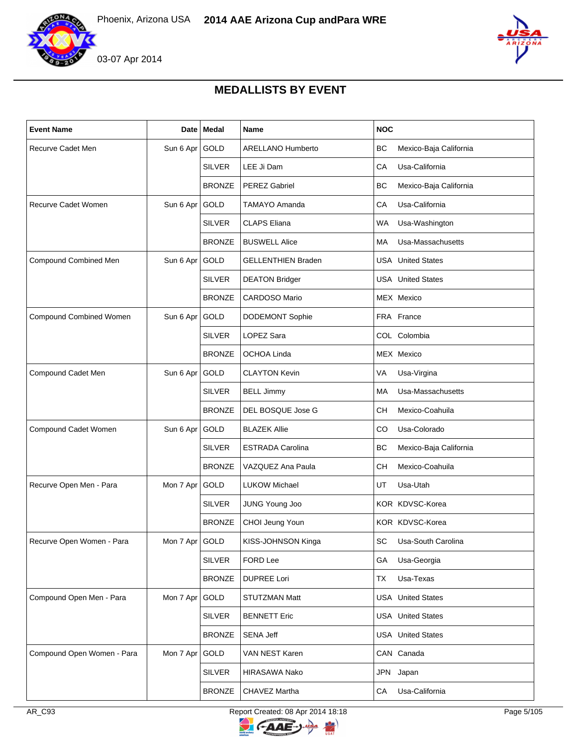Phoenix, Arizona USA **2014 AAE Arizona Cup andPara WRE**

03-07 Apr 2014

## MEDALLISTS BY EVENT

| Event Name | Date | Medal | Name | NOC | |
|---|---|---|---|---|---|
| Recurve Cadet Men | Sun 6 Apr | GOLD | ARELLANO Humberto | BC | Mexico-Baja California |
| | | SILVER | LEE Ji Dam | CA | Usa-California |
| | | BRONZE | PEREZ Gabriel | BC | Mexico-Baja California |
| Recurve Cadet Women | Sun 6 Apr | GOLD | TAMAYO Amanda | CA | Usa-California |
| | | SILVER | CLAPS Eliana | WA | Usa-Washington |
| | | BRONZE | BUSWELL Alice | MA | Usa-Massachusetts |
| Compound Combined Men | Sun 6 Apr | GOLD | GELLENTHIEN Braden | USA | United States |
| | | SILVER | DEATON Bridger | USA | United States |
| | | BRONZE | CARDOSO Mario | MEX | Mexico |
| Compound Combined Women | Sun 6 Apr | GOLD | DODEMONT Sophie | FRA | France |
| | | SILVER | LOPEZ Sara | COL | Colombia |
| | | BRONZE | OCHOA Linda | MEX | Mexico |
| Compound Cadet Men | Sun 6 Apr | GOLD | CLAYTON Kevin | VA | Usa-Virgina |
| | | SILVER | BELL Jimmy | MA | Usa-Massachusetts |
| | | BRONZE | DEL BOSQUE Jose G | CH | Mexico-Coahuila |
| Compound Cadet Women | Sun 6 Apr | GOLD | BLAZEK Allie | CO | Usa-Colorado |
| | | SILVER | ESTRADA Carolina | BC | Mexico-Baja California |
| | | BRONZE | VAZQUEZ Ana Paula | CH | Mexico-Coahuila |
| Recurve Open Men - Para | Mon 7 Apr | GOLD | LUKOW Michael | UT | Usa-Utah |
| | | SILVER | JUNG Young Joo | KOR | KDVSC-Korea |
| | | BRONZE | CHOI Jeung Youn | KOR | KDVSC-Korea |
| Recurve Open Women - Para | Mon 7 Apr | GOLD | KISS-JOHNSON Kinga | SC | Usa-South Carolina |
| | | SILVER | FORD Lee | GA | Usa-Georgia |
| | | BRONZE | DUPREE Lori | TX | Usa-Texas |
| Compound Open Men - Para | Mon 7 Apr | GOLD | STUTZMAN Matt | USA | United States |
| | | SILVER | BENNETT Eric | USA | United States |
| | | BRONZE | SENA Jeff | USA | United States |
| Compound Open Women - Para | Mon 7 Apr | GOLD | VAN NEST Karen | CAN | Canada |
| | | SILVER | HIRASAWA Nako | JPN | Japan |
| | | BRONZE | CHAVEZ Martha | CA | Usa-California |

AR_C93 Report Created: 08 Apr 2014 18:18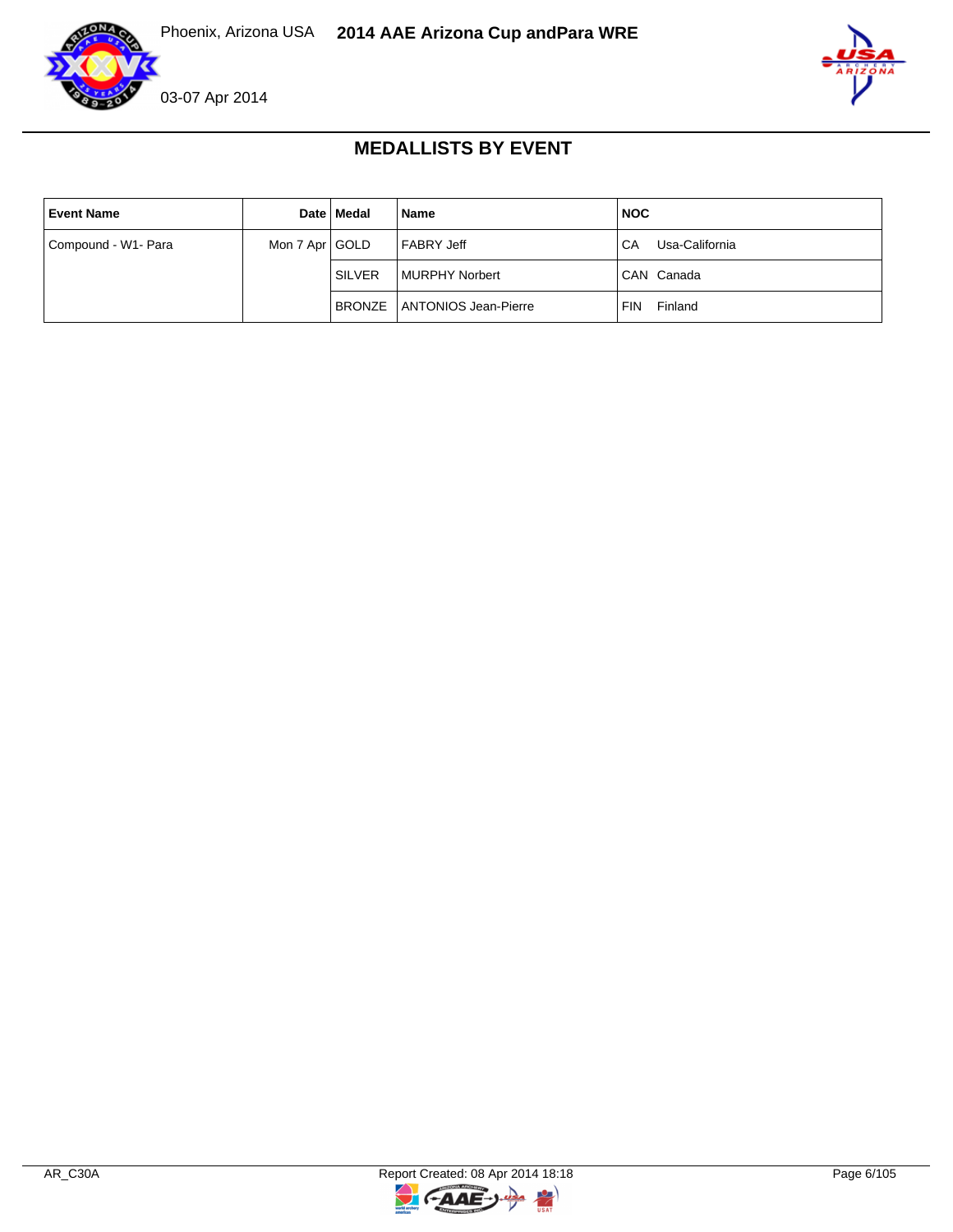# MEDALLISTS BY EVENT

| Event Name | Date | Medal | Name | NOC |
|---|---|---|---|---|
| Compound - W1- Para | Mon 7 Apr | GOLD | FABRY Jeff | CA Usa-California |
| | | SILVER | MURPHY Norbert | CAN Canada |
| | | BRONZE | ANTONIOS Jean-Pierre | FIN Finland |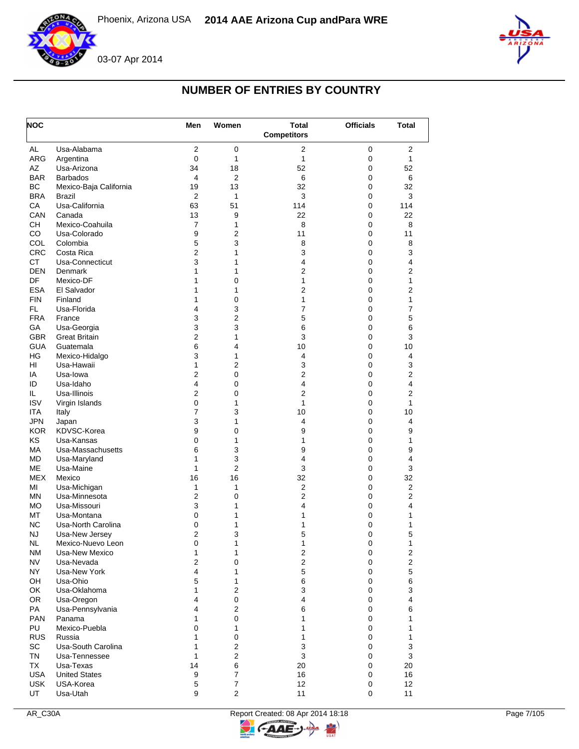# NUMBER OF ENTRIES BY COUNTRY

| NOC | | Men | Women | Total Competitors | Officials | Total |
|---|---|---|---|---|---|---|
| AL | Usa-Alabama | 2 | 0 | 2 | 0 | 2 |
| ARG | Argentina | 0 | 1 | 1 | 0 | 1 |
| AZ | Usa-Arizona | 34 | 18 | 52 | 0 | 52 |
| BAR | Barbados | 4 | 2 | 6 | 0 | 6 |
| BC | Mexico-Baja California | 19 | 13 | 32 | 0 | 32 |
| BRA | Brazil | 2 | 1 | 3 | 0 | 3 |
| CA | Usa-California | 63 | 51 | 114 | 0 | 114 |
| CAN | Canada | 13 | 9 | 22 | 0 | 22 |
| CH | Mexico-Coahuila | 7 | 1 | 8 | 0 | 8 |
| CO | Usa-Colorado | 9 | 2 | 11 | 0 | 11 |
| COL | Colombia | 5 | 3 | 8 | 0 | 8 |
| CRC | Costa Rica | 2 | 1 | 3 | 0 | 3 |
| CT | Usa-Connecticut | 3 | 1 | 4 | 0 | 4 |
| DEN | Denmark | 1 | 1 | 2 | 0 | 2 |
| DF | Mexico-DF | 1 | 0 | 1 | 0 | 1 |
| ESA | El Salvador | 1 | 1 | 2 | 0 | 2 |
| FIN | Finland | 1 | 0 | 1 | 0 | 1 |
| FL | Usa-Florida | 4 | 3 | 7 | 0 | 7 |
| FRA | France | 3 | 2 | 5 | 0 | 5 |
| GA | Usa-Georgia | 3 | 3 | 6 | 0 | 6 |
| GBR | Great Britain | 2 | 1 | 3 | 0 | 3 |
| GUA | Guatemala | 6 | 4 | 10 | 0 | 10 |
| HG | Mexico-Hidalgo | 3 | 1 | 4 | 0 | 4 |
| HI | Usa-Hawaii | 1 | 2 | 3 | 0 | 3 |
| IA | Usa-Iowa | 2 | 0 | 2 | 0 | 2 |
| ID | Usa-Idaho | 4 | 0 | 4 | 0 | 4 |
| IL | Usa-Illinois | 2 | 0 | 2 | 0 | 2 |
| ISV | Virgin Islands | 0 | 1 | 1 | 0 | 1 |
| ITA | Italy | 7 | 3 | 10 | 0 | 10 |
| JPN | Japan | 3 | 1 | 4 | 0 | 4 |
| KOR | KDVSC-Korea | 9 | 0 | 9 | 0 | 9 |
| KS | Usa-Kansas | 0 | 1 | 1 | 0 | 1 |
| MA | Usa-Massachusetts | 6 | 3 | 9 | 0 | 9 |
| MD | Usa-Maryland | 1 | 3 | 4 | 0 | 4 |
| ME | Usa-Maine | 1 | 2 | 3 | 0 | 3 |
| MEX | Mexico | 16 | 16 | 32 | 0 | 32 |
| MI | Usa-Michigan | 1 | 1 | 2 | 0 | 2 |
| MN | Usa-Minnesota | 2 | 0 | 2 | 0 | 2 |
| MO | Usa-Missouri | 3 | 1 | 4 | 0 | 4 |
| MT | Usa-Montana | 0 | 1 | 1 | 0 | 1 |
| NC | Usa-North Carolina | 0 | 1 | 1 | 0 | 1 |
| NJ | Usa-New Jersey | 2 | 3 | 5 | 0 | 5 |
| NL | Mexico-Nuevo Leon | 0 | 1 | 1 | 0 | 1 |
| NM | Usa-New Mexico | 1 | 1 | 2 | 0 | 2 |
| NV | Usa-Nevada | 2 | 0 | 2 | 0 | 2 |
| NY | Usa-New York | 4 | 1 | 5 | 0 | 5 |
| OH | Usa-Ohio | 5 | 1 | 6 | 0 | 6 |
| OK | Usa-Oklahoma | 1 | 2 | 3 | 0 | 3 |
| OR | Usa-Oregon | 4 | 0 | 4 | 0 | 4 |
| PA | Usa-Pennsylvania | 4 | 2 | 6 | 0 | 6 |
| PAN | Panama | 1 | 0 | 1 | 0 | 1 |
| PU | Mexico-Puebla | 0 | 1 | 1 | 0 | 1 |
| RUS | Russia | 1 | 0 | 1 | 0 | 1 |
| SC | Usa-South Carolina | 1 | 2 | 3 | 0 | 3 |
| TN | Usa-Tennessee | 1 | 2 | 3 | 0 | 3 |
| TX | Usa-Texas | 14 | 6 | 20 | 0 | 20 |
| USA | United States | 9 | 7 | 16 | 0 | 16 |
| USK | USA-Korea | 5 | 7 | 12 | 0 | 12 |
| UT | Usa-Utah | 9 | 2 | 11 | 0 | 11 |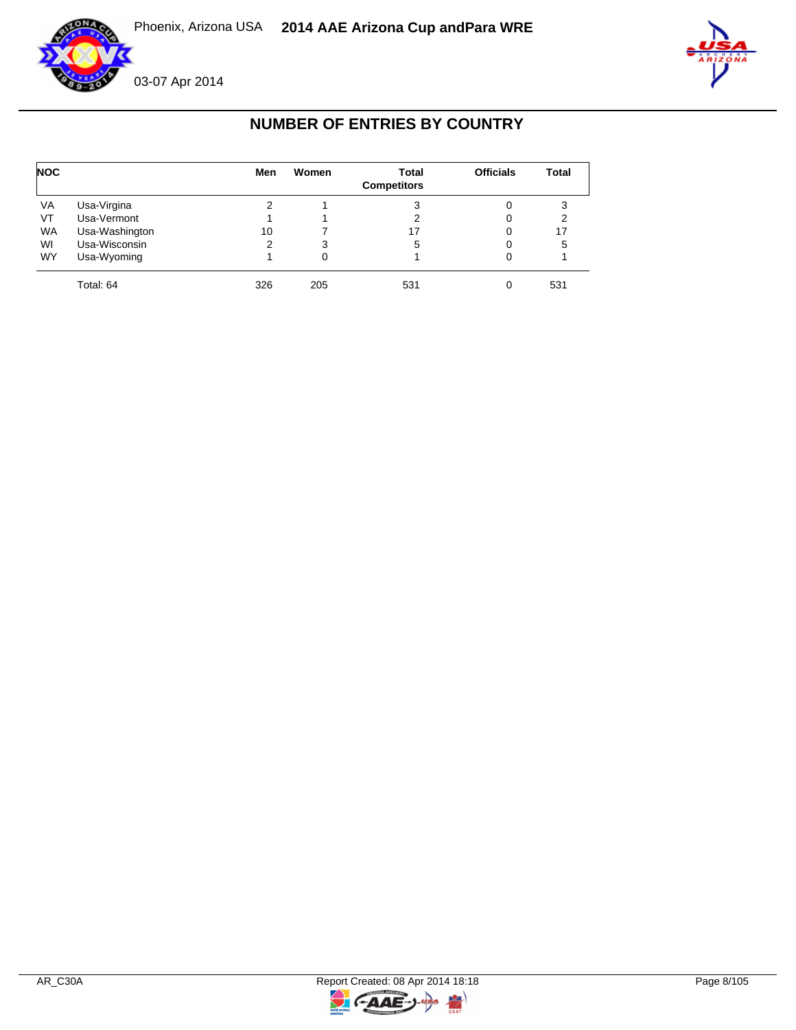## NUMBER OF ENTRIES BY COUNTRY

| NOC | | Men | Women | Total Competitors | Officials | Total |
|---|---|---|---|---|---|---|
| VA | Usa-Virgina | 2 | 1 | 3 | 0 | 3 |
| VT | Usa-Vermont | 1 | 1 | 2 | 0 | 2 |
| WA | Usa-Washington | 10 | 7 | 17 | 0 | 17 |
| WI | Usa-Wisconsin | 2 | 3 | 5 | 0 | 5 |
| WY | Usa-Wyoming | 1 | 0 | 1 | 0 | 1 |
| | Total: 64 | 326 | 205 | 531 | 0 | 531 |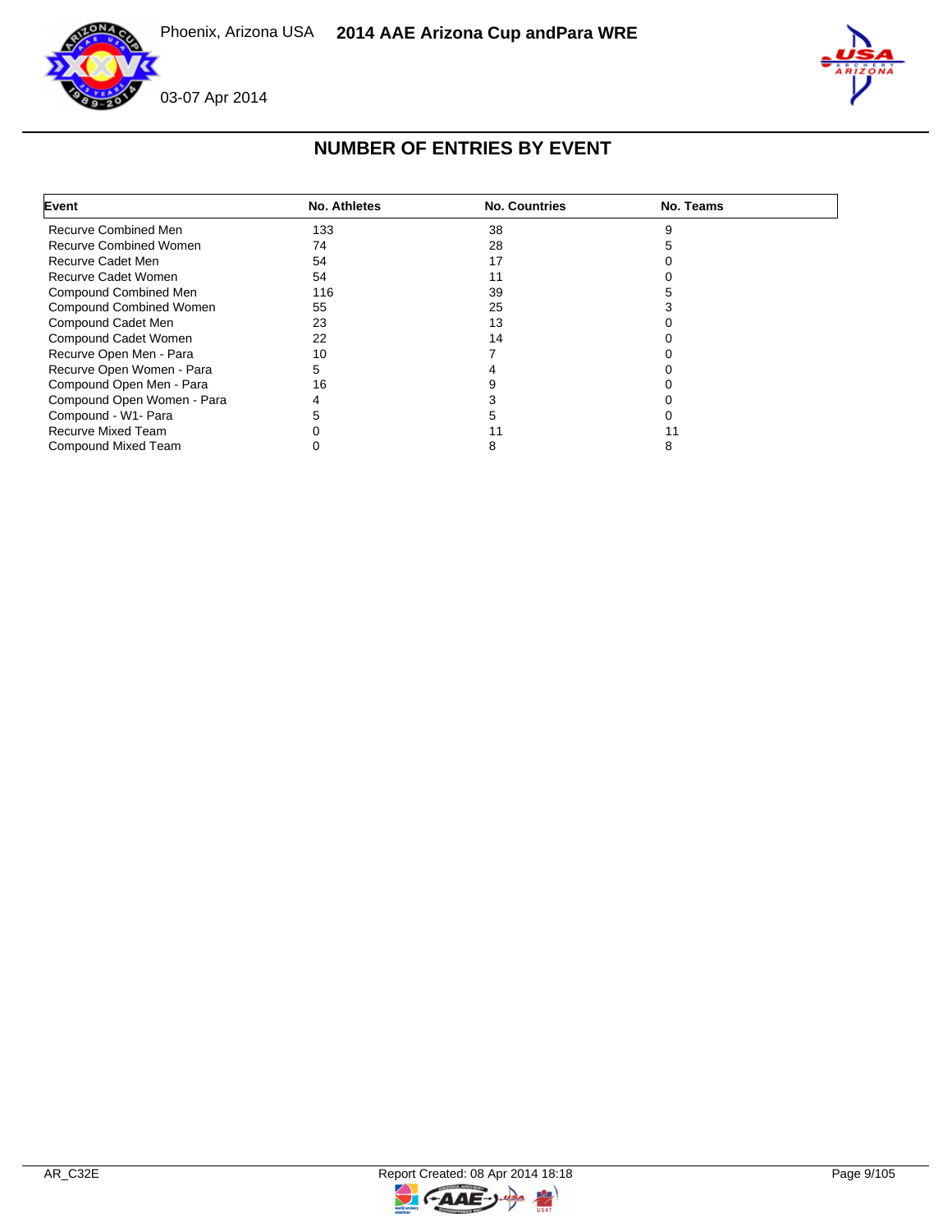# NUMBER OF ENTRIES BY EVENT

| Event | No. Athletes | No. Countries | No. Teams |
|---|---|---|---|
| Recurve Combined Men | 133 | 38 | 9 |
| Recurve Combined Women | 74 | 28 | 5 |
| Recurve Cadet Men | 54 | 17 | 0 |
| Recurve Cadet Women | 54 | 11 | 0 |
| Compound Combined Men | 116 | 39 | 5 |
| Compound Combined Women | 55 | 25 | 3 |
| Compound Cadet Men | 23 | 13 | 0 |
| Compound Cadet Women | 22 | 14 | 0 |
| Recurve Open Men - Para | 10 | 7 | 0 |
| Recurve Open Women - Para | 5 | 4 | 0 |
| Compound Open Men - Para | 16 | 9 | 0 |
| Compound Open Women - Para | 4 | 3 | 0 |
| Compound - W1- Para | 5 | 5 | 0 |
| Recurve Mixed Team | 0 | 11 | 11 |
| Compound Mixed Team | 0 | 8 | 8 |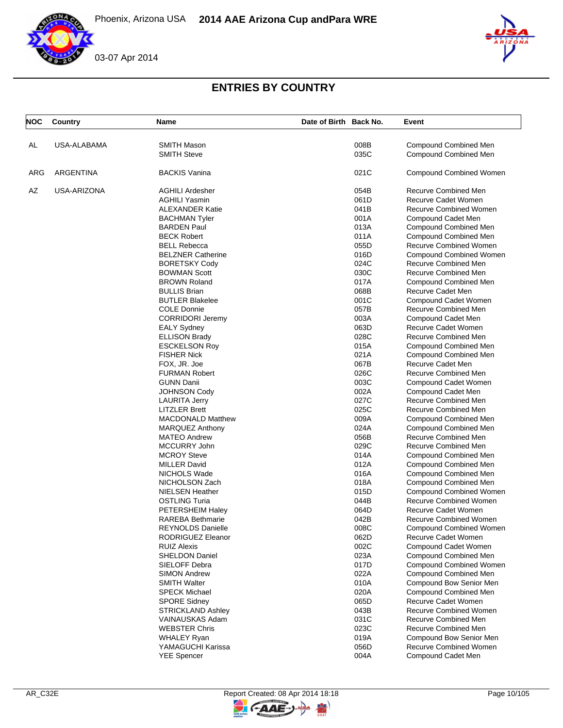## ENTRIES BY COUNTRY

| NOC | Country | Name | Date of Birth | Back No. | Event |
|---|---|---|---|---|---|
| AL | USA-ALABAMA | SMITH Mason | | 008B | Compound Combined Men |
| | | SMITH Steve | | 035C | Compound Combined Men |
| ARG | ARGENTINA | BACKIS Vanina | | 021C | Compound Combined Women |
| AZ | USA-ARIZONA | AGHILI Ardesher | | 054B | Recurve Combined Men |
| | | AGHILI Yasmin | | 061D | Recurve Cadet Women |
| | | ALEXANDER Katie | | 041B | Recurve Combined Women |
| | | BACHMAN Tyler | | 001A | Compound Cadet Men |
| | | BARDEN Paul | | 013A | Compound Combined Men |
| | | BECK Robert | | 011A | Compound Combined Men |
| | | BELL Rebecca | | 055D | Recurve Combined Women |
| | | BELZNER Catherine | | 016D | Compound Combined Women |
| | | BORETSKY Cody | | 024C | Recurve Combined Men |
| | | BOWMAN Scott | | 030C | Recurve Combined Men |
| | | BROWN Roland | | 017A | Compound Combined Men |
| | | BULLIS Brian | | 068B | Recurve Cadet Men |
| | | BUTLER Blakelee | | 001C | Compound Cadet Women |
| | | COLE Donnie | | 057B | Recurve Combined Men |
| | | CORRIDORI Jeremy | | 003A | Compound Cadet Men |
| | | EALY Sydney | | 063D | Recurve Cadet Women |
| | | ELLISON Brady | | 028C | Recurve Combined Men |
| | | ESCKELSON Roy | | 015A | Compound Combined Men |
| | | FISHER Nick | | 021A | Compound Combined Men |
| | | FOX, JR. Joe | | 067B | Recurve Cadet Men |
| | | FURMAN Robert | | 026C | Recurve Combined Men |
| | | GUNN Danii | | 003C | Compound Cadet Women |
| | | JOHNSON Cody | | 002A | Compound Cadet Men |
| | | LAURITA Jerry | | 027C | Recurve Combined Men |
| | | LITZLER Brett | | 025C | Recurve Combined Men |
| | | MACDONALD Matthew | | 009A | Compound Combined Men |
| | | MARQUEZ Anthony | | 024A | Compound Combined Men |
| | | MATEO Andrew | | 056B | Recurve Combined Men |
| | | MCCURRY John | | 029C | Recurve Combined Men |
| | | MCROY Steve | | 014A | Compound Combined Men |
| | | MILLER David | | 012A | Compound Combined Men |
| | | NICHOLS Wade | | 016A | Compound Combined Men |
| | | NICHOLSON Zach | | 018A | Compound Combined Men |
| | | NIELSEN Heather | | 015D | Compound Combined Women |
| | | OSTLING Turia | | 044B | Recurve Combined Women |
| | | PETERSHEIM Haley | | 064D | Recurve Cadet Women |
| | | RAREBA Bethmarie | | 042B | Recurve Combined Women |
| | | REYNOLDS Danielle | | 008C | Compound Combined Women |
| | | RODRIGUEZ Eleanor | | 062D | Recurve Cadet Women |
| | | RUIZ Alexis | | 002C | Compound Cadet Women |
| | | SHELDON Daniel | | 023A | Compound Combined Men |
| | | SIELOFF Debra | | 017D | Compound Combined Women |
| | | SIMON Andrew | | 022A | Compound Combined Men |
| | | SMITH Walter | | 010A | Compound Bow Senior Men |
| | | SPECK Michael | | 020A | Compound Combined Men |
| | | SPORE Sidney | | 065D | Recurve Cadet Women |
| | | STRICKLAND Ashley | | 043B | Recurve Combined Women |
| | | VAINAUSKAS Adam | | 031C | Recurve Combined Men |
| | | WEBSTER Chris | | 023C | Recurve Combined Men |
| | | WHALEY Ryan | | 019A | Compound Bow Senior Men |
| | | YAMAGUCHI Karissa | | 056D | Recurve Combined Women |
| | | YEE Spencer | | 004A | Compound Cadet Men |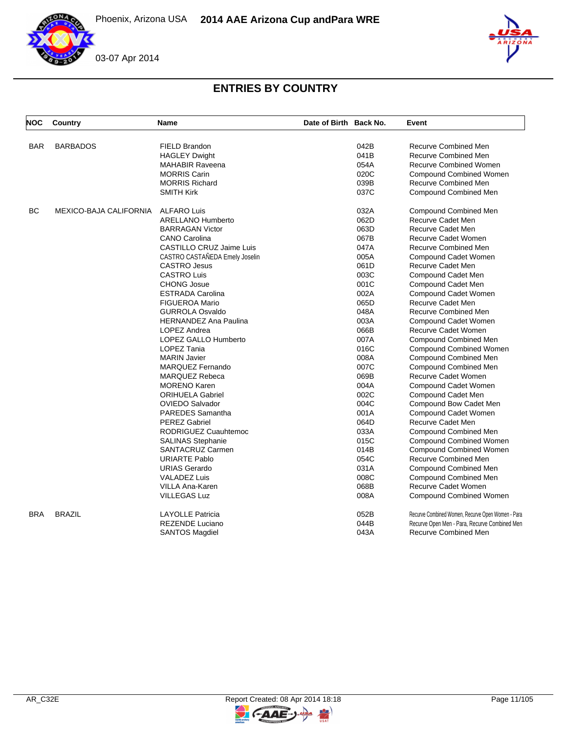# ENTRIES BY COUNTRY

| NOC | Country | Name | Date of Birth | Back No. | Event |
|---|---|---|---|---|---|
| BAR | BARBADOS | FIELD Brandon | | 042B | Recurve Combined Men |
| | | HAGLEY Dwight | | 041B | Recurve Combined Men |
| | | MAHABIR Raveena | | 054A | Recurve Combined Women |
| | | MORRIS Carin | | 020C | Compound Combined Women |
| | | MORRIS Richard | | 039B | Recurve Combined Men |
| | | SMITH Kirk | | 037C | Compound Combined Men |
| BC | MEXICO-BAJA CALIFORNIA | ALFARO Luis | | 032A | Compound Combined Men |
| | | ARELLANO Humberto | | 062D | Recurve Cadet Men |
| | | BARRAGAN Victor | | 063D | Recurve Cadet Men |
| | | CANO Carolina | | 067B | Recurve Cadet Women |
| | | CASTILLO CRUZ Jaime Luis | | 047A | Recurve Combined Men |
| | | CASTRO CASTAÑEDA Emely Joselin | | 005A | Compound Cadet Women |
| | | CASTRO Jesus | | 061D | Recurve Cadet Men |
| | | CASTRO Luis | | 003C | Compound Cadet Men |
| | | CHONG Josue | | 001C | Compound Cadet Men |
| | | ESTRADA Carolina | | 002A | Compound Cadet Women |
| | | FIGUEROA Mario | | 065D | Recurve Cadet Men |
| | | GURROLA Osvaldo | | 048A | Recurve Combined Men |
| | | HERNANDEZ Ana Paulina | | 003A | Compound Cadet Women |
| | | LOPEZ Andrea | | 066B | Recurve Cadet Women |
| | | LOPEZ GALLO Humberto | | 007A | Compound Combined Men |
| | | LOPEZ Tania | | 016C | Compound Combined Women |
| | | MARIN Javier | | 008A | Compound Combined Men |
| | | MARQUEZ Fernando | | 007C | Compound Combined Men |
| | | MARQUEZ Rebeca | | 069B | Recurve Cadet Women |
| | | MORENO Karen | | 004A | Compound Cadet Women |
| | | ORIHUELA Gabriel | | 002C | Compound Cadet Men |
| | | OVIEDO Salvador | | 004C | Compound Bow Cadet Men |
| | | PAREDES Samantha | | 001A | Compound Cadet Women |
| | | PEREZ Gabriel | | 064D | Recurve Cadet Men |
| | | RODRIGUEZ Cuauhtemoc | | 033A | Compound Combined Men |
| | | SALINAS Stephanie | | 015C | Compound Combined Women |
| | | SANTACRUZ Carmen | | 014B | Compound Combined Women |
| | | URIARTE Pablo | | 054C | Recurve Combined Men |
| | | URIAS Gerardo | | 031A | Compound Combined Men |
| | | VALADEZ Luis | | 008C | Compound Combined Men |
| | | VILLA Ana-Karen | | 068B | Recurve Cadet Women |
| | | VILLEGAS Luz | | 008A | Compound Combined Women |
| BRA | BRAZIL | LAYOLLE Patricia | | 052B | Recurve Combined Women, Recurve Open Women - Para |
| | | REZENDE Luciano | | 044B | Recurve Open Men - Para, Recurve Combined Men |
| | | SANTOS Magdiel | | 043A | Recurve Combined Men |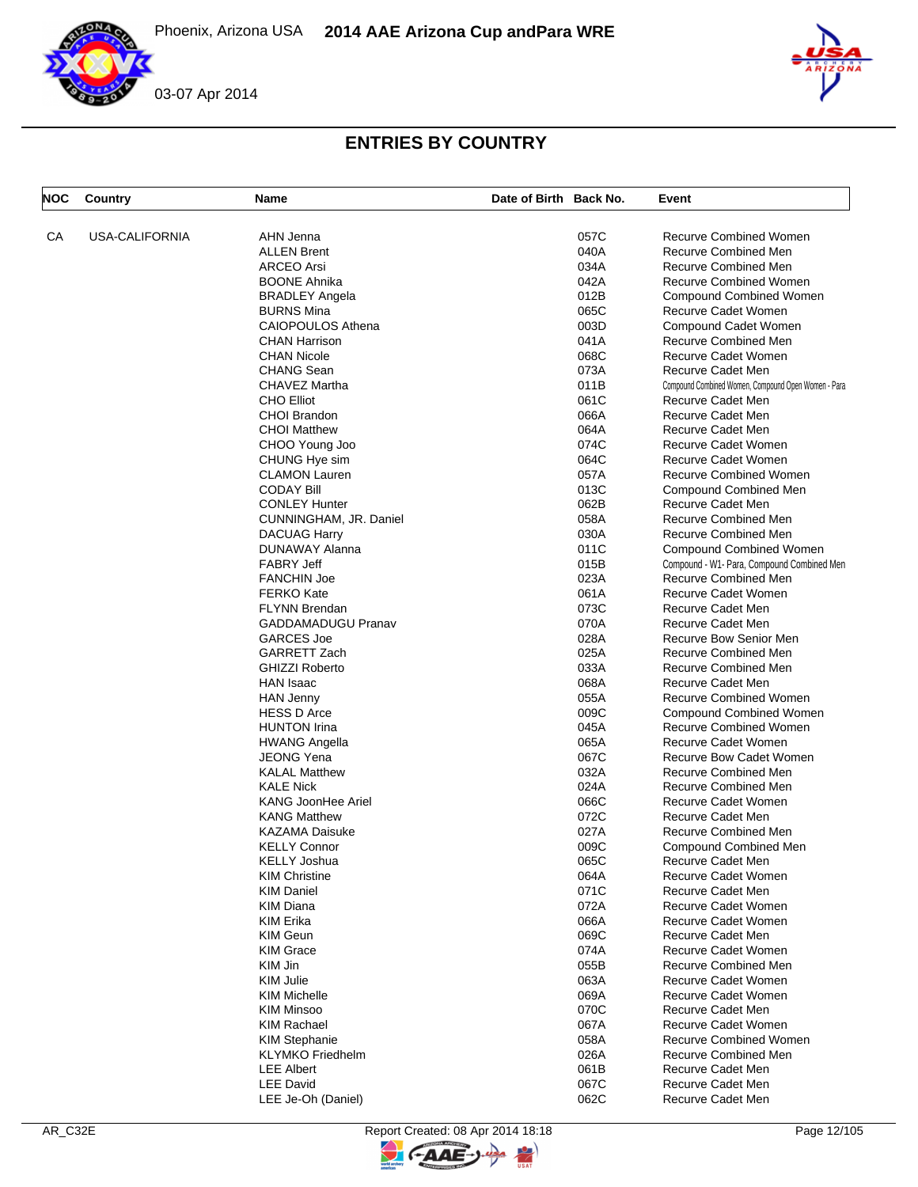## ENTRIES BY COUNTRY

| NOC | Country | Name | Date of Birth | Back No. | Event |
|---|---|---|---|---|---|
| CA | USA-CALIFORNIA | AHN Jenna | | 057C | Recurve Combined Women |
| | | ALLEN Brent | | 040A | Recurve Combined Men |
| | | ARCEO Arsi | | 034A | Recurve Combined Men |
| | | BOONE Ahnika | | 042A | Recurve Combined Women |
| | | BRADLEY Angela | | 012B | Compound Combined Women |
| | | BURNS Mina | | 065C | Recurve Cadet Women |
| | | CAIOPOULOS Athena | | 003D | Compound Cadet Women |
| | | CHAN Harrison | | 041A | Recurve Combined Men |
| | | CHAN Nicole | | 068C | Recurve Cadet Women |
| | | CHANG Sean | | 073A | Recurve Cadet Men |
| | | CHAVEZ Martha | | 011B | Compound Combined Women, Compound Open Women - Para |
| | | CHO Elliot | | 061C | Recurve Cadet Men |
| | | CHOI Brandon | | 066A | Recurve Cadet Men |
| | | CHOI Matthew | | 064A | Recurve Cadet Men |
| | | CHOO Young Joo | | 074C | Recurve Cadet Women |
| | | CHUNG Hye sim | | 064C | Recurve Cadet Women |
| | | CLAMON Lauren | | 057A | Recurve Combined Women |
| | | CODAY Bill | | 013C | Compound Combined Men |
| | | CONLEY Hunter | | 062B | Recurve Cadet Men |
| | | CUNNINGHAM, JR. Daniel | | 058A | Recurve Combined Men |
| | | DACUAG Harry | | 030A | Recurve Combined Men |
| | | DUNAWAY Alanna | | 011C | Compound Combined Women |
| | | FABRY Jeff | | 015B | Compound - W1- Para, Compound Combined Men |
| | | FANCHIN Joe | | 023A | Recurve Combined Men |
| | | FERKO Kate | | 061A | Recurve Cadet Women |
| | | FLYNN Brendan | | 073C | Recurve Cadet Men |
| | | GADDAMADUGU Pranav | | 070A | Recurve Cadet Men |
| | | GARCES Joe | | 028A | Recurve Bow Senior Men |
| | | GARRETT Zach | | 025A | Recurve Combined Men |
| | | GHIZZI Roberto | | 033A | Recurve Combined Men |
| | | HAN Isaac | | 068A | Recurve Cadet Men |
| | | HAN Jenny | | 055A | Recurve Combined Women |
| | | HESS D Arce | | 009C | Compound Combined Women |
| | | HUNTON Irina | | 045A | Recurve Combined Women |
| | | HWANG Angella | | 065A | Recurve Cadet Women |
| | | JEONG Yena | | 067C | Recurve Bow Cadet Women |
| | | KALAL Matthew | | 032A | Recurve Combined Men |
| | | KALE Nick | | 024A | Recurve Combined Men |
| | | KANG JoonHee Ariel | | 066C | Recurve Cadet Women |
| | | KANG Matthew | | 072C | Recurve Cadet Men |
| | | KAZAMA Daisuke | | 027A | Recurve Combined Men |
| | | KELLY Connor | | 009C | Compound Combined Men |
| | | KELLY Joshua | | 065C | Recurve Cadet Men |
| | | KIM Christine | | 064A | Recurve Cadet Women |
| | | KIM Daniel | | 071C | Recurve Cadet Men |
| | | KIM Diana | | 072A | Recurve Cadet Women |
| | | KIM Erika | | 066A | Recurve Cadet Women |
| | | KIM Geun | | 069C | Recurve Cadet Men |
| | | KIM Grace | | 074A | Recurve Cadet Women |
| | | KIM Jin | | 055B | Recurve Combined Men |
| | | KIM Julie | | 063A | Recurve Cadet Women |
| | | KIM Michelle | | 069A | Recurve Cadet Women |
| | | KIM Minsoo | | 070C | Recurve Cadet Men |
| | | KIM Rachael | | 067A | Recurve Cadet Women |
| | | KIM Stephanie | | 058A | Recurve Combined Women |
| | | KLYMKO Friedhelm | | 026A | Recurve Combined Men |
| | | LEE Albert | | 061B | Recurve Cadet Men |
| | | LEE David | | 067C | Recurve Cadet Men |
| | | LEE Je-Oh (Daniel) | | 062C | Recurve Cadet Men |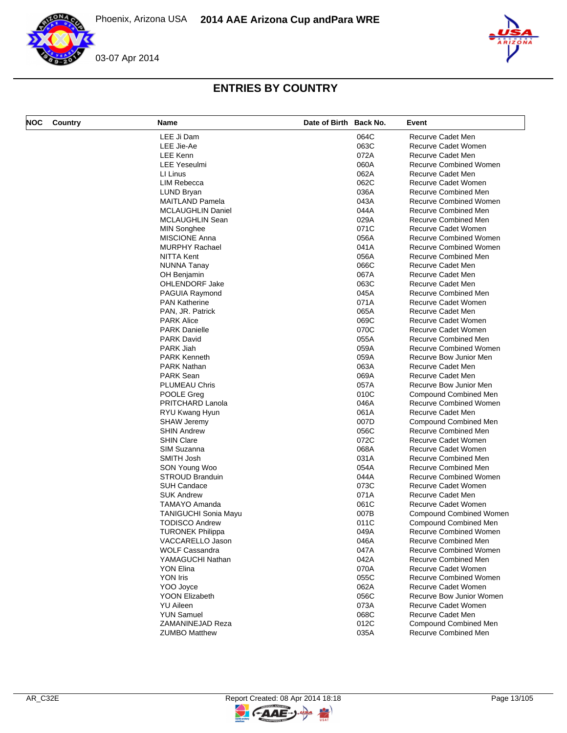## ENTRIES BY COUNTRY

| NOC | Country | Name | Date of Birth | Back No. | Event |
|---|---|---|---|---|---|
| | | LEE Ji Dam | | 064C | Recurve Cadet Men |
| | | LEE Jie-Ae | | 063C | Recurve Cadet Women |
| | | LEE Kenn | | 072A | Recurve Cadet Men |
| | | LEE Yeseulmi | | 060A | Recurve Combined Women |
| | | LI Linus | | 062A | Recurve Cadet Men |
| | | LIM Rebecca | | 062C | Recurve Cadet Women |
| | | LUND Bryan | | 036A | Recurve Combined Men |
| | | MAITLAND Pamela | | 043A | Recurve Combined Women |
| | | MCLAUGHLIN Daniel | | 044A | Recurve Combined Men |
| | | MCLAUGHLIN Sean | | 029A | Recurve Combined Men |
| | | MIN Songhee | | 071C | Recurve Cadet Women |
| | | MISCIONE Anna | | 056A | Recurve Combined Women |
| | | MURPHY Rachael | | 041A | Recurve Combined Women |
| | | NITTA Kent | | 056A | Recurve Combined Men |
| | | NUNNA Tanay | | 066C | Recurve Cadet Men |
| | | OH Benjamin | | 067A | Recurve Cadet Men |
| | | OHLENDORF Jake | | 063C | Recurve Cadet Men |
| | | PAGUIA Raymond | | 045A | Recurve Combined Men |
| | | PAN Katherine | | 071A | Recurve Cadet Women |
| | | PAN, JR. Patrick | | 065A | Recurve Cadet Men |
| | | PARK Alice | | 069C | Recurve Cadet Women |
| | | PARK Danielle | | 070C | Recurve Cadet Women |
| | | PARK David | | 055A | Recurve Combined Men |
| | | PARK Jiah | | 059A | Recurve Combined Women |
| | | PARK Kenneth | | 059A | Recurve Bow Junior Men |
| | | PARK Nathan | | 063A | Recurve Cadet Men |
| | | PARK Sean | | 069A | Recurve Cadet Men |
| | | PLUMEAU Chris | | 057A | Recurve Bow Junior Men |
| | | POOLE Greg | | 010C | Compound Combined Men |
| | | PRITCHARD Lanola | | 046A | Recurve Combined Women |
| | | RYU Kwang Hyun | | 061A | Recurve Cadet Men |
| | | SHAW Jeremy | | 007D | Compound Combined Men |
| | | SHIN Andrew | | 056C | Recurve Combined Men |
| | | SHIN Clare | | 072C | Recurve Cadet Women |
| | | SIM Suzanna | | 068A | Recurve Cadet Women |
| | | SMITH Josh | | 031A | Recurve Combined Men |
| | | SON Young Woo | | 054A | Recurve Combined Men |
| | | STROUD Branduin | | 044A | Recurve Combined Women |
| | | SUH Candace | | 073C | Recurve Cadet Women |
| | | SUK Andrew | | 071A | Recurve Cadet Men |
| | | TAMAYO Amanda | | 061C | Recurve Cadet Women |
| | | TANIGUCHI Sonia Mayu | | 007B | Compound Combined Women |
| | | TODISCO Andrew | | 011C | Compound Combined Men |
| | | TURONEK Philippa | | 049A | Recurve Combined Women |
| | | VACCARELLO Jason | | 046A | Recurve Combined Men |
| | | WOLF Cassandra | | 047A | Recurve Combined Women |
| | | YAMAGUCHI Nathan | | 042A | Recurve Combined Men |
| | | YON Elina | | 070A | Recurve Cadet Women |
| | | YON Iris | | 055C | Recurve Combined Women |
| | | YOO Joyce | | 062A | Recurve Cadet Women |
| | | YOON Elizabeth | | 056C | Recurve Bow Junior Women |
| | | YU Aileen | | 073A | Recurve Cadet Women |
| | | YUN Samuel | | 068C | Recurve Cadet Men |
| | | ZAMANINEJAD Reza | | 012C | Compound Combined Men |
| | | ZUMBO Matthew | | 035A | Recurve Combined Men |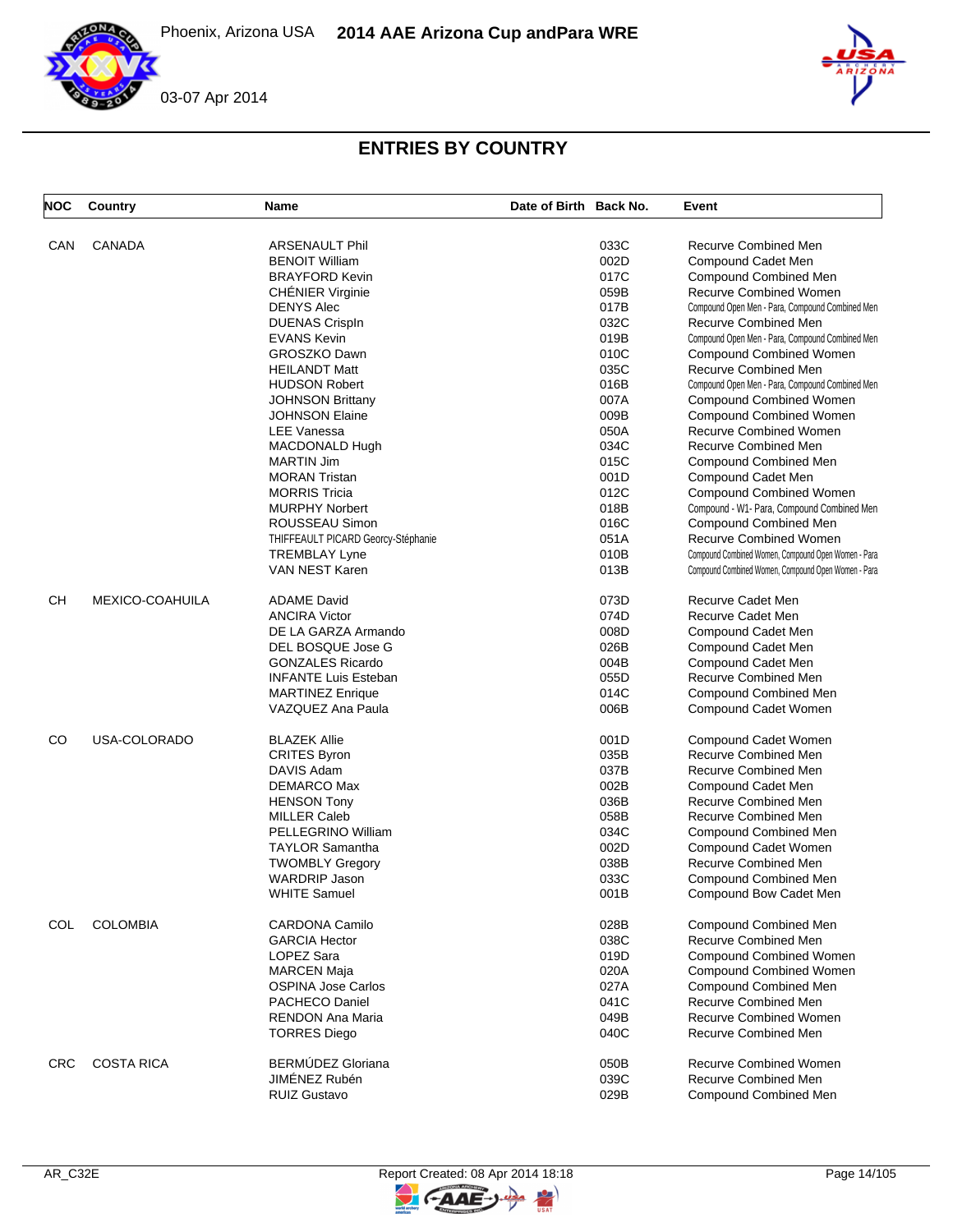# ENTRIES BY COUNTRY

| NOC | Country | Name | Date of Birth | Back No. | Event |
|---|---|---|---|---|---|
| CAN | CANADA | ARSENAULT Phil | | 033C | Recurve Combined Men |
| | | BENOIT William | | 002D | Compound Cadet Men |
| | | BRAYFORD Kevin | | 017C | Compound Combined Men |
| | | CHÉNIER Virginie | | 059B | Recurve Combined Women |
| | | DENYS Alec | | 017B | Compound Open Men - Para, Compound Combined Men |
| | | DUENAS CrispIn | | 032C | Recurve Combined Men |
| | | EVANS Kevin | | 019B | Compound Open Men - Para, Compound Combined Men |
| | | GROSZKO Dawn | | 010C | Compound Combined Women |
| | | HEILANDT Matt | | 035C | Recurve Combined Men |
| | | HUDSON Robert | | 016B | Compound Open Men - Para, Compound Combined Men |
| | | JOHNSON Brittany | | 007A | Compound Combined Women |
| | | JOHNSON Elaine | | 009B | Compound Combined Women |
| | | LEE Vanessa | | 050A | Recurve Combined Women |
| | | MACDONALD Hugh | | 034C | Recurve Combined Men |
| | | MARTIN Jim | | 015C | Compound Combined Men |
| | | MORAN Tristan | | 001D | Compound Cadet Men |
| | | MORRIS Tricia | | 012C | Compound Combined Women |
| | | MURPHY Norbert | | 018B | Compound - W1- Para, Compound Combined Men |
| | | ROUSSEAU Simon | | 016C | Compound Combined Men |
| | | THIFFEAULT PICARD Georcy-Stéphanie | | 051A | Recurve Combined Women |
| | | TREMBLAY Lyne | | 010B | Compound Combined Women, Compound Open Women - Para |
| | | VAN NEST Karen | | 013B | Compound Combined Women, Compound Open Women - Para |
| CH | MEXICO-COAHUILA | ADAME David | | 073D | Recurve Cadet Men |
| | | ANCIRA Victor | | 074D | Recurve Cadet Men |
| | | DE LA GARZA Armando | | 008D | Compound Cadet Men |
| | | DEL BOSQUE Jose G | | 026B | Compound Cadet Men |
| | | GONZALES Ricardo | | 004B | Compound Cadet Men |
| | | INFANTE Luis Esteban | | 055D | Recurve Combined Men |
| | | MARTINEZ Enrique | | 014C | Compound Combined Men |
| | | VAZQUEZ Ana Paula | | 006B | Compound Cadet Women |
| CO | USA-COLORADO | BLAZEK Allie | | 001D | Compound Cadet Women |
| | | CRITES Byron | | 035B | Recurve Combined Men |
| | | DAVIS Adam | | 037B | Recurve Combined Men |
| | | DEMARCO Max | | 002B | Compound Cadet Men |
| | | HENSON Tony | | 036B | Recurve Combined Men |
| | | MILLER Caleb | | 058B | Recurve Combined Men |
| | | PELLEGRINO William | | 034C | Compound Combined Men |
| | | TAYLOR Samantha | | 002D | Compound Cadet Women |
| | | TWOMBLY Gregory | | 038B | Recurve Combined Men |
| | | WARDRIP Jason | | 033C | Compound Combined Men |
| | | WHITE Samuel | | 001B | Compound Bow Cadet Men |
| COL | COLOMBIA | CARDONA Camilo | | 028B | Compound Combined Men |
| | | GARCIA Hector | | 038C | Recurve Combined Men |
| | | LOPEZ Sara | | 019D | Compound Combined Women |
| | | MARCEN Maja | | 020A | Compound Combined Women |
| | | OSPINA Jose Carlos | | 027A | Compound Combined Men |
| | | PACHECO Daniel | | 041C | Recurve Combined Men |
| | | RENDON Ana Maria | | 049B | Recurve Combined Women |
| | | TORRES Diego | | 040C | Recurve Combined Men |
| CRC | COSTA RICA | BERMÚDEZ Gloriana | | 050B | Recurve Combined Women |
| | | JIMÉNEZ Rubén | | 039C | Recurve Combined Men |
| | | RUIZ Gustavo | | 029B | Compound Combined Men |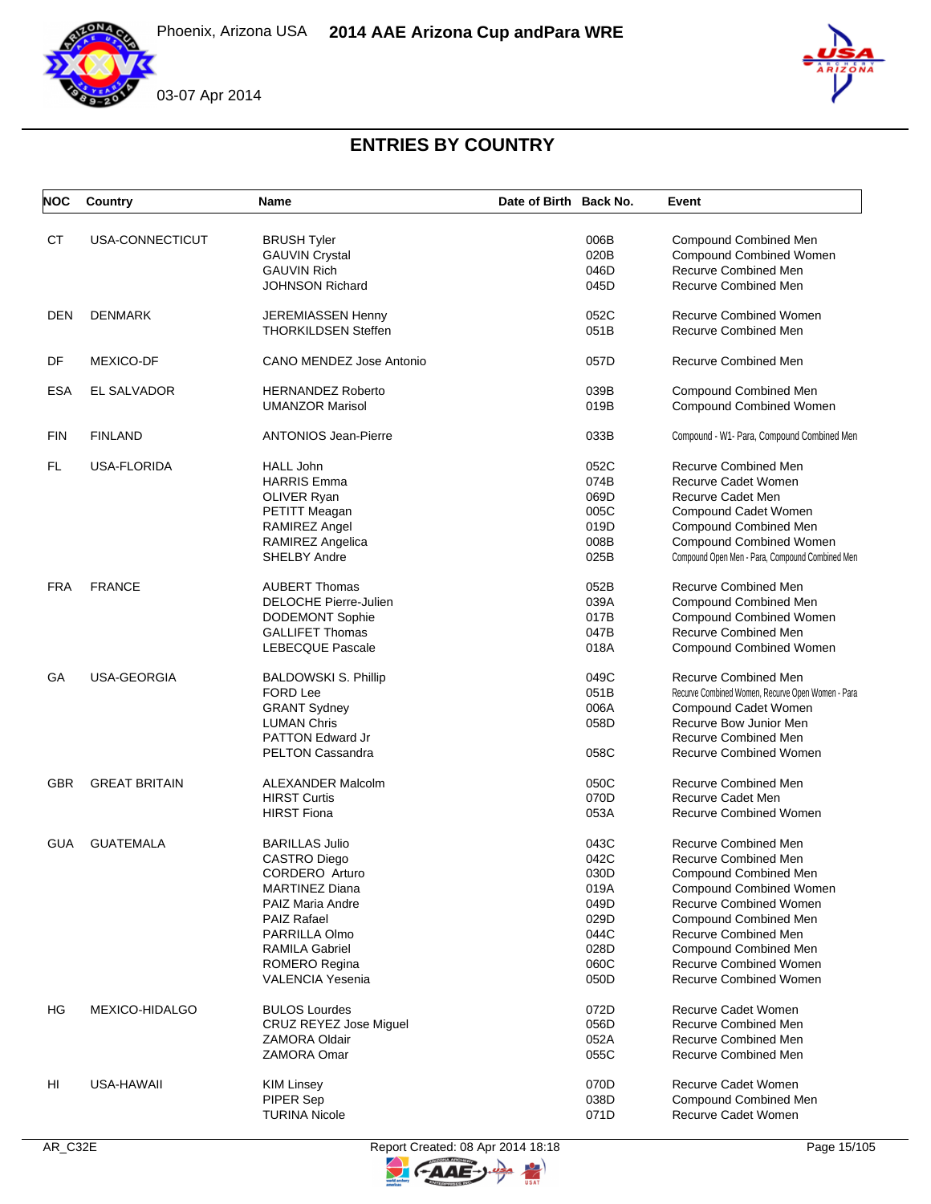# ENTRIES BY COUNTRY

| NOC | Country | Name | Date of Birth | Back No. | Event |
|---|---|---|---|---|---|
| CT | USA-CONNECTICUT | BRUSH Tyler | | 006B | Compound Combined Men |
| | | GAUVIN Crystal | | 020B | Compound Combined Women |
| | | GAUVIN Rich | | 046D | Recurve Combined Men |
| | | JOHNSON Richard | | 045D | Recurve Combined Men |
| DEN | DENMARK | JEREMIASSEN Henny | | 052C | Recurve Combined Women |
| | | THORKILDSEN Steffen | | 051B | Recurve Combined Men |
| DF | MEXICO-DF | CANO MENDEZ Jose Antonio | | 057D | Recurve Combined Men |
| ESA | EL SALVADOR | HERNANDEZ Roberto | | 039B | Compound Combined Men |
| | | UMANZOR Marisol | | 019B | Compound Combined Women |
| FIN | FINLAND | ANTONIOS Jean-Pierre | | 033B | Compound - W1- Para, Compound Combined Men |
| FL | USA-FLORIDA | HALL John | | 052C | Recurve Combined Men |
| | | HARRIS Emma | | 074B | Recurve Cadet Women |
| | | OLIVER Ryan | | 069D | Recurve Cadet Men |
| | | PETITT Meagan | | 005C | Compound Cadet Women |
| | | RAMIREZ Angel | | 019D | Compound Combined Men |
| | | RAMIREZ Angelica | | 008B | Compound Combined Women |
| | | SHELBY Andre | | 025B | Compound Open Men - Para, Compound Combined Men |
| FRA | FRANCE | AUBERT Thomas | | 052B | Recurve Combined Men |
| | | DELOCHE Pierre-Julien | | 039A | Compound Combined Men |
| | | DODEMONT Sophie | | 017B | Compound Combined Women |
| | | GALLIFET Thomas | | 047B | Recurve Combined Men |
| | | LEBECQUE Pascale | | 018A | Compound Combined Women |
| GA | USA-GEORGIA | BALDOWSKI S. Phillip | | 049C | Recurve Combined Men |
| | | FORD Lee | | 051B | Recurve Combined Women, Recurve Open Women - Para |
| | | GRANT Sydney | | 006A | Compound Cadet Women |
| | | LUMAN Chris | | 058D | Recurve Bow Junior Men |
| | | PATTON Edward Jr | | | Recurve Combined Men |
| | | PELTON Cassandra | | 058C | Recurve Combined Women |
| GBR | GREAT BRITAIN | ALEXANDER Malcolm | | 050C | Recurve Combined Men |
| | | HIRST Curtis | | 070D | Recurve Cadet Men |
| | | HIRST Fiona | | 053A | Recurve Combined Women |
| GUA | GUATEMALA | BARILLAS Julio | | 043C | Recurve Combined Men |
| | | CASTRO Diego | | 042C | Recurve Combined Men |
| | | CORDERO Arturo | | 030D | Compound Combined Men |
| | | MARTINEZ Diana | | 019A | Compound Combined Women |
| | | PAIZ Maria Andre | | 049D | Recurve Combined Women |
| | | PAIZ Rafael | | 029D | Compound Combined Men |
| | | PARRILLA Olmo | | 044C | Recurve Combined Men |
| | | RAMILA Gabriel | | 028D | Compound Combined Men |
| | | ROMERO Regina | | 060C | Recurve Combined Women |
| | | VALENCIA Yesenia | | 050D | Recurve Combined Women |
| HG | MEXICO-HIDALGO | BULOS Lourdes | | 072D | Recurve Cadet Women |
| | | CRUZ REYEZ Jose Miguel | | 056D | Recurve Combined Men |
| | | ZAMORA Oldair | | 052A | Recurve Combined Men |
| | | ZAMORA Omar | | 055C | Recurve Combined Men |
| HI | USA-HAWAII | KIM Linsey | | 070D | Recurve Cadet Women |
| | | PIPER Sep | | 038D | Compound Combined Men |
| | | TURINA Nicole | | 071D | Recurve Cadet Women |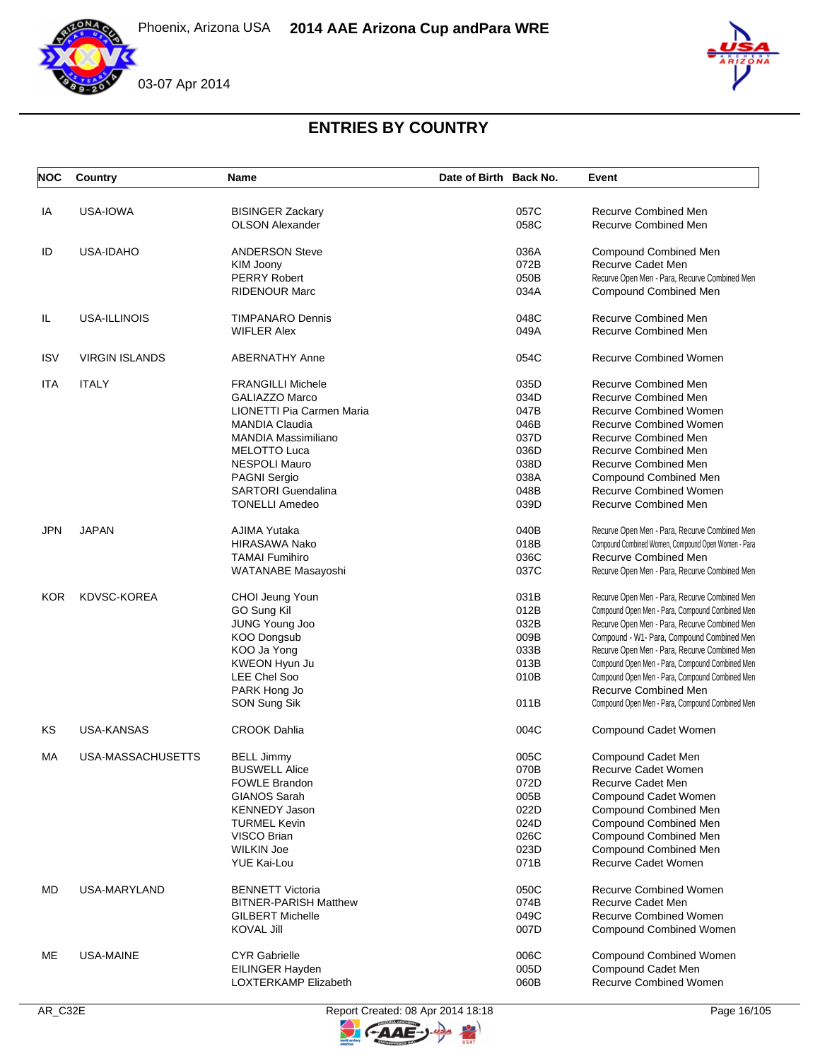## ENTRIES BY COUNTRY

| NOC | Country | Name | Date of Birth | Back No. | Event |
|---|---|---|---|---|---|
| IA | USA-IOWA | BISINGER Zackary | | 057C | Recurve Combined Men |
| | | OLSON Alexander | | 058C | Recurve Combined Men |
| ID | USA-IDAHO | ANDERSON Steve | | 036A | Compound Combined Men |
| | | KIM Joony | | 072B | Recurve Cadet Men |
| | | PERRY Robert | | 050B | Recurve Open Men - Para, Recurve Combined Men |
| | | RIDENOUR Marc | | 034A | Compound Combined Men |
| IL | USA-ILLINOIS | TIMPANARO Dennis | | 048C | Recurve Combined Men |
| | | WIFLER Alex | | 049A | Recurve Combined Men |
| ISV | VIRGIN ISLANDS | ABERNATHY Anne | | 054C | Recurve Combined Women |
| ITA | ITALY | FRANGILLI Michele | | 035D | Recurve Combined Men |
| | | GALIAZZO Marco | | 034D | Recurve Combined Men |
| | | LIONETTI Pia Carmen Maria | | 047B | Recurve Combined Women |
| | | MANDIA Claudia | | 046B | Recurve Combined Women |
| | | MANDIA Massimiliano | | 037D | Recurve Combined Men |
| | | MELOTTO Luca | | 036D | Recurve Combined Men |
| | | NESPOLI Mauro | | 038D | Recurve Combined Men |
| | | PAGNI Sergio | | 038A | Compound Combined Men |
| | | SARTORI Guendalina | | 048B | Recurve Combined Women |
| | | TONELLI Amedeo | | 039D | Recurve Combined Men |
| JPN | JAPAN | AJIMA Yutaka | | 040B | Recurve Open Men - Para, Recurve Combined Men |
| | | HIRASAWA Nako | | 018B | Compound Combined Women, Compound Open Women - Para |
| | | TAMAI Fumihiro | | 036C | Recurve Combined Men |
| | | WATANABE Masayoshi | | 037C | Recurve Open Men - Para, Recurve Combined Men |
| KOR | KDVSC-KOREA | CHOI Jeung Youn | | 031B | Recurve Open Men - Para, Recurve Combined Men |
| | | GO Sung Kil | | 012B | Compound Open Men - Para, Compound Combined Men |
| | | JUNG Young Joo | | 032B | Recurve Open Men - Para, Recurve Combined Men |
| | | KOO Dongsub | | 009B | Compound - W1- Para, Compound Combined Men |
| | | KOO Ja Yong | | 033B | Recurve Open Men - Para, Recurve Combined Men |
| | | KWEON Hyun Ju | | 013B | Compound Open Men - Para, Compound Combined Men |
| | | LEE Chel Soo | | 010B | Compound Open Men - Para, Compound Combined Men |
| | | PARK Hong Jo | | | Recurve Combined Men |
| | | SON Sung Sik | | 011B | Compound Open Men - Para, Compound Combined Men |
| KS | USA-KANSAS | CROOK Dahlia | | 004C | Compound Cadet Women |
| MA | USA-MASSACHUSETTS | BELL Jimmy | | 005C | Compound Cadet Men |
| | | BUSWELL Alice | | 070B | Recurve Cadet Women |
| | | FOWLE Brandon | | 072D | Recurve Cadet Men |
| | | GIANOS Sarah | | 005B | Compound Cadet Women |
| | | KENNEDY Jason | | 022D | Compound Combined Men |
| | | TURMEL Kevin | | 024D | Compound Combined Men |
| | | VISCO Brian | | 026C | Compound Combined Men |
| | | WILKIN Joe | | 023D | Compound Combined Men |
| | | YUE Kai-Lou | | 071B | Recurve Cadet Women |
| MD | USA-MARYLAND | BENNETT Victoria | | 050C | Recurve Combined Women |
| | | BITNER-PARISH Matthew | | 074B | Recurve Cadet Men |
| | | GILBERT Michelle | | 049C | Recurve Combined Women |
| | | KOVAL Jill | | 007D | Compound Combined Women |
| ME | USA-MAINE | CYR Gabrielle | | 006C | Compound Combined Women |
| | | EILINGER Hayden | | 005D | Compound Cadet Men |
| | | LOXTERKAMP Elizabeth | | 060B | Recurve Combined Women |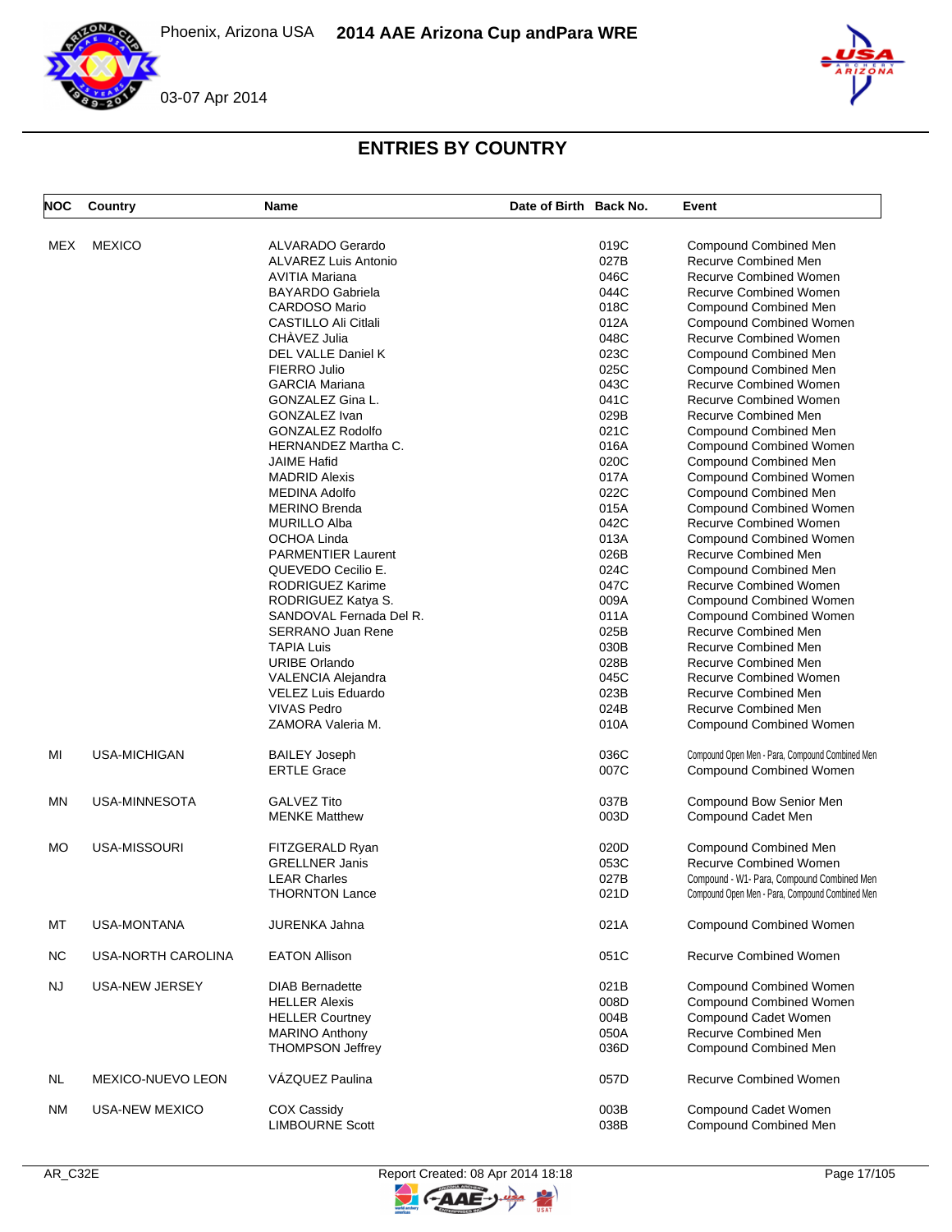# ENTRIES BY COUNTRY

| NOC | Country | Name | Date of Birth | Back No. | Event |
|---|---|---|---|---|---|
| MEX | MEXICO | ALVARADO Gerardo | | 019C | Compound Combined Men |
| | | ALVAREZ Luis Antonio | | 027B | Recurve Combined Men |
| | | AVITIA Mariana | | 046C | Recurve Combined Women |
| | | BAYARDO Gabriela | | 044C | Recurve Combined Women |
| | | CARDOSO Mario | | 018C | Compound Combined Men |
| | | CASTILLO Ali Citlali | | 012A | Compound Combined Women |
| | | CHÀVEZ Julia | | 048C | Recurve Combined Women |
| | | DEL VALLE Daniel K | | 023C | Compound Combined Men |
| | | FIERRO Julio | | 025C | Compound Combined Men |
| | | GARCIA Mariana | | 043C | Recurve Combined Women |
| | | GONZALEZ Gina L. | | 041C | Recurve Combined Women |
| | | GONZALEZ Ivan | | 029B | Recurve Combined Men |
| | | GONZALEZ Rodolfo | | 021C | Compound Combined Men |
| | | HERNANDEZ Martha C. | | 016A | Compound Combined Women |
| | | JAIME Hafid | | 020C | Compound Combined Men |
| | | MADRID Alexis | | 017A | Compound Combined Women |
| | | MEDINA Adolfo | | 022C | Compound Combined Men |
| | | MERINO Brenda | | 015A | Compound Combined Women |
| | | MURILLO Alba | | 042C | Recurve Combined Women |
| | | OCHOA Linda | | 013A | Compound Combined Women |
| | | PARMENTIER Laurent | | 026B | Recurve Combined Men |
| | | QUEVEDO Cecilio E. | | 024C | Compound Combined Men |
| | | RODRIGUEZ Karime | | 047C | Recurve Combined Women |
| | | RODRIGUEZ Katya S. | | 009A | Compound Combined Women |
| | | SANDOVAL Fernada Del R. | | 011A | Compound Combined Women |
| | | SERRANO Juan Rene | | 025B | Recurve Combined Men |
| | | TAPIA Luis | | 030B | Recurve Combined Men |
| | | URIBE Orlando | | 028B | Recurve Combined Men |
| | | VALENCIA Alejandra | | 045C | Recurve Combined Women |
| | | VELEZ Luis Eduardo | | 023B | Recurve Combined Men |
| | | VIVAS Pedro | | 024B | Recurve Combined Men |
| | | ZAMORA Valeria M. | | 010A | Compound Combined Women |
| MI | USA-MICHIGAN | BAILEY Joseph | | 036C | Compound Open Men - Para, Compound Combined Men |
| | | ERTLE Grace | | 007C | Compound Combined Women |
| MN | USA-MINNESOTA | GALVEZ Tito | | 037B | Compound Bow Senior Men |
| | | MENKE Matthew | | 003D | Compound Cadet Men |
| MO | USA-MISSOURI | FITZGERALD Ryan | | 020D | Compound Combined Men |
| | | GRELLNER Janis | | 053C | Recurve Combined Women |
| | | LEAR Charles | | 027B | Compound - W1- Para, Compound Combined Men |
| | | THORNTON Lance | | 021D | Compound Open Men - Para, Compound Combined Men |
| MT | USA-MONTANA | JURENKA Jahna | | 021A | Compound Combined Women |
| NC | USA-NORTH CAROLINA | EATON Allison | | 051C | Recurve Combined Women |
| NJ | USA-NEW JERSEY | DIAB Bernadette | | 021B | Compound Combined Women |
| | | HELLER Alexis | | 008D | Compound Combined Women |
| | | HELLER Courtney | | 004B | Compound Cadet Women |
| | | MARINO Anthony | | 050A | Recurve Combined Men |
| | | THOMPSON Jeffrey | | 036D | Compound Combined Men |
| NL | MEXICO-NUEVO LEON | VÁZQUEZ Paulina | | 057D | Recurve Combined Women |
| NM | USA-NEW MEXICO | COX Cassidy | | 003B | Compound Cadet Women |
| | | LIMBOURNE Scott | | 038B | Compound Combined Men |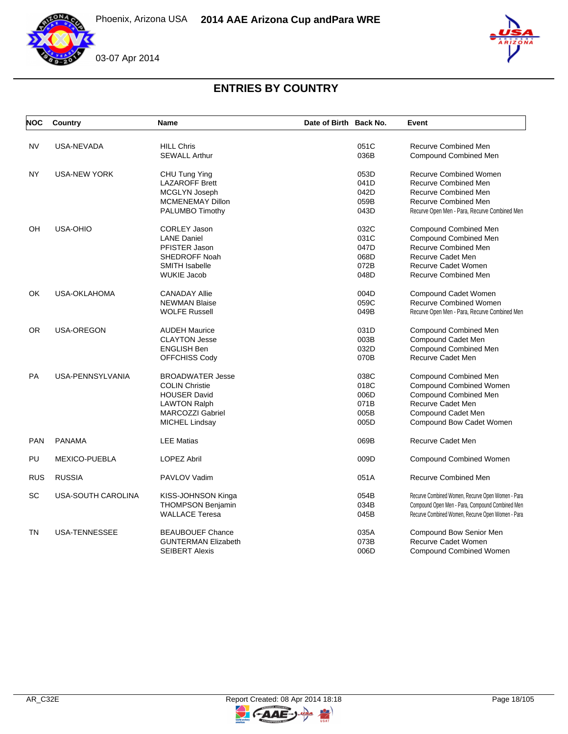# ENTRIES BY COUNTRY

| NOC | Country | Name | Date of Birth | Back No. | Event |
|---|---|---|---|---|---|
| NV | USA-NEVADA | HILL Chris | | 051C | Recurve Combined Men |
| | | SEWALL Arthur | | 036B | Compound Combined Men |
| NY | USA-NEW YORK | CHU Tung Ying | | 053D | Recurve Combined Women |
| | | LAZAROFF Brett | | 041D | Recurve Combined Men |
| | | MCGLYN Joseph | | 042D | Recurve Combined Men |
| | | MCMENEMAY Dillon | | 059B | Recurve Combined Men |
| | | PALUMBO Timothy | | 043D | Recurve Open Men - Para, Recurve Combined Men |
| OH | USA-OHIO | CORLEY Jason | | 032C | Compound Combined Men |
| | | LANE Daniel | | 031C | Compound Combined Men |
| | | PFISTER Jason | | 047D | Recurve Combined Men |
| | | SHEDROFF Noah | | 068D | Recurve Cadet Men |
| | | SMITH Isabelle | | 072B | Recurve Cadet Women |
| | | WUKIE Jacob | | 048D | Recurve Combined Men |
| OK | USA-OKLAHOMA | CANADAY Allie | | 004D | Compound Cadet Women |
| | | NEWMAN Blaise | | 059C | Recurve Combined Women |
| | | WOLFE Russell | | 049B | Recurve Open Men - Para, Recurve Combined Men |
| OR | USA-OREGON | AUDEH Maurice | | 031D | Compound Combined Men |
| | | CLAYTON Jesse | | 003B | Compound Cadet Men |
| | | ENGLISH Ben | | 032D | Compound Combined Men |
| | | OFFCHISS Cody | | 070B | Recurve Cadet Men |
| PA | USA-PENNSYLVANIA | BROADWATER Jesse | | 038C | Compound Combined Men |
| | | COLIN Christie | | 018C | Compound Combined Women |
| | | HOUSER David | | 006D | Compound Combined Men |
| | | LAWTON Ralph | | 071B | Recurve Cadet Men |
| | | MARCOZZI Gabriel | | 005B | Compound Cadet Men |
| | | MICHEL Lindsay | | 005D | Compound Bow Cadet Women |
| PAN | PANAMA | LEE Matias | | 069B | Recurve Cadet Men |
| PU | MEXICO-PUEBLA | LOPEZ Abril | | 009D | Compound Combined Women |
| RUS | RUSSIA | PAVLOV Vadim | | 051A | Recurve Combined Men |
| SC | USA-SOUTH CAROLINA | KISS-JOHNSON Kinga | | 054B | Recurve Combined Women, Recurve Open Women - Para |
| | | THOMPSON Benjamin | | 034B | Compound Open Men - Para, Compound Combined Men |
| | | WALLACE Teresa | | 045B | Recurve Combined Women, Recurve Open Women - Para |
| TN | USA-TENNESSEE | BEAUBOUEF Chance | | 035A | Compound Bow Senior Men |
| | | GUNTERMAN Elizabeth | | 073B | Recurve Cadet Women |
| | | SEIBERT Alexis | | 006D | Compound Combined Women |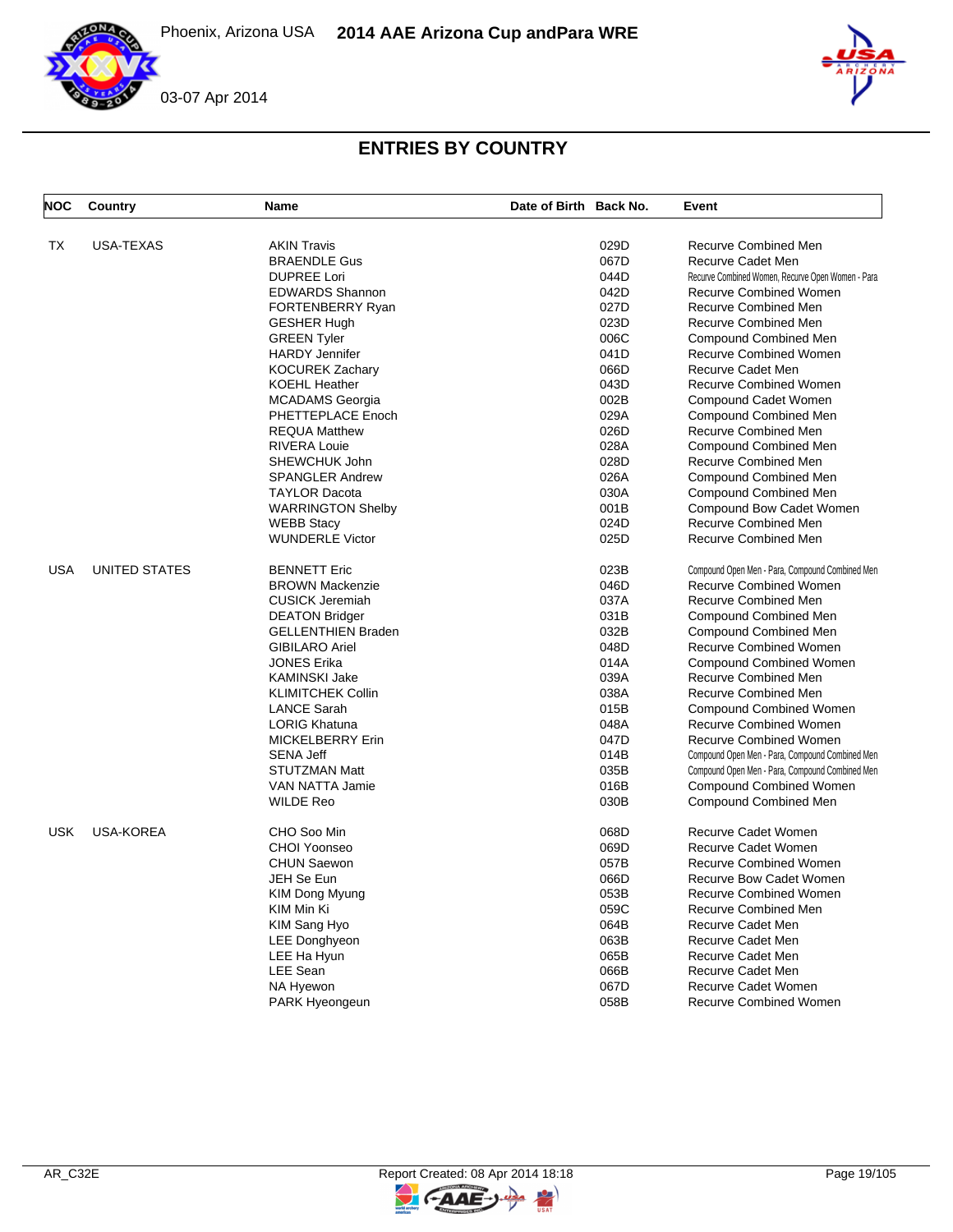## ENTRIES BY COUNTRY

| NOC | Country | Name | Date of Birth | Back No. | Event |
|---|---|---|---|---|---|
| TX | USA-TEXAS | AKIN Travis | | 029D | Recurve Combined Men |
| | | BRAENDLE Gus | | 067D | Recurve Cadet Men |
| | | DUPREE Lori | | 044D | Recurve Combined Women, Recurve Open Women - Para |
| | | EDWARDS Shannon | | 042D | Recurve Combined Women |
| | | FORTENBERRY Ryan | | 027D | Recurve Combined Men |
| | | GESHER Hugh | | 023D | Recurve Combined Men |
| | | GREEN Tyler | | 006C | Compound Combined Men |
| | | HARDY Jennifer | | 041D | Recurve Combined Women |
| | | KOCUREK Zachary | | 066D | Recurve Cadet Men |
| | | KOEHL Heather | | 043D | Recurve Combined Women |
| | | MCADAMS Georgia | | 002B | Compound Cadet Women |
| | | PHETTEPLACE Enoch | | 029A | Compound Combined Men |
| | | REQUA Matthew | | 026D | Recurve Combined Men |
| | | RIVERA Louie | | 028A | Compound Combined Men |
| | | SHEWCHUK John | | 028D | Recurve Combined Men |
| | | SPANGLER Andrew | | 026A | Compound Combined Men |
| | | TAYLOR Dacota | | 030A | Compound Combined Men |
| | | WARRINGTON Shelby | | 001B | Compound Bow Cadet Women |
| | | WEBB Stacy | | 024D | Recurve Combined Men |
| | | WUNDERLE Victor | | 025D | Recurve Combined Men |
| USA | UNITED STATES | BENNETT Eric | | 023B | Compound Open Men - Para, Compound Combined Men |
| | | BROWN Mackenzie | | 046D | Recurve Combined Women |
| | | CUSICK Jeremiah | | 037A | Recurve Combined Men |
| | | DEATON Bridger | | 031B | Compound Combined Men |
| | | GELLENTHIEN Braden | | 032B | Compound Combined Men |
| | | GIBILARO Ariel | | 048D | Recurve Combined Women |
| | | JONES Erika | | 014A | Compound Combined Women |
| | | KAMINSKI Jake | | 039A | Recurve Combined Men |
| | | KLIMITCHEK Collin | | 038A | Recurve Combined Men |
| | | LANCE Sarah | | 015B | Compound Combined Women |
| | | LORIG Khatuna | | 048A | Recurve Combined Women |
| | | MICKELBERRY Erin | | 047D | Recurve Combined Women |
| | | SENA Jeff | | 014B | Compound Open Men - Para, Compound Combined Men |
| | | STUTZMAN Matt | | 035B | Compound Open Men - Para, Compound Combined Men |
| | | VAN NATTA Jamie | | 016B | Compound Combined Women |
| | | WILDE Reo | | 030B | Compound Combined Men |
| USK | USA-KOREA | CHO Soo Min | | 068D | Recurve Cadet Women |
| | | CHOI Yoonseo | | 069D | Recurve Cadet Women |
| | | CHUN Saewon | | 057B | Recurve Combined Women |
| | | JEH Se Eun | | 066D | Recurve Bow Cadet Women |
| | | KIM Dong Myung | | 053B | Recurve Combined Women |
| | | KIM Min Ki | | 059C | Recurve Combined Men |
| | | KIM Sang Hyo | | 064B | Recurve Cadet Men |
| | | LEE Donghyeon | | 063B | Recurve Cadet Men |
| | | LEE Ha Hyun | | 065B | Recurve Cadet Men |
| | | LEE Sean | | 066B | Recurve Cadet Men |
| | | NA Hyewon | | 067D | Recurve Cadet Women |
| | | PARK Hyeongeun | | 058B | Recurve Combined Women |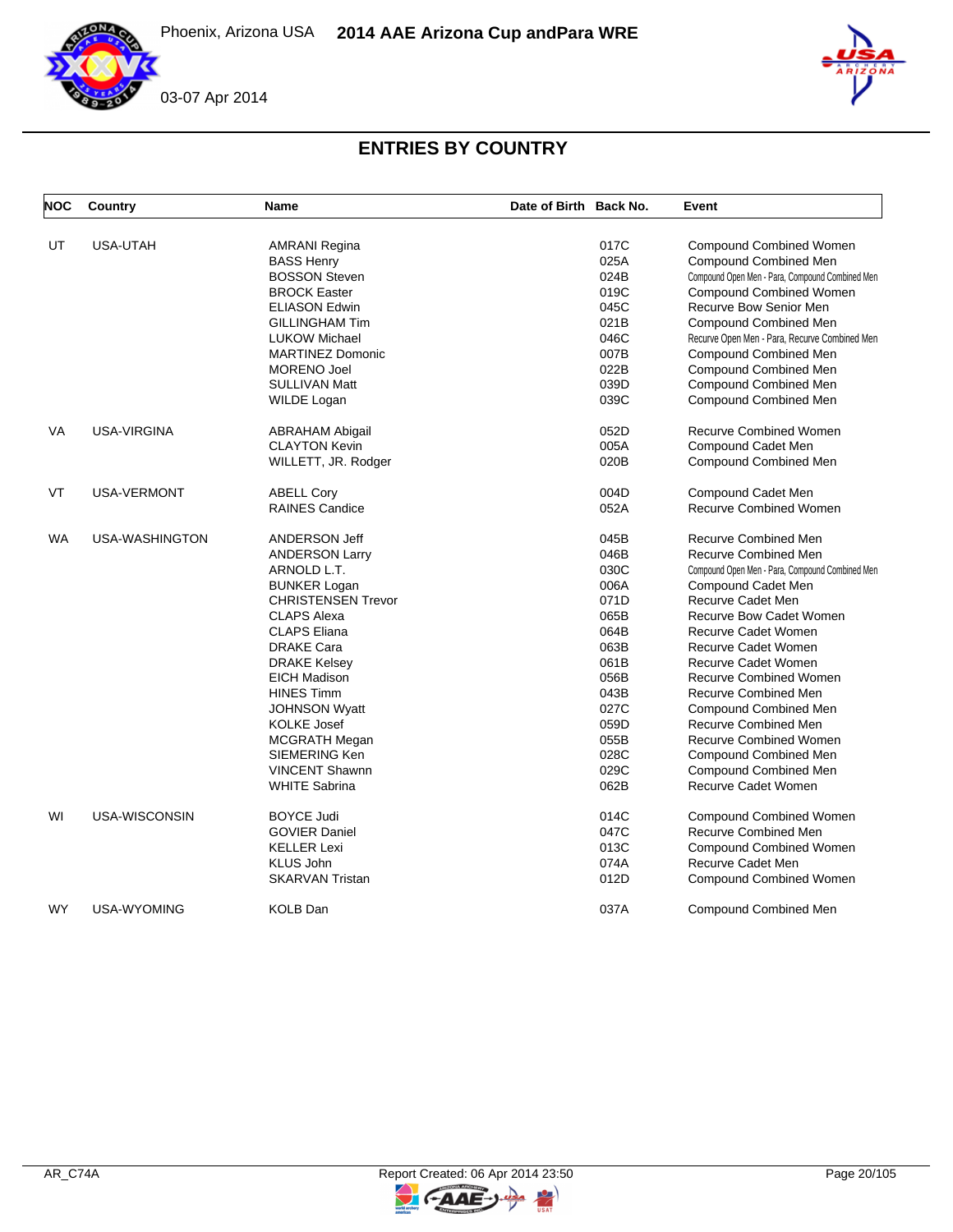# ENTRIES BY COUNTRY

| NOC | Country | Name | Date of Birth | Back No. | Event |
|---|---|---|---|---|---|
| UT | USA-UTAH | AMRANI Regina | | 017C | Compound Combined Women |
| | | BASS Henry | | 025A | Compound Combined Men |
| | | BOSSON Steven | | 024B | Compound Open Men - Para, Compound Combined Men |
| | | BROCK Easter | | 019C | Compound Combined Women |
| | | ELIASON Edwin | | 045C | Recurve Bow Senior Men |
| | | GILLINGHAM Tim | | 021B | Compound Combined Men |
| | | LUKOW Michael | | 046C | Recurve Open Men - Para, Recurve Combined Men |
| | | MARTINEZ Domonic | | 007B | Compound Combined Men |
| | | MORENO Joel | | 022B | Compound Combined Men |
| | | SULLIVAN Matt | | 039D | Compound Combined Men |
| | | WILDE Logan | | 039C | Compound Combined Men |
| VA | USA-VIRGINA | ABRAHAM Abigail | | 052D | Recurve Combined Women |
| | | CLAYTON Kevin | | 005A | Compound Cadet Men |
| | | WILLETT, JR. Rodger | | 020B | Compound Combined Men |
| VT | USA-VERMONT | ABELL Cory | | 004D | Compound Cadet Men |
| | | RAINES Candice | | 052A | Recurve Combined Women |
| WA | USA-WASHINGTON | ANDERSON Jeff | | 045B | Recurve Combined Men |
| | | ANDERSON Larry | | 046B | Recurve Combined Men |
| | | ARNOLD L.T. | | 030C | Compound Open Men - Para, Compound Combined Men |
| | | BUNKER Logan | | 006A | Compound Cadet Men |
| | | CHRISTENSEN Trevor | | 071D | Recurve Cadet Men |
| | | CLAPS Alexa | | 065B | Recurve Bow Cadet Women |
| | | CLAPS Eliana | | 064B | Recurve Cadet Women |
| | | DRAKE Cara | | 063B | Recurve Cadet Women |
| | | DRAKE Kelsey | | 061B | Recurve Cadet Women |
| | | EICH Madison | | 056B | Recurve Combined Women |
| | | HINES Timm | | 043B | Recurve Combined Men |
| | | JOHNSON Wyatt | | 027C | Compound Combined Men |
| | | KOLKE Josef | | 059D | Recurve Combined Men |
| | | MCGRATH Megan | | 055B | Recurve Combined Women |
| | | SIEMERING Ken | | 028C | Compound Combined Men |
| | | VINCENT Shawnn | | 029C | Compound Combined Men |
| | | WHITE Sabrina | | 062B | Recurve Cadet Women |
| WI | USA-WISCONSIN | BOYCE Judi | | 014C | Compound Combined Women |
| | | GOVIER Daniel | | 047C | Recurve Combined Men |
| | | KELLER Lexi | | 013C | Compound Combined Women |
| | | KLUS John | | 074A | Recurve Cadet Men |
| | | SKARVAN Tristan | | 012D | Compound Combined Women |
| WY | USA-WYOMING | KOLB Dan | | 037A | Compound Combined Men |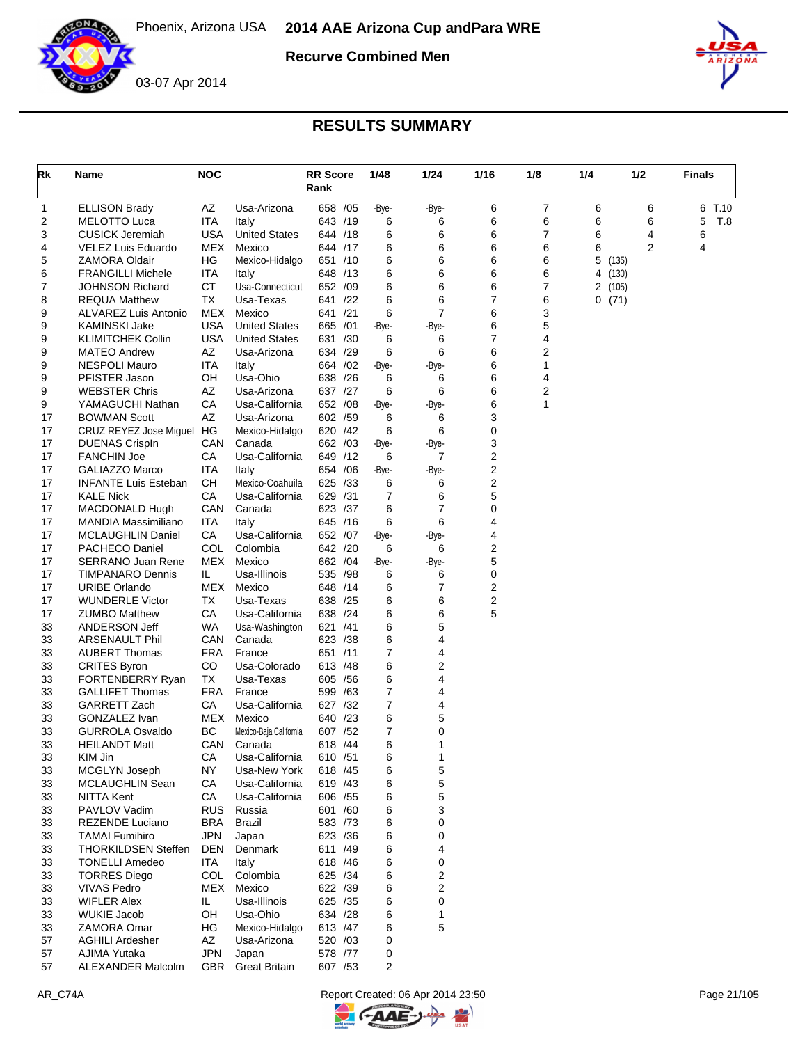# 2014 AAE Arizona Cup andPara WRE

Phoenix, Arizona USA

03-07 Apr 2014

**Recurve Combined Men**

## RESULTS SUMMARY

| Rk | Name | NOC | | RR Score Rank | 1/48 | 1/24 | 1/16 | 1/8 | 1/4 | 1/2 | Finals |
|---|---|---|---|---|---|---|---|---|---|---|---|
| 1 | ELLISON Brady | AZ | Usa-Arizona | 658 /05 | -Bye- | -Bye- | 6 | 7 | 6 | 6 | 6 T.10 |
| 2 | MELOTTO Luca | ITA | Italy | 643 /19 | 6 | 6 | 6 | 6 | 6 | 6 | 5 T.8 |
| 3 | CUSICK Jeremiah | USA | United States | 644 /18 | 6 | 6 | 6 | 7 | 6 | 4 | 6 |
| 4 | VELEZ Luis Eduardo | MEX | Mexico | 644 /17 | 6 | 6 | 6 | 6 | 6 | 2 | 4 |
| 5 | ZAMORA Oldair | HG | Mexico-Hidalgo | 651 /10 | 6 | 6 | 6 | 6 | 5 (135) | | |
| 6 | FRANGILLI Michele | ITA | Italy | 648 /13 | 6 | 6 | 6 | 6 | 4 (130) | | |
| 7 | JOHNSON Richard | CT | Usa-Connecticut | 652 /09 | 6 | 6 | 6 | 7 | 2 (105) | | |
| 8 | REQUA Matthew | TX | Usa-Texas | 641 /22 | 6 | 6 | 7 | 6 | 0 (71) | | |
| 9 | ALVAREZ Luis Antonio | MEX | Mexico | 641 /21 | 6 | 7 | 6 | 3 | | | |
| 9 | KAMINSKI Jake | USA | United States | 665 /01 | -Bye- | -Bye- | 6 | 5 | | | |
| 9 | KLIMITCHEK Collin | USA | United States | 631 /30 | 6 | 6 | 7 | 4 | | | |
| 9 | MATEO Andrew | AZ | Usa-Arizona | 634 /29 | 6 | 6 | 6 | 2 | | | |
| 9 | NESPOLI Mauro | ITA | Italy | 664 /02 | -Bye- | -Bye- | 6 | 1 | | | |
| 9 | PFISTER Jason | OH | Usa-Ohio | 638 /26 | 6 | 6 | 6 | 4 | | | |
| 9 | WEBSTER Chris | AZ | Usa-Arizona | 637 /27 | 6 | 6 | 6 | 2 | | | |
| 9 | YAMAGUCHI Nathan | CA | Usa-California | 652 /08 | -Bye- | -Bye- | 6 | 1 | | | |
| 17 | BOWMAN Scott | AZ | Usa-Arizona | 602 /59 | 6 | 6 | 3 | | | | |
| 17 | CRUZ REYEZ Jose Miguel | HG | Mexico-Hidalgo | 620 /42 | 6 | 6 | 0 | | | | |
| 17 | DUENAS CrispIn | CAN | Canada | 662 /03 | -Bye- | -Bye- | 3 | | | | |
| 17 | FANCHIN Joe | CA | Usa-California | 649 /12 | 6 | 7 | 2 | | | | |
| 17 | GALIAZZO Marco | ITA | Italy | 654 /06 | -Bye- | -Bye- | 2 | | | | |
| 17 | INFANTE Luis Esteban | CH | Mexico-Coahuila | 625 /33 | 6 | 6 | 2 | | | | |
| 17 | KALE Nick | CA | Usa-California | 629 /31 | 7 | 6 | 5 | | | | |
| 17 | MACDONALD Hugh | CAN | Canada | 623 /37 | 6 | 7 | 0 | | | | |
| 17 | MANDIA Massimiliano | ITA | Italy | 645 /16 | 6 | 6 | 4 | | | | |
| 17 | MCLAUGHLIN Daniel | CA | Usa-California | 652 /07 | -Bye- | -Bye- | 4 | | | | |
| 17 | PACHECO Daniel | COL | Colombia | 642 /20 | 6 | 6 | 2 | | | | |
| 17 | SERRANO Juan Rene | MEX | Mexico | 662 /04 | -Bye- | -Bye- | 5 | | | | |
| 17 | TIMPANARO Dennis | IL | Usa-Illinois | 535 /98 | 6 | 6 | 0 | | | | |
| 17 | URIBE Orlando | MEX | Mexico | 648 /14 | 6 | 7 | 2 | | | | |
| 17 | WUNDERLE Victor | TX | Usa-Texas | 638 /25 | 6 | 6 | 2 | | | | |
| 17 | ZUMBO Matthew | CA | Usa-California | 638 /24 | 6 | 6 | 5 | | | | |
| 33 | ANDERSON Jeff | WA | Usa-Washington | 621 /41 | 6 | 5 | | | | | |
| 33 | ARSENAULT Phil | CAN | Canada | 623 /38 | 6 | 4 | | | | | |
| 33 | AUBERT Thomas | FRA | France | 651 /11 | 7 | 4 | | | | | |
| 33 | CRITES Byron | CO | Usa-Colorado | 613 /48 | 6 | 2 | | | | | |
| 33 | FORTENBERRY Ryan | TX | Usa-Texas | 605 /56 | 6 | 4 | | | | | |
| 33 | GALLIFET Thomas | FRA | France | 599 /63 | 7 | 4 | | | | | |
| 33 | GARRETT Zach | CA | Usa-California | 627 /32 | 7 | 4 | | | | | |
| 33 | GONZALEZ Ivan | MEX | Mexico | 640 /23 | 6 | 5 | | | | | |
| 33 | GURROLA Osvaldo | BC | Mexico-Baja California | 607 /52 | 7 | 0 | | | | | |
| 33 | HEILANDT Matt | CAN | Canada | 618 /44 | 6 | 1 | | | | | |
| 33 | KIM Jin | CA | Usa-California | 610 /51 | 6 | 1 | | | | | |
| 33 | MCGLYN Joseph | NY | Usa-New York | 618 /45 | 6 | 5 | | | | | |
| 33 | MCLAUGHLIN Sean | CA | Usa-California | 619 /43 | 6 | 5 | | | | | |
| 33 | NITTA Kent | CA | Usa-California | 606 /55 | 6 | 5 | | | | | |
| 33 | PAVLOV Vadim | RUS | Russia | 601 /60 | 6 | 3 | | | | | |
| 33 | REZENDE Luciano | BRA | Brazil | 583 /73 | 6 | 0 | | | | | |
| 33 | TAMAI Fumihiro | JPN | Japan | 623 /36 | 6 | 0 | | | | | |
| 33 | THORKILDSEN Steffen | DEN | Denmark | 611 /49 | 6 | 4 | | | | | |
| 33 | TONELLI Amedeo | ITA | Italy | 618 /46 | 6 | 0 | | | | | |
| 33 | TORRES Diego | COL | Colombia | 625 /34 | 6 | 2 | | | | | |
| 33 | VIVAS Pedro | MEX | Mexico | 622 /39 | 6 | 2 | | | | | |
| 33 | WIFLER Alex | IL | Usa-Illinois | 625 /35 | 6 | 0 | | | | | |
| 33 | WUKIE Jacob | OH | Usa-Ohio | 634 /28 | 6 | 1 | | | | | |
| 33 | ZAMORA Omar | HG | Mexico-Hidalgo | 613 /47 | 6 | 5 | | | | | |
| 57 | AGHILI Ardesher | AZ | Usa-Arizona | 520 /03 | 0 | | | | | | |
| 57 | AJIMA Yutaka | JPN | Japan | 578 /77 | 0 | | | | | | |
| 57 | ALEXANDER Malcolm | GBR | Great Britain | 607 /53 | 2 | | | | | | |

AR_C74A — Report Created: 06 Apr 2014 23:50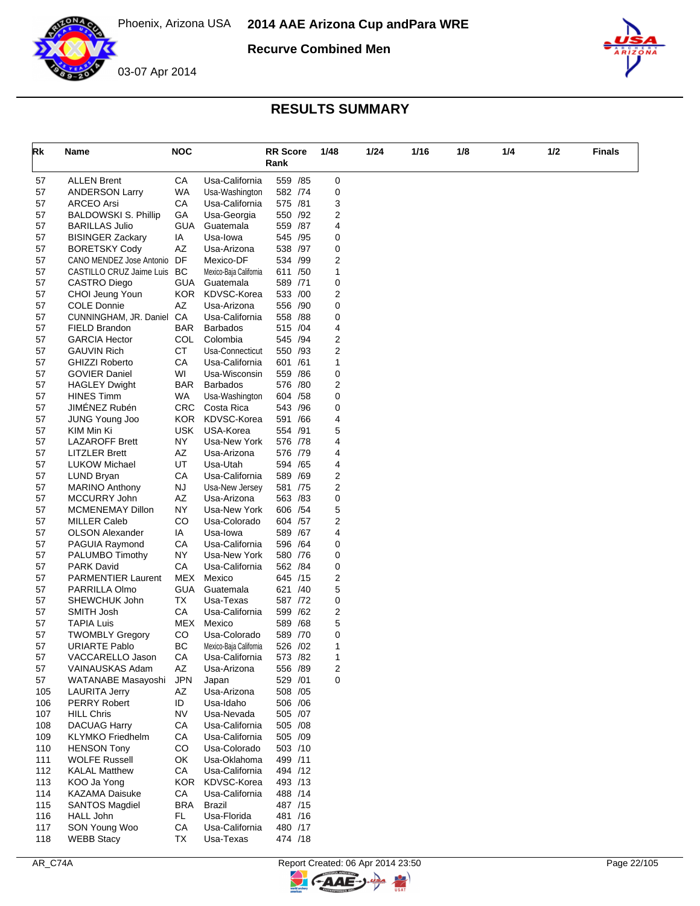# 2014 AAE Arizona Cup andPara WRE

## Recurve Combined Men

Phoenix, Arizona USA

03-07 Apr 2014

## RESULTS SUMMARY

| Rk | Name | NOC | | RR Score Rank | 1/48 | 1/24 | 1/16 | 1/8 | 1/4 | 1/2 | Finals |
|---|---|---|---|---|---|---|---|---|---|---|---|
| 57 | ALLEN Brent | CA | Usa-California | 559 /85 | 0 | | | | | | |
| 57 | ANDERSON Larry | WA | Usa-Washington | 582 /74 | 0 | | | | | | |
| 57 | ARCEO Arsi | CA | Usa-California | 575 /81 | 3 | | | | | | |
| 57 | BALDOWSKI S. Phillip | GA | Usa-Georgia | 550 /92 | 2 | | | | | | |
| 57 | BARILLAS Julio | GUA | Guatemala | 559 /87 | 4 | | | | | | |
| 57 | BISINGER Zackary | IA | Usa-Iowa | 545 /95 | 0 | | | | | | |
| 57 | BORETSKY Cody | AZ | Usa-Arizona | 538 /97 | 0 | | | | | | |
| 57 | CANO MENDEZ Jose Antonio | DF | Mexico-DF | 534 /99 | 2 | | | | | | |
| 57 | CASTILLO CRUZ Jaime Luis | BC | Mexico-Baja California | 611 /50 | 1 | | | | | | |
| 57 | CASTRO Diego | GUA | Guatemala | 589 /71 | 0 | | | | | | |
| 57 | CHOI Jeung Youn | KOR | KDVSC-Korea | 533 /00 | 2 | | | | | | |
| 57 | COLE Donnie | AZ | Usa-Arizona | 556 /90 | 0 | | | | | | |
| 57 | CUNNINGHAM, JR. Daniel | CA | Usa-California | 558 /88 | 0 | | | | | | |
| 57 | FIELD Brandon | BAR | Barbados | 515 /04 | 4 | | | | | | |
| 57 | GARCIA Hector | COL | Colombia | 545 /94 | 2 | | | | | | |
| 57 | GAUVIN Rich | CT | Usa-Connecticut | 550 /93 | 2 | | | | | | |
| 57 | GHIZZI Roberto | CA | Usa-California | 601 /61 | 1 | | | | | | |
| 57 | GOVIER Daniel | WI | Usa-Wisconsin | 559 /86 | 0 | | | | | | |
| 57 | HAGLEY Dwight | BAR | Barbados | 576 /80 | 2 | | | | | | |
| 57 | HINES Timm | WA | Usa-Washington | 604 /58 | 0 | | | | | | |
| 57 | JIMÉNEZ Rubén | CRC | Costa Rica | 543 /96 | 0 | | | | | | |
| 57 | JUNG Young Joo | KOR | KDVSC-Korea | 591 /66 | 4 | | | | | | |
| 57 | KIM Min Ki | USK | USA-Korea | 554 /91 | 5 | | | | | | |
| 57 | LAZAROFF Brett | NY | Usa-New York | 576 /78 | 4 | | | | | | |
| 57 | LITZLER Brett | AZ | Usa-Arizona | 576 /79 | 4 | | | | | | |
| 57 | LUKOW Michael | UT | Usa-Utah | 594 /65 | 4 | | | | | | |
| 57 | LUND Bryan | CA | Usa-California | 589 /69 | 2 | | | | | | |
| 57 | MARINO Anthony | NJ | Usa-New Jersey | 581 /75 | 2 | | | | | | |
| 57 | MCCURRY John | AZ | Usa-Arizona | 563 /83 | 0 | | | | | | |
| 57 | MCMENEMAY Dillon | NY | Usa-New York | 606 /54 | 5 | | | | | | |
| 57 | MILLER Caleb | CO | Usa-Colorado | 604 /57 | 2 | | | | | | |
| 57 | OLSON Alexander | IA | Usa-Iowa | 589 /67 | 4 | | | | | | |
| 57 | PAGUIA Raymond | CA | Usa-California | 596 /64 | 0 | | | | | | |
| 57 | PALUMBO Timothy | NY | Usa-New York | 580 /76 | 0 | | | | | | |
| 57 | PARK David | CA | Usa-California | 562 /84 | 0 | | | | | | |
| 57 | PARMENTIER Laurent | MEX | Mexico | 645 /15 | 2 | | | | | | |
| 57 | PARRILLA Olmo | GUA | Guatemala | 621 /40 | 5 | | | | | | |
| 57 | SHEWCHUK John | TX | Usa-Texas | 587 /72 | 0 | | | | | | |
| 57 | SMITH Josh | CA | Usa-California | 599 /62 | 2 | | | | | | |
| 57 | TAPIA Luis | MEX | Mexico | 589 /68 | 5 | | | | | | |
| 57 | TWOMBLY Gregory | CO | Usa-Colorado | 589 /70 | 0 | | | | | | |
| 57 | URIARTE Pablo | BC | Mexico-Baja California | 526 /02 | 1 | | | | | | |
| 57 | VACCARELLO Jason | CA | Usa-California | 573 /82 | 1 | | | | | | |
| 57 | VAINAUSKAS Adam | AZ | Usa-Arizona | 556 /89 | 2 | | | | | | |
| 57 | WATANABE Masayoshi | JPN | Japan | 529 /01 | 0 | | | | | | |
| 105 | LAURITA Jerry | AZ | Usa-Arizona | 508 /05 | | | | | | | |
| 106 | PERRY Robert | ID | Usa-Idaho | 506 /06 | | | | | | | |
| 107 | HILL Chris | NV | Usa-Nevada | 505 /07 | | | | | | | |
| 108 | DACUAG Harry | CA | Usa-California | 505 /08 | | | | | | | |
| 109 | KLYMKO Friedhelm | CA | Usa-California | 505 /09 | | | | | | | |
| 110 | HENSON Tony | CO | Usa-Colorado | 503 /10 | | | | | | | |
| 111 | WOLFE Russell | OK | Usa-Oklahoma | 499 /11 | | | | | | | |
| 112 | KALAL Matthew | CA | Usa-California | 494 /12 | | | | | | | |
| 113 | KOO Ja Yong | KOR | KDVSC-Korea | 493 /13 | | | | | | | |
| 114 | KAZAMA Daisuke | CA | Usa-California | 488 /14 | | | | | | | |
| 115 | SANTOS Magdiel | BRA | Brazil | 487 /15 | | | | | | | |
| 116 | HALL John | FL | Usa-Florida | 481 /16 | | | | | | | |
| 117 | SON Young Woo | CA | Usa-California | 480 /17 | | | | | | | |
| 118 | WEBB Stacy | TX | Usa-Texas | 474 /18 | | | | | | | |

AR_C74A

Report Created: 06 Apr 2014 23:50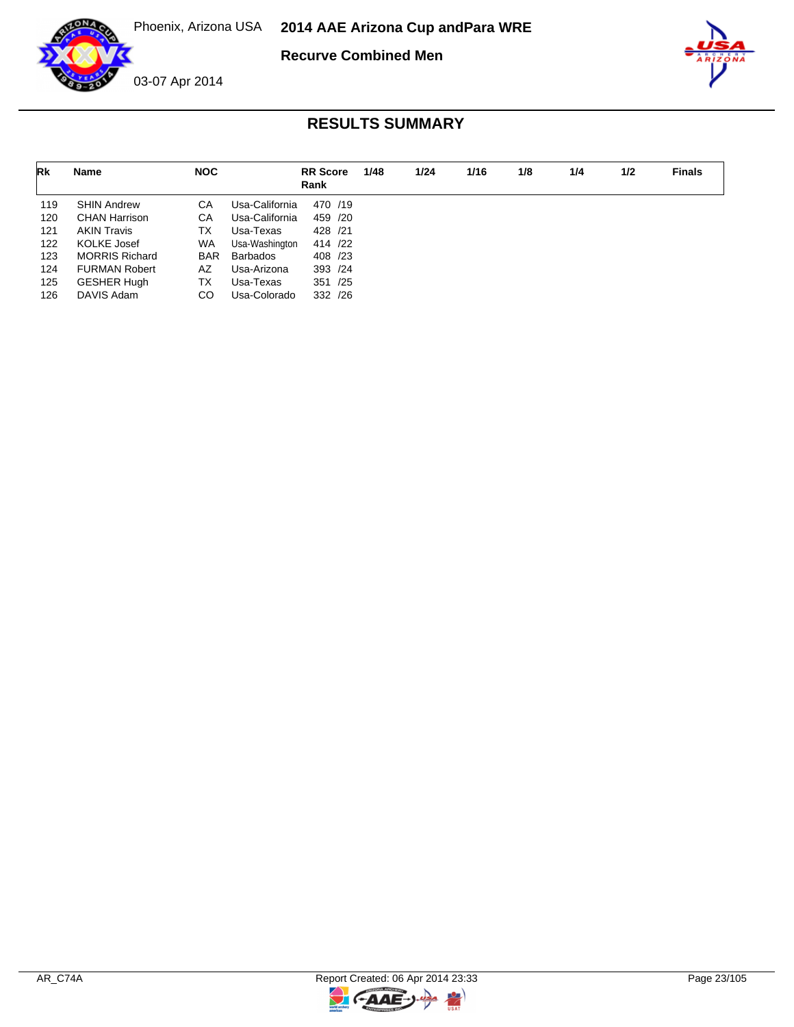# 2014 AAE Arizona Cup andPara WRE

Phoenix, Arizona USA

03-07 Apr 2014

**Recurve Combined Men**

## RESULTS SUMMARY

| Rk | Name | NOC | | RR Score Rank | 1/48 | 1/24 | 1/16 | 1/8 | 1/4 | 1/2 | Finals |
|---|---|---|---|---|---|---|---|---|---|---|---|
| 119 | SHIN Andrew | CA | Usa-California | 470 /19 | | | | | | | |
| 120 | CHAN Harrison | CA | Usa-California | 459 /20 | | | | | | | |
| 121 | AKIN Travis | TX | Usa-Texas | 428 /21 | | | | | | | |
| 122 | KOLKE Josef | WA | Usa-Washington | 414 /22 | | | | | | | |
| 123 | MORRIS Richard | BAR | Barbados | 408 /23 | | | | | | | |
| 124 | FURMAN Robert | AZ | Usa-Arizona | 393 /24 | | | | | | | |
| 125 | GESHER Hugh | TX | Usa-Texas | 351 /25 | | | | | | | |
| 126 | DAVIS Adam | CO | Usa-Colorado | 332 /26 | | | | | | | |

AR_C74A Report Created: 06 Apr 2014 23:33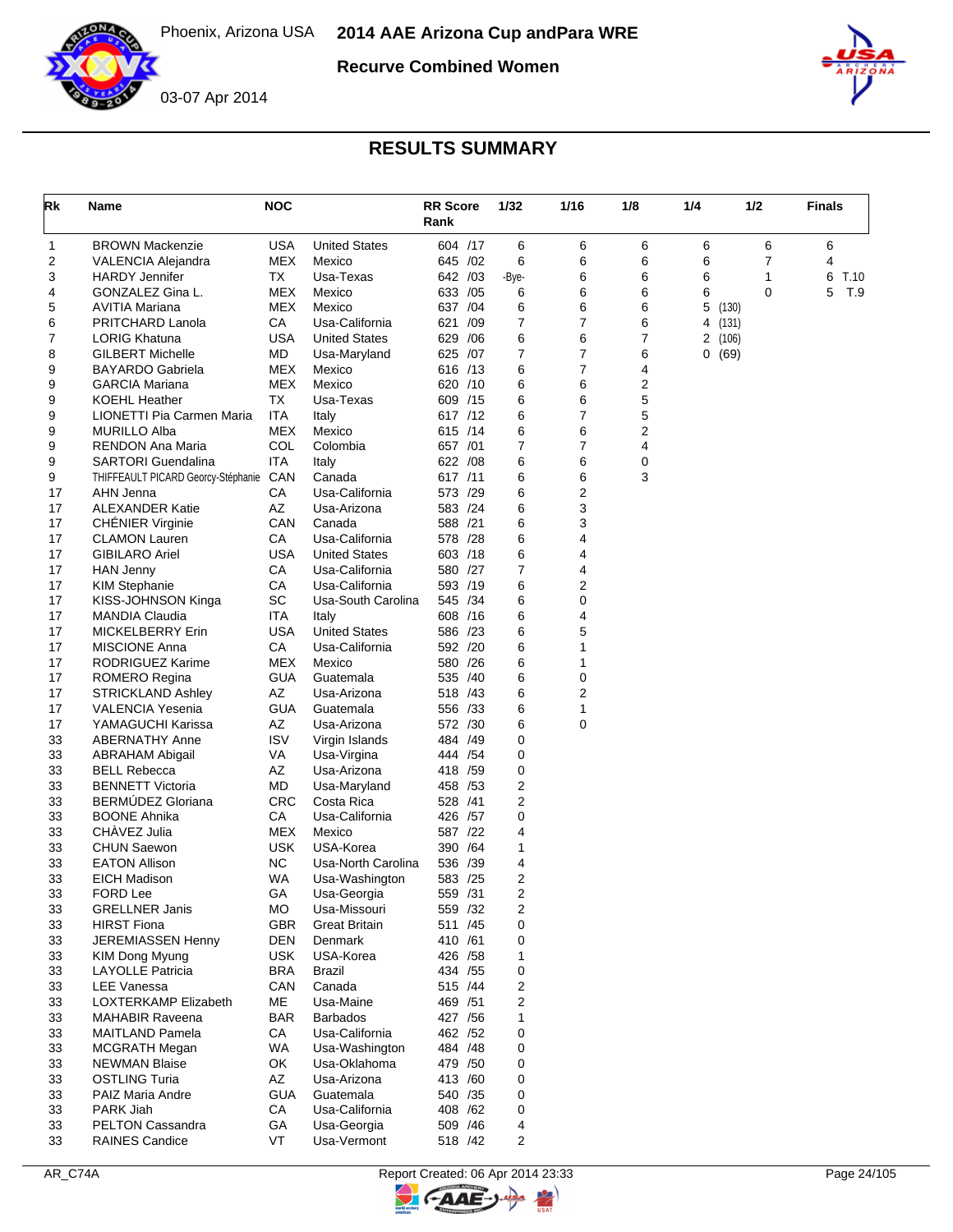# 2014 AAE Arizona Cup andPara WRE

Phoenix, Arizona USA

03-07 Apr 2014

**Recurve Combined Women**

## RESULTS SUMMARY

| Rk | Name | NOC | | RR Score Rank | 1/32 | 1/16 | 1/8 | 1/4 | 1/2 | Finals |
|---|---|---|---|---|---|---|---|---|---|---|
| 1 | BROWN Mackenzie | USA | United States | 604 /17 | 6 | 6 | 6 | 6 | 6 | 6 |
| 2 | VALENCIA Alejandra | MEX | Mexico | 645 /02 | 6 | 6 | 6 | 6 | 7 | 4 |
| 3 | HARDY Jennifer | TX | Usa-Texas | 642 /03 | -Bye- | 6 | 6 | 6 | 1 | 6 T.10 |
| 4 | GONZALEZ Gina L. | MEX | Mexico | 633 /05 | 6 | 6 | 6 | 6 | 0 | 5 T.9 |
| 5 | AVITIA Mariana | MEX | Mexico | 637 /04 | 6 | 6 | 6 | 5 (130) | | |
| 6 | PRITCHARD Lanola | CA | Usa-California | 621 /09 | 7 | 7 | 6 | 4 (131) | | |
| 7 | LORIG Khatuna | USA | United States | 629 /06 | 6 | 6 | 7 | 2 (106) | | |
| 8 | GILBERT Michelle | MD | Usa-Maryland | 625 /07 | 7 | 7 | 6 | 0 (69) | | |
| 9 | BAYARDO Gabriela | MEX | Mexico | 616 /13 | 6 | 7 | 4 | | | |
| 9 | GARCIA Mariana | MEX | Mexico | 620 /10 | 6 | 6 | 2 | | | |
| 9 | KOEHL Heather | TX | Usa-Texas | 609 /15 | 6 | 6 | 5 | | | |
| 9 | LIONETTI Pia Carmen Maria | ITA | Italy | 617 /12 | 6 | 7 | 5 | | | |
| 9 | MURILLO Alba | MEX | Mexico | 615 /14 | 6 | 6 | 2 | | | |
| 9 | RENDON Ana Maria | COL | Colombia | 657 /01 | 7 | 7 | 4 | | | |
| 9 | SARTORI Guendalina | ITA | Italy | 622 /08 | 6 | 6 | 0 | | | |
| 9 | THIFFEAULT PICARD Georcy-Stéphanie | CAN | Canada | 617 /11 | 6 | 6 | 3 | | | |
| 17 | AHN Jenna | CA | Usa-California | 573 /29 | 6 | 2 | | | | |
| 17 | ALEXANDER Katie | AZ | Usa-Arizona | 583 /24 | 6 | 3 | | | | |
| 17 | CHÉNIER Virginie | CAN | Canada | 588 /21 | 6 | 3 | | | | |
| 17 | CLAMON Lauren | CA | Usa-California | 578 /28 | 6 | 4 | | | | |
| 17 | GIBILARO Ariel | USA | United States | 603 /18 | 6 | 4 | | | | |
| 17 | HAN Jenny | CA | Usa-California | 580 /27 | 7 | 4 | | | | |
| 17 | KIM Stephanie | CA | Usa-California | 593 /19 | 6 | 2 | | | | |
| 17 | KISS-JOHNSON Kinga | SC | Usa-South Carolina | 545 /34 | 6 | 0 | | | | |
| 17 | MANDIA Claudia | ITA | Italy | 608 /16 | 6 | 4 | | | | |
| 17 | MICKELBERRY Erin | USA | United States | 586 /23 | 6 | 5 | | | | |
| 17 | MISCIONE Anna | CA | Usa-California | 592 /20 | 6 | 1 | | | | |
| 17 | RODRIGUEZ Karime | MEX | Mexico | 580 /26 | 6 | 1 | | | | |
| 17 | ROMERO Regina | GUA | Guatemala | 535 /40 | 6 | 0 | | | | |
| 17 | STRICKLAND Ashley | AZ | Usa-Arizona | 518 /43 | 6 | 2 | | | | |
| 17 | VALENCIA Yesenia | GUA | Guatemala | 556 /33 | 6 | 1 | | | | |
| 17 | YAMAGUCHI Karissa | AZ | Usa-Arizona | 572 /30 | 6 | 0 | | | | |
| 33 | ABERNATHY Anne | ISV | Virgin Islands | 484 /49 | 0 | | | | | |
| 33 | ABRAHAM Abigail | VA | Usa-Virgina | 444 /54 | 0 | | | | | |
| 33 | BELL Rebecca | AZ | Usa-Arizona | 418 /59 | 0 | | | | | |
| 33 | BENNETT Victoria | MD | Usa-Maryland | 458 /53 | 2 | | | | | |
| 33 | BERMÚDEZ Gloriana | CRC | Costa Rica | 528 /41 | 2 | | | | | |
| 33 | BOONE Ahnika | CA | Usa-California | 426 /57 | 0 | | | | | |
| 33 | CHÀVEZ Julia | MEX | Mexico | 587 /22 | 4 | | | | | |
| 33 | CHUN Saewon | USK | USA-Korea | 390 /64 | 1 | | | | | |
| 33 | EATON Allison | NC | Usa-North Carolina | 536 /39 | 4 | | | | | |
| 33 | EICH Madison | WA | Usa-Washington | 583 /25 | 2 | | | | | |
| 33 | FORD Lee | GA | Usa-Georgia | 559 /31 | 2 | | | | | |
| 33 | GRELLNER Janis | MO | Usa-Missouri | 559 /32 | 2 | | | | | |
| 33 | HIRST Fiona | GBR | Great Britain | 511 /45 | 0 | | | | | |
| 33 | JEREMIASSEN Henny | DEN | Denmark | 410 /61 | 0 | | | | | |
| 33 | KIM Dong Myung | USK | USA-Korea | 426 /58 | 1 | | | | | |
| 33 | LAYOLLE Patricia | BRA | Brazil | 434 /55 | 0 | | | | | |
| 33 | LEE Vanessa | CAN | Canada | 515 /44 | 2 | | | | | |
| 33 | LOXTERKAMP Elizabeth | ME | Usa-Maine | 469 /51 | 2 | | | | | |
| 33 | MAHABIR Raveena | BAR | Barbados | 427 /56 | 1 | | | | | |
| 33 | MAITLAND Pamela | CA | Usa-California | 462 /52 | 0 | | | | | |
| 33 | MCGRATH Megan | WA | Usa-Washington | 484 /48 | 0 | | | | | |
| 33 | NEWMAN Blaise | OK | Usa-Oklahoma | 479 /50 | 0 | | | | | |
| 33 | OSTLING Turia | AZ | Usa-Arizona | 413 /60 | 0 | | | | | |
| 33 | PAIZ Maria Andre | GUA | Guatemala | 540 /35 | 0 | | | | | |
| 33 | PARK Jiah | CA | Usa-California | 408 /62 | 0 | | | | | |
| 33 | PELTON Cassandra | GA | Usa-Georgia | 509 /46 | 4 | | | | | |
| 33 | RAINES Candice | VT | Usa-Vermont | 518 /42 | 2 | | | | | |

AR_C74A — Report Created: 06 Apr 2014 23:33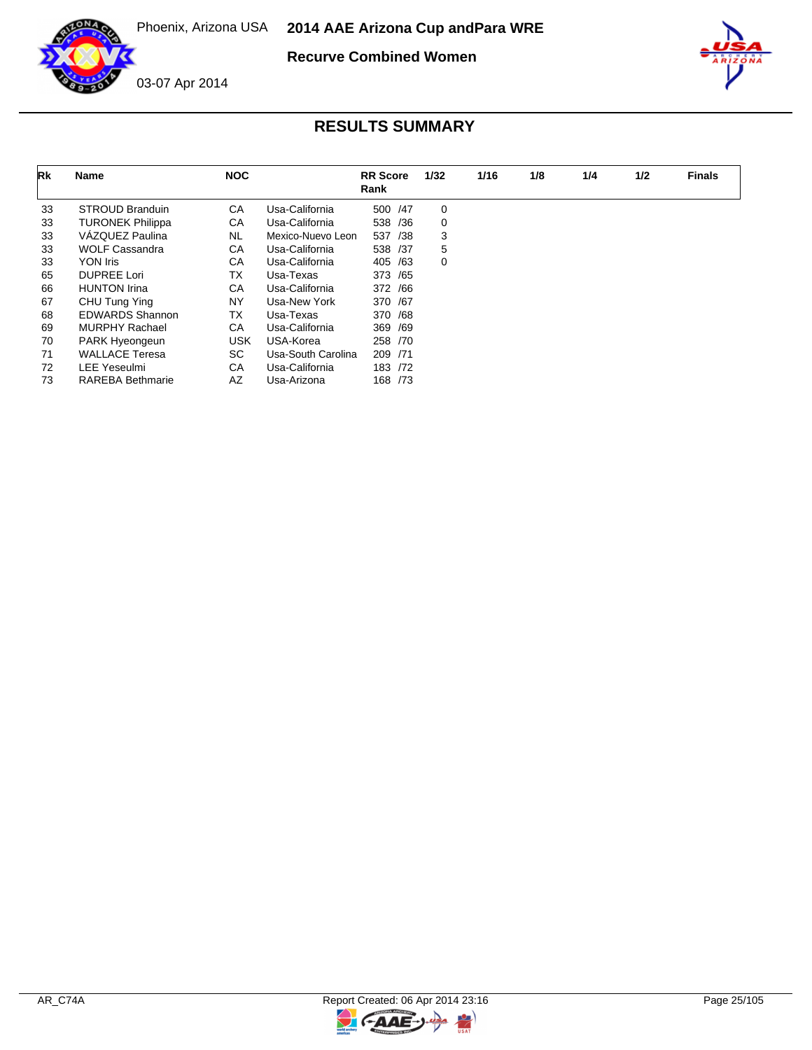# 2014 AAE Arizona Cup andPara WRE

## Recurve Combined Women

Phoenix, Arizona USA

03-07 Apr 2014

## RESULTS SUMMARY

| Rk | Name | NOC | | RR Score Rank | 1/32 | 1/16 | 1/8 | 1/4 | 1/2 | Finals |
|---|---|---|---|---|---|---|---|---|---|---|
| 33 | STROUD Branduin | CA | Usa-California | 500 /47 | 0 | | | | | |
| 33 | TURONEK Philippa | CA | Usa-California | 538 /36 | 0 | | | | | |
| 33 | VÁZQUEZ Paulina | NL | Mexico-Nuevo Leon | 537 /38 | 3 | | | | | |
| 33 | WOLF Cassandra | CA | Usa-California | 538 /37 | 5 | | | | | |
| 33 | YON Iris | CA | Usa-California | 405 /63 | 0 | | | | | |
| 65 | DUPREE Lori | TX | Usa-Texas | 373 /65 | | | | | | |
| 66 | HUNTON Irina | CA | Usa-California | 372 /66 | | | | | | |
| 67 | CHU Tung Ying | NY | Usa-New York | 370 /67 | | | | | | |
| 68 | EDWARDS Shannon | TX | Usa-Texas | 370 /68 | | | | | | |
| 69 | MURPHY Rachael | CA | Usa-California | 369 /69 | | | | | | |
| 70 | PARK Hyeongeun | USK | USA-Korea | 258 /70 | | | | | | |
| 71 | WALLACE Teresa | SC | Usa-South Carolina | 209 /71 | | | | | | |
| 72 | LEE Yeseulmi | CA | Usa-California | 183 /72 | | | | | | |
| 73 | RAREBA Bethmarie | AZ | Usa-Arizona | 168 /73 | | | | | | |

AR_C74A Report Created: 06 Apr 2014 23:16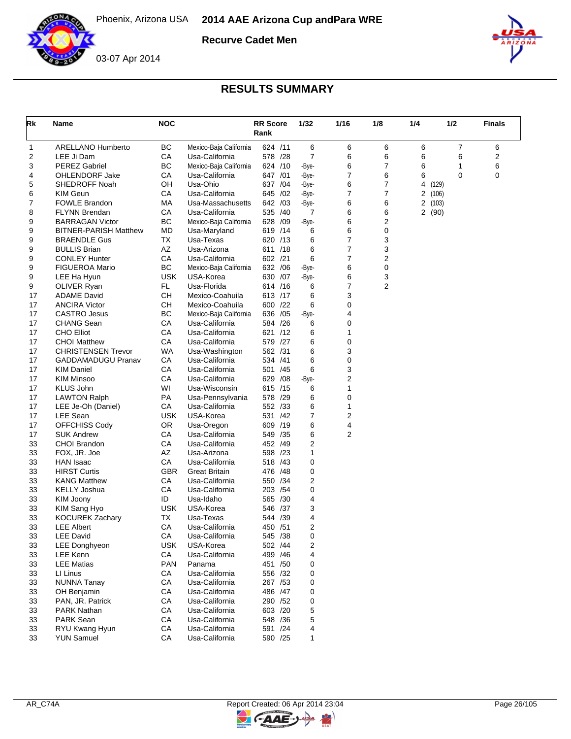Phoenix, Arizona USA

# 2014 AAE Arizona Cup andPara WRE

**Recurve Cadet Men**

03-07 Apr 2014

## RESULTS SUMMARY

| Rk | Name | NOC | | RR Score Rank | 1/32 | 1/16 | 1/8 | 1/4 | 1/2 | Finals |
|---|---|---|---|---|---|---|---|---|---|---|
| 1 | ARELLANO Humberto | BC | Mexico-Baja California | 624 /11 | 6 | 6 | 6 | 6 | 7 | 6 |
| 2 | LEE Ji Dam | CA | Usa-California | 578 /28 | 7 | 6 | 6 | 6 | 6 | 2 |
| 3 | PEREZ Gabriel | BC | Mexico-Baja California | 624 /10 | -Bye- | 6 | 7 | 6 | 1 | 6 |
| 4 | OHLENDORF Jake | CA | Usa-California | 647 /01 | -Bye- | 7 | 6 | 6 | 0 | 0 |
| 5 | SHEDROFF Noah | OH | Usa-Ohio | 637 /04 | -Bye- | 6 | 7 | 4 (129) | | |
| 6 | KIM Geun | CA | Usa-California | 645 /02 | -Bye- | 7 | 7 | 2 (106) | | |
| 7 | FOWLE Brandon | MA | Usa-Massachusetts | 642 /03 | -Bye- | 6 | 6 | 2 (103) | | |
| 8 | FLYNN Brendan | CA | Usa-California | 535 /40 | 7 | 6 | 6 | 2 (90) | | |
| 9 | BARRAGAN Victor | BC | Mexico-Baja California | 628 /09 | -Bye- | 6 | 2 | | | |
| 9 | BITNER-PARISH Matthew | MD | Usa-Maryland | 619 /14 | 6 | 6 | 0 | | | |
| 9 | BRAENDLE Gus | TX | Usa-Texas | 620 /13 | 6 | 7 | 3 | | | |
| 9 | BULLIS Brian | AZ | Usa-Arizona | 611 /18 | 6 | 7 | 3 | | | |
| 9 | CONLEY Hunter | CA | Usa-California | 602 /21 | 6 | 7 | 2 | | | |
| 9 | FIGUEROA Mario | BC | Mexico-Baja California | 632 /06 | -Bye- | 6 | 0 | | | |
| 9 | LEE Ha Hyun | USK | USA-Korea | 630 /07 | -Bye- | 6 | 3 | | | |
| 9 | OLIVER Ryan | FL | Usa-Florida | 614 /16 | 6 | 7 | 2 | | | |
| 17 | ADAME David | CH | Mexico-Coahuila | 613 /17 | 6 | 3 | | | | |
| 17 | ANCIRA Victor | CH | Mexico-Coahuila | 600 /22 | 6 | 0 | | | | |
| 17 | CASTRO Jesus | BC | Mexico-Baja California | 636 /05 | -Bye- | 4 | | | | |
| 17 | CHANG Sean | CA | Usa-California | 584 /26 | 6 | 0 | | | | |
| 17 | CHO Elliot | CA | Usa-California | 621 /12 | 6 | 1 | | | | |
| 17 | CHOI Matthew | CA | Usa-California | 579 /27 | 6 | 0 | | | | |
| 17 | CHRISTENSEN Trevor | WA | Usa-Washington | 562 /31 | 6 | 3 | | | | |
| 17 | GADDAMADUGU Pranav | CA | Usa-California | 534 /41 | 6 | 0 | | | | |
| 17 | KIM Daniel | CA | Usa-California | 501 /45 | 6 | 3 | | | | |
| 17 | KIM Minsoo | CA | Usa-California | 629 /08 | -Bye- | 2 | | | | |
| 17 | KLUS John | WI | Usa-Wisconsin | 615 /15 | 6 | 1 | | | | |
| 17 | LAWTON Ralph | PA | Usa-Pennsylvania | 578 /29 | 6 | 0 | | | | |
| 17 | LEE Je-Oh (Daniel) | CA | Usa-California | 552 /33 | 6 | 1 | | | | |
| 17 | LEE Sean | USK | USA-Korea | 531 /42 | 7 | 2 | | | | |
| 17 | OFFCHISS Cody | OR | Usa-Oregon | 609 /19 | 6 | 4 | | | | |
| 17 | SUK Andrew | CA | Usa-California | 549 /35 | 6 | 2 | | | | |
| 33 | CHOI Brandon | CA | Usa-California | 452 /49 | 2 | | | | | |
| 33 | FOX, JR. Joe | AZ | Usa-Arizona | 598 /23 | 1 | | | | | |
| 33 | HAN Isaac | CA | Usa-California | 518 /43 | 0 | | | | | |
| 33 | HIRST Curtis | GBR | Great Britain | 476 /48 | 0 | | | | | |
| 33 | KANG Matthew | CA | Usa-California | 550 /34 | 2 | | | | | |
| 33 | KELLY Joshua | CA | Usa-California | 203 /54 | 0 | | | | | |
| 33 | KIM Joony | ID | Usa-Idaho | 565 /30 | 4 | | | | | |
| 33 | KIM Sang Hyo | USK | USA-Korea | 546 /37 | 3 | | | | | |
| 33 | KOCUREK Zachary | TX | Usa-Texas | 544 /39 | 4 | | | | | |
| 33 | LEE Albert | CA | Usa-California | 450 /51 | 2 | | | | | |
| 33 | LEE David | CA | Usa-California | 545 /38 | 0 | | | | | |
| 33 | LEE Donghyeon | USK | USA-Korea | 502 /44 | 2 | | | | | |
| 33 | LEE Kenn | CA | Usa-California | 499 /46 | 4 | | | | | |
| 33 | LEE Matias | PAN | Panama | 451 /50 | 0 | | | | | |
| 33 | LI Linus | CA | Usa-California | 556 /32 | 0 | | | | | |
| 33 | NUNNA Tanay | CA | Usa-California | 267 /53 | 0 | | | | | |
| 33 | OH Benjamin | CA | Usa-California | 486 /47 | 0 | | | | | |
| 33 | PAN, JR. Patrick | CA | Usa-California | 290 /52 | 0 | | | | | |
| 33 | PARK Nathan | CA | Usa-California | 603 /20 | 5 | | | | | |
| 33 | PARK Sean | CA | Usa-California | 548 /36 | 5 | | | | | |
| 33 | RYU Kwang Hyun | CA | Usa-California | 591 /24 | 4 | | | | | |
| 33 | YUN Samuel | CA | Usa-California | 590 /25 | 1 | | | | | |

AR_C74A Report Created: 06 Apr 2014 23:04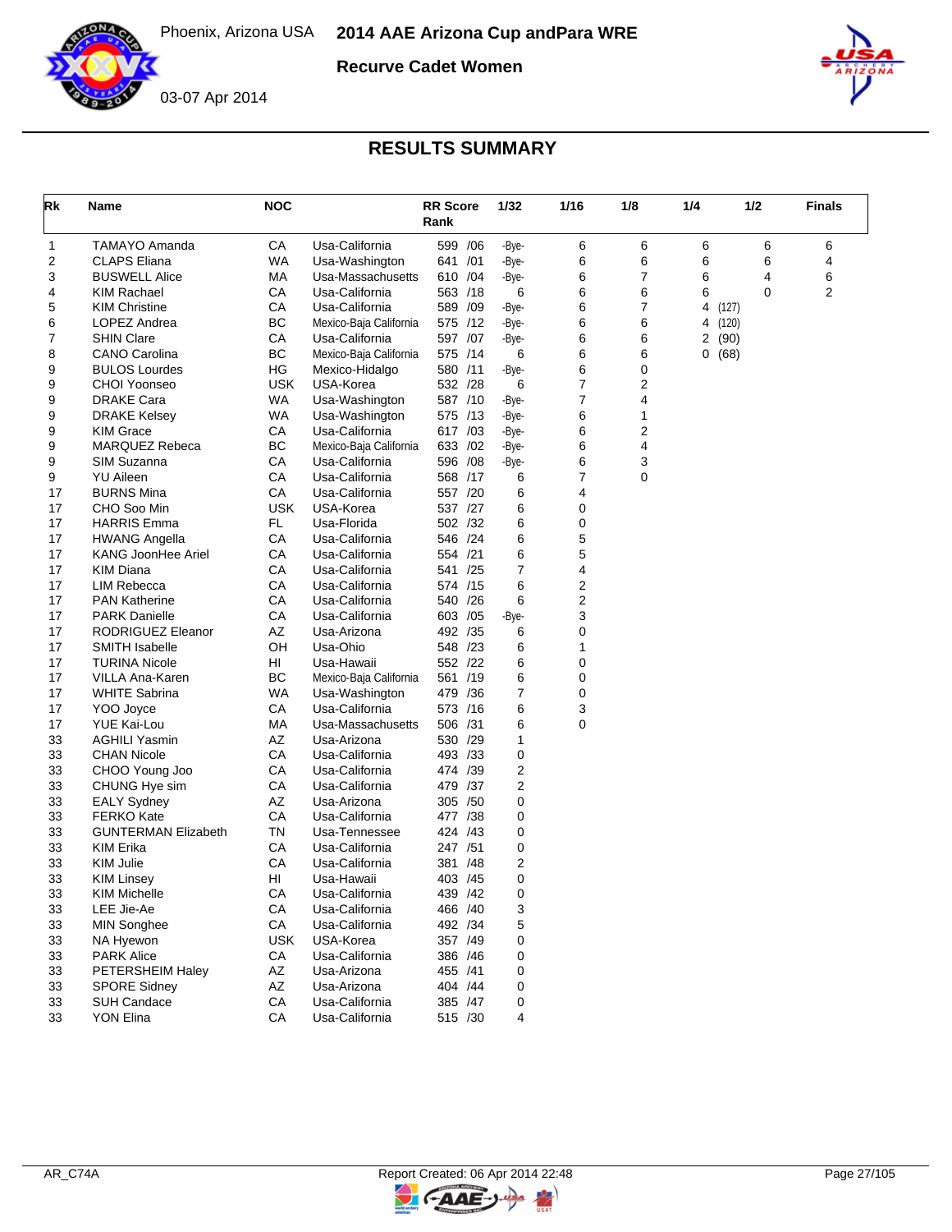# 2014 AAE Arizona Cup andPara WRE

Phoenix, Arizona USA

03-07 Apr 2014

## Recurve Cadet Women

## RESULTS SUMMARY

| Rk | Name | NOC | | RR Score Rank | 1/32 | 1/16 | 1/8 | 1/4 | 1/2 | Finals |
|---|---|---|---|---|---|---|---|---|---|---|
| 1 | TAMAYO Amanda | CA | Usa-California | 599 /06 | -Bye- | 6 | 6 | 6 | 6 | 6 |
| 2 | CLAPS Eliana | WA | Usa-Washington | 641 /01 | -Bye- | 6 | 6 | 6 | 6 | 4 |
| 3 | BUSWELL Alice | MA | Usa-Massachusetts | 610 /04 | -Bye- | 6 | 7 | 6 | 4 | 6 |
| 4 | KIM Rachael | CA | Usa-California | 563 /18 | 6 | 6 | 6 | 6 | 0 | 2 |
| 5 | KIM Christine | CA | Usa-California | 589 /09 | -Bye- | 6 | 7 | 4 (127) | | |
| 6 | LOPEZ Andrea | BC | Mexico-Baja California | 575 /12 | -Bye- | 6 | 6 | 4 (120) | | |
| 7 | SHIN Clare | CA | Usa-California | 597 /07 | -Bye- | 6 | 6 | 2 (90) | | |
| 8 | CANO Carolina | BC | Mexico-Baja California | 575 /14 | 6 | 6 | 6 | 0 (68) | | |
| 9 | BULOS Lourdes | HG | Mexico-Hidalgo | 580 /11 | -Bye- | 6 | 0 | | | |
| 9 | CHOI Yoonseo | USK | USA-Korea | 532 /28 | 6 | 7 | 2 | | | |
| 9 | DRAKE Cara | WA | Usa-Washington | 587 /10 | -Bye- | 7 | 4 | | | |
| 9 | DRAKE Kelsey | WA | Usa-Washington | 575 /13 | -Bye- | 6 | 1 | | | |
| 9 | KIM Grace | CA | Usa-California | 617 /03 | -Bye- | 6 | 2 | | | |
| 9 | MARQUEZ Rebeca | BC | Mexico-Baja California | 633 /02 | -Bye- | 6 | 4 | | | |
| 9 | SIM Suzanna | CA | Usa-California | 596 /08 | -Bye- | 6 | 3 | | | |
| 9 | YU Aileen | CA | Usa-California | 568 /17 | 6 | 7 | 0 | | | |
| 17 | BURNS Mina | CA | Usa-California | 557 /20 | 6 | 4 | | | | |
| 17 | CHO Soo Min | USK | USA-Korea | 537 /27 | 6 | 0 | | | | |
| 17 | HARRIS Emma | FL | Usa-Florida | 502 /32 | 6 | 0 | | | | |
| 17 | HWANG Angella | CA | Usa-California | 546 /24 | 6 | 5 | | | | |
| 17 | KANG JoonHee Ariel | CA | Usa-California | 554 /21 | 6 | 5 | | | | |
| 17 | KIM Diana | CA | Usa-California | 541 /25 | 7 | 4 | | | | |
| 17 | LIM Rebecca | CA | Usa-California | 574 /15 | 6 | 2 | | | | |
| 17 | PAN Katherine | CA | Usa-California | 540 /26 | 6 | 2 | | | | |
| 17 | PARK Danielle | CA | Usa-California | 603 /05 | -Bye- | 3 | | | | |
| 17 | RODRIGUEZ Eleanor | AZ | Usa-Arizona | 492 /35 | 6 | 0 | | | | |
| 17 | SMITH Isabelle | OH | Usa-Ohio | 548 /23 | 6 | 1 | | | | |
| 17 | TURINA Nicole | HI | Usa-Hawaii | 552 /22 | 6 | 0 | | | | |
| 17 | VILLA Ana-Karen | BC | Mexico-Baja California | 561 /19 | 6 | 0 | | | | |
| 17 | WHITE Sabrina | WA | Usa-Washington | 479 /36 | 7 | 0 | | | | |
| 17 | YOO Joyce | CA | Usa-California | 573 /16 | 6 | 3 | | | | |
| 17 | YUE Kai-Lou | MA | Usa-Massachusetts | 506 /31 | 6 | 0 | | | | |
| 33 | AGHILI Yasmin | AZ | Usa-Arizona | 530 /29 | 1 | | | | | |
| 33 | CHAN Nicole | CA | Usa-California | 493 /33 | 0 | | | | | |
| 33 | CHOO Young Joo | CA | Usa-California | 474 /39 | 2 | | | | | |
| 33 | CHUNG Hye sim | CA | Usa-California | 479 /37 | 2 | | | | | |
| 33 | EALY Sydney | AZ | Usa-Arizona | 305 /50 | 0 | | | | | |
| 33 | FERKO Kate | CA | Usa-California | 477 /38 | 0 | | | | | |
| 33 | GUNTERMAN Elizabeth | TN | Usa-Tennessee | 424 /43 | 0 | | | | | |
| 33 | KIM Erika | CA | Usa-California | 247 /51 | 0 | | | | | |
| 33 | KIM Julie | CA | Usa-California | 381 /48 | 2 | | | | | |
| 33 | KIM Linsey | HI | Usa-Hawaii | 403 /45 | 0 | | | | | |
| 33 | KIM Michelle | CA | Usa-California | 439 /42 | 0 | | | | | |
| 33 | LEE Jie-Ae | CA | Usa-California | 466 /40 | 3 | | | | | |
| 33 | MIN Songhee | CA | Usa-California | 492 /34 | 5 | | | | | |
| 33 | NA Hyewon | USK | USA-Korea | 357 /49 | 0 | | | | | |
| 33 | PARK Alice | CA | Usa-California | 386 /46 | 0 | | | | | |
| 33 | PETERSHEIM Haley | AZ | Usa-Arizona | 455 /41 | 0 | | | | | |
| 33 | SPORE Sidney | AZ | Usa-Arizona | 404 /44 | 0 | | | | | |
| 33 | SUH Candace | CA | Usa-California | 385 /47 | 0 | | | | | |
| 33 | YON Elina | CA | Usa-California | 515 /30 | 4 | | | | | |

AR_C74A

Report Created: 06 Apr 2014 22:48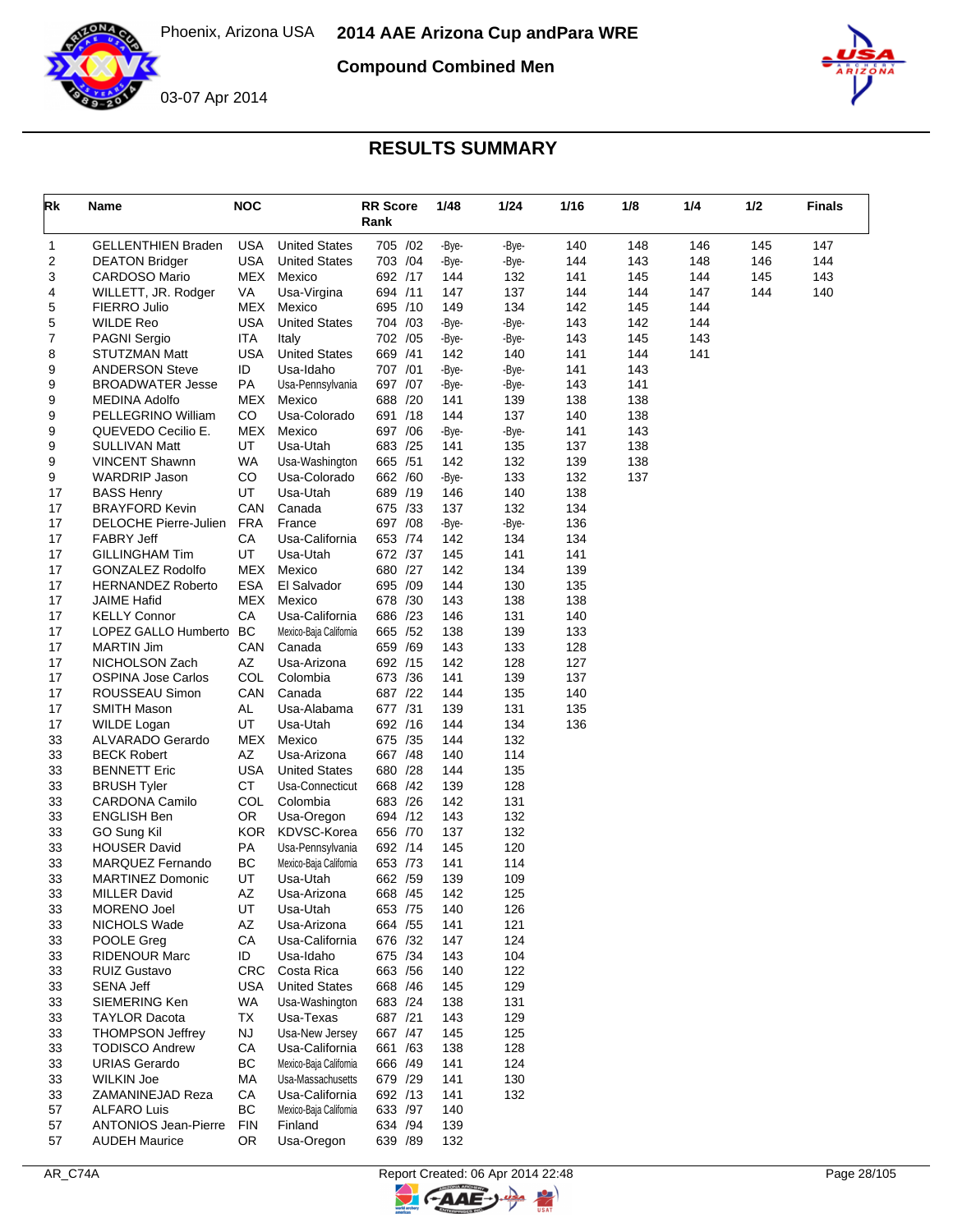# 2014 AAE Arizona Cup andPara WRE

Phoenix, Arizona USA

03-07 Apr 2014

## Compound Combined Men

## RESULTS SUMMARY

| Rk | Name | NOC | | RR Score Rank | 1/48 | 1/24 | 1/16 | 1/8 | 1/4 | 1/2 | Finals |
|---|---|---|---|---|---|---|---|---|---|---|---|
| 1 | GELLENTHIEN Braden | USA | United States | 705 /02 | -Bye- | -Bye- | 140 | 148 | 146 | 145 | 147 |
| 2 | DEATON Bridger | USA | United States | 703 /04 | -Bye- | -Bye- | 144 | 143 | 148 | 146 | 144 |
| 3 | CARDOSO Mario | MEX | Mexico | 692 /17 | 144 | 132 | 141 | 145 | 144 | 145 | 143 |
| 4 | WILLETT, JR. Rodger | VA | Usa-Virgina | 694 /11 | 147 | 137 | 144 | 144 | 147 | 144 | 140 |
| 5 | FIERRO Julio | MEX | Mexico | 695 /10 | 149 | 134 | 142 | 145 | 144 | | |
| 5 | WILDE Reo | USA | United States | 704 /03 | -Bye- | -Bye- | 143 | 142 | 144 | | |
| 7 | PAGNI Sergio | ITA | Italy | 702 /05 | -Bye- | -Bye- | 143 | 145 | 143 | | |
| 8 | STUTZMAN Matt | USA | United States | 669 /41 | 142 | 140 | 141 | 144 | 141 | | |
| 9 | ANDERSON Steve | ID | Usa-Idaho | 707 /01 | -Bye- | -Bye- | 141 | 143 | | | |
| 9 | BROADWATER Jesse | PA | Usa-Pennsylvania | 697 /07 | -Bye- | -Bye- | 143 | 141 | | | |
| 9 | MEDINA Adolfo | MEX | Mexico | 688 /20 | 141 | 139 | 138 | 138 | | | |
| 9 | PELLEGRINO William | CO | Usa-Colorado | 691 /18 | 144 | 137 | 140 | 138 | | | |
| 9 | QUEVEDO Cecilio E. | MEX | Mexico | 697 /06 | -Bye- | -Bye- | 141 | 143 | | | |
| 9 | SULLIVAN Matt | UT | Usa-Utah | 683 /25 | 141 | 135 | 137 | 138 | | | |
| 9 | VINCENT Shawnn | WA | Usa-Washington | 665 /51 | 142 | 132 | 139 | 138 | | | |
| 9 | WARDRIP Jason | CO | Usa-Colorado | 662 /60 | -Bye- | 133 | 132 | 137 | | | |
| 17 | BASS Henry | UT | Usa-Utah | 689 /19 | 146 | 140 | 138 | | | | |
| 17 | BRAYFORD Kevin | CAN | Canada | 675 /33 | 137 | 132 | 134 | | | | |
| 17 | DELOCHE Pierre-Julien | FRA | France | 697 /08 | -Bye- | -Bye- | 136 | | | | |
| 17 | FABRY Jeff | CA | Usa-California | 653 /74 | 142 | 134 | 134 | | | | |
| 17 | GILLINGHAM Tim | UT | Usa-Utah | 672 /37 | 145 | 141 | 141 | | | | |
| 17 | GONZALEZ Rodolfo | MEX | Mexico | 680 /27 | 142 | 134 | 139 | | | | |
| 17 | HERNANDEZ Roberto | ESA | El Salvador | 695 /09 | 144 | 130 | 135 | | | | |
| 17 | JAIME Hafid | MEX | Mexico | 678 /30 | 143 | 138 | 138 | | | | |
| 17 | KELLY Connor | CA | Usa-California | 686 /23 | 146 | 131 | 140 | | | | |
| 17 | LOPEZ GALLO Humberto | BC | Mexico-Baja California | 665 /52 | 138 | 139 | 133 | | | | |
| 17 | MARTIN Jim | CAN | Canada | 659 /69 | 143 | 133 | 128 | | | | |
| 17 | NICHOLSON Zach | AZ | Usa-Arizona | 692 /15 | 142 | 128 | 127 | | | | |
| 17 | OSPINA Jose Carlos | COL | Colombia | 673 /36 | 141 | 139 | 137 | | | | |
| 17 | ROUSSEAU Simon | CAN | Canada | 687 /22 | 144 | 135 | 140 | | | | |
| 17 | SMITH Mason | AL | Usa-Alabama | 677 /31 | 139 | 131 | 135 | | | | |
| 17 | WILDE Logan | UT | Usa-Utah | 692 /16 | 144 | 134 | 136 | | | | |
| 33 | ALVARADO Gerardo | MEX | Mexico | 675 /35 | 144 | 132 | | | | | |
| 33 | BECK Robert | AZ | Usa-Arizona | 667 /48 | 140 | 114 | | | | | |
| 33 | BENNETT Eric | USA | United States | 680 /28 | 144 | 135 | | | | | |
| 33 | BRUSH Tyler | CT | Usa-Connecticut | 668 /42 | 139 | 128 | | | | | |
| 33 | CARDONA Camilo | COL | Colombia | 683 /26 | 142 | 131 | | | | | |
| 33 | ENGLISH Ben | OR | Usa-Oregon | 694 /12 | 143 | 132 | | | | | |
| 33 | GO Sung Kil | KOR | KDVSC-Korea | 656 /70 | 137 | 132 | | | | | |
| 33 | HOUSER David | PA | Usa-Pennsylvania | 692 /14 | 145 | 120 | | | | | |
| 33 | MARQUEZ Fernando | BC | Mexico-Baja California | 653 /73 | 141 | 114 | | | | | |
| 33 | MARTINEZ Domonic | UT | Usa-Utah | 662 /59 | 139 | 109 | | | | | |
| 33 | MILLER David | AZ | Usa-Arizona | 668 /45 | 142 | 125 | | | | | |
| 33 | MORENO Joel | UT | Usa-Utah | 653 /75 | 140 | 126 | | | | | |
| 33 | NICHOLS Wade | AZ | Usa-Arizona | 664 /55 | 141 | 121 | | | | | |
| 33 | POOLE Greg | CA | Usa-California | 676 /32 | 147 | 124 | | | | | |
| 33 | RIDENOUR Marc | ID | Usa-Idaho | 675 /34 | 143 | 104 | | | | | |
| 33 | RUIZ Gustavo | CRC | Costa Rica | 663 /56 | 140 | 122 | | | | | |
| 33 | SENA Jeff | USA | United States | 668 /46 | 145 | 129 | | | | | |
| 33 | SIEMERING Ken | WA | Usa-Washington | 683 /24 | 138 | 131 | | | | | |
| 33 | TAYLOR Dacota | TX | Usa-Texas | 687 /21 | 143 | 129 | | | | | |
| 33 | THOMPSON Jeffrey | NJ | Usa-New Jersey | 667 /47 | 145 | 125 | | | | | |
| 33 | TODISCO Andrew | CA | Usa-California | 661 /63 | 138 | 128 | | | | | |
| 33 | URIAS Gerardo | BC | Mexico-Baja California | 666 /49 | 141 | 124 | | | | | |
| 33 | WILKIN Joe | MA | Usa-Massachusetts | 679 /29 | 141 | 130 | | | | | |
| 33 | ZAMANINEJAD Reza | CA | Usa-California | 692 /13 | 141 | 132 | | | | | |
| 57 | ALFARO Luis | BC | Mexico-Baja California | 633 /97 | 140 | | | | | | |
| 57 | ANTONIOS Jean-Pierre | FIN | Finland | 634 /94 | 139 | | | | | | |
| 57 | AUDEH Maurice | OR | Usa-Oregon | 639 /89 | 132 | | | | | | |

AR_C74A Report Created: 06 Apr 2014 22:48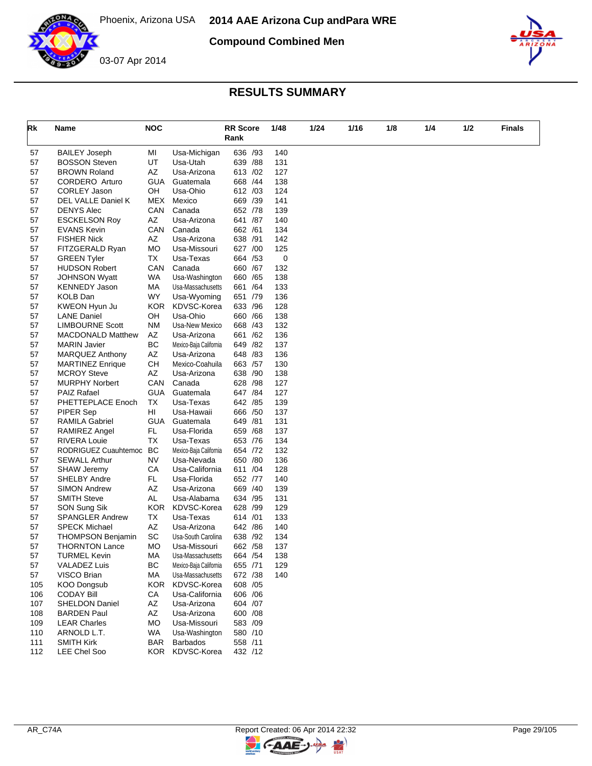# 2014 AAE Arizona Cup andPara WRE

**Compound Combined Men**

Phoenix, Arizona USA

03-07 Apr 2014

## RESULTS SUMMARY

| Rk | Name | NOC | | RR Score Rank | 1/48 | 1/24 | 1/16 | 1/8 | 1/4 | 1/2 | Finals |
|---|---|---|---|---|---|---|---|---|---|---|---|
| 57 | BAILEY Joseph | MI | Usa-Michigan | 636 /93 | 140 | | | | | | |
| 57 | BOSSON Steven | UT | Usa-Utah | 639 /88 | 131 | | | | | | |
| 57 | BROWN Roland | AZ | Usa-Arizona | 613 /02 | 127 | | | | | | |
| 57 | CORDERO Arturo | GUA | Guatemala | 668 /44 | 138 | | | | | | |
| 57 | CORLEY Jason | OH | Usa-Ohio | 612 /03 | 124 | | | | | | |
| 57 | DEL VALLE Daniel K | MEX | Mexico | 669 /39 | 141 | | | | | | |
| 57 | DENYS Alec | CAN | Canada | 652 /78 | 139 | | | | | | |
| 57 | ESCKELSON Roy | AZ | Usa-Arizona | 641 /87 | 140 | | | | | | |
| 57 | EVANS Kevin | CAN | Canada | 662 /61 | 134 | | | | | | |
| 57 | FISHER Nick | AZ | Usa-Arizona | 638 /91 | 142 | | | | | | |
| 57 | FITZGERALD Ryan | MO | Usa-Missouri | 627 /00 | 125 | | | | | | |
| 57 | GREEN Tyler | TX | Usa-Texas | 664 /53 | 0 | | | | | | |
| 57 | HUDSON Robert | CAN | Canada | 660 /67 | 132 | | | | | | |
| 57 | JOHNSON Wyatt | WA | Usa-Washington | 660 /65 | 138 | | | | | | |
| 57 | KENNEDY Jason | MA | Usa-Massachusetts | 661 /64 | 133 | | | | | | |
| 57 | KOLB Dan | WY | Usa-Wyoming | 651 /79 | 136 | | | | | | |
| 57 | KWEON Hyun Ju | KOR | KDVSC-Korea | 633 /96 | 128 | | | | | | |
| 57 | LANE Daniel | OH | Usa-Ohio | 660 /66 | 138 | | | | | | |
| 57 | LIMBOURNE Scott | NM | Usa-New Mexico | 668 /43 | 132 | | | | | | |
| 57 | MACDONALD Matthew | AZ | Usa-Arizona | 661 /62 | 136 | | | | | | |
| 57 | MARIN Javier | BC | Mexico-Baja California | 649 /82 | 137 | | | | | | |
| 57 | MARQUEZ Anthony | AZ | Usa-Arizona | 648 /83 | 136 | | | | | | |
| 57 | MARTINEZ Enrique | CH | Mexico-Coahuila | 663 /57 | 130 | | | | | | |
| 57 | MCROY Steve | AZ | Usa-Arizona | 638 /90 | 138 | | | | | | |
| 57 | MURPHY Norbert | CAN | Canada | 628 /98 | 127 | | | | | | |
| 57 | PAIZ Rafael | GUA | Guatemala | 647 /84 | 127 | | | | | | |
| 57 | PHETTEPLACE Enoch | TX | Usa-Texas | 642 /85 | 139 | | | | | | |
| 57 | PIPER Sep | HI | Usa-Hawaii | 666 /50 | 137 | | | | | | |
| 57 | RAMILA Gabriel | GUA | Guatemala | 649 /81 | 131 | | | | | | |
| 57 | RAMIREZ Angel | FL | Usa-Florida | 659 /68 | 137 | | | | | | |
| 57 | RIVERA Louie | TX | Usa-Texas | 653 /76 | 134 | | | | | | |
| 57 | RODRIGUEZ Cuauhtemoc | BC | Mexico-Baja California | 654 /72 | 132 | | | | | | |
| 57 | SEWALL Arthur | NV | Usa-Nevada | 650 /80 | 136 | | | | | | |
| 57 | SHAW Jeremy | CA | Usa-California | 611 /04 | 128 | | | | | | |
| 57 | SHELBY Andre | FL | Usa-Florida | 652 /77 | 140 | | | | | | |
| 57 | SIMON Andrew | AZ | Usa-Arizona | 669 /40 | 139 | | | | | | |
| 57 | SMITH Steve | AL | Usa-Alabama | 634 /95 | 131 | | | | | | |
| 57 | SON Sung Sik | KOR | KDVSC-Korea | 628 /99 | 129 | | | | | | |
| 57 | SPANGLER Andrew | TX | Usa-Texas | 614 /01 | 133 | | | | | | |
| 57 | SPECK Michael | AZ | Usa-Arizona | 642 /86 | 140 | | | | | | |
| 57 | THOMPSON Benjamin | SC | Usa-South Carolina | 638 /92 | 134 | | | | | | |
| 57 | THORNTON Lance | MO | Usa-Missouri | 662 /58 | 137 | | | | | | |
| 57 | TURMEL Kevin | MA | Usa-Massachusetts | 664 /54 | 138 | | | | | | |
| 57 | VALADEZ Luis | BC | Mexico-Baja California | 655 /71 | 129 | | | | | | |
| 57 | VISCO Brian | MA | Usa-Massachusetts | 672 /38 | 140 | | | | | | |
| 105 | KOO Dongsub | KOR | KDVSC-Korea | 608 /05 | | | | | | | |
| 106 | CODAY Bill | CA | Usa-California | 606 /06 | | | | | | | |
| 107 | SHELDON Daniel | AZ | Usa-Arizona | 604 /07 | | | | | | | |
| 108 | BARDEN Paul | AZ | Usa-Arizona | 600 /08 | | | | | | | |
| 109 | LEAR Charles | MO | Usa-Missouri | 583 /09 | | | | | | | |
| 110 | ARNOLD L.T. | WA | Usa-Washington | 580 /10 | | | | | | | |
| 111 | SMITH Kirk | BAR | Barbados | 558 /11 | | | | | | | |
| 112 | LEE Chel Soo | KOR | KDVSC-Korea | 432 /12 | | | | | | | |

AR_C74A Report Created: 06 Apr 2014 22:32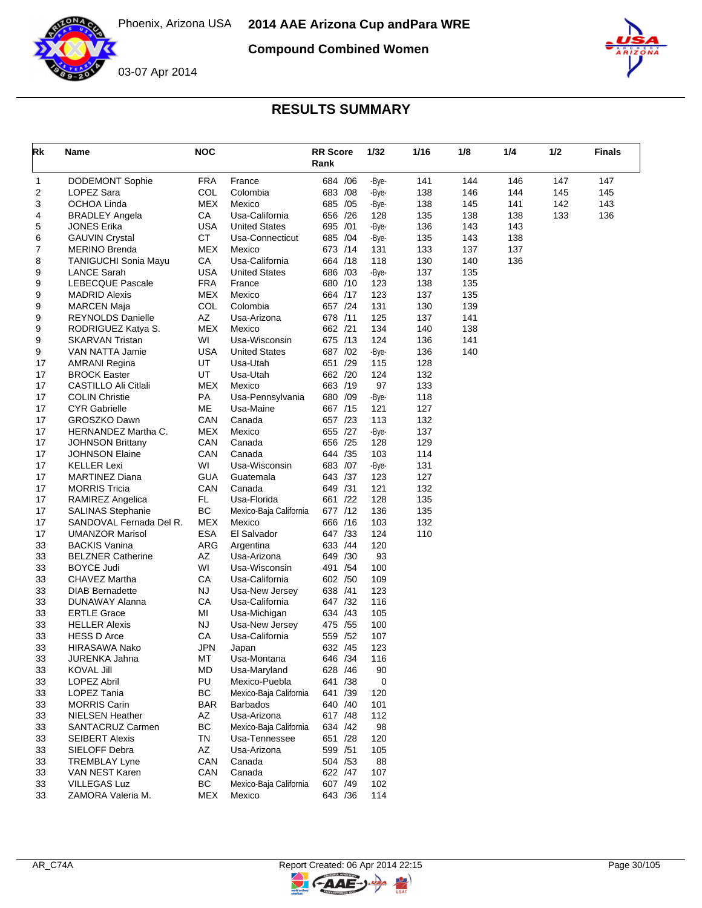# 2014 AAE Arizona Cup andPara WRE

Phoenix, Arizona USA

03-07 Apr 2014

## Compound Combined Women

## RESULTS SUMMARY

| Rk | Name | NOC | | RR Score Rank | 1/32 | 1/16 | 1/8 | 1/4 | 1/2 | Finals |
|---|---|---|---|---|---|---|---|---|---|---|
| 1 | DODEMONT Sophie | FRA | France | 684 /06 | -Bye- | 141 | 144 | 146 | 147 | 147 |
| 2 | LOPEZ Sara | COL | Colombia | 683 /08 | -Bye- | 138 | 146 | 144 | 145 | 145 |
| 3 | OCHOA Linda | MEX | Mexico | 685 /05 | -Bye- | 138 | 145 | 141 | 142 | 143 |
| 4 | BRADLEY Angela | CA | Usa-California | 656 /26 | 128 | 135 | 138 | 138 | 133 | 136 |
| 5 | JONES Erika | USA | United States | 695 /01 | -Bye- | 136 | 143 | 143 | | |
| 6 | GAUVIN Crystal | CT | Usa-Connecticut | 685 /04 | -Bye- | 135 | 143 | 138 | | |
| 7 | MERINO Brenda | MEX | Mexico | 673 /14 | 131 | 133 | 137 | 137 | | |
| 8 | TANIGUCHI Sonia Mayu | CA | Usa-California | 664 /18 | 118 | 130 | 140 | 136 | | |
| 9 | LANCE Sarah | USA | United States | 686 /03 | -Bye- | 137 | 135 | | | |
| 9 | LEBECQUE Pascale | FRA | France | 680 /10 | 123 | 138 | 135 | | | |
| 9 | MADRID Alexis | MEX | Mexico | 664 /17 | 123 | 137 | 135 | | | |
| 9 | MARCEN Maja | COL | Colombia | 657 /24 | 131 | 130 | 139 | | | |
| 9 | REYNOLDS Danielle | AZ | Usa-Arizona | 678 /11 | 125 | 137 | 141 | | | |
| 9 | RODRIGUEZ Katya S. | MEX | Mexico | 662 /21 | 134 | 140 | 138 | | | |
| 9 | SKARVAN Tristan | WI | Usa-Wisconsin | 675 /13 | 124 | 136 | 141 | | | |
| 9 | VAN NATTA Jamie | USA | United States | 687 /02 | -Bye- | 136 | 140 | | | |
| 17 | AMRANI Regina | UT | Usa-Utah | 651 /29 | 115 | 128 | | | | |
| 17 | BROCK Easter | UT | Usa-Utah | 662 /20 | 124 | 132 | | | | |
| 17 | CASTILLO Ali Citlali | MEX | Mexico | 663 /19 | 97 | 133 | | | | |
| 17 | COLIN Christie | PA | Usa-Pennsylvania | 680 /09 | -Bye- | 118 | | | | |
| 17 | CYR Gabrielle | ME | Usa-Maine | 667 /15 | 121 | 127 | | | | |
| 17 | GROSZKO Dawn | CAN | Canada | 657 /23 | 113 | 132 | | | | |
| 17 | HERNANDEZ Martha C. | MEX | Mexico | 655 /27 | -Bye- | 137 | | | | |
| 17 | JOHNSON Brittany | CAN | Canada | 656 /25 | 128 | 129 | | | | |
| 17 | JOHNSON Elaine | CAN | Canada | 644 /35 | 103 | 114 | | | | |
| 17 | KELLER Lexi | WI | Usa-Wisconsin | 683 /07 | -Bye- | 131 | | | | |
| 17 | MARTINEZ Diana | GUA | Guatemala | 643 /37 | 123 | 127 | | | | |
| 17 | MORRIS Tricia | CAN | Canada | 649 /31 | 121 | 132 | | | | |
| 17 | RAMIREZ Angelica | FL | Usa-Florida | 661 /22 | 128 | 135 | | | | |
| 17 | SALINAS Stephanie | BC | Mexico-Baja California | 677 /12 | 136 | 135 | | | | |
| 17 | SANDOVAL Fernada Del R. | MEX | Mexico | 666 /16 | 103 | 132 | | | | |
| 17 | UMANZOR Marisol | ESA | El Salvador | 647 /33 | 124 | 110 | | | | |
| 33 | BACKIS Vanina | ARG | Argentina | 633 /44 | 120 | | | | | |
| 33 | BELZNER Catherine | AZ | Usa-Arizona | 649 /30 | 93 | | | | | |
| 33 | BOYCE Judi | WI | Usa-Wisconsin | 491 /54 | 100 | | | | | |
| 33 | CHAVEZ Martha | CA | Usa-California | 602 /50 | 109 | | | | | |
| 33 | DIAB Bernadette | NJ | Usa-New Jersey | 638 /41 | 123 | | | | | |
| 33 | DUNAWAY Alanna | CA | Usa-California | 647 /32 | 116 | | | | | |
| 33 | ERTLE Grace | MI | Usa-Michigan | 634 /43 | 105 | | | | | |
| 33 | HELLER Alexis | NJ | Usa-New Jersey | 475 /55 | 100 | | | | | |
| 33 | HESS D Arce | CA | Usa-California | 559 /52 | 107 | | | | | |
| 33 | HIRASAWA Nako | JPN | Japan | 632 /45 | 123 | | | | | |
| 33 | JURENKA Jahna | MT | Usa-Montana | 646 /34 | 116 | | | | | |
| 33 | KOVAL Jill | MD | Usa-Maryland | 628 /46 | 90 | | | | | |
| 33 | LOPEZ Abril | PU | Mexico-Puebla | 641 /38 | 0 | | | | | |
| 33 | LOPEZ Tania | BC | Mexico-Baja California | 641 /39 | 120 | | | | | |
| 33 | MORRIS Carin | BAR | Barbados | 640 /40 | 101 | | | | | |
| 33 | NIELSEN Heather | AZ | Usa-Arizona | 617 /48 | 112 | | | | | |
| 33 | SANTACRUZ Carmen | BC | Mexico-Baja California | 634 /42 | 98 | | | | | |
| 33 | SEIBERT Alexis | TN | Usa-Tennessee | 651 /28 | 120 | | | | | |
| 33 | SIELOFF Debra | AZ | Usa-Arizona | 599 /51 | 105 | | | | | |
| 33 | TREMBLAY Lyne | CAN | Canada | 504 /53 | 88 | | | | | |
| 33 | VAN NEST Karen | CAN | Canada | 622 /47 | 107 | | | | | |
| 33 | VILLEGAS Luz | BC | Mexico-Baja California | 607 /49 | 102 | | | | | |
| 33 | ZAMORA Valeria M. | MEX | Mexico | 643 /36 | 114 | | | | | |

AR_C74A — Report Created: 06 Apr 2014 22:15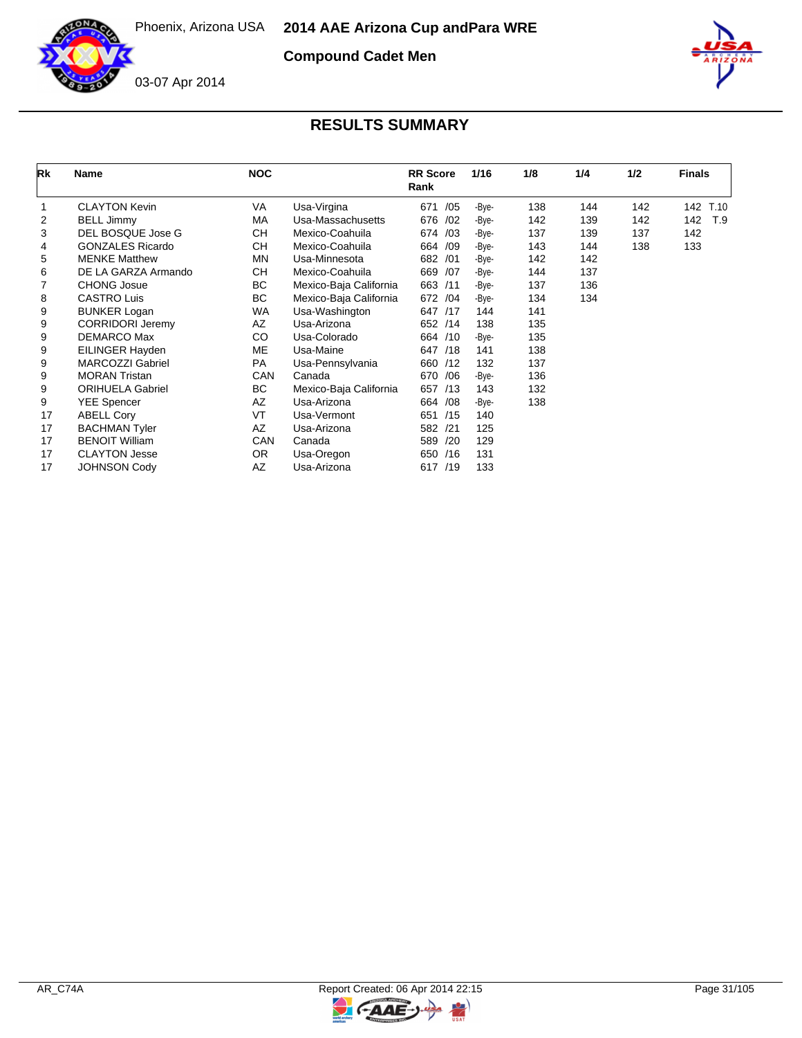# 2014 AAE Arizona Cup andPara WRE

Phoenix, Arizona USA

03-07 Apr 2014

## Compound Cadet Men

## RESULTS SUMMARY

| Rk | Name | NOC | | RR Score Rank | 1/16 | 1/8 | 1/4 | 1/2 | Finals |
|---|---|---|---|---|---|---|---|---|---|
| 1 | CLAYTON Kevin | VA | Usa-Virgina | 671 /05 | -Bye- | 138 | 144 | 142 | 142 T.10 |
| 2 | BELL Jimmy | MA | Usa-Massachusetts | 676 /02 | -Bye- | 142 | 139 | 142 | 142 T.9 |
| 3 | DEL BOSQUE Jose G | CH | Mexico-Coahuila | 674 /03 | -Bye- | 137 | 139 | 137 | 142 |
| 4 | GONZALES Ricardo | CH | Mexico-Coahuila | 664 /09 | -Bye- | 143 | 144 | 138 | 133 |
| 5 | MENKE Matthew | MN | Usa-Minnesota | 682 /01 | -Bye- | 142 | 142 | | |
| 6 | DE LA GARZA Armando | CH | Mexico-Coahuila | 669 /07 | -Bye- | 144 | 137 | | |
| 7 | CHONG Josue | BC | Mexico-Baja California | 663 /11 | -Bye- | 137 | 136 | | |
| 8 | CASTRO Luis | BC | Mexico-Baja California | 672 /04 | -Bye- | 134 | 134 | | |
| 9 | BUNKER Logan | WA | Usa-Washington | 647 /17 | 144 | 141 | | | |
| 9 | CORRIDORI Jeremy | AZ | Usa-Arizona | 652 /14 | 138 | 135 | | | |
| 9 | DEMARCO Max | CO | Usa-Colorado | 664 /10 | -Bye- | 135 | | | |
| 9 | EILINGER Hayden | ME | Usa-Maine | 647 /18 | 141 | 138 | | | |
| 9 | MARCOZZI Gabriel | PA | Usa-Pennsylvania | 660 /12 | 132 | 137 | | | |
| 9 | MORAN Tristan | CAN | Canada | 670 /06 | -Bye- | 136 | | | |
| 9 | ORIHUELA Gabriel | BC | Mexico-Baja California | 657 /13 | 143 | 132 | | | |
| 9 | YEE Spencer | AZ | Usa-Arizona | 664 /08 | -Bye- | 138 | | | |
| 17 | ABELL Cory | VT | Usa-Vermont | 651 /15 | 140 | | | | |
| 17 | BACHMAN Tyler | AZ | Usa-Arizona | 582 /21 | 125 | | | | |
| 17 | BENOIT William | CAN | Canada | 589 /20 | 129 | | | | |
| 17 | CLAYTON Jesse | OR | Usa-Oregon | 650 /16 | 131 | | | | |
| 17 | JOHNSON Cody | AZ | Usa-Arizona | 617 /19 | 133 | | | | |

AR_C74A

Report Created: 06 Apr 2014 22:15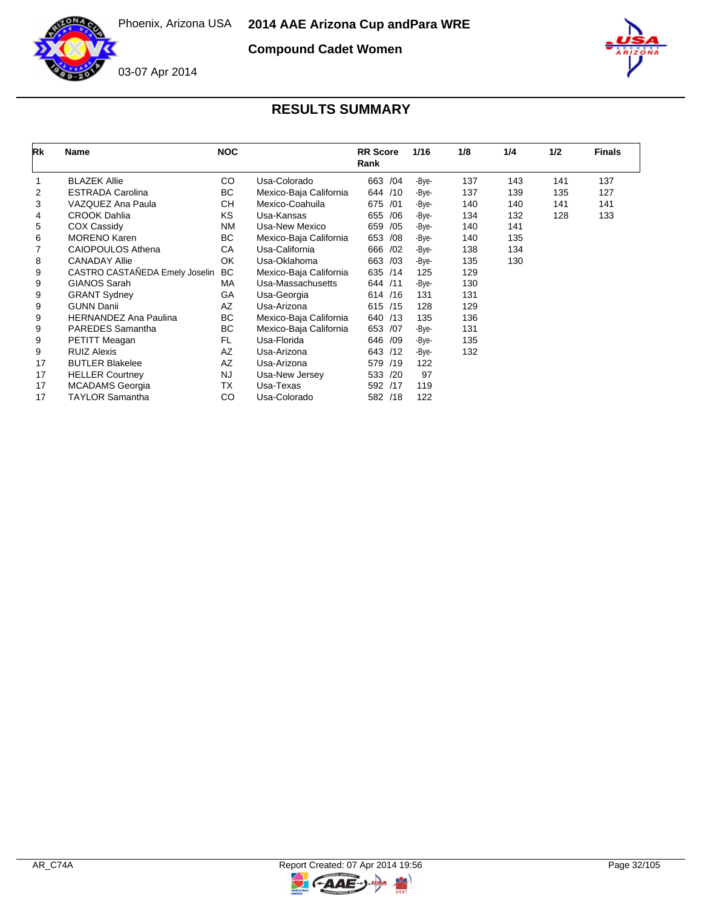# 2014 AAE Arizona Cup andPara WRE

Phoenix, Arizona USA

03-07 Apr 2014

## Compound Cadet Women

## RESULTS SUMMARY

| Rk | Name | NOC | | RR Score Rank | 1/16 | 1/8 | 1/4 | 1/2 | Finals |
|---|---|---|---|---|---|---|---|---|---|
| 1 | BLAZEK Allie | CO | Usa-Colorado | 663 /04 | -Bye- | 137 | 143 | 141 | 137 |
| 2 | ESTRADA Carolina | BC | Mexico-Baja California | 644 /10 | -Bye- | 137 | 139 | 135 | 127 |
| 3 | VAZQUEZ Ana Paula | CH | Mexico-Coahuila | 675 /01 | -Bye- | 140 | 140 | 141 | 141 |
| 4 | CROOK Dahlia | KS | Usa-Kansas | 655 /06 | -Bye- | 134 | 132 | 128 | 133 |
| 5 | COX Cassidy | NM | Usa-New Mexico | 659 /05 | -Bye- | 140 | 141 | | |
| 6 | MORENO Karen | BC | Mexico-Baja California | 653 /08 | -Bye- | 140 | 135 | | |
| 7 | CAIOPOULOS Athena | CA | Usa-California | 666 /02 | -Bye- | 138 | 134 | | |
| 8 | CANADAY Allie | OK | Usa-Oklahoma | 663 /03 | -Bye- | 135 | 130 | | |
| 9 | CASTRO CASTAÑEDA Emely Joselin | BC | Mexico-Baja California | 635 /14 | 125 | 129 | | | |
| 9 | GIANOS Sarah | MA | Usa-Massachusetts | 644 /11 | -Bye- | 130 | | | |
| 9 | GRANT Sydney | GA | Usa-Georgia | 614 /16 | 131 | 131 | | | |
| 9 | GUNN Danii | AZ | Usa-Arizona | 615 /15 | 128 | 129 | | | |
| 9 | HERNANDEZ Ana Paulina | BC | Mexico-Baja California | 640 /13 | 135 | 136 | | | |
| 9 | PAREDES Samantha | BC | Mexico-Baja California | 653 /07 | -Bye- | 131 | | | |
| 9 | PETITT Meagan | FL | Usa-Florida | 646 /09 | -Bye- | 135 | | | |
| 9 | RUIZ Alexis | AZ | Usa-Arizona | 643 /12 | -Bye- | 132 | | | |
| 17 | BUTLER Blakelee | AZ | Usa-Arizona | 579 /19 | 122 | | | | |
| 17 | HELLER Courtney | NJ | Usa-New Jersey | 533 /20 | 97 | | | | |
| 17 | MCADAMS Georgia | TX | Usa-Texas | 592 /17 | 119 | | | | |
| 17 | TAYLOR Samantha | CO | Usa-Colorado | 582 /18 | 122 | | | | |

AR_C74A    Report Created: 07 Apr 2014 19:56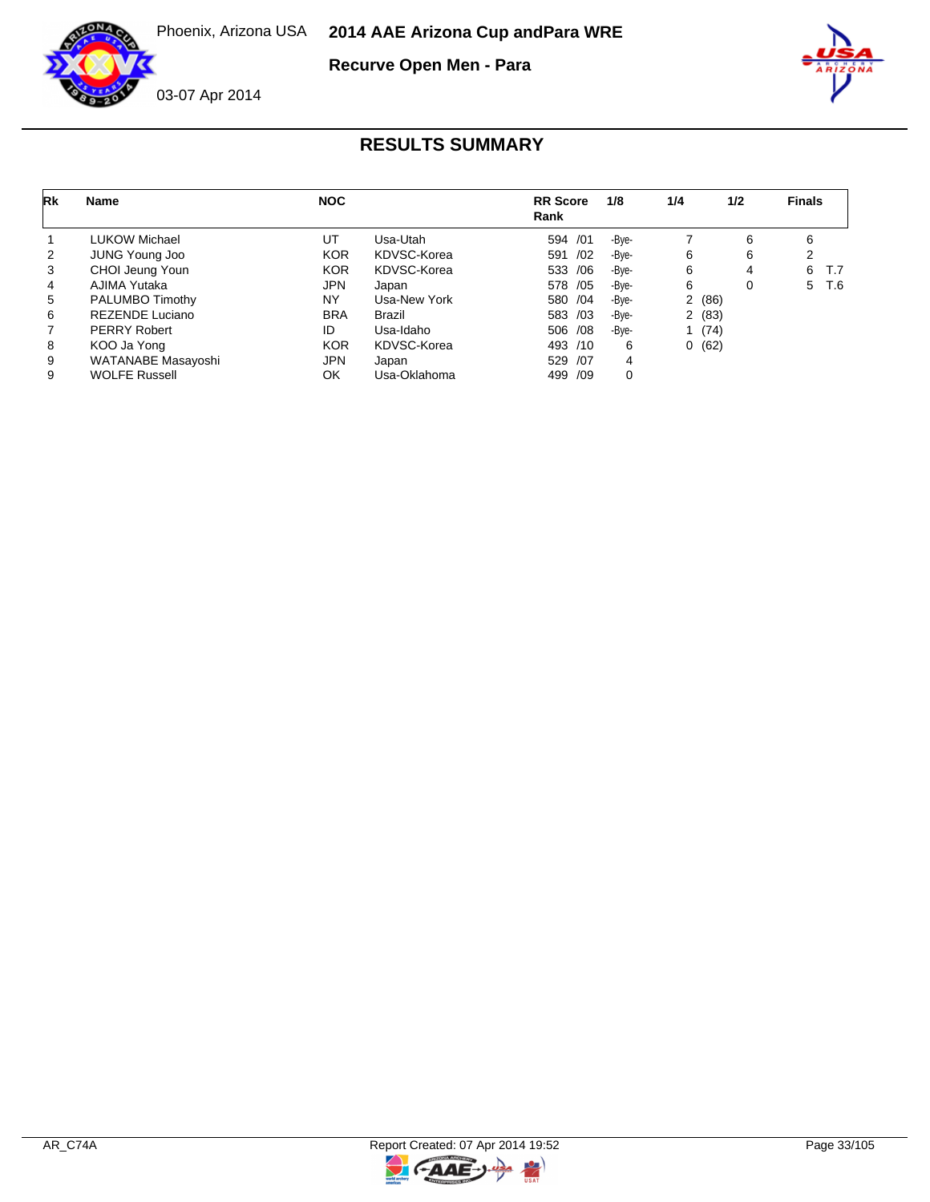Phoenix, Arizona USA

# 2014 AAE Arizona Cup andPara WRE

## Recurve Open Men - Para

03-07 Apr 2014

## RESULTS SUMMARY

| Rk | Name | NOC | | RR Score Rank | 1/8 | 1/4 | 1/2 | Finals |
|---|---|---|---|---|---|---|---|---|
| 1 | LUKOW Michael | UT | Usa-Utah | 594 /01 | -Bye- | 7 | 6 | 6 |
| 2 | JUNG Young Joo | KOR | KDVSC-Korea | 591 /02 | -Bye- | 6 | 6 | 2 |
| 3 | CHOI Jeung Youn | KOR | KDVSC-Korea | 533 /06 | -Bye- | 6 | 4 | 6 T.7 |
| 4 | AJIMA Yutaka | JPN | Japan | 578 /05 | -Bye- | 6 | 0 | 5 T.6 |
| 5 | PALUMBO Timothy | NY | Usa-New York | 580 /04 | -Bye- | 2 (86) | | |
| 6 | REZENDE Luciano | BRA | Brazil | 583 /03 | -Bye- | 2 (83) | | |
| 7 | PERRY Robert | ID | Usa-Idaho | 506 /08 | -Bye- | 1 (74) | | |
| 8 | KOO Ja Yong | KOR | KDVSC-Korea | 493 /10 | 6 | 0 (62) | | |
| 9 | WATANABE Masayoshi | JPN | Japan | 529 /07 | 4 | | | |
| 9 | WOLFE Russell | OK | Usa-Oklahoma | 499 /09 | 0 | | | |

AR_C74A Report Created: 07 Apr 2014 19:52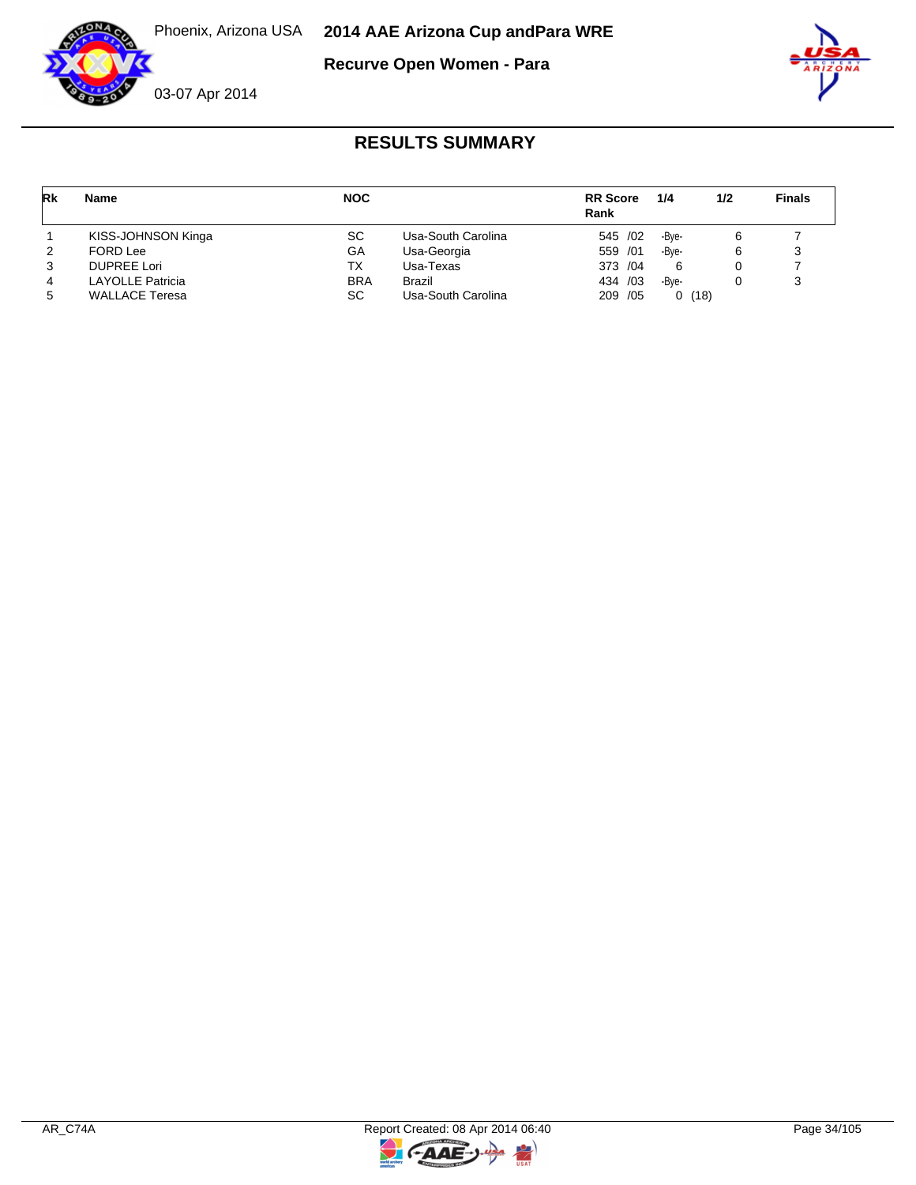# 2014 AAE Arizona Cup andPara WRE

Phoenix, Arizona USA

03-07 Apr 2014

## Recurve Open Women - Para

### RESULTS SUMMARY

| Rk | Name | NOC | | RR Score Rank | 1/4 | 1/2 | Finals |
|---|---|---|---|---|---|---|---|
| 1 | KISS-JOHNSON Kinga | SC | Usa-South Carolina | 545 /02 | -Bye- | 6 | 7 |
| 2 | FORD Lee | GA | Usa-Georgia | 559 /01 | -Bye- | 6 | 3 |
| 3 | DUPREE Lori | TX | Usa-Texas | 373 /04 | 6 | 0 | 7 |
| 4 | LAYOLLE Patricia | BRA | Brazil | 434 /03 | -Bye- | 0 | 3 |
| 5 | WALLACE Teresa | SC | Usa-South Carolina | 209 /05 | 0 (18) | | |

AR_C74A

Report Created: 08 Apr 2014 06:40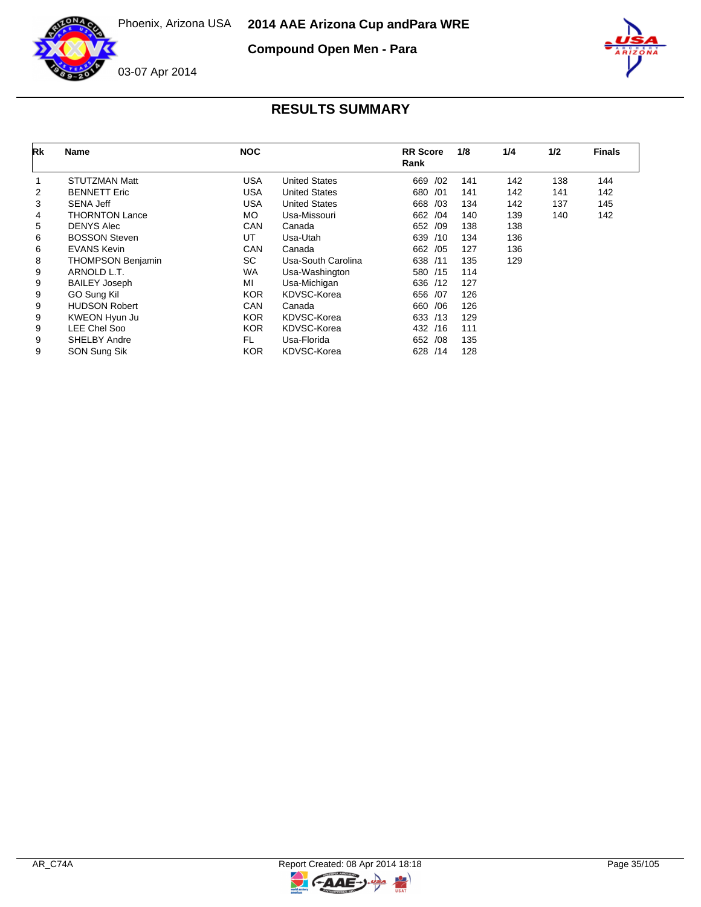Phoenix, Arizona USA

03-07 Apr 2014

# 2014 AAE Arizona Cup andPara WRE

## Compound Open Men - Para

### RESULTS SUMMARY

| Rk | Name | NOC | | RR Score Rank | 1/8 | 1/4 | 1/2 | Finals |
|---|---|---|---|---|---|---|---|---|
| 1 | STUTZMAN Matt | USA | United States | 669 /02 | 141 | 142 | 138 | 144 |
| 2 | BENNETT Eric | USA | United States | 680 /01 | 141 | 142 | 141 | 142 |
| 3 | SENA Jeff | USA | United States | 668 /03 | 134 | 142 | 137 | 145 |
| 4 | THORNTON Lance | MO | Usa-Missouri | 662 /04 | 140 | 139 | 140 | 142 |
| 5 | DENYS Alec | CAN | Canada | 652 /09 | 138 | 138 | | |
| 6 | BOSSON Steven | UT | Usa-Utah | 639 /10 | 134 | 136 | | |
| 6 | EVANS Kevin | CAN | Canada | 662 /05 | 127 | 136 | | |
| 8 | THOMPSON Benjamin | SC | Usa-South Carolina | 638 /11 | 135 | 129 | | |
| 9 | ARNOLD L.T. | WA | Usa-Washington | 580 /15 | 114 | | | |
| 9 | BAILEY Joseph | MI | Usa-Michigan | 636 /12 | 127 | | | |
| 9 | GO Sung Kil | KOR | KDVSC-Korea | 656 /07 | 126 | | | |
| 9 | HUDSON Robert | CAN | Canada | 660 /06 | 126 | | | |
| 9 | KWEON Hyun Ju | KOR | KDVSC-Korea | 633 /13 | 129 | | | |
| 9 | LEE Chel Soo | KOR | KDVSC-Korea | 432 /16 | 111 | | | |
| 9 | SHELBY Andre | FL | Usa-Florida | 652 /08 | 135 | | | |
| 9 | SON Sung Sik | KOR | KDVSC-Korea | 628 /14 | 128 | | | |

AR_C74A Report Created: 08 Apr 2014 18:18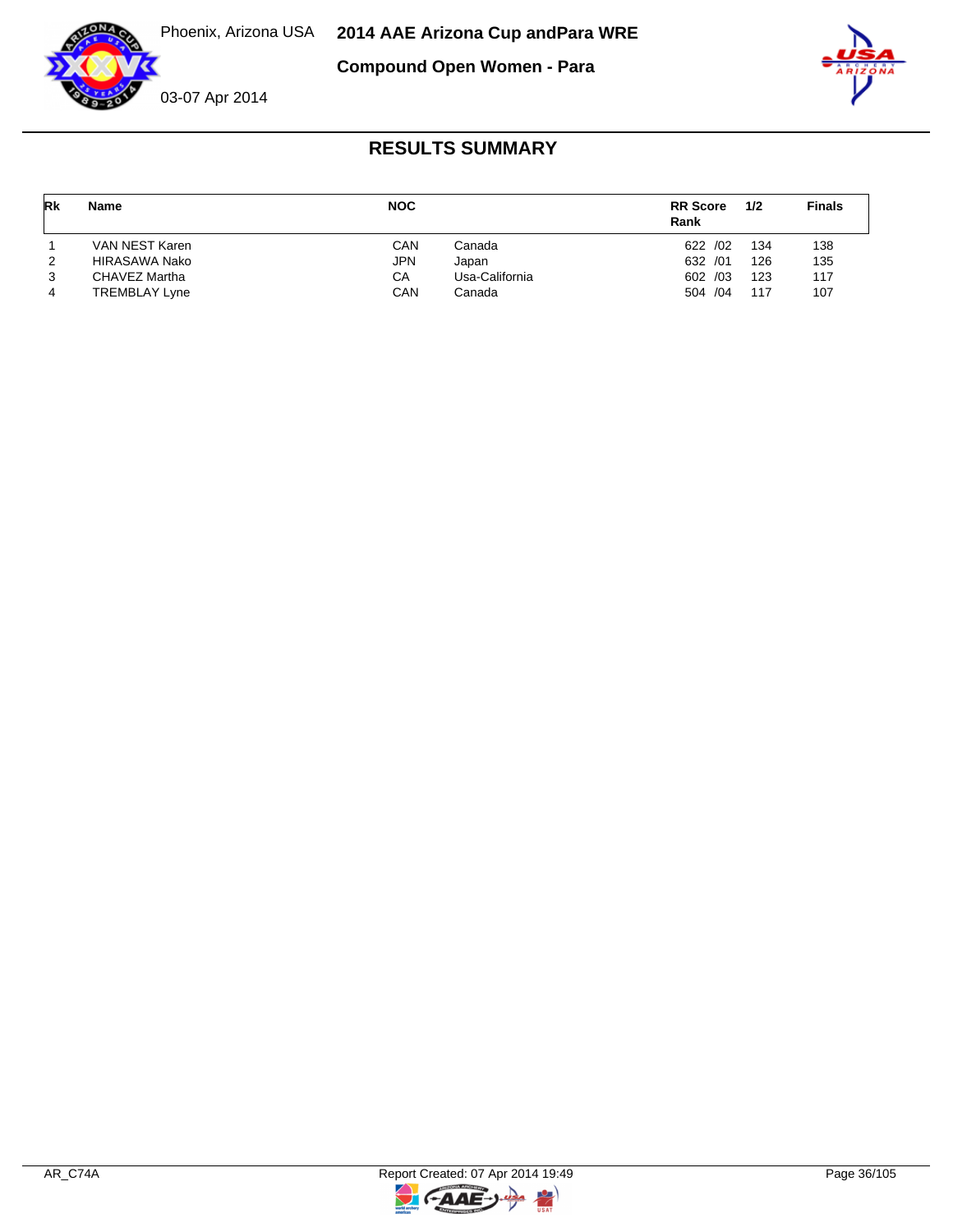# 2014 AAE Arizona Cup andPara WRE

Phoenix, Arizona USA

03-07 Apr 2014

## Compound Open Women - Para

## RESULTS SUMMARY

| Rk | Name | NOC | | RR Score Rank | 1/2 | Finals |
|---|---|---|---|---|---|---|
| 1 | VAN NEST Karen | CAN | Canada | 622 /02 | 134 | 138 |
| 2 | HIRASAWA Nako | JPN | Japan | 632 /01 | 126 | 135 |
| 3 | CHAVEZ Martha | CA | Usa-California | 602 /03 | 123 | 117 |
| 4 | TREMBLAY Lyne | CAN | Canada | 504 /04 | 117 | 107 |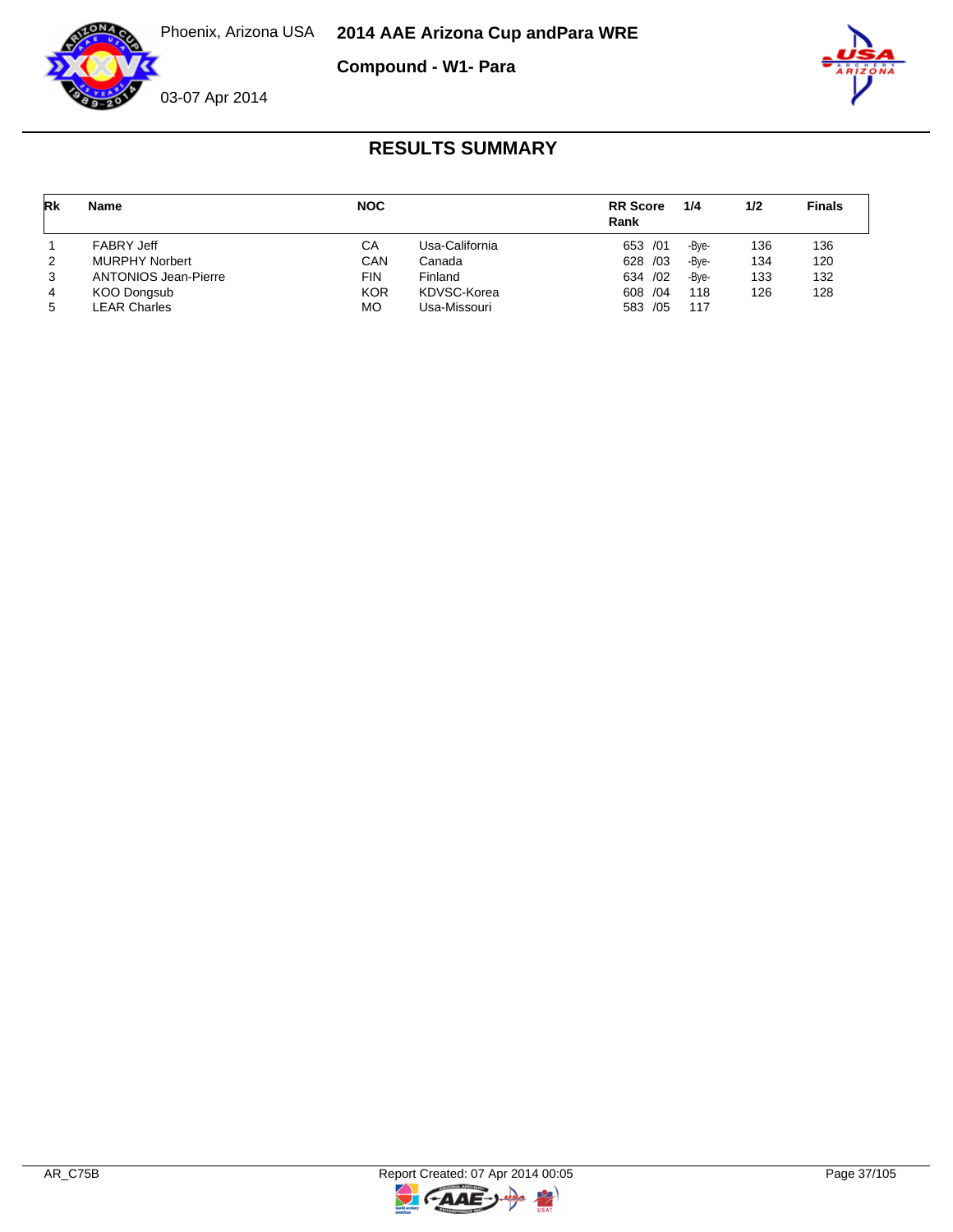Phoenix, Arizona USA

03-07 Apr 2014

**2014 AAE Arizona Cup andPara WRE**

**Compound - W1- Para**

## RESULTS SUMMARY

| Rk | Name | NOC | | RR Score Rank | 1/4 | 1/2 | Finals |
|---|---|---|---|---|---|---|---|
| 1 | FABRY Jeff | CA | Usa-California | 653 /01 | -Bye- | 136 | 136 |
| 2 | MURPHY Norbert | CAN | Canada | 628 /03 | -Bye- | 134 | 120 |
| 3 | ANTONIOS Jean-Pierre | FIN | Finland | 634 /02 | -Bye- | 133 | 132 |
| 4 | KOO Dongsub | KOR | KDVSC-Korea | 608 /04 | 118 | 126 | 128 |
| 5 | LEAR Charles | MO | Usa-Missouri | 583 /05 | 117 | | |

AR_C75B

Report Created: 07 Apr 2014 00:05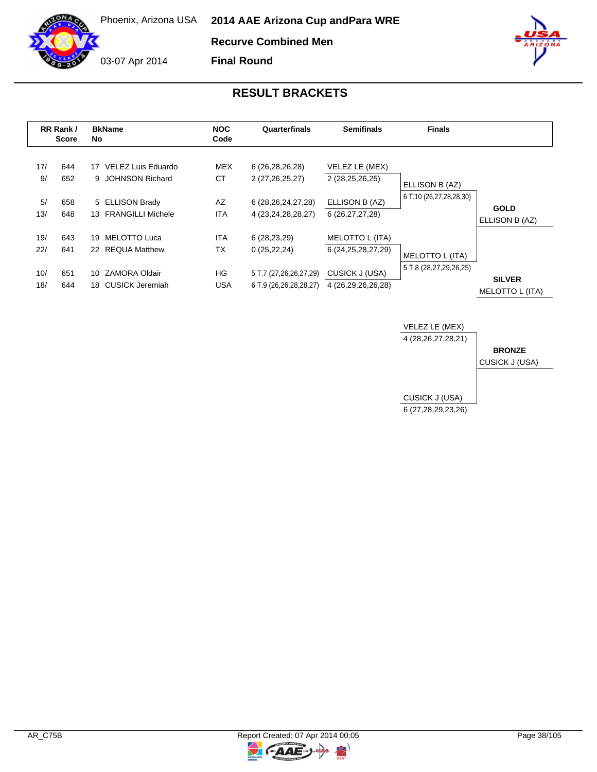Phoenix, Arizona USA

03-07 Apr 2014

# 2014 AAE Arizona Cup andPara WRE

## Recurve Combined Men

## Final Round

## RESULT BRACKETS

| RR Rank / | Score | BkNo | Name | NOC Code | Quarterfinals | Semifinals | Finals | |
|---|---|---|---|---|---|---|---|---|
| 17/ | 644 | 17 | VELEZ Luis Eduardo | MEX | 6 (26,28,26,28) | VELEZ LE (MEX) | | |
| 9/ | 652 | 9 | JOHNSON Richard | CT | 2 (27,26,25,27) | 2 (28,25,26,25) | ELLISON B (AZ) | |
| 5/ | 658 | 5 | ELLISON Brady | AZ | 6 (28,26,24,27,28) | ELLISON B (AZ) | 6 T.10 (26,27,28,28,30) | **GOLD** |
| 13/ | 648 | 13 | FRANGILLI Michele | ITA | 4 (23,24,28,28,27) | 6 (26,27,27,28) | | ELLISON B (AZ) |
| 19/ | 643 | 19 | MELOTTO Luca | ITA | 6 (28,23,29) | MELOTTO L (ITA) | | |
| 22/ | 641 | 22 | REQUA Matthew | TX | 0 (25,22,24) | 6 (24,25,28,27,29) | MELOTTO L (ITA) | |
| 10/ | 651 | 10 | ZAMORA Oldair | HG | 5 T.7 (27,26,26,27,29) | CUSICK J (USA) | 5 T.8 (28,27,29,26,25) | **SILVER** |
| 18/ | 644 | 18 | CUSICK Jeremiah | USA | 6 T.9 (26,26,28,28,27) | 4 (26,29,26,26,28) | | MELOTTO L (ITA) |

| Bronze Match | |
|---|---|
| VELEZ LE (MEX) | |
| 4 (28,26,27,28,21) | **BRONZE** |
| | CUSICK J (USA) |
| CUSICK J (USA) | |
| 6 (27,28,29,23,26) | |

AR_C75B

Report Created: 07 Apr 2014 00:05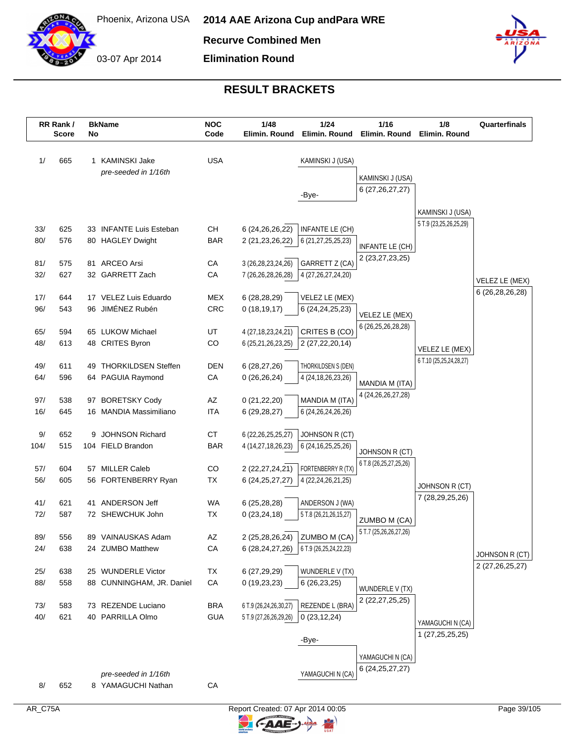# 2014 AAE Arizona Cup andPara WRE

Phoenix, Arizona USA

03-07 Apr 2014

## Recurve Combined Men

## Elimination Round

## RESULT BRACKETS

| RR Rank / Score | | BkName No | | NOC Code | 1/48 Elimin. Round | 1/24 Elimin. Round | 1/16 Elimin. Round | 1/8 Elimin. Round | Quarterfinals |
|---|---|---|---|---|---|---|---|---|---|
| 1/ | 665 | 1 | KAMINSKI Jake *pre-seeded in 1/16th* | USA | | KAMINSKI J (USA) | KAMINSKI J (USA) 6 (27,26,27,27) | KAMINSKI J (USA) 5 T.9 (23,25,26,25,29) | VELEZ LE (MEX) 6 (26,28,26,28) |
| | | | | | | -Bye- | | | |
| 33/ | 625 | 33 | INFANTE Luis Esteban | CH | 6 (24,26,26,22) | INFANTE LE (CH) | INFANTE LE (CH) 2 (23,27,23,25) | | |
| 80/ | 576 | 80 | HAGLEY Dwight | BAR | 2 (21,23,26,22) | 6 (21,27,25,25,23) | | | |
| 81/ | 575 | 81 | ARCEO Arsi | CA | 3 (26,28,23,24,26) | GARRETT Z (CA) | | | |
| 32/ | 627 | 32 | GARRETT Zach | CA | 7 (26,26,28,26,28) | 4 (27,26,27,24,20) | | | |
| 17/ | 644 | 17 | VELEZ Luis Eduardo | MEX | 6 (28,28,29) | VELEZ LE (MEX) | VELEZ LE (MEX) 6 (26,25,26,28,28) | VELEZ LE (MEX) 6 T.10 (25,25,24,28,27) | |
| 96/ | 543 | 96 | JIMÉNEZ Rubén | CRC | 0 (18,19,17) | 6 (24,24,25,23) | | | |
| 65/ | 594 | 65 | LUKOW Michael | UT | 4 (27,18,23,24,21) | CRITES B (CO) | | | |
| 48/ | 613 | 48 | CRITES Byron | CO | 6 (25,21,26,23,25) | 2 (27,22,20,14) | | | |
| 49/ | 611 | 49 | THORKILDSEN Steffen | DEN | 6 (28,27,26) | THORKILDSEN S (DEN) | MANDIA M (ITA) 4 (24,26,26,27,28) | | |
| 64/ | 596 | 64 | PAGUIA Raymond | CA | 0 (26,26,24) | 4 (24,18,26,23,26) | | | |
| 97/ | 538 | 97 | BORETSKY Cody | AZ | 0 (21,22,20) | MANDIA M (ITA) | | | |
| 16/ | 645 | 16 | MANDIA Massimiliano | ITA | 6 (29,28,27) | 6 (24,26,24,26,26) | | | |
| 9/ | 652 | 9 | JOHNSON Richard | CT | 6 (22,26,25,25,27) | JOHNSON R (CT) | JOHNSON R (CT) 6 T.8 (26,25,27,25,26) | JOHNSON R (CT) 7 (28,29,25,26) | JOHNSON R (CT) 2 (27,26,25,27) |
| 104/ | 515 | 104 | FIELD Brandon | BAR | 4 (14,27,18,26,23) | 6 (24,16,25,25,26) | | | |
| 57/ | 604 | 57 | MILLER Caleb | CO | 2 (22,27,24,21) | FORTENBERRY R (TX) | | | |
| 56/ | 605 | 56 | FORTENBERRY Ryan | TX | 6 (24,25,27,27) | 4 (22,24,26,21,25) | | | |
| 41/ | 621 | 41 | ANDERSON Jeff | WA | 6 (25,28,28) | ANDERSON J (WA) | ZUMBO M (CA) 5 T.7 (25,26,26,27,26) | | |
| 72/ | 587 | 72 | SHEWCHUK John | TX | 0 (23,24,18) | 5 T.8 (26,21,26,15,27) | | | |
| 89/ | 556 | 89 | VAINAUSKAS Adam | AZ | 2 (25,28,26,24) | ZUMBO M (CA) | | | |
| 24/ | 638 | 24 | ZUMBO Matthew | CA | 6 (28,24,27,26) | 6 T.9 (26,25,24,22,23) | | | |
| 25/ | 638 | 25 | WUNDERLE Victor | TX | 6 (27,29,29) | WUNDERLE V (TX) | WUNDERLE V (TX) 2 (22,27,25,25) | YAMAGUCHI N (CA) 1 (27,25,25,25) | |
| 88/ | 558 | 88 | CUNNINGHAM, JR. Daniel | CA | 0 (19,23,23) | 6 (26,23,25) | | | |
| 73/ | 583 | 73 | REZENDE Luciano | BRA | 6 T.9 (26,24,26,30,27) | REZENDE L (BRA) | | | |
| 40/ | 621 | 40 | PARRILLA Olmo | GUA | 5 T.9 (27,26,26,29,26) | 0 (23,12,24) | | | |
| | | | | | | -Bye- | YAMAGUCHI N (CA) 6 (24,25,27,27) | | |
| 8/ | 652 | 8 | YAMAGUCHI Nathan *pre-seeded in 1/16th* | CA | | YAMAGUCHI N (CA) | | | |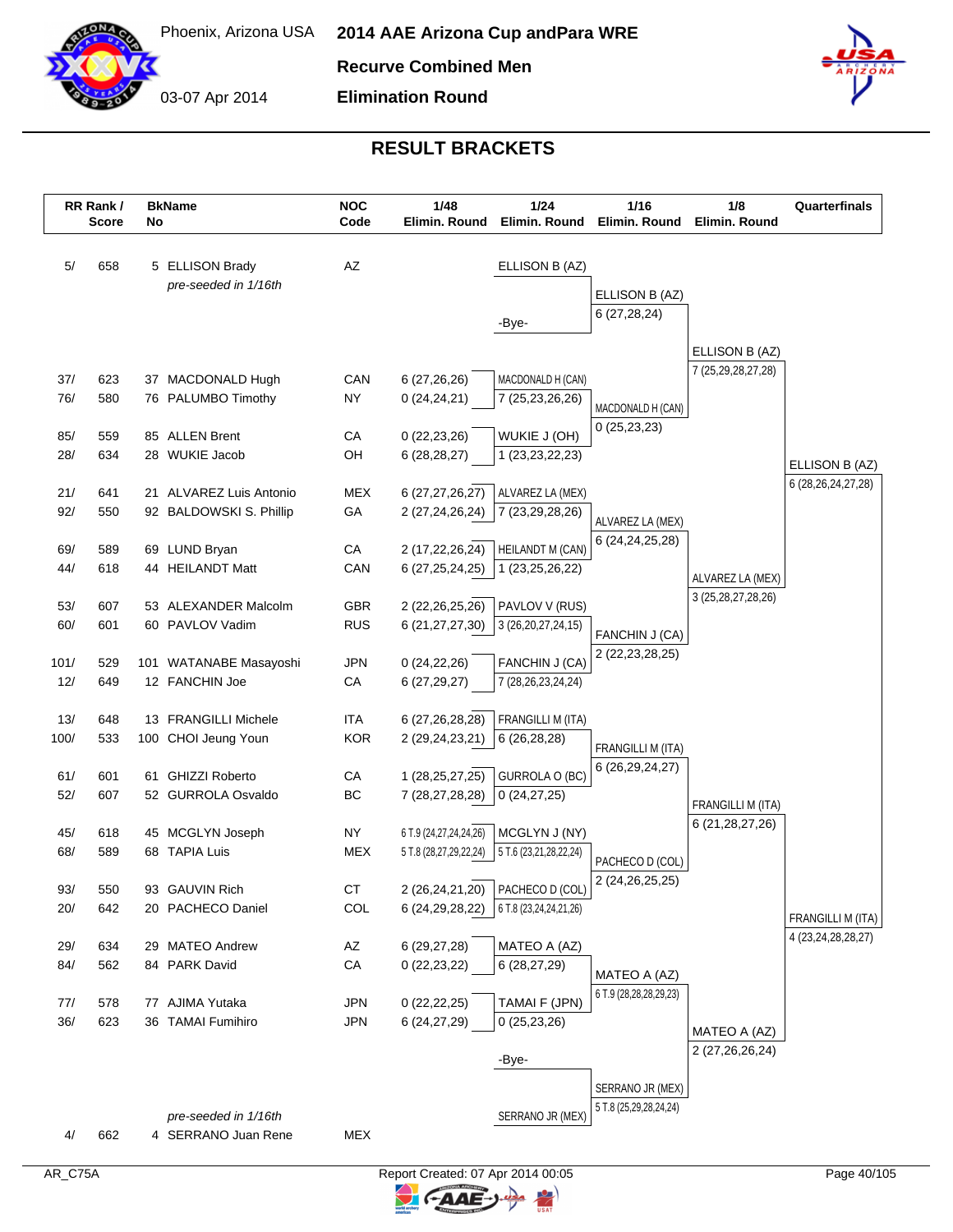# 2014 AAE Arizona Cup andPara WRE

Phoenix, Arizona USA — 03-07 Apr 2014

## Recurve Combined Men

## Elimination Round

## RESULT BRACKETS

| RR Rank / | Score | BkName No | Name | NOC Code | 1/48 Elimin. Round | 1/24 Elimin. Round | 1/16 Elimin. Round | 1/8 Elimin. Round | Quarterfinals |
|---|---|---|---|---|---|---|---|---|---|
| 5/ | 658 | 5 | ELLISON Brady *pre-seeded in 1/16th* | AZ | | ELLISON B (AZ) | ELLISON B (AZ) 6 (27,28,24) | ELLISON B (AZ) 7 (25,29,28,27,28) | ELLISON B (AZ) 6 (28,26,24,27,28) |
| | | | | | | -Bye- | | | |
| 37/ | 623 | 37 | MACDONALD Hugh | CAN | 6 (27,26,26) | MACDONALD H (CAN) 7 (25,23,26,26) | MACDONALD H (CAN) 0 (25,23,23) | | |
| 76/ | 580 | 76 | PALUMBO Timothy | NY | 0 (24,24,21) | | | | |
| 85/ | 559 | 85 | ALLEN Brent | CA | 0 (22,23,26) | WUKIE J (OH) 1 (23,23,22,23) | | | |
| 28/ | 634 | 28 | WUKIE Jacob | OH | 6 (28,28,27) | | | | |
| 21/ | 641 | 21 | ALVAREZ Luis Antonio | MEX | 6 (27,27,26,27) | ALVAREZ LA (MEX) 7 (23,29,28,26) | ALVAREZ LA (MEX) 6 (24,24,25,28) | ALVAREZ LA (MEX) 3 (25,28,27,28,26) | |
| 92/ | 550 | 92 | BALDOWSKI S. Phillip | GA | 2 (27,24,26,24) | | | | |
| 69/ | 589 | 69 | LUND Bryan | CA | 2 (17,22,26,24) | HEILANDT M (CAN) 1 (23,25,26,22) | | | |
| 44/ | 618 | 44 | HEILANDT Matt | CAN | 6 (27,25,24,25) | | | | |
| 53/ | 607 | 53 | ALEXANDER Malcolm | GBR | 2 (22,26,25,26) | PAVLOV V (RUS) 3 (26,20,27,24,15) | FANCHIN J (CA) 2 (22,23,28,25) | | |
| 60/ | 601 | 60 | PAVLOV Vadim | RUS | 6 (21,27,27,30) | | | | |
| 101/ | 529 | 101 | WATANABE Masayoshi | JPN | 0 (24,22,26) | FANCHIN J (CA) 7 (28,26,23,24,24) | | | |
| 12/ | 649 | 12 | FANCHIN Joe | CA | 6 (27,29,27) | | | | |
| 13/ | 648 | 13 | FRANGILLI Michele | ITA | 6 (27,26,28,28) | FRANGILLI M (ITA) 6 (26,28,28) | FRANGILLI M (ITA) 6 (26,29,24,27) | FRANGILLI M (ITA) 6 (21,28,27,26) | FRANGILLI M (ITA) 4 (23,24,28,28,27) |
| 100/ | 533 | 100 | CHOI Jeung Youn | KOR | 2 (29,24,23,21) | | | | |
| 61/ | 601 | 61 | GHIZZI Roberto | CA | 1 (28,25,27,25) | GURROLA O (BC) 0 (24,27,25) | | | |
| 52/ | 607 | 52 | GURROLA Osvaldo | BC | 7 (28,27,28,28) | | | | |
| 45/ | 618 | 45 | MCGLYN Joseph | NY | 6 T.9 (24,27,24,24,26) | MCGLYN J (NY) 5 T.6 (23,21,28,22,24) | PACHECO D (COL) 2 (24,26,25,25) | | |
| 68/ | 589 | 68 | TAPIA Luis | MEX | 5 T.8 (28,27,29,22,24) | | | | |
| 93/ | 550 | 93 | GAUVIN Rich | CT | 2 (26,24,21,20) | PACHECO D (COL) 6 T.8 (23,24,24,21,26) | | | |
| 20/ | 642 | 20 | PACHECO Daniel | COL | 6 (24,29,28,22) | | | | |
| 29/ | 634 | 29 | MATEO Andrew | AZ | 6 (29,27,28) | MATEO A (AZ) 6 (28,27,29) | MATEO A (AZ) 6 T.9 (28,28,28,29,23) | MATEO A (AZ) 2 (27,26,26,24) | |
| 84/ | 562 | 84 | PARK David | CA | 0 (22,23,22) | | | | |
| 77/ | 578 | 77 | AJIMA Yutaka | JPN | 0 (22,22,25) | TAMAI F (JPN) 0 (25,23,26) | | | |
| 36/ | 623 | 36 | TAMAI Fumihiro | JPN | 6 (24,27,29) | | | | |
| | | | | | | -Bye- | SERRANO JR (MEX) 5 T.8 (25,29,28,24,24) | | |
| 4/ | 662 | 4 | SERRANO Juan Rene *pre-seeded in 1/16th* | MEX | | SERRANO JR (MEX) | | | |

AR_C75A — Report Created: 07 Apr 2014 00:05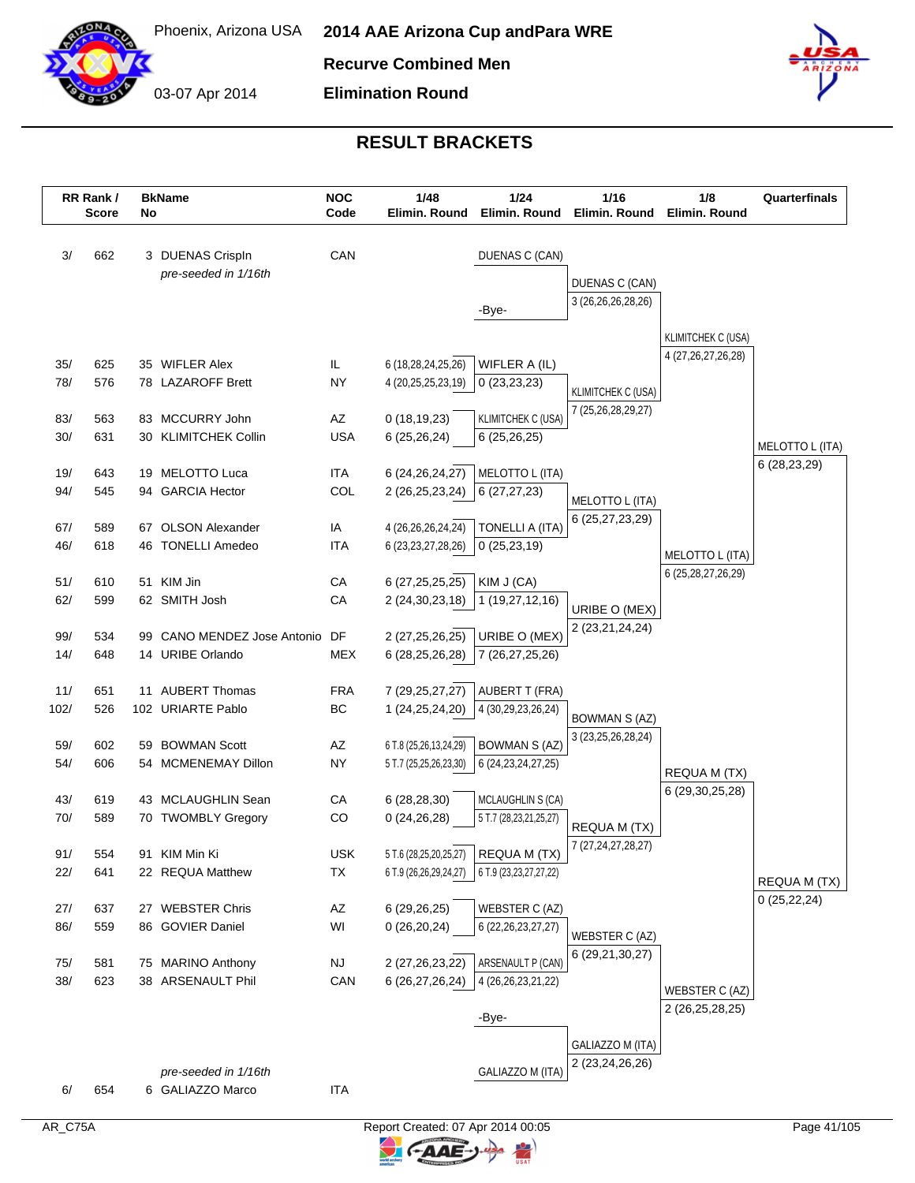# 2014 AAE Arizona Cup andPara WRE

Phoenix, Arizona USA

03-07 Apr 2014

**Recurve Combined Men**

**Elimination Round**

## RESULT BRACKETS

| RR Rank / Score | | BkName No | | NOC Code | 1/48 Elimin. Round | 1/24 Elimin. Round | 1/16 Elimin. Round | 1/8 Elimin. Round | Quarterfinals |
|---|---|---|---|---|---|---|---|---|---|
| 3/ | 662 | 3 | DUENAS Crispln *pre-seeded in 1/16th* | CAN | | DUENAS C (CAN) | DUENAS C (CAN) 3 (26,26,26,28,26) | KLIMITCHEK C (USA) 4 (27,26,27,26,28) | MELOTTO L (ITA) 6 (28,23,29) |
| | | | -Bye- | | | -Bye- | | | |
| 35/ | 625 | 35 | WIFLER Alex | IL | 6 (18,28,24,25,26) | WIFLER A (IL) | KLIMITCHEK C (USA) 7 (25,26,28,29,27) | | |
| 78/ | 576 | 78 | LAZAROFF Brett | NY | 4 (20,25,25,23,19) | 0 (23,23,23) | | | |
| 83/ | 563 | 83 | MCCURRY John | AZ | 0 (18,19,23) | KLIMITCHEK C (USA) | | | |
| 30/ | 631 | 30 | KLIMITCHEK Collin | USA | 6 (25,26,24) | 6 (25,26,25) | | | |
| 19/ | 643 | 19 | MELOTTO Luca | ITA | 6 (24,26,24,27) | MELOTTO L (ITA) | MELOTTO L (ITA) 6 (25,27,23,29) | MELOTTO L (ITA) 6 (25,28,27,26,29) | |
| 94/ | 545 | 94 | GARCIA Hector | COL | 2 (26,25,23,24) | 6 (27,27,23) | | | |
| 67/ | 589 | 67 | OLSON Alexander | IA | 4 (26,26,26,24,24) | TONELLI A (ITA) | | | |
| 46/ | 618 | 46 | TONELLI Amedeo | ITA | 6 (23,23,27,28,26) | 0 (25,23,19) | | | |
| 51/ | 610 | 51 | KIM Jin | CA | 6 (27,25,25,25) | KIM J (CA) | URIBE O (MEX) 2 (23,21,24,24) | | |
| 62/ | 599 | 62 | SMITH Josh | CA | 2 (24,30,23,18) | 1 (19,27,12,16) | | | |
| 99/ | 534 | 99 | CANO MENDEZ Jose Antonio | DF | 2 (27,25,26,25) | URIBE O (MEX) | | | |
| 14/ | 648 | 14 | URIBE Orlando | MEX | 6 (28,25,26,28) | 7 (26,27,25,26) | | | |
| 11/ | 651 | 11 | AUBERT Thomas | FRA | 7 (29,25,27,27) | AUBERT T (FRA) | BOWMAN S (AZ) 3 (23,25,26,28,24) | REQUA M (TX) 6 (29,30,25,28) | REQUA M (TX) 0 (25,22,24) |
| 102/ | 526 | 102 | URIARTE Pablo | BC | 1 (24,25,24,20) | 4 (30,29,23,26,24) | | | |
| 59/ | 602 | 59 | BOWMAN Scott | AZ | 6 T.8 (25,26,13,24,29) | BOWMAN S (AZ) | | | |
| 54/ | 606 | 54 | MCMENEMAY Dillon | NY | 5 T.7 (25,25,26,23,30) | 6 (24,23,24,27,25) | | | |
| 43/ | 619 | 43 | MCLAUGHLIN Sean | CA | 6 (28,28,30) | MCLAUGHLIN S (CA) | REQUA M (TX) 7 (27,24,27,28,27) | | |
| 70/ | 589 | 70 | TWOMBLY Gregory | CO | 0 (24,26,28) | 5 T.7 (28,23,21,25,27) | | | |
| 91/ | 554 | 91 | KIM Min Ki | USK | 5 T.6 (28,25,20,25,27) | REQUA M (TX) | | | |
| 22/ | 641 | 22 | REQUA Matthew | TX | 6 T.9 (26,26,29,24,27) | 6 T.9 (23,23,27,27,22) | | | |
| 27/ | 637 | 27 | WEBSTER Chris | AZ | 6 (29,26,25) | WEBSTER C (AZ) | WEBSTER C (AZ) 6 (29,21,30,27) | WEBSTER C (AZ) 2 (26,25,28,25) | |
| 86/ | 559 | 86 | GOVIER Daniel | WI | 0 (26,20,24) | 6 (22,26,23,27,27) | | | |
| 75/ | 581 | 75 | MARINO Anthony | NJ | 2 (27,26,23,22) | ARSENAULT P (CAN) | | | |
| 38/ | 623 | 38 | ARSENAULT Phil | CAN | 6 (26,27,26,24) | 4 (26,26,23,21,22) | | | |
| | | | -Bye- | | | -Bye- | GALIAZZO M (ITA) 2 (23,24,26,26) | | |
| 6/ | 654 | 6 | GALIAZZO Marco *pre-seeded in 1/16th* | ITA | | GALIAZZO M (ITA) | | | |

AR_C75A

Report Created: 07 Apr 2014 00:05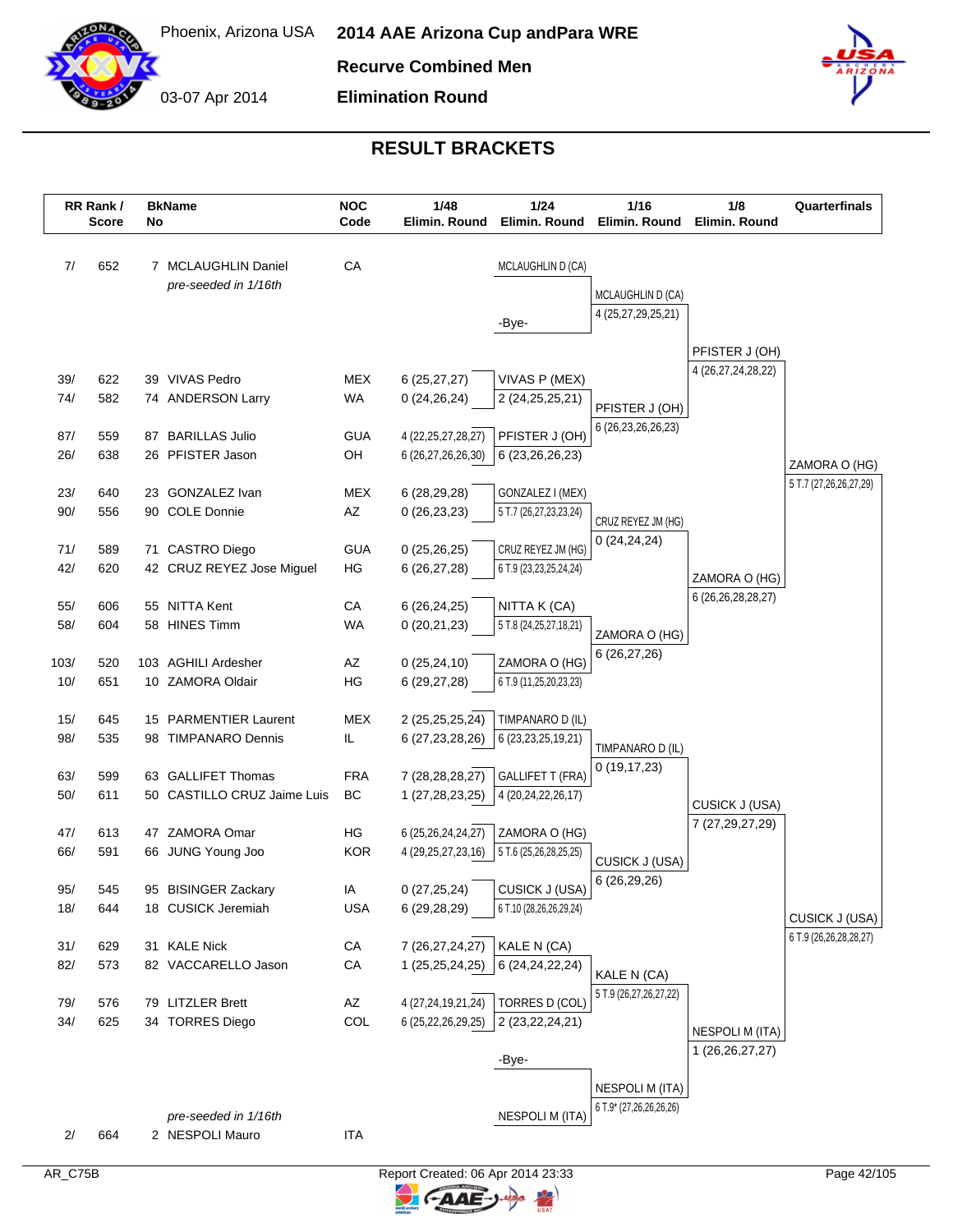Phoenix, Arizona USA

03-07 Apr 2014

# 2014 AAE Arizona Cup andPara WRE

## Recurve Combined Men

## Elimination Round

### RESULT BRACKETS

| RR Rank / | Score | BkName No | | NOC Code | 1/48 Elimin. Round | 1/24 Elimin. Round | 1/16 Elimin. Round | 1/8 Elimin. Round | Quarterfinals |
|---|---|---|---|---|---|---|---|---|---|
| 7/ | 652 | 7 | MCLAUGHLIN Daniel *pre-seeded in 1/16th* | CA | | MCLAUGHLIN D (CA) | MCLAUGHLIN D (CA) 4 (25,27,29,25,21) | | |
| | | | | | | -Bye- | | PFISTER J (OH) 4 (26,27,24,28,22) | |
| 39/ | 622 | 39 | VIVAS Pedro | MEX | 6 (25,27,27) | VIVAS P (MEX) | | | |
| 74/ | 582 | 74 | ANDERSON Larry | WA | 0 (24,26,24) | 2 (24,25,25,21) | PFISTER J (OH) 6 (26,23,26,26,23) | | |
| 87/ | 559 | 87 | BARILLAS Julio | GUA | 4 (22,25,27,28,27) | PFISTER J (OH) | | | |
| 26/ | 638 | 26 | PFISTER Jason | OH | 6 (26,27,26,26,30) | 6 (23,26,26,23) | | | ZAMORA O (HG) 5 T.7 (27,26,26,27,29) |
| 23/ | 640 | 23 | GONZALEZ Ivan | MEX | 6 (28,29,28) | GONZALEZ I (MEX) | | | |
| 90/ | 556 | 90 | COLE Donnie | AZ | 0 (26,23,23) | 5 T.7 (26,27,23,23,24) | CRUZ REYEZ JM (HG) 0 (24,24,24) | | |
| 71/ | 589 | 71 | CASTRO Diego | GUA | 0 (25,26,25) | CRUZ REYEZ JM (HG) | | | |
| 42/ | 620 | 42 | CRUZ REYEZ Jose Miguel | HG | 6 (26,27,28) | 6 T.9 (23,23,25,24,24) | | ZAMORA O (HG) 6 (26,26,28,28,27) | |
| 55/ | 606 | 55 | NITTA Kent | CA | 6 (26,24,25) | NITTA K (CA) | | | |
| 58/ | 604 | 58 | HINES Timm | WA | 0 (20,21,23) | 5 T.8 (24,25,27,18,21) | ZAMORA O (HG) 6 (26,27,26) | | |
| 103/ | 520 | 103 | AGHILI Ardesher | AZ | 0 (25,24,10) | ZAMORA O (HG) | | | |
| 10/ | 651 | 10 | ZAMORA Oldair | HG | 6 (29,27,28) | 6 T.9 (11,25,20,23,23) | | | |
| 15/ | 645 | 15 | PARMENTIER Laurent | MEX | 2 (25,25,25,24) | TIMPANARO D (IL) | | | |
| 98/ | 535 | 98 | TIMPANARO Dennis | IL | 6 (27,23,28,26) | 6 (23,23,25,19,21) | TIMPANARO D (IL) 0 (19,17,23) | | |
| 63/ | 599 | 63 | GALLIFET Thomas | FRA | 7 (28,28,28,27) | GALLIFET T (FRA) | | | |
| 50/ | 611 | 50 | CASTILLO CRUZ Jaime Luis | BC | 1 (27,28,23,25) | 4 (20,24,22,26,17) | | CUSICK J (USA) 7 (27,29,27,29) | |
| 47/ | 613 | 47 | ZAMORA Omar | HG | 6 (25,26,24,24,27) | ZAMORA O (HG) | | | |
| 66/ | 591 | 66 | JUNG Young Joo | KOR | 4 (29,25,27,23,16) | 5 T.6 (25,26,28,25,25) | CUSICK J (USA) 6 (26,29,26) | | |
| 95/ | 545 | 95 | BISINGER Zackary | IA | 0 (27,25,24) | CUSICK J (USA) | | | |
| 18/ | 644 | 18 | CUSICK Jeremiah | USA | 6 (29,28,29) | 6 T.10 (28,26,26,29,24) | | | CUSICK J (USA) 6 T.9 (26,26,28,28,27) |
| 31/ | 629 | 31 | KALE Nick | CA | 7 (26,27,24,27) | KALE N (CA) | | | |
| 82/ | 573 | 82 | VACCARELLO Jason | CA | 1 (25,25,24,25) | 6 (24,24,22,24) | KALE N (CA) 5 T.9 (26,27,26,27,22) | | |
| 79/ | 576 | 79 | LITZLER Brett | AZ | 4 (27,24,19,21,24) | TORRES D (COL) | | | |
| 34/ | 625 | 34 | TORRES Diego | COL | 6 (25,22,26,29,25) | 2 (23,22,24,21) | | NESPOLI M (ITA) 1 (26,26,27,27) | |
| | | | | | | -Bye- | | | |
| 2/ | 664 | 2 | NESPOLI Mauro *pre-seeded in 1/16th* | ITA | | NESPOLI M (ITA) | NESPOLI M (ITA) 6 T.9* (27,26,26,26,26) | | |

AR_C75B

Report Created: 06 Apr 2014 23:33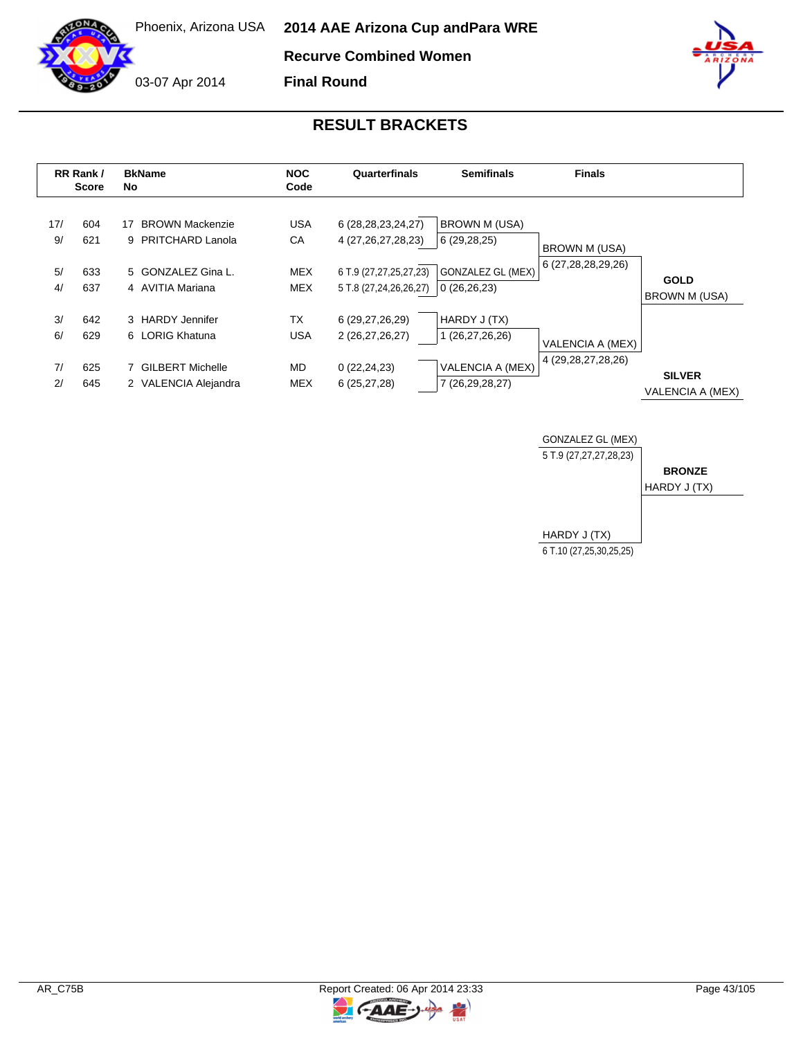Phoenix, Arizona USA

03-07 Apr 2014

# 2014 AAE Arizona Cup andPara WRE

## Recurve Combined Women

## Final Round

## RESULT BRACKETS

| RR Rank / Score | | BkName No | | NOC Code | Quarterfinals | Semifinals | Finals | |
|---|---|---|---|---|---|---|---|---|
| 17/ | 604 | 17 | BROWN Mackenzie | USA | 6 (28,28,23,24,27) | BROWN M (USA) | | |
| 9/ | 621 | 9 | PRITCHARD Lanola | CA | 4 (27,26,27,28,23) | 6 (29,28,25) | BROWN M (USA) | |
| | | | | | | | 6 (27,28,28,29,26) | |
| 5/ | 633 | 5 | GONZALEZ Gina L. | MEX | 6 T.9 (27,27,25,27,23) | GONZALEZ GL (MEX) | | **GOLD** |
| 4/ | 637 | 4 | AVITIA Mariana | MEX | 5 T.8 (27,24,26,26,27) | 0 (26,26,23) | | BROWN M (USA) |
| 3/ | 642 | 3 | HARDY Jennifer | TX | 6 (29,27,26,29) | HARDY J (TX) | | |
| 6/ | 629 | 6 | LORIG Khatuna | USA | 2 (26,27,26,27) | 1 (26,27,26,26) | VALENCIA A (MEX) | |
| | | | | | | | 4 (29,28,27,28,26) | |
| 7/ | 625 | 7 | GILBERT Michelle | MD | 0 (22,24,23) | VALENCIA A (MEX) | | **SILVER** |
| 2/ | 645 | 2 | VALENCIA Alejandra | MEX | 6 (25,27,28) | 7 (26,29,28,27) | | VALENCIA A (MEX) |

| Bronze Match | |
|---|---|
| GONZALEZ GL (MEX) | |
| 5 T.9 (27,27,27,28,23) | **BRONZE** |
| | HARDY J (TX) |
| HARDY J (TX) | |
| 6 T.10 (27,25,30,25,25) | |

AR_C75B

Report Created: 06 Apr 2014 23:33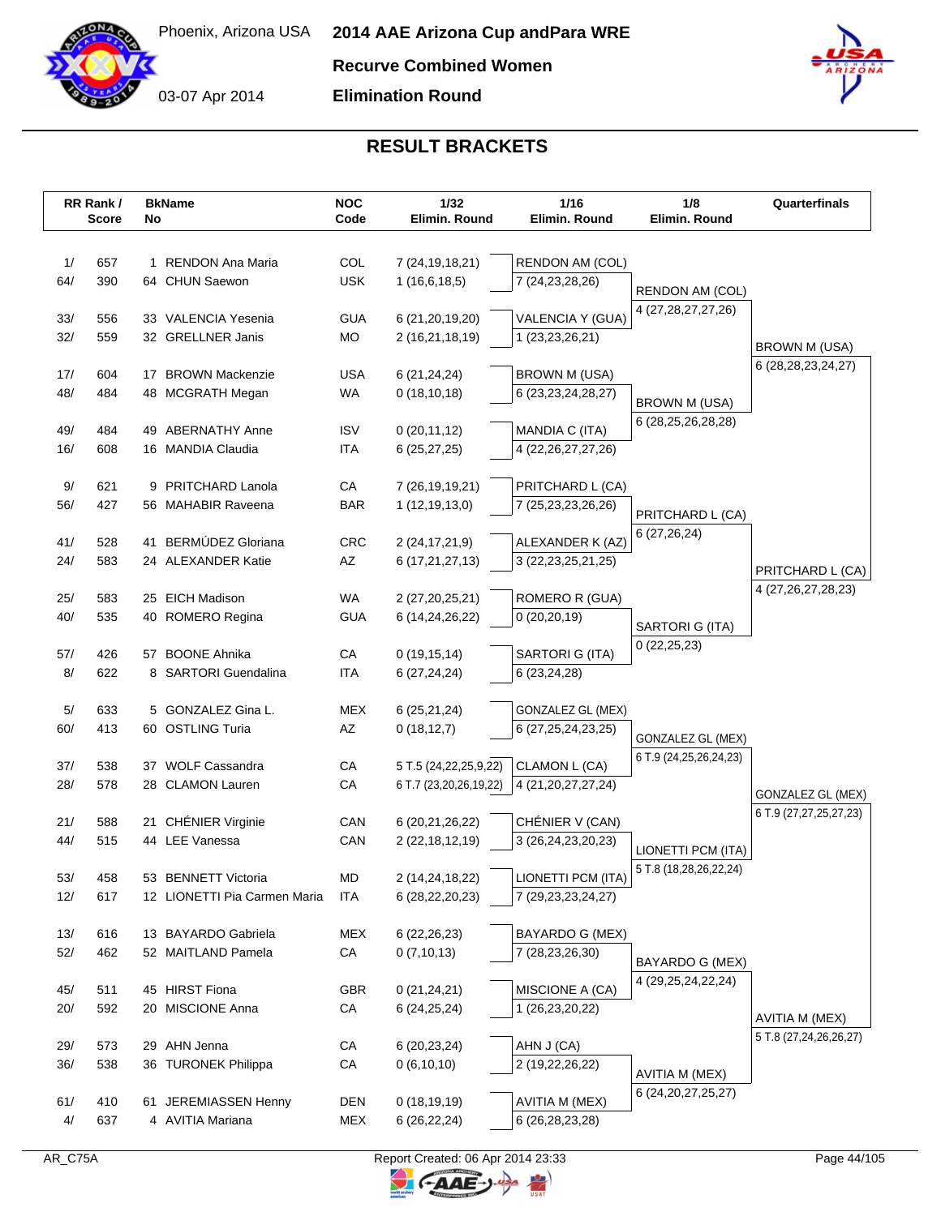Phoenix, Arizona USA

03-07 Apr 2014

# 2014 AAE Arizona Cup andPara WRE

## Recurve Combined Women

## Elimination Round

## RESULT BRACKETS

| RR Rank / Score | | BkName No | | NOC Code | 1/32 Elimin. Round | 1/16 Elimin. Round | 1/8 Elimin. Round | Quarterfinals |
|---|---|---|---|---|---|---|---|---|
| 1/ | 657 | 1 | RENDON Ana Maria | COL | 7 (24,19,18,21) | RENDON AM (COL) | | |
| 64/ | 390 | 64 | CHUN Saewon | USK | 1 (16,6,18,5) | 7 (24,23,28,26) | RENDON AM (COL) | |
| 33/ | 556 | 33 | VALENCIA Yesenia | GUA | 6 (21,20,19,20) | VALENCIA Y (GUA) | 4 (27,28,27,27,26) | |
| 32/ | 559 | 32 | GRELLNER Janis | MO | 2 (16,21,18,19) | 1 (23,23,26,21) | | BROWN M (USA) |
| 17/ | 604 | 17 | BROWN Mackenzie | USA | 6 (21,24,24) | BROWN M (USA) | | 6 (28,28,23,24,27) |
| 48/ | 484 | 48 | MCGRATH Megan | WA | 0 (18,10,18) | 6 (23,23,24,28,27) | BROWN M (USA) | |
| 49/ | 484 | 49 | ABERNATHY Anne | ISV | 0 (20,11,12) | MANDIA C (ITA) | 6 (28,25,26,28,28) | |
| 16/ | 608 | 16 | MANDIA Claudia | ITA | 6 (25,27,25) | 4 (22,26,27,27,26) | | |
| 9/ | 621 | 9 | PRITCHARD Lanola | CA | 7 (26,19,19,21) | PRITCHARD L (CA) | | |
| 56/ | 427 | 56 | MAHABIR Raveena | BAR | 1 (12,19,13,0) | 7 (25,23,23,26,26) | PRITCHARD L (CA) | |
| 41/ | 528 | 41 | BERMÚDEZ Gloriana | CRC | 2 (24,17,21,9) | ALEXANDER K (AZ) | 6 (27,26,24) | |
| 24/ | 583 | 24 | ALEXANDER Katie | AZ | 6 (17,21,27,13) | 3 (22,23,25,21,25) | | PRITCHARD L (CA) |
| 25/ | 583 | 25 | EICH Madison | WA | 2 (27,20,25,21) | ROMERO R (GUA) | | 4 (27,26,27,28,23) |
| 40/ | 535 | 40 | ROMERO Regina | GUA | 6 (14,24,26,22) | 0 (20,20,19) | SARTORI G (ITA) | |
| 57/ | 426 | 57 | BOONE Ahnika | CA | 0 (19,15,14) | SARTORI G (ITA) | 0 (22,25,23) | |
| 8/ | 622 | 8 | SARTORI Guendalina | ITA | 6 (27,24,24) | 6 (23,24,28) | | |
| 5/ | 633 | 5 | GONZALEZ Gina L. | MEX | 6 (25,21,24) | GONZALEZ GL (MEX) | | |
| 60/ | 413 | 60 | OSTLING Turia | AZ | 0 (18,12,7) | 6 (27,25,24,23,25) | GONZALEZ GL (MEX) | |
| 37/ | 538 | 37 | WOLF Cassandra | CA | 5 T.5 (24,22,25,9,22) | CLAMON L (CA) | 6 T.9 (24,25,26,24,23) | |
| 28/ | 578 | 28 | CLAMON Lauren | CA | 6 T.7 (23,20,26,19,22) | 4 (21,20,27,27,24) | | GONZALEZ GL (MEX) |
| 21/ | 588 | 21 | CHÉNIER Virginie | CAN | 6 (20,21,26,22) | CHÉNIER V (CAN) | | 6 T.9 (27,27,25,27,23) |
| 44/ | 515 | 44 | LEE Vanessa | CAN | 2 (22,18,12,19) | 3 (26,24,23,20,23) | LIONETTI PCM (ITA) | |
| 53/ | 458 | 53 | BENNETT Victoria | MD | 2 (14,24,18,22) | LIONETTI PCM (ITA) | 5 T.8 (18,28,26,22,24) | |
| 12/ | 617 | 12 | LIONETTI Pia Carmen Maria | ITA | 6 (28,22,20,23) | 7 (29,23,23,24,27) | | |
| 13/ | 616 | 13 | BAYARDO Gabriela | MEX | 6 (22,26,23) | BAYARDO G (MEX) | | |
| 52/ | 462 | 52 | MAITLAND Pamela | CA | 0 (7,10,13) | 7 (28,23,26,30) | BAYARDO G (MEX) | |
| 45/ | 511 | 45 | HIRST Fiona | GBR | 0 (21,24,21) | MISCIONE A (CA) | 4 (29,25,24,22,24) | |
| 20/ | 592 | 20 | MISCIONE Anna | CA | 6 (24,25,24) | 1 (26,23,20,22) | | AVITIA M (MEX) |
| 29/ | 573 | 29 | AHN Jenna | CA | 6 (20,23,24) | AHN J (CA) | | 5 T.8 (27,24,26,26,27) |
| 36/ | 538 | 36 | TURONEK Philippa | CA | 0 (6,10,10) | 2 (19,22,26,22) | AVITIA M (MEX) | |
| 61/ | 410 | 61 | JEREMIASSEN Henny | DEN | 0 (18,19,19) | AVITIA M (MEX) | 6 (24,20,27,25,27) | |
| 4/ | 637 | 4 | AVITIA Mariana | MEX | 6 (26,22,24) | 6 (26,28,23,28) | | |

AR_C75A

Report Created: 06 Apr 2014 23:33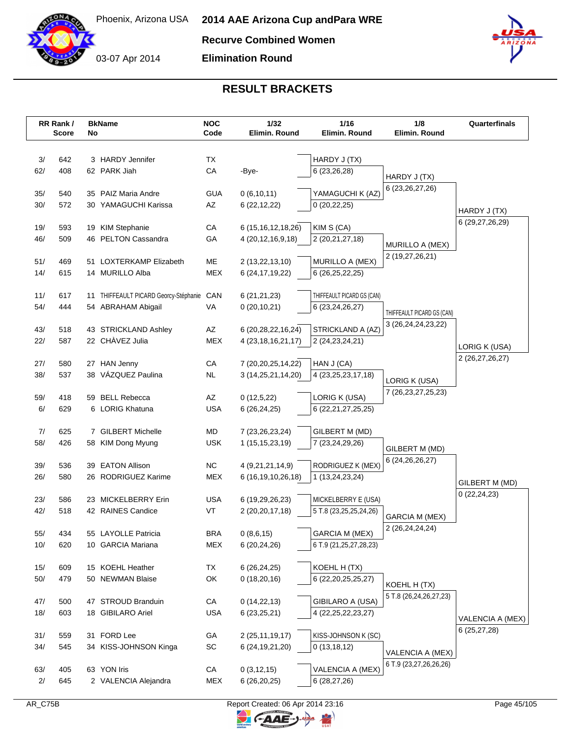# 2014 AAE Arizona Cup andPara WRE

Phoenix, Arizona USA

03-07 Apr 2014

## Recurve Combined Women

## Elimination Round

## RESULT BRACKETS

| RR Rank / | Score | BkName No | Name | NOC Code | 1/32 Elimin. Round | 1/16 Elimin. Round | 1/8 Elimin. Round | Quarterfinals |
|---|---|---|---|---|---|---|---|---|
| 3/ | 642 | 3 | HARDY Jennifer | TX | | HARDY J (TX) | | |
| 62/ | 408 | 62 | PARK Jiah | CA | -Bye- | 6 (23,26,28) | HARDY J (TX) | |
| | | | | | | | 6 (23,26,27,26) | |
| 35/ | 540 | 35 | PAIZ Maria Andre | GUA | 0 (6,10,11) | YAMAGUCHI K (AZ) | | |
| 30/ | 572 | 30 | YAMAGUCHI Karissa | AZ | 6 (22,12,22) | 0 (20,22,25) | | HARDY J (TX) |
| | | | | | | | | 6 (29,27,26,29) |
| 19/ | 593 | 19 | KIM Stephanie | CA | 6 (15,16,12,18,26) | KIM S (CA) | | |
| 46/ | 509 | 46 | PELTON Cassandra | GA | 4 (20,12,16,9,18) | 2 (20,21,27,18) | MURILLO A (MEX) | |
| | | | | | | | 2 (19,27,26,21) | |
| 51/ | 469 | 51 | LOXTERKAMP Elizabeth | ME | 2 (13,22,13,10) | MURILLO A (MEX) | | |
| 14/ | 615 | 14 | MURILLO Alba | MEX | 6 (24,17,19,22) | 6 (26,25,22,25) | | |
| 11/ | 617 | 11 | THIFFEAULT PICARD Georcy-Stéphanie | CAN | 6 (21,21,23) | THIFFEAULT PICARD GS (CAN) | | |
| 54/ | 444 | 54 | ABRAHAM Abigail | VA | 0 (20,10,21) | 6 (23,24,26,27) | THIFFEAULT PICARD GS (CAN) | |
| | | | | | | | 3 (26,24,24,23,22) | |
| 43/ | 518 | 43 | STRICKLAND Ashley | AZ | 6 (20,28,22,16,24) | STRICKLAND A (AZ) | | |
| 22/ | 587 | 22 | CHÀVEZ Julia | MEX | 4 (23,18,16,21,17) | 2 (24,23,24,21) | | LORIG K (USA) |
| | | | | | | | | 2 (26,27,26,27) |
| 27/ | 580 | 27 | HAN Jenny | CA | 7 (20,20,25,14,22) | HAN J (CA) | | |
| 38/ | 537 | 38 | VÁZQUEZ Paulina | NL | 3 (14,25,21,14,20) | 4 (23,25,23,17,18) | LORIG K (USA) | |
| | | | | | | | 7 (26,23,27,25,23) | |
| 59/ | 418 | 59 | BELL Rebecca | AZ | 0 (12,5,22) | LORIG K (USA) | | |
| 6/ | 629 | 6 | LORIG Khatuna | USA | 6 (26,24,25) | 6 (22,21,27,25,25) | | |
| 7/ | 625 | 7 | GILBERT Michelle | MD | 7 (23,26,23,24) | GILBERT M (MD) | | |
| 58/ | 426 | 58 | KIM Dong Myung | USK | 1 (15,15,23,19) | 7 (23,24,29,26) | GILBERT M (MD) | |
| | | | | | | | 6 (24,26,26,27) | |
| 39/ | 536 | 39 | EATON Allison | NC | 4 (9,21,21,14,9) | RODRIGUEZ K (MEX) | | |
| 26/ | 580 | 26 | RODRIGUEZ Karime | MEX | 6 (16,19,10,26,18) | 1 (13,24,23,24) | | GILBERT M (MD) |
| | | | | | | | | 0 (22,24,23) |
| 23/ | 586 | 23 | MICKELBERRY Erin | USA | 6 (19,29,26,23) | MICKELBERRY E (USA) | | |
| 42/ | 518 | 42 | RAINES Candice | VT | 2 (20,20,17,18) | 5 T.8 (23,25,25,24,26) | GARCIA M (MEX) | |
| | | | | | | | 2 (26,24,24,24) | |
| 55/ | 434 | 55 | LAYOLLE Patricia | BRA | 0 (8,6,15) | GARCIA M (MEX) | | |
| 10/ | 620 | 10 | GARCIA Mariana | MEX | 6 (20,24,26) | 6 T.9 (21,25,27,28,23) | | |
| 15/ | 609 | 15 | KOEHL Heather | TX | 6 (26,24,25) | KOEHL H (TX) | | |
| 50/ | 479 | 50 | NEWMAN Blaise | OK | 0 (18,20,16) | 6 (22,20,25,25,27) | KOEHL H (TX) | |
| | | | | | | | 5 T.8 (26,24,24,26,27,23) | |
| 47/ | 500 | 47 | STROUD Branduin | CA | 0 (14,22,13) | GIBILARO A (USA) | | |
| 18/ | 603 | 18 | GIBILARO Ariel | USA | 6 (23,25,21) | 4 (22,25,22,23,27) | | VALENCIA A (MEX) |
| | | | | | | | | 6 (25,27,28) |
| 31/ | 559 | 31 | FORD Lee | GA | 2 (25,11,19,17) | KISS-JOHNSON K (SC) | | |
| 34/ | 545 | 34 | KISS-JOHNSON Kinga | SC | 6 (24,19,21,20) | 0 (13,18,12) | VALENCIA A (MEX) | |
| | | | | | | | 6 T.9 (23,27,26,26,26) | |
| 63/ | 405 | 63 | YON Iris | CA | 0 (3,12,15) | VALENCIA A (MEX) | | |
| 2/ | 645 | 2 | VALENCIA Alejandra | MEX | 6 (26,20,25) | 6 (28,27,26) | | |

AR_C75B

Report Created: 06 Apr 2014 23:16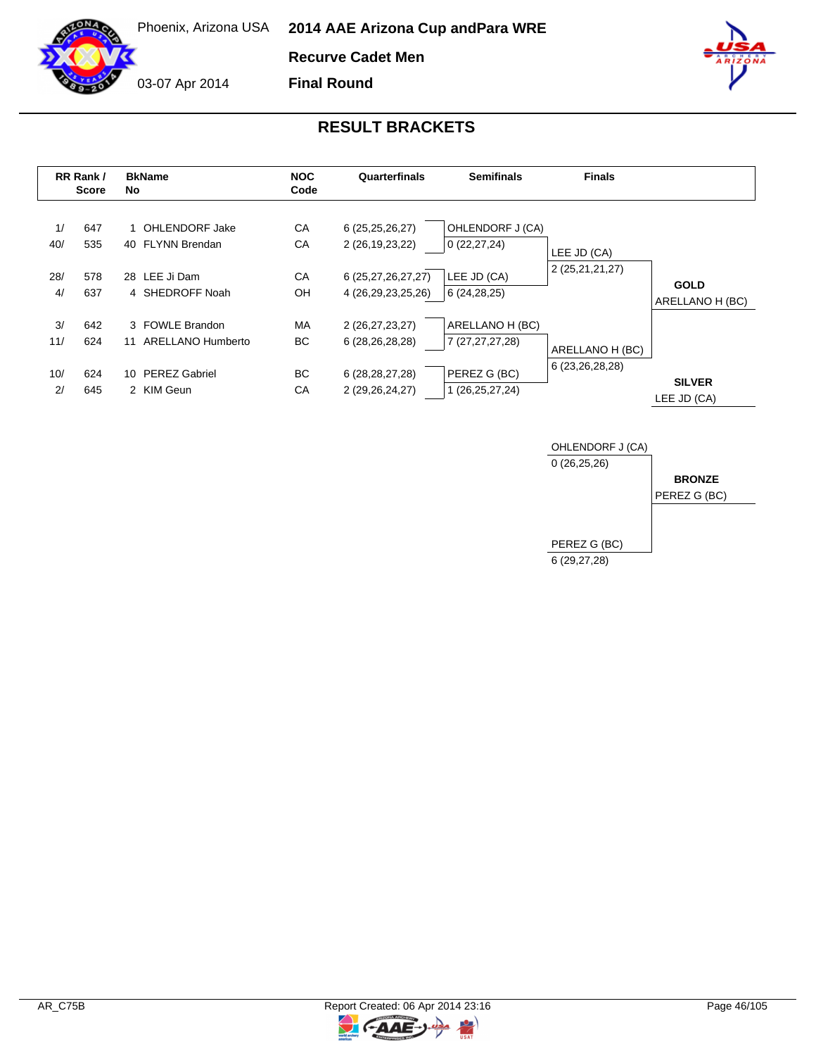Phoenix, Arizona USA

03-07 Apr 2014

# 2014 AAE Arizona Cup andPara WRE

**Recurve Cadet Men**

**Final Round**

## RESULT BRACKETS

| RR Rank / | Score | BkNo | Name | NOC Code | Quarterfinals | Semifinals | Finals | |
|---|---|---|---|---|---|---|---|---|
| 1/ | 647 | 1 | OHLENDORF Jake | CA | 6 (25,25,26,27) | OHLENDORF J (CA) | | |
| 40/ | 535 | 40 | FLYNN Brendan | CA | 2 (26,19,23,22) | 0 (22,27,24) | LEE JD (CA) | |
| 28/ | 578 | 28 | LEE Ji Dam | CA | 6 (25,27,26,27,27) | LEE JD (CA) | 2 (25,21,21,27) | **GOLD** |
| 4/ | 637 | 4 | SHEDROFF Noah | OH | 4 (26,29,23,25,26) | 6 (24,28,25) | | ARELLANO H (BC) |
| 3/ | 642 | 3 | FOWLE Brandon | MA | 2 (26,27,23,27) | ARELLANO H (BC) | | |
| 11/ | 624 | 11 | ARELLANO Humberto | BC | 6 (28,26,28,28) | 7 (27,27,27,28) | ARELLANO H (BC) | |
| 10/ | 624 | 10 | PEREZ Gabriel | BC | 6 (28,28,27,28) | PEREZ G (BC) | 6 (23,26,28,28) | **SILVER** |
| 2/ | 645 | 2 | KIM Geun | CA | 2 (29,26,24,27) | 1 (26,25,27,24) | | LEE JD (CA) |

| Bronze Match | |
|---|---|
| OHLENDORF J (CA) 0 (26,25,26) | **BRONZE** |
| PEREZ G (BC) 6 (29,27,28) | PEREZ G (BC) |

AR_C75B

Report Created: 06 Apr 2014 23:16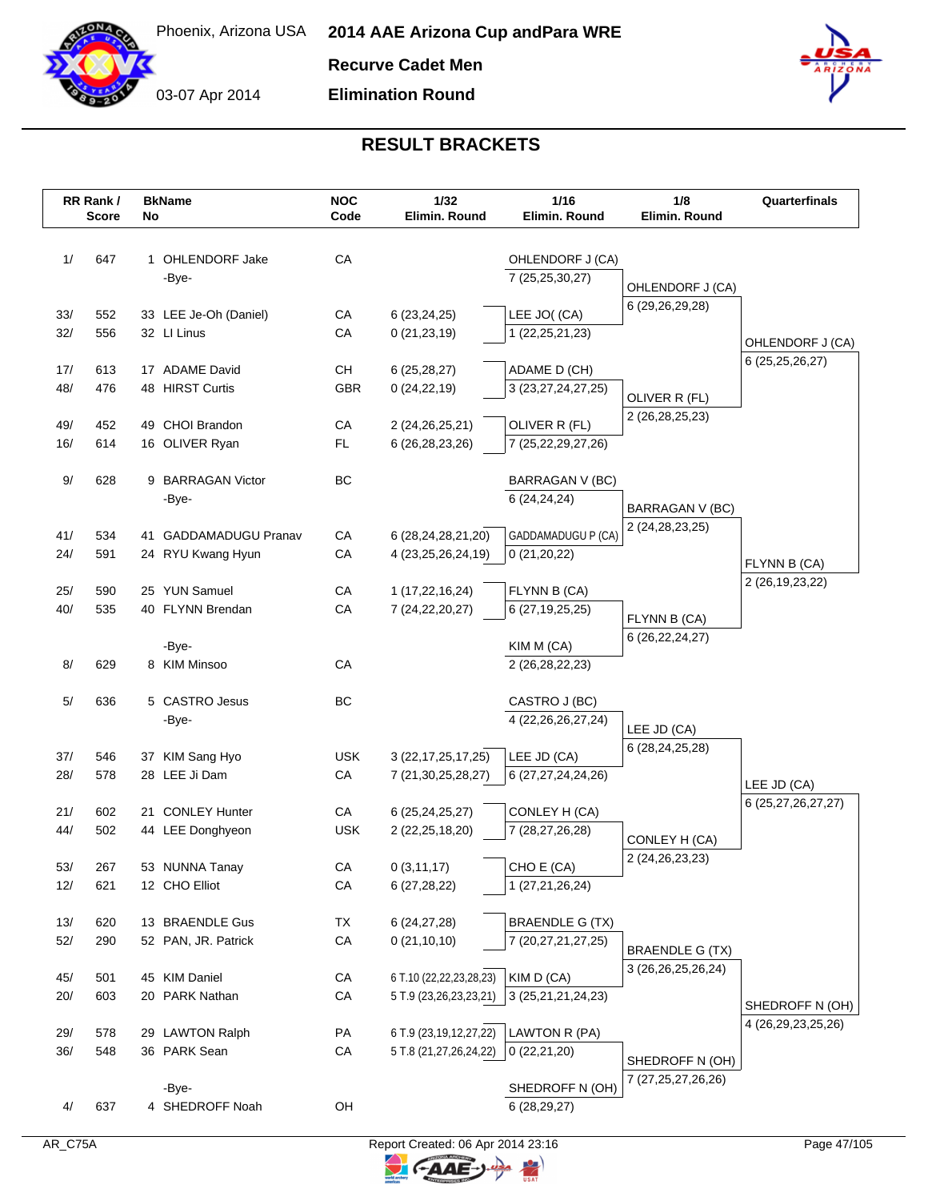# 2014 AAE Arizona Cup andPara WRE

Phoenix, Arizona USA

03-07 Apr 2014

**Recurve Cadet Men**

**Elimination Round**

## RESULT BRACKETS

| RR Rank / | Score | Bk No | Name | NOC Code | 1/32 Elimin. Round | 1/16 Elimin. Round | 1/8 Elimin. Round | Quarterfinals |
|---|---|---|---|---|---|---|---|---|
| 1/ | 647 | 1 | OHLENDORF Jake | CA | | OHLENDORF J (CA) 7 (25,25,30,27) | OHLENDORF J (CA) 6 (29,26,29,28) | OHLENDORF J (CA) 6 (25,25,26,27) |
| | | | -Bye- | | | | | |
| 33/ | 552 | 33 | LEE Je-Oh (Daniel) | CA | 6 (23,24,25) | LEE JO( (CA) 1 (22,25,21,23) | | |
| 32/ | 556 | 32 | LI Linus | CA | 0 (21,23,19) | | | |
| 17/ | 613 | 17 | ADAME David | CH | 6 (25,28,27) | ADAME D (CH) 3 (23,27,24,27,25) | OLIVER R (FL) 2 (26,28,25,23) | |
| 48/ | 476 | 48 | HIRST Curtis | GBR | 0 (24,22,19) | | | |
| 49/ | 452 | 49 | CHOI Brandon | CA | 2 (24,26,25,21) | OLIVER R (FL) 7 (25,22,29,27,26) | | |
| 16/ | 614 | 16 | OLIVER Ryan | FL | 6 (26,28,23,26) | | | |
| 9/ | 628 | 9 | BARRAGAN Victor | BC | | BARRAGAN V (BC) 6 (24,24,24) | BARRAGAN V (BC) 2 (24,28,23,25) | FLYNN B (CA) 2 (26,19,23,22) |
| | | | -Bye- | | | | | |
| 41/ | 534 | 41 | GADDAMADUGU Pranav | CA | 6 (28,24,28,21,20) | GADDAMADUGU P (CA) 0 (21,20,22) | | |
| 24/ | 591 | 24 | RYU Kwang Hyun | CA | 4 (23,25,26,24,19) | | | |
| 25/ | 590 | 25 | YUN Samuel | CA | 1 (17,22,16,24) | FLYNN B (CA) 6 (27,19,25,25) | FLYNN B (CA) 6 (26,22,24,27) | |
| 40/ | 535 | 40 | FLYNN Brendan | CA | 7 (24,22,20,27) | | | |
| | | | -Bye- | | | KIM M (CA) 2 (26,28,22,23) | | |
| 8/ | 629 | 8 | KIM Minsoo | CA | | | | |
| 5/ | 636 | 5 | CASTRO Jesus | BC | | CASTRO J (BC) 4 (22,26,26,27,24) | LEE JD (CA) 6 (28,24,25,28) | LEE JD (CA) 6 (25,27,26,27,27) |
| | | | -Bye- | | | | | |
| 37/ | 546 | 37 | KIM Sang Hyo | USK | 3 (22,17,25,17,25) | LEE JD (CA) 6 (27,27,24,24,26) | | |
| 28/ | 578 | 28 | LEE Ji Dam | CA | 7 (21,30,25,28,27) | | | |
| 21/ | 602 | 21 | CONLEY Hunter | CA | 6 (25,24,25,27) | CONLEY H (CA) 7 (28,27,26,28) | CONLEY H (CA) 2 (24,26,23,23) | |
| 44/ | 502 | 44 | LEE Donghyeon | USK | 2 (22,25,18,20) | | | |
| 53/ | 267 | 53 | NUNNA Tanay | CA | 0 (3,11,17) | CHO E (CA) 1 (27,21,26,24) | | |
| 12/ | 621 | 12 | CHO Elliot | CA | 6 (27,28,22) | | | |
| 13/ | 620 | 13 | BRAENDLE Gus | TX | 6 (24,27,28) | BRAENDLE G (TX) 7 (20,27,21,27,25) | BRAENDLE G (TX) 3 (26,26,25,26,24) | SHEDROFF N (OH) 4 (26,29,23,25,26) |
| 52/ | 290 | 52 | PAN, JR. Patrick | CA | 0 (21,10,10) | | | |
| 45/ | 501 | 45 | KIM Daniel | CA | 6 T.10 (22,22,23,28,23) | KIM D (CA) 3 (25,21,21,24,23) | | |
| 20/ | 603 | 20 | PARK Nathan | CA | 5 T.9 (23,26,23,23,21) | | | |
| 29/ | 578 | 29 | LAWTON Ralph | PA | 6 T.9 (23,19,12,27,22) | LAWTON R (PA) 0 (22,21,20) | SHEDROFF N (OH) 7 (27,25,27,26,26) | |
| 36/ | 548 | 36 | PARK Sean | CA | 5 T.8 (21,27,26,24,22) | | | |
| | | | -Bye- | | | SHEDROFF N (OH) 6 (28,29,27) | | |
| 4/ | 637 | 4 | SHEDROFF Noah | OH | | | | |

AR_C75A

Report Created: 06 Apr 2014 23:16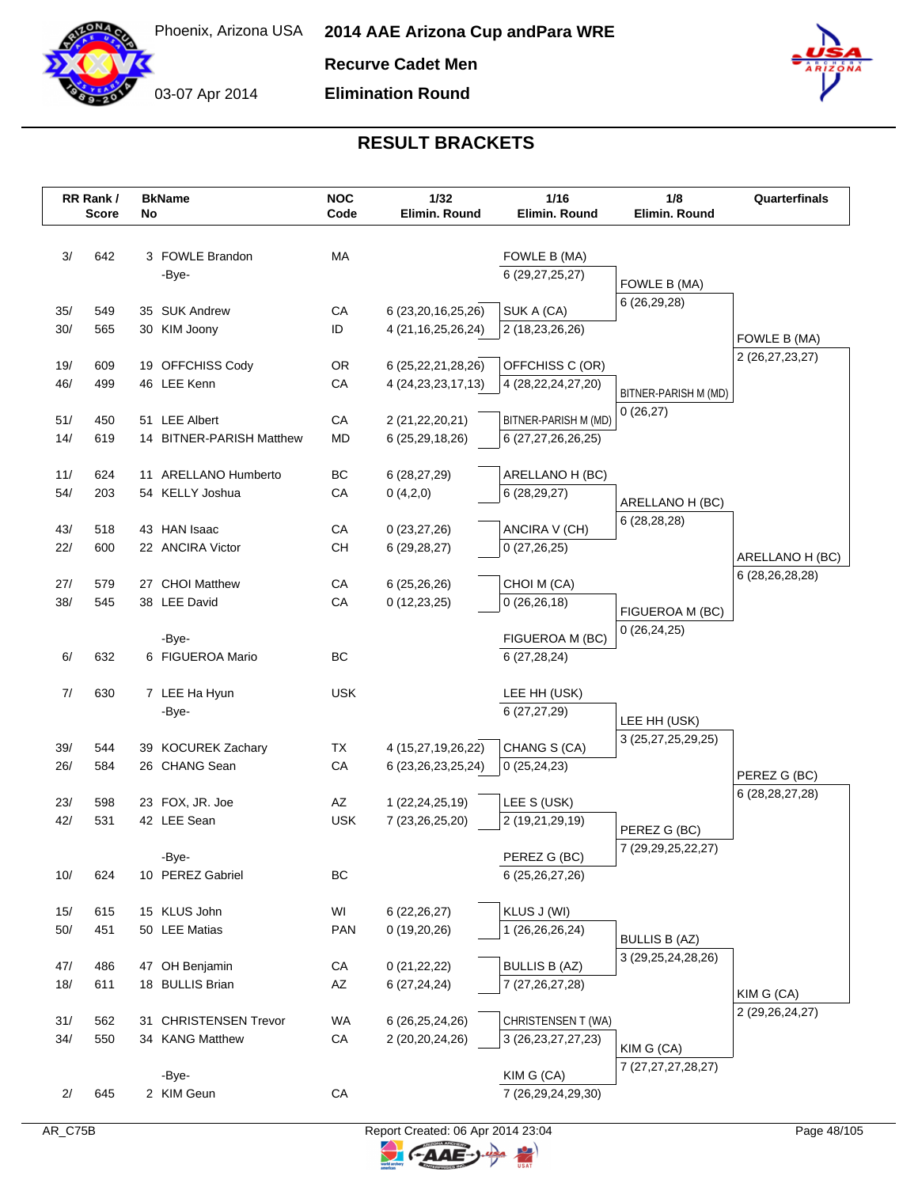Phoenix, Arizona USA

03-07 Apr 2014

# 2014 AAE Arizona Cup andPara WRE

## Recurve Cadet Men

## Elimination Round

### RESULT BRACKETS

| RR Rank / | Score | BkName No | | NOC Code | 1/32 Elimin. Round | 1/16 Elimin. Round | 1/8 Elimin. Round | Quarterfinals |
|---|---|---|---|---|---|---|---|---|
| 3/ | 642 | 3 | FOWLE Brandon | MA | | FOWLE B (MA) | | |
| | | | -Bye- | | | 6 (29,27,25,27) | FOWLE B (MA) | |
| | | | | | | | 6 (26,29,28) | |
| 35/ | 549 | 35 | SUK Andrew | CA | 6 (23,20,16,25,26) | SUK A (CA) | | |
| 30/ | 565 | 30 | KIM Joony | ID | 4 (21,16,25,26,24) | 2 (18,23,26,26) | | FOWLE B (MA) |
| | | | | | | | | 2 (26,27,23,27) |
| 19/ | 609 | 19 | OFFCHISS Cody | OR | 6 (25,22,21,28,26) | OFFCHISS C (OR) | | |
| 46/ | 499 | 46 | LEE Kenn | CA | 4 (24,23,23,17,13) | 4 (28,22,24,27,20) | BITNER-PARISH M (MD) | |
| | | | | | | | 0 (26,27) | |
| 51/ | 450 | 51 | LEE Albert | CA | 2 (21,22,20,21) | BITNER-PARISH M (MD) | | |
| 14/ | 619 | 14 | BITNER-PARISH Matthew | MD | 6 (25,29,18,26) | 6 (27,27,26,26,25) | | |
| 11/ | 624 | 11 | ARELLANO Humberto | BC | 6 (28,27,29) | ARELLANO H (BC) | | |
| 54/ | 203 | 54 | KELLY Joshua | CA | 0 (4,2,0) | 6 (28,29,27) | ARELLANO H (BC) | |
| | | | | | | | 6 (28,28,28) | |
| 43/ | 518 | 43 | HAN Isaac | CA | 0 (23,27,26) | ANCIRA V (CH) | | |
| 22/ | 600 | 22 | ANCIRA Victor | CH | 6 (29,28,27) | 0 (27,26,25) | | ARELLANO H (BC) |
| | | | | | | | | 6 (28,26,28,28) |
| 27/ | 579 | 27 | CHOI Matthew | CA | 6 (25,26,26) | CHOI M (CA) | | |
| 38/ | 545 | 38 | LEE David | CA | 0 (12,23,25) | 0 (26,26,18) | FIGUEROA M (BC) | |
| | | | | | | | 0 (26,24,25) | |
| | | | -Bye- | | | FIGUEROA M (BC) | | |
| 6/ | 632 | 6 | FIGUEROA Mario | BC | | 6 (27,28,24) | | |
| 7/ | 630 | 7 | LEE Ha Hyun | USK | | LEE HH (USK) | | |
| | | | -Bye- | | | 6 (27,27,29) | LEE HH (USK) | |
| | | | | | | | 3 (25,27,25,29,25) | |
| 39/ | 544 | 39 | KOCUREK Zachary | TX | 4 (15,27,19,26,22) | CHANG S (CA) | | |
| 26/ | 584 | 26 | CHANG Sean | CA | 6 (23,26,23,25,24) | 0 (25,24,23) | | PEREZ G (BC) |
| | | | | | | | | 6 (28,28,27,28) |
| 23/ | 598 | 23 | FOX, JR. Joe | AZ | 1 (22,24,25,19) | LEE S (USK) | | |
| 42/ | 531 | 42 | LEE Sean | USK | 7 (23,26,25,20) | 2 (19,21,29,19) | PEREZ G (BC) | |
| | | | | | | | 7 (29,29,25,22,27) | |
| | | | -Bye- | | | PEREZ G (BC) | | |
| 10/ | 624 | 10 | PEREZ Gabriel | BC | | 6 (25,26,27,26) | | |
| 15/ | 615 | 15 | KLUS John | WI | 6 (22,26,27) | KLUS J (WI) | | |
| 50/ | 451 | 50 | LEE Matias | PAN | 0 (19,20,26) | 1 (26,26,26,24) | BULLIS B (AZ) | |
| | | | | | | | 3 (29,25,24,28,26) | |
| 47/ | 486 | 47 | OH Benjamin | CA | 0 (21,22,22) | BULLIS B (AZ) | | |
| 18/ | 611 | 18 | BULLIS Brian | AZ | 6 (27,24,24) | 7 (27,26,27,28) | | KIM G (CA) |
| | | | | | | | | 2 (29,26,24,27) |
| 31/ | 562 | 31 | CHRISTENSEN Trevor | WA | 6 (26,25,24,26) | CHRISTENSEN T (WA) | | |
| 34/ | 550 | 34 | KANG Matthew | CA | 2 (20,20,24,26) | 3 (26,23,27,27,23) | KIM G (CA) | |
| | | | | | | | 7 (27,27,27,28,27) | |
| | | | -Bye- | | | KIM G (CA) | | |
| 2/ | 645 | 2 | KIM Geun | CA | | 7 (26,29,24,29,30) | | |

AR_C75B

Report Created: 06 Apr 2014 23:04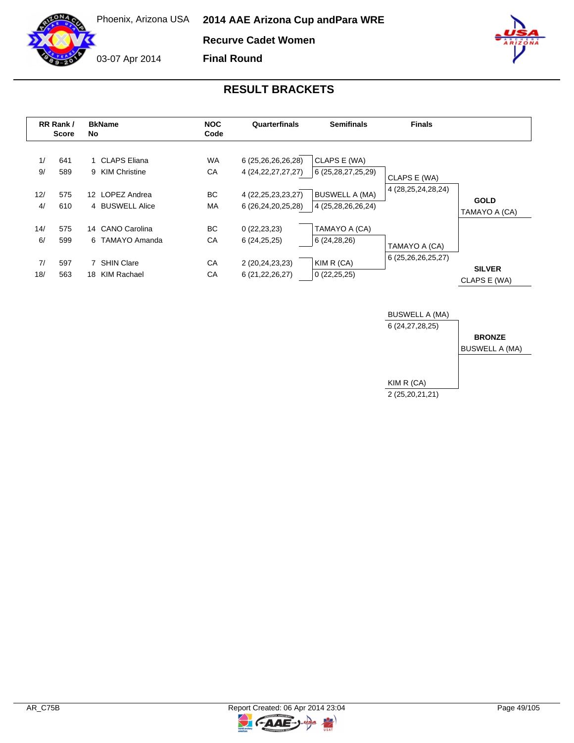Phoenix, Arizona USA

03-07 Apr 2014

# 2014 AAE Arizona Cup andPara WRE

## Recurve Cadet Women

## Final Round

## RESULT BRACKETS

| RR Rank / Score | | BkName No | | NOC Code | Quarterfinals | Semifinals | Finals |
|---|---|---|---|---|---|---|---|
| 1/ | 641 | 1 | CLAPS Eliana | WA | 6 (25,26,26,26,28) | CLAPS E (WA) | |
| 9/ | 589 | 9 | KIM Christine | CA | 4 (24,22,27,27,27) | 6 (25,28,27,25,29) | CLAPS E (WA) |
| | | | | | | | 4 (28,25,24,28,24) |
| 12/ | 575 | 12 | LOPEZ Andrea | BC | 4 (22,25,23,23,27) | BUSWELL A (MA) | |
| 4/ | 610 | 4 | BUSWELL Alice | MA | 6 (26,24,20,25,28) | 4 (25,28,26,26,24) | |
| 14/ | 575 | 14 | CANO Carolina | BC | 0 (22,23,23) | TAMAYO A (CA) | |
| 6/ | 599 | 6 | TAMAYO Amanda | CA | 6 (24,25,25) | 6 (24,28,26) | TAMAYO A (CA) |
| | | | | | | | 6 (25,26,26,25,27) |
| 7/ | 597 | 7 | SHIN Clare | CA | 2 (20,24,23,23) | KIM R (CA) | |
| 18/ | 563 | 18 | KIM Rachael | CA | 6 (21,22,26,27) | 0 (22,25,25) | |

**GOLD**
TAMAYO A (CA)

**SILVER**
CLAPS E (WA)

Bronze match:

BUSWELL A (MA)
6 (24,27,28,25)

KIM R (CA)
2 (25,20,21,21)

**BRONZE**
BUSWELL A (MA)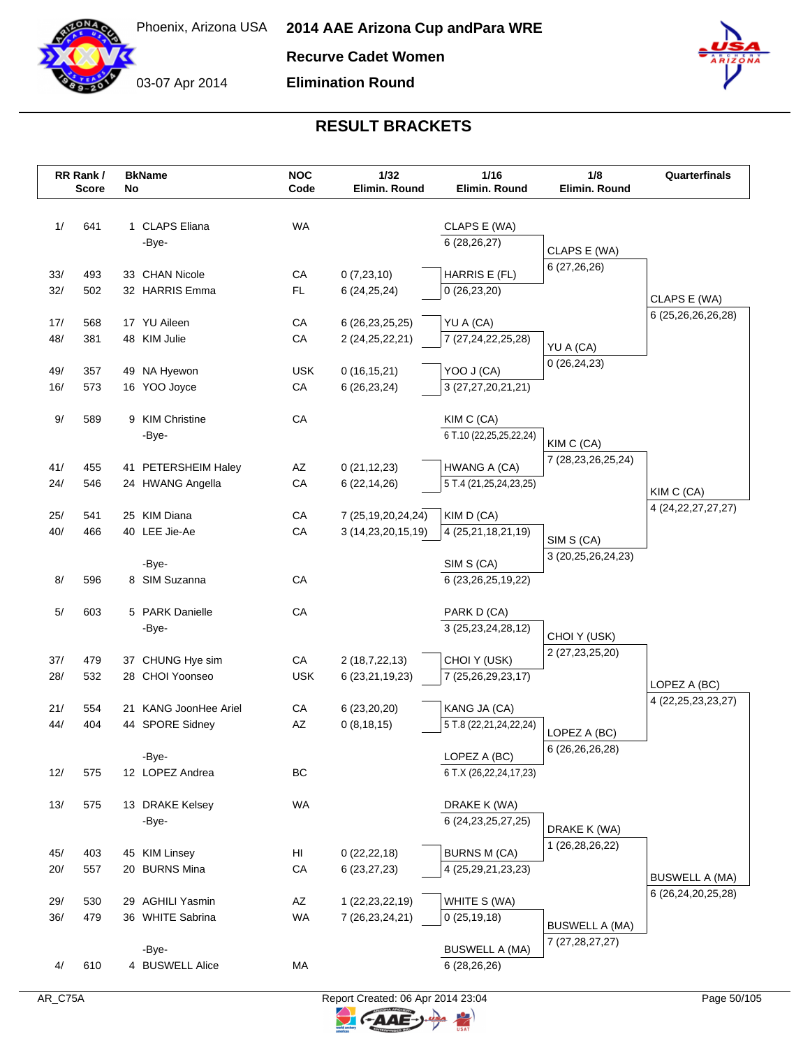Phoenix, Arizona USA

03-07 Apr 2014

# 2014 AAE Arizona Cup andPara WRE

## Recurve Cadet Women

## Elimination Round

### RESULT BRACKETS

| RR Rank / | Score | BkName No | | NOC Code | 1/32 Elimin. Round | 1/16 Elimin. Round | 1/8 Elimin. Round | Quarterfinals |
|---|---|---|---|---|---|---|---|---|
| 1/ | 641 | 1 | CLAPS Eliana | WA | | CLAPS E (WA) 6 (28,26,27) | CLAPS E (WA) 6 (27,26,26) | CLAPS E (WA) 6 (25,26,26,26,28) |
| | | | -Bye- | | | | | |
| 33/ | 493 | 33 | CHAN Nicole | CA | 0 (7,23,10) | HARRIS E (FL) 0 (26,23,20) | | |
| 32/ | 502 | 32 | HARRIS Emma | FL | 6 (24,25,24) | | | |
| 17/ | 568 | 17 | YU Aileen | CA | 6 (26,23,25,25) | YU A (CA) 7 (27,24,22,25,28) | YU A (CA) 0 (26,24,23) | |
| 48/ | 381 | 48 | KIM Julie | CA | 2 (24,25,22,21) | | | |
| 49/ | 357 | 49 | NA Hyewon | USK | 0 (16,15,21) | YOO J (CA) 3 (27,27,20,21,21) | | |
| 16/ | 573 | 16 | YOO Joyce | CA | 6 (26,23,24) | | | |
| 9/ | 589 | 9 | KIM Christine | CA | | KIM C (CA) 6 T.10 (22,25,25,22,24) | KIM C (CA) 7 (28,23,26,25,24) | KIM C (CA) 4 (24,22,27,27,27) |
| | | | -Bye- | | | | | |
| 41/ | 455 | 41 | PETERSHEIM Haley | AZ | 0 (21,12,23) | HWANG A (CA) 5 T.4 (21,25,24,23,25) | | |
| 24/ | 546 | 24 | HWANG Angella | CA | 6 (22,14,26) | | | |
| 25/ | 541 | 25 | KIM Diana | CA | 7 (25,19,20,24,24) | KIM D (CA) 4 (25,21,18,21,19) | SIM S (CA) 3 (20,25,26,24,23) | |
| 40/ | 466 | 40 | LEE Jie-Ae | CA | 3 (14,23,20,15,19) | | | |
| | | | -Bye- | | | SIM S (CA) 6 (23,26,25,19,22) | | |
| 8/ | 596 | 8 | SIM Suzanna | CA | | | | |
| 5/ | 603 | 5 | PARK Danielle | CA | | PARK D (CA) 3 (25,23,24,28,12) | CHOI Y (USK) 2 (27,23,25,20) | LOPEZ A (BC) 4 (22,25,23,23,27) |
| | | | -Bye- | | | | | |
| 37/ | 479 | 37 | CHUNG Hye sim | CA | 2 (18,7,22,13) | CHOI Y (USK) 7 (25,26,29,23,17) | | |
| 28/ | 532 | 28 | CHOI Yoonseo | USK | 6 (23,21,19,23) | | | |
| 21/ | 554 | 21 | KANG JoonHee Ariel | CA | 6 (23,20,20) | KANG JA (CA) 5 T.8 (22,21,24,22,24) | LOPEZ A (BC) 6 (26,26,26,28) | |
| 44/ | 404 | 44 | SPORE Sidney | AZ | 0 (8,18,15) | | | |
| | | | -Bye- | | | LOPEZ A (BC) 6 T.X (26,22,24,17,23) | | |
| 12/ | 575 | 12 | LOPEZ Andrea | BC | | | | |
| 13/ | 575 | 13 | DRAKE Kelsey | WA | | DRAKE K (WA) 6 (24,23,25,27,25) | DRAKE K (WA) 1 (26,28,26,22) | BUSWELL A (MA) 6 (26,24,20,25,28) |
| | | | -Bye- | | | | | |
| 45/ | 403 | 45 | KIM Linsey | HI | 0 (22,22,18) | BURNS M (CA) 4 (25,29,21,23,23) | | |
| 20/ | 557 | 20 | BURNS Mina | CA | 6 (23,27,23) | | | |
| 29/ | 530 | 29 | AGHILI Yasmin | AZ | 1 (22,23,22,19) | WHITE S (WA) 0 (25,19,18) | BUSWELL A (MA) 7 (27,28,27,27) | |
| 36/ | 479 | 36 | WHITE Sabrina | WA | 7 (26,23,24,21) | | | |
| | | | -Bye- | | | BUSWELL A (MA) 6 (28,26,26) | | |
| 4/ | 610 | 4 | BUSWELL Alice | MA | | | | |

AR_C75A

Report Created: 06 Apr 2014 23:04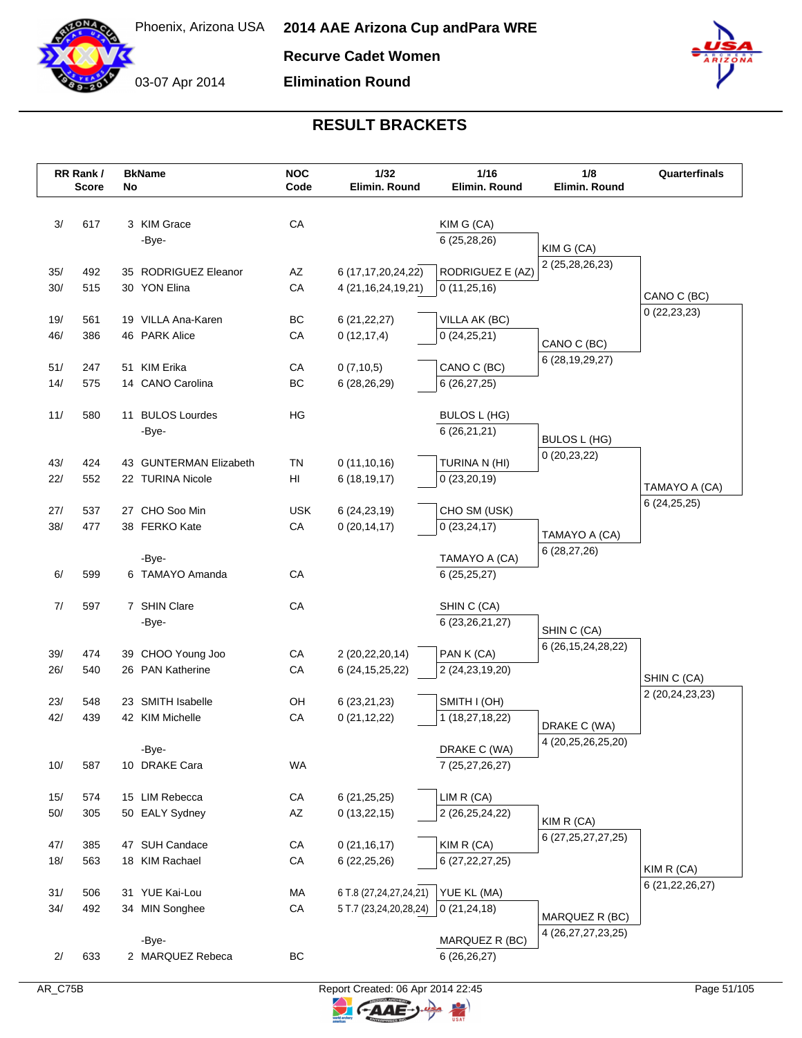Phoenix, Arizona USA

03-07 Apr 2014

# 2014 AAE Arizona Cup andPara WRE

## Recurve Cadet Women

## Elimination Round

## RESULT BRACKETS

| RR Rank / Score | | BkName No | | NOC Code | 1/32 Elimin. Round | 1/16 Elimin. Round | 1/8 Elimin. Round | Quarterfinals |
|---|---|---|---|---|---|---|---|---|
| 3/ | 617 | 3 | KIM Grace | CA | | KIM G (CA) 6 (25,28,26) | KIM G (CA) 2 (25,28,26,23) | CANO C (BC) 0 (22,23,23) |
| | | | -Bye- | | | | | |
| 35/ | 492 | 35 | RODRIGUEZ Eleanor | AZ | 6 (17,17,20,24,22) | RODRIGUEZ E (AZ) 0 (11,25,16) | | |
| 30/ | 515 | 30 | YON Elina | CA | 4 (21,16,24,19,21) | | | |
| 19/ | 561 | 19 | VILLA Ana-Karen | BC | 6 (21,22,27) | VILLA AK (BC) 0 (24,25,21) | CANO C (BC) 6 (28,19,29,27) | |
| 46/ | 386 | 46 | PARK Alice | CA | 0 (12,17,4) | | | |
| 51/ | 247 | 51 | KIM Erika | CA | 0 (7,10,5) | CANO C (BC) 6 (26,27,25) | | |
| 14/ | 575 | 14 | CANO Carolina | BC | 6 (28,26,29) | | | |
| 11/ | 580 | 11 | BULOS Lourdes | HG | | BULOS L (HG) 6 (26,21,21) | BULOS L (HG) 0 (20,23,22) | TAMAYO A (CA) 6 (24,25,25) |
| | | | -Bye- | | | | | |
| 43/ | 424 | 43 | GUNTERMAN Elizabeth | TN | 0 (11,10,16) | TURINA N (HI) 0 (23,20,19) | | |
| 22/ | 552 | 22 | TURINA Nicole | HI | 6 (18,19,17) | | | |
| 27/ | 537 | 27 | CHO Soo Min | USK | 6 (24,23,19) | CHO SM (USK) 0 (23,24,17) | TAMAYO A (CA) 6 (28,27,26) | |
| 38/ | 477 | 38 | FERKO Kate | CA | 0 (20,14,17) | | | |
| | | | -Bye- | | | TAMAYO A (CA) 6 (25,25,27) | | |
| 6/ | 599 | 6 | TAMAYO Amanda | CA | | | | |
| 7/ | 597 | 7 | SHIN Clare | CA | | SHIN C (CA) 6 (23,26,21,27) | SHIN C (CA) 6 (26,15,24,28,22) | SHIN C (CA) 2 (20,24,23,23) |
| | | | -Bye- | | | | | |
| 39/ | 474 | 39 | CHOO Young Joo | CA | 2 (20,22,20,14) | PAN K (CA) 2 (24,23,19,20) | | |
| 26/ | 540 | 26 | PAN Katherine | CA | 6 (24,15,25,22) | | | |
| 23/ | 548 | 23 | SMITH Isabelle | OH | 6 (23,21,23) | SMITH I (OH) 1 (18,27,18,22) | DRAKE C (WA) 4 (20,25,26,25,20) | |
| 42/ | 439 | 42 | KIM Michelle | CA | 0 (21,12,22) | | | |
| | | | -Bye- | | | DRAKE C (WA) 7 (25,27,26,27) | | |
| 10/ | 587 | 10 | DRAKE Cara | WA | | | | |
| 15/ | 574 | 15 | LIM Rebecca | CA | 6 (21,25,25) | LIM R (CA) 2 (26,25,24,22) | KIM R (CA) 6 (27,25,27,27,25) | KIM R (CA) 6 (21,22,26,27) |
| 50/ | 305 | 50 | EALY Sydney | AZ | 0 (13,22,15) | | | |
| 47/ | 385 | 47 | SUH Candace | CA | 0 (21,16,17) | KIM R (CA) 6 (27,22,27,25) | | |
| 18/ | 563 | 18 | KIM Rachael | CA | 6 (22,25,26) | | | |
| 31/ | 506 | 31 | YUE Kai-Lou | MA | 6 T.8 (27,24,27,24,21) | YUE KL (MA) 0 (21,24,18) | MARQUEZ R (BC) 4 (26,27,27,23,25) | |
| 34/ | 492 | 34 | MIN Songhee | CA | 5 T.7 (23,24,20,28,24) | | | |
| | | | -Bye- | | | MARQUEZ R (BC) 6 (26,26,27) | | |
| 2/ | 633 | 2 | MARQUEZ Rebeca | BC | | | | |

AR_C75B

Report Created: 06 Apr 2014 22:45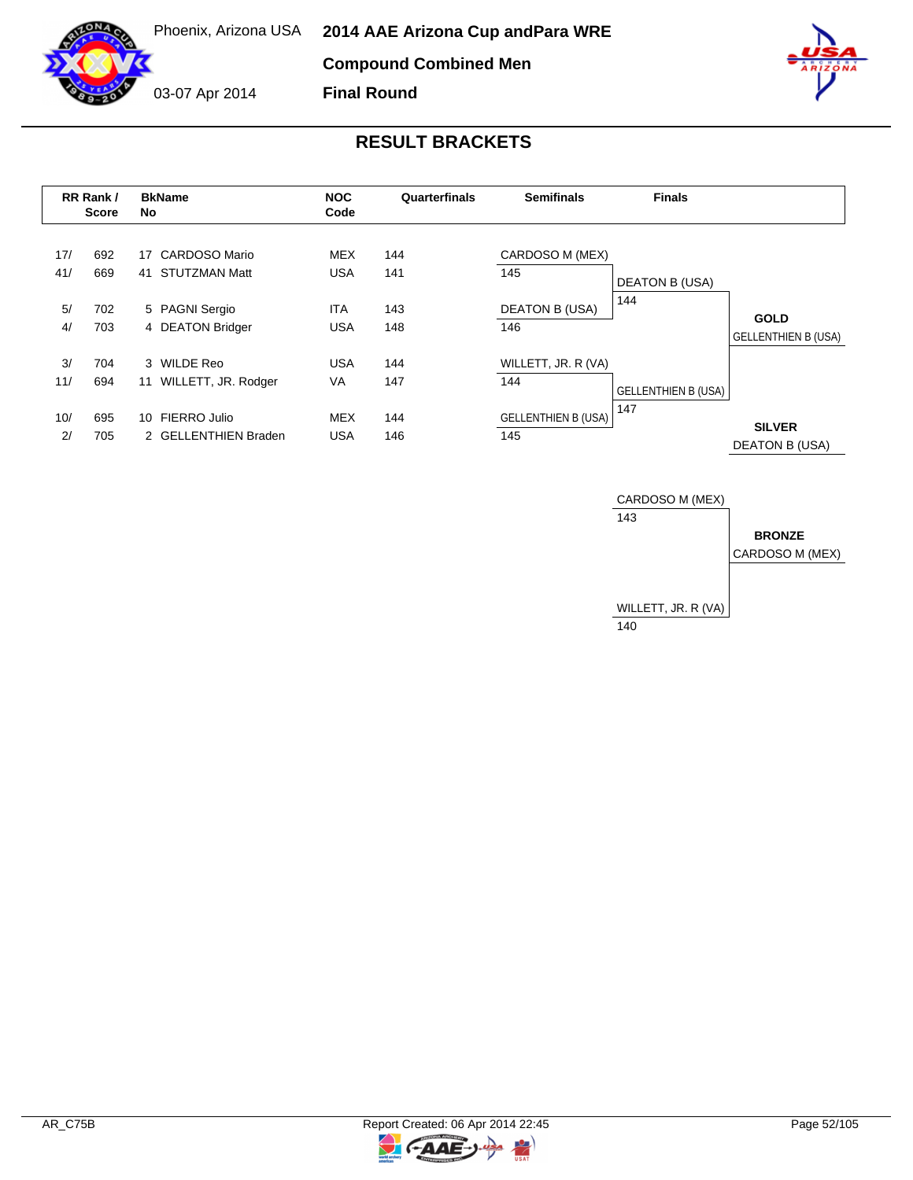Phoenix, Arizona USA

03-07 Apr 2014

# 2014 AAE Arizona Cup andPara WRE

## Compound Combined Men

## Final Round

## RESULT BRACKETS

| RR Rank / | Score | BkName No | | NOC Code | Quarterfinals |
|---|---|---|---|---|---|
| 17/ | 692 | 17 | CARDOSO Mario | MEX | 144 |
| 41/ | 669 | 41 | STUTZMAN Matt | USA | 141 |
| 5/ | 702 | 5 | PAGNI Sergio | ITA | 143 |
| 4/ | 703 | 4 | DEATON Bridger | USA | 148 |
| 3/ | 704 | 3 | WILDE Reo | USA | 144 |
| 11/ | 694 | 11 | WILLETT, JR. Rodger | VA | 147 |
| 10/ | 695 | 10 | FIERRO Julio | MEX | 144 |
| 2/ | 705 | 2 | GELLENTHIEN Braden | USA | 146 |

**Semifinals**

| Athlete | Score |
|---|---|
| CARDOSO M (MEX) | 145 |
| DEATON B (USA) | 146 |
| WILLETT, JR. R (VA) | 144 |
| GELLENTHIEN B (USA) | 145 |

**Finals**

| Athlete | Score |
|---|---|
| DEATON B (USA) | 144 |
| GELLENTHIEN B (USA) | 147 |

**GOLD**
GELLENTHIEN B (USA)

**SILVER**
DEATON B (USA)

**Bronze Match**

| Athlete | Score |
|---|---|
| CARDOSO M (MEX) | 143 |
| WILLETT, JR. R (VA) | 140 |

**BRONZE**
CARDOSO M (MEX)

AR_C75B

Report Created: 06 Apr 2014 22:45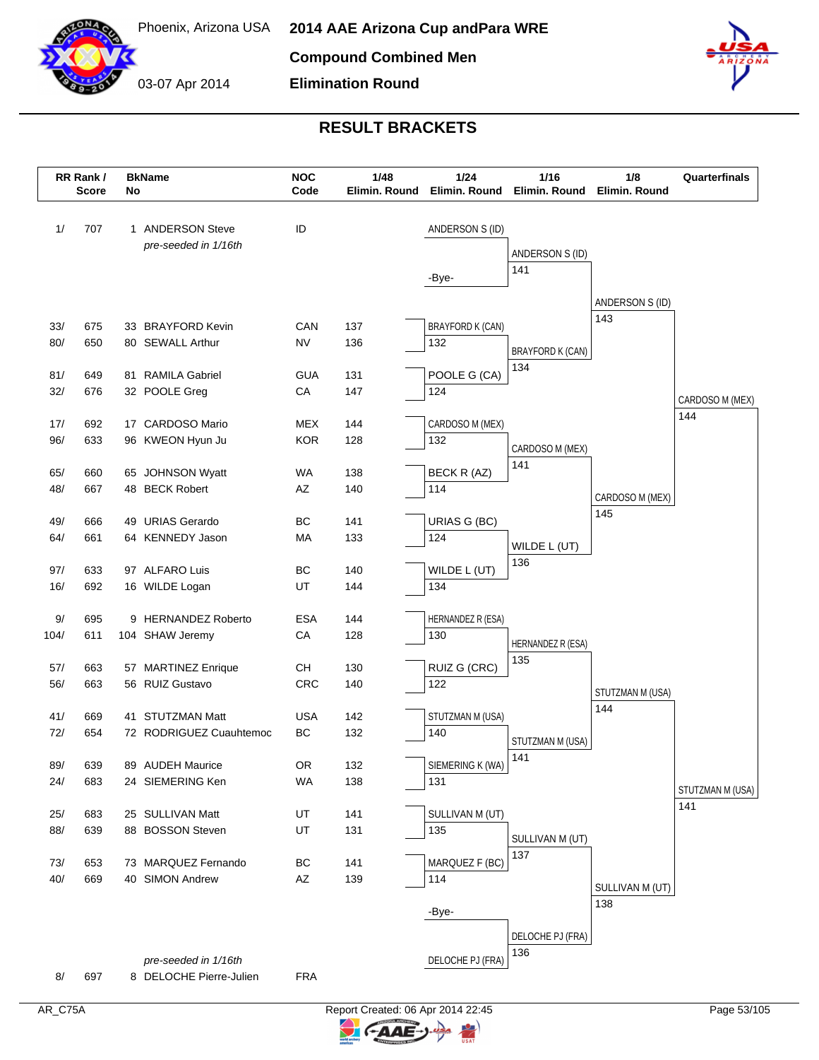# 2014 AAE Arizona Cup andPara WRE

Phoenix, Arizona USA

03-07 Apr 2014

## Compound Combined Men

## Elimination Round

## RESULT BRACKETS

| RR Rank / Score | | BkName No | | NOC Code | 1/48 Elimin. Round | 1/24 Elimin. Round | 1/16 Elimin. Round | 1/8 Elimin. Round | Quarterfinals |
|---|---|---|---|---|---|---|---|---|---|
| 1/ | 707 | 1 | ANDERSON Steve *pre-seeded in 1/16th* | ID | | ANDERSON S (ID) | ANDERSON S (ID) 141 | ANDERSON S (ID) 143 | CARDOSO M (MEX) 144 |
| | | | | | | -Bye- | | | |
| 33/ | 675 | 33 | BRAYFORD Kevin | CAN | 137 | BRAYFORD K (CAN) 132 | BRAYFORD K (CAN) 134 | | |
| 80/ | 650 | 80 | SEWALL Arthur | NV | 136 | | | | |
| 81/ | 649 | 81 | RAMILA Gabriel | GUA | 131 | POOLE G (CA) 124 | | | |
| 32/ | 676 | 32 | POOLE Greg | CA | 147 | | | | |
| 17/ | 692 | 17 | CARDOSO Mario | MEX | 144 | CARDOSO M (MEX) 132 | CARDOSO M (MEX) 141 | CARDOSO M (MEX) 145 | |
| 96/ | 633 | 96 | KWEON Hyun Ju | KOR | 128 | | | | |
| 65/ | 660 | 65 | JOHNSON Wyatt | WA | 138 | BECK R (AZ) 114 | | | |
| 48/ | 667 | 48 | BECK Robert | AZ | 140 | | | | |
| 49/ | 666 | 49 | URIAS Gerardo | BC | 141 | URIAS G (BC) 124 | WILDE L (UT) 136 | | |
| 64/ | 661 | 64 | KENNEDY Jason | MA | 133 | | | | |
| 97/ | 633 | 97 | ALFARO Luis | BC | 140 | WILDE L (UT) 134 | | | |
| 16/ | 692 | 16 | WILDE Logan | UT | 144 | | | | |
| 9/ | 695 | 9 | HERNANDEZ Roberto | ESA | 144 | HERNANDEZ R (ESA) 130 | HERNANDEZ R (ESA) 135 | STUTZMAN M (USA) 144 | STUTZMAN M (USA) 141 |
| 104/ | 611 | 104 | SHAW Jeremy | CA | 128 | | | | |
| 57/ | 663 | 57 | MARTINEZ Enrique | CH | 130 | RUIZ G (CRC) 122 | | | |
| 56/ | 663 | 56 | RUIZ Gustavo | CRC | 140 | | | | |
| 41/ | 669 | 41 | STUTZMAN Matt | USA | 142 | STUTZMAN M (USA) 140 | STUTZMAN M (USA) 141 | | |
| 72/ | 654 | 72 | RODRIGUEZ Cuauhtemoc | BC | 132 | | | | |
| 89/ | 639 | 89 | AUDEH Maurice | OR | 132 | SIEMERING K (WA) 131 | | | |
| 24/ | 683 | 24 | SIEMERING Ken | WA | 138 | | | | |
| 25/ | 683 | 25 | SULLIVAN Matt | UT | 141 | SULLIVAN M (UT) 135 | SULLIVAN M (UT) 137 | SULLIVAN M (UT) 138 | |
| 88/ | 639 | 88 | BOSSON Steven | UT | 131 | | | | |
| 73/ | 653 | 73 | MARQUEZ Fernando | BC | 141 | MARQUEZ F (BC) 114 | | | |
| 40/ | 669 | 40 | SIMON Andrew | AZ | 139 | | | | |
| | | | | | | -Bye- | DELOCHE PJ (FRA) 136 | | |
| 8/ | 697 | 8 | DELOCHE Pierre-Julien *pre-seeded in 1/16th* | FRA | | DELOCHE PJ (FRA) | | | |

AR_C75A

Report Created: 06 Apr 2014 22:45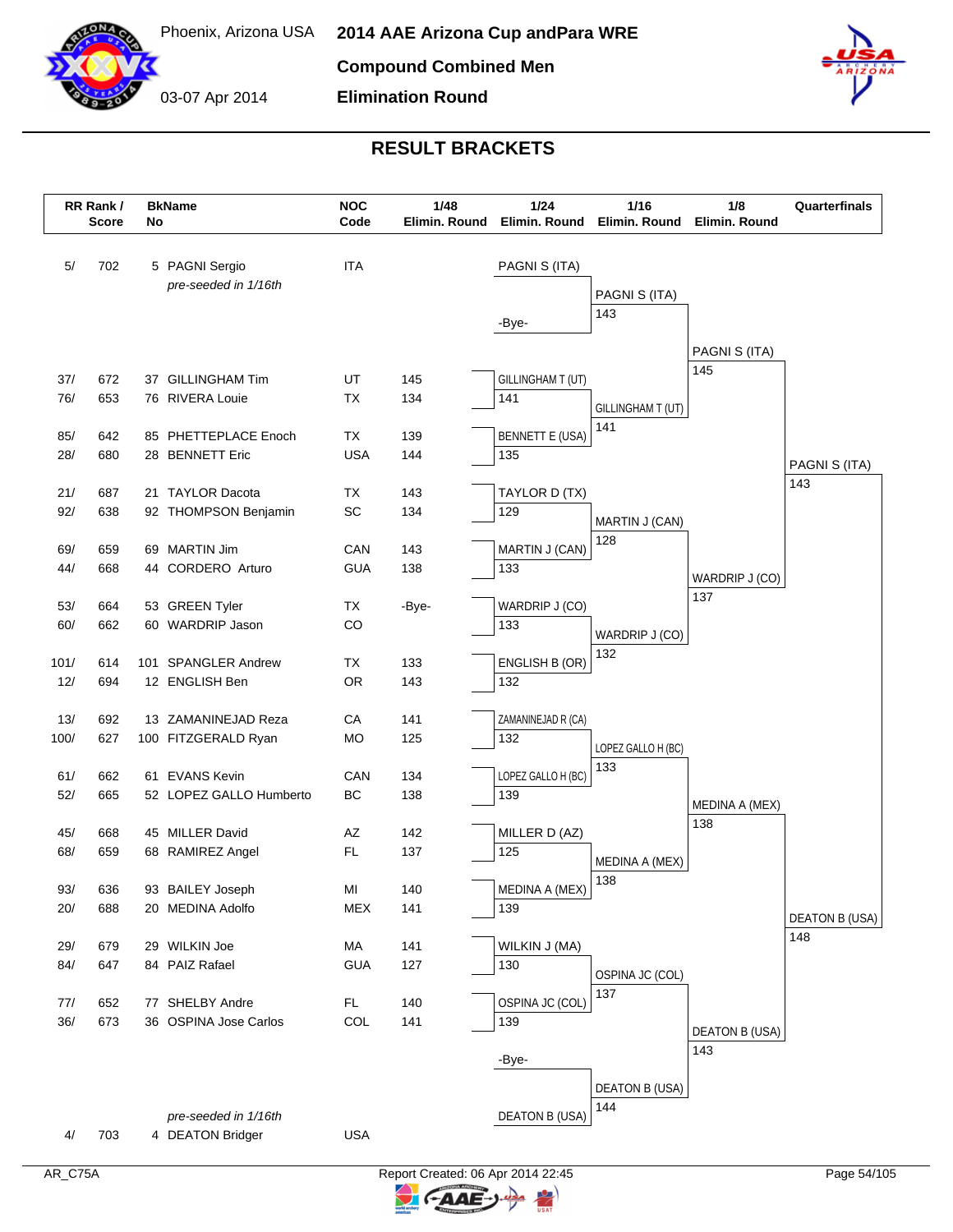# 2014 AAE Arizona Cup andPara WRE

**Phoenix, Arizona USA** — 03-07 Apr 2014

**Compound Combined Men**

**Elimination Round**

## RESULT BRACKETS

| RR Rank / Score | BkNo | Name | NOC Code | 1/48 Elimin. Round | 1/24 Elimin. Round | 1/16 Elimin. Round | 1/8 Elimin. Round | Quarterfinals |
|---|---|---|---|---|---|---|---|---|
| 5/ 702 | 5 | PAGNI Sergio *pre-seeded in 1/16th* | ITA | | PAGNI S (ITA) | PAGNI S (ITA) 143 | PAGNI S (ITA) 145 | PAGNI S (ITA) 143 |
| | | | | | -Bye- | | | |
| 37/ 672 | 37 | GILLINGHAM Tim | UT | 145 | GILLINGHAM T (UT) 141 | GILLINGHAM T (UT) 141 | | |
| 76/ 653 | 76 | RIVERA Louie | TX | 134 | | | | |
| 85/ 642 | 85 | PHETTEPLACE Enoch | TX | 139 | BENNETT E (USA) 135 | | | |
| 28/ 680 | 28 | BENNETT Eric | USA | 144 | | | | |
| 21/ 687 | 21 | TAYLOR Dacota | TX | 143 | TAYLOR D (TX) 129 | MARTIN J (CAN) 128 | WARDRIP J (CO) 137 | |
| 92/ 638 | 92 | THOMPSON Benjamin | SC | 134 | | | | |
| 69/ 659 | 69 | MARTIN Jim | CAN | 143 | MARTIN J (CAN) 133 | | | |
| 44/ 668 | 44 | CORDERO Arturo | GUA | 138 | | | | |
| 53/ 664 | 53 | GREEN Tyler | TX | -Bye- | WARDRIP J (CO) 133 | WARDRIP J (CO) 132 | | |
| 60/ 662 | 60 | WARDRIP Jason | CO | | | | | |
| 101/ 614 | 101 | SPANGLER Andrew | TX | 133 | ENGLISH B (OR) 132 | | | |
| 12/ 694 | 12 | ENGLISH Ben | OR | 143 | | | | |
| 13/ 692 | 13 | ZAMANINEJAD Reza | CA | 141 | ZAMANINEJAD R (CA) 132 | LOPEZ GALLO H (BC) 133 | MEDINA A (MEX) 138 | DEATON B (USA) 148 |
| 100/ 627 | 100 | FITZGERALD Ryan | MO | 125 | | | | |
| 61/ 662 | 61 | EVANS Kevin | CAN | 134 | LOPEZ GALLO H (BC) 139 | | | |
| 52/ 665 | 52 | LOPEZ GALLO Humberto | BC | 138 | | | | |
| 45/ 668 | 45 | MILLER David | AZ | 142 | MILLER D (AZ) 125 | MEDINA A (MEX) 138 | | |
| 68/ 659 | 68 | RAMIREZ Angel | FL | 137 | | | | |
| 93/ 636 | 93 | BAILEY Joseph | MI | 140 | MEDINA A (MEX) 139 | | | |
| 20/ 688 | 20 | MEDINA Adolfo | MEX | 141 | | | | |
| 29/ 679 | 29 | WILKIN Joe | MA | 141 | WILKIN J (MA) 130 | OSPINA JC (COL) 137 | DEATON B (USA) 143 | |
| 84/ 647 | 84 | PAIZ Rafael | GUA | 127 | | | | |
| 77/ 652 | 77 | SHELBY Andre | FL | 140 | OSPINA JC (COL) 139 | | | |
| 36/ 673 | 36 | OSPINA Jose Carlos | COL | 141 | | | | |
| | | | | | -Bye- | DEATON B (USA) 144 | | |
| 4/ 703 | 4 | DEATON Bridger *pre-seeded in 1/16th* | USA | | DEATON B (USA) | | | |

AR_C75A — Report Created: 06 Apr 2014 22:45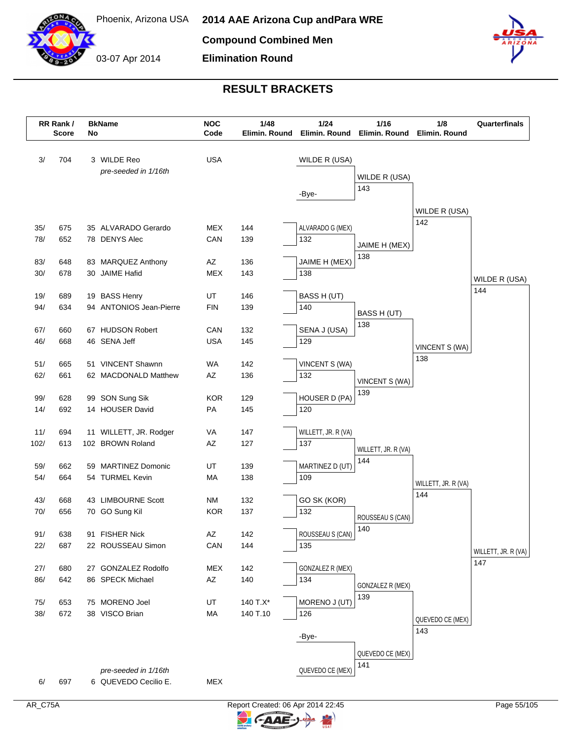Phoenix, Arizona USA

03-07 Apr 2014

# 2014 AAE Arizona Cup andPara WRE

## Compound Combined Men

## Elimination Round

### RESULT BRACKETS

| RR Rank / | Score | BkName No | | NOC Code | 1/48 Elimin. Round | 1/24 Elimin. Round | 1/16 Elimin. Round | 1/8 Elimin. Round | Quarterfinals |
|---|---|---|---|---|---|---|---|---|---|
| 3/ | 704 | 3 | WILDE Reo *pre-seeded in 1/16th* | USA | | WILDE R (USA) | WILDE R (USA) 143 | WILDE R (USA) 142 | WILDE R (USA) 144 |
| | | | | | | -Bye- | | | |
| 35/ | 675 | 35 | ALVARADO Gerardo | MEX | 144 | ALVARADO G (MEX) 132 | JAIME H (MEX) 138 | | |
| 78/ | 652 | 78 | DENYS Alec | CAN | 139 | | | | |
| 83/ | 648 | 83 | MARQUEZ Anthony | AZ | 136 | JAIME H (MEX) 138 | | | |
| 30/ | 678 | 30 | JAIME Hafid | MEX | 143 | | | | |
| 19/ | 689 | 19 | BASS Henry | UT | 146 | BASS H (UT) 140 | BASS H (UT) 138 | VINCENT S (WA) 138 | |
| 94/ | 634 | 94 | ANTONIOS Jean-Pierre | FIN | 139 | | | | |
| 67/ | 660 | 67 | HUDSON Robert | CAN | 132 | SENA J (USA) 129 | | | |
| 46/ | 668 | 46 | SENA Jeff | USA | 145 | | | | |
| 51/ | 665 | 51 | VINCENT Shawnn | WA | 142 | VINCENT S (WA) 132 | VINCENT S (WA) 139 | | |
| 62/ | 661 | 62 | MACDONALD Matthew | AZ | 136 | | | | |
| 99/ | 628 | 99 | SON Sung Sik | KOR | 129 | HOUSER D (PA) 120 | | | |
| 14/ | 692 | 14 | HOUSER David | PA | 145 | | | | |
| 11/ | 694 | 11 | WILLETT, JR. Rodger | VA | 147 | WILLETT, JR. R (VA) 137 | WILLETT, JR. R (VA) 144 | WILLETT, JR. R (VA) 144 | WILLETT, JR. R (VA) 147 |
| 102/ | 613 | 102 | BROWN Roland | AZ | 127 | | | | |
| 59/ | 662 | 59 | MARTINEZ Domonic | UT | 139 | MARTINEZ D (UT) 109 | | | |
| 54/ | 664 | 54 | TURMEL Kevin | MA | 138 | | | | |
| 43/ | 668 | 43 | LIMBOURNE Scott | NM | 132 | GO SK (KOR) 132 | ROUSSEAU S (CAN) 140 | | |
| 70/ | 656 | 70 | GO Sung Kil | KOR | 137 | | | | |
| 91/ | 638 | 91 | FISHER Nick | AZ | 142 | ROUSSEAU S (CAN) 135 | | | |
| 22/ | 687 | 22 | ROUSSEAU Simon | CAN | 144 | | | | |
| 27/ | 680 | 27 | GONZALEZ Rodolfo | MEX | 142 | GONZALEZ R (MEX) 134 | GONZALEZ R (MEX) 139 | QUEVEDO CE (MEX) 143 | |
| 86/ | 642 | 86 | SPECK Michael | AZ | 140 | | | | |
| 75/ | 653 | 75 | MORENO Joel | UT | 140 T.X* | MORENO J (UT) 126 | | | |
| 38/ | 672 | 38 | VISCO Brian | MA | 140 T.10 | | | | |
| | | | | | | -Bye- | QUEVEDO CE (MEX) 141 | | |
| 6/ | 697 | 6 | QUEVEDO Cecilio E. *pre-seeded in 1/16th* | MEX | | QUEVEDO CE (MEX) | | | |

AR_C75A

Report Created: 06 Apr 2014 22:45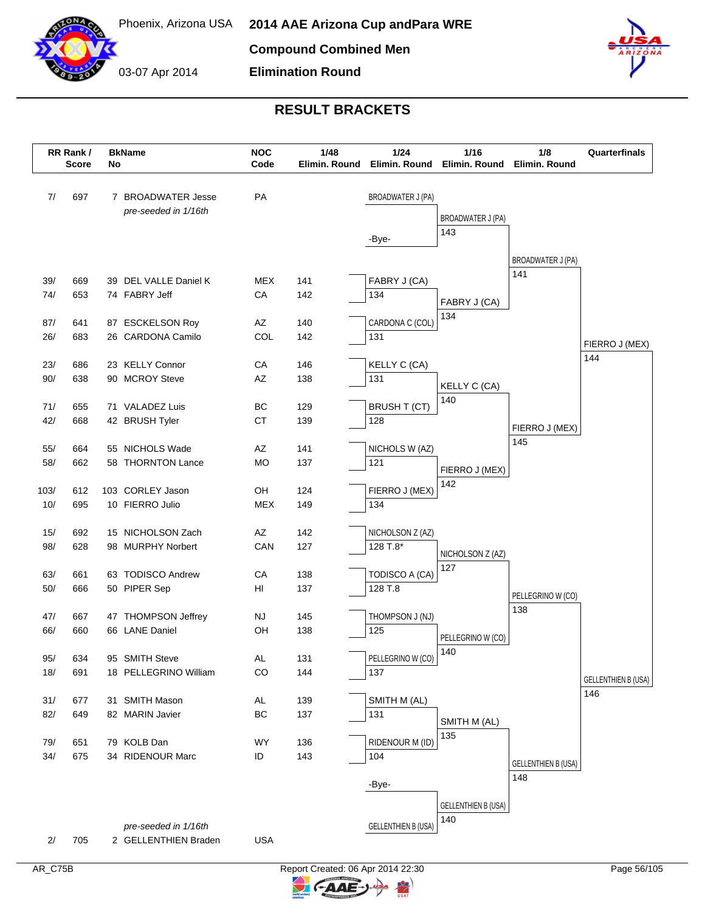# 2014 AAE Arizona Cup andPara WRE

Phoenix, Arizona USA

03-07 Apr 2014

## Compound Combined Men

## Elimination Round

## RESULT BRACKETS

| RR Rank / | Score | BkName No | | NOC Code | 1/48 Elimin. Round | 1/24 Elimin. Round | 1/16 Elimin. Round | 1/8 Elimin. Round | Quarterfinals |
|---|---|---|---|---|---|---|---|---|---|
| 7/ | 697 | 7 | BROADWATER Jesse *pre-seeded in 1/16th* | PA | | BROADWATER J (PA) | | | |
| | | | | | | -Bye- | BROADWATER J (PA) 143 | | |
| | | | | | | | | BROADWATER J (PA) 141 | |
| 39/ | 669 | 39 | DEL VALLE Daniel K | MEX | 141 | FABRY J (CA) | | | |
| 74/ | 653 | 74 | FABRY Jeff | CA | 142 | 134 | FABRY J (CA) 134 | | |
| 87/ | 641 | 87 | ESCKELSON Roy | AZ | 140 | CARDONA C (COL) | | | |
| 26/ | 683 | 26 | CARDONA Camilo | COL | 142 | 131 | | | FIERRO J (MEX) 144 |
| 23/ | 686 | 23 | KELLY Connor | CA | 146 | KELLY C (CA) | | | |
| 90/ | 638 | 90 | MCROY Steve | AZ | 138 | 131 | KELLY C (CA) 140 | | |
| 71/ | 655 | 71 | VALADEZ Luis | BC | 129 | BRUSH T (CT) | | | |
| 42/ | 668 | 42 | BRUSH Tyler | CT | 139 | 128 | | FIERRO J (MEX) 145 | |
| 55/ | 664 | 55 | NICHOLS Wade | AZ | 141 | NICHOLS W (AZ) | | | |
| 58/ | 662 | 58 | THORNTON Lance | MO | 137 | 121 | FIERRO J (MEX) 142 | | |
| 103/ | 612 | 103 | CORLEY Jason | OH | 124 | FIERRO J (MEX) | | | |
| 10/ | 695 | 10 | FIERRO Julio | MEX | 149 | 134 | | | |
| 15/ | 692 | 15 | NICHOLSON Zach | AZ | 142 | NICHOLSON Z (AZ) | | | |
| 98/ | 628 | 98 | MURPHY Norbert | CAN | 127 | 128 T.8* | NICHOLSON Z (AZ) 127 | | |
| 63/ | 661 | 63 | TODISCO Andrew | CA | 138 | TODISCO A (CA) | | | |
| 50/ | 666 | 50 | PIPER Sep | HI | 137 | 128 T.8 | | PELLEGRINO W (CO) 138 | |
| 47/ | 667 | 47 | THOMPSON Jeffrey | NJ | 145 | THOMPSON J (NJ) | | | |
| 66/ | 660 | 66 | LANE Daniel | OH | 138 | 125 | PELLEGRINO W (CO) 140 | | |
| 95/ | 634 | 95 | SMITH Steve | AL | 131 | PELLEGRINO W (CO) | | | |
| 18/ | 691 | 18 | PELLEGRINO William | CO | 144 | 137 | | | GELLENTHIEN B (USA) 146 |
| 31/ | 677 | 31 | SMITH Mason | AL | 139 | SMITH M (AL) | | | |
| 82/ | 649 | 82 | MARIN Javier | BC | 137 | 131 | SMITH M (AL) 135 | | |
| 79/ | 651 | 79 | KOLB Dan | WY | 136 | RIDENOUR M (ID) | | | |
| 34/ | 675 | 34 | RIDENOUR Marc | ID | 143 | 104 | | GELLENTHIEN B (USA) 148 | |
| | | | | | | -Bye- | | | |
| | | | | | | | GELLENTHIEN B (USA) 140 | | |
| 2/ | 705 | 2 | GELLENTHIEN Braden *pre-seeded in 1/16th* | USA | | GELLENTHIEN B (USA) | | | |

AR_C75B

Report Created: 06 Apr 2014 22:30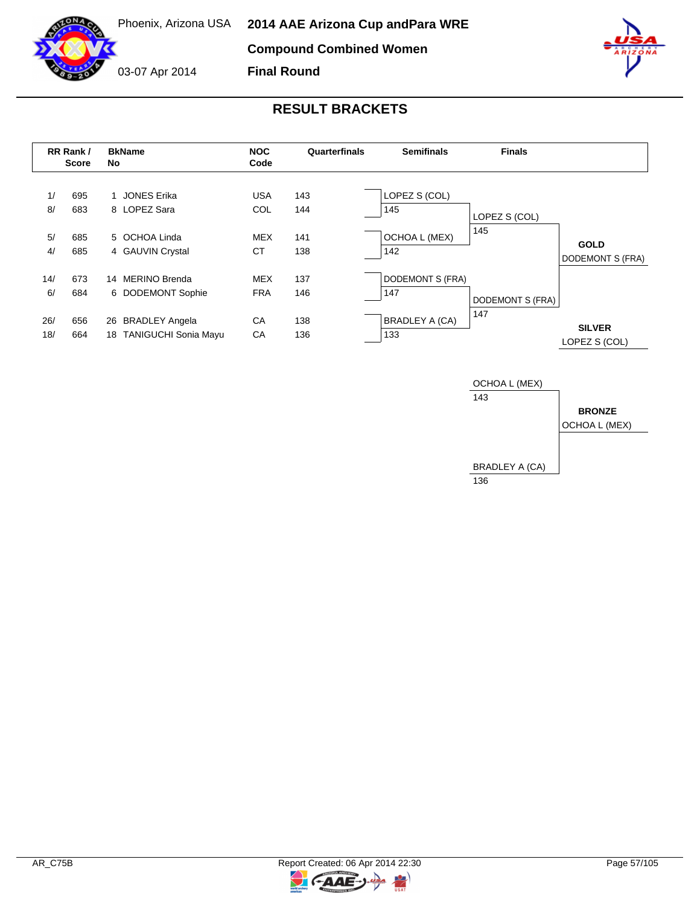Phoenix, Arizona USA

03-07 Apr 2014

# 2014 AAE Arizona Cup andPara WRE

## Compound Combined Women

## Final Round

## RESULT BRACKETS

| RR Rank / | Score | BkName No | | NOC Code | Quarterfinals |
|---|---|---|---|---|---|
| 1/ | 695 | 1 | JONES Erika | USA | 143 |
| 8/ | 683 | 8 | LOPEZ Sara | COL | 144 |
| 5/ | 685 | 5 | OCHOA Linda | MEX | 141 |
| 4/ | 685 | 4 | GAUVIN Crystal | CT | 138 |
| 14/ | 673 | 14 | MERINO Brenda | MEX | 137 |
| 6/ | 684 | 6 | DODEMONT Sophie | FRA | 146 |
| 26/ | 656 | 26 | BRADLEY Angela | CA | 138 |
| 18/ | 664 | 18 | TANIGUCHI Sonia Mayu | CA | 136 |

**Semifinals**

| Archer | Score |
|---|---|
| LOPEZ S (COL) | 145 |
| OCHOA L (MEX) | 142 |
| DODEMONT S (FRA) | 147 |
| BRADLEY A (CA) | 133 |

**Finals**

| Archer | Score |
|---|---|
| LOPEZ S (COL) | 145 |
| DODEMONT S (FRA) | 147 |

**GOLD**
DODEMONT S (FRA)

**SILVER**
LOPEZ S (COL)

**Bronze Match**

| Archer | Score |
|---|---|
| OCHOA L (MEX) | 143 |
| BRADLEY A (CA) | 136 |

**BRONZE**
OCHOA L (MEX)

AR_C75B

Report Created: 06 Apr 2014 22:30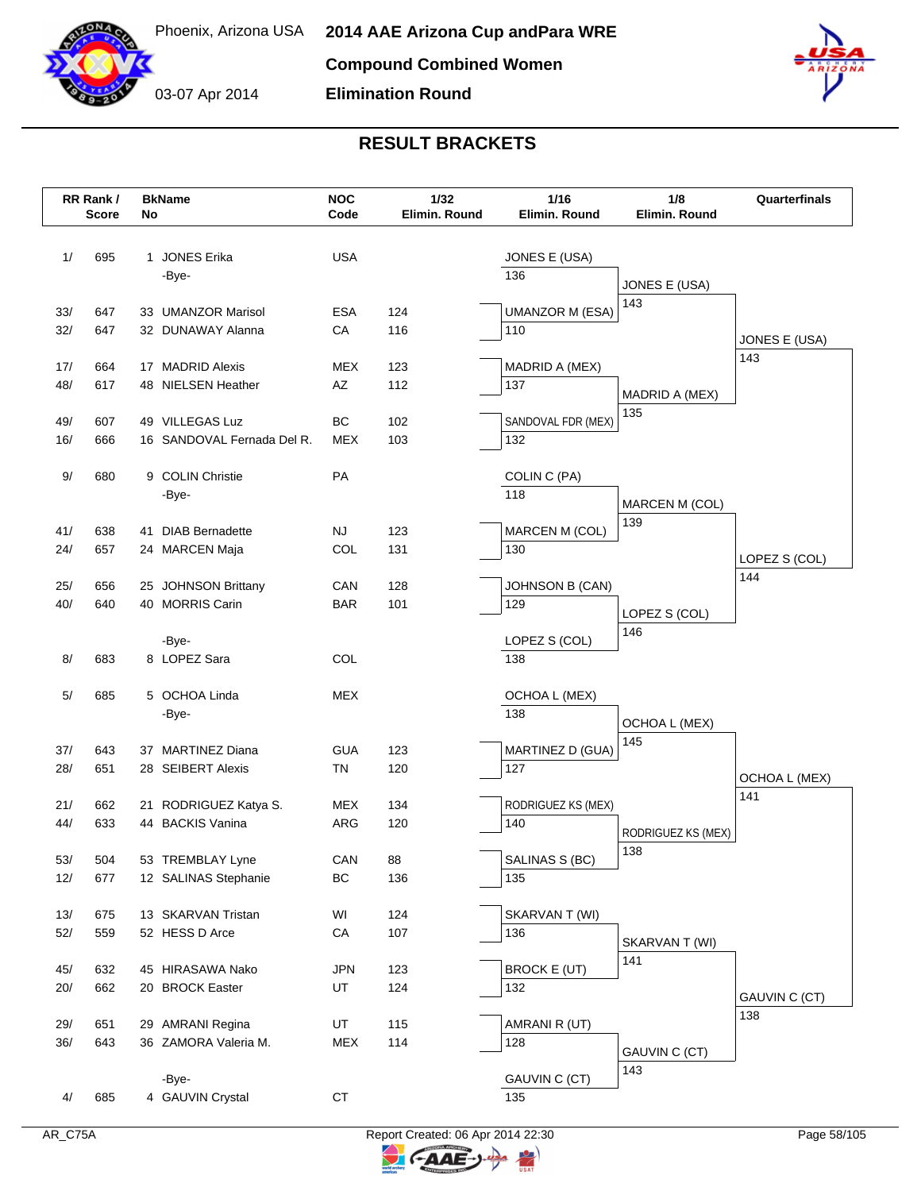Phoenix, Arizona USA

03-07 Apr 2014

# 2014 AAE Arizona Cup andPara WRE

## Compound Combined Women

## Elimination Round

### RESULT BRACKETS

| RR Rank / | Score | BkName No | | NOC Code | 1/32 Elimin. Round | 1/16 Elimin. Round | | 1/8 Elimin. Round | | Quarterfinals | |
|---|---|---|---|---|---|---|---|---|---|---|---|
| 1/ | 695 | 1 | JONES Erika | USA | | JONES E (USA) | 136 | JONES E (USA) | 143 | JONES E (USA) | 143 |
| | | | -Bye- | | | | | | | | |
| 33/ | 647 | 33 | UMANZOR Marisol | ESA | 124 | UMANZOR M (ESA) | 110 | | | | |
| 32/ | 647 | 32 | DUNAWAY Alanna | CA | 116 | | | | | | |
| 17/ | 664 | 17 | MADRID Alexis | MEX | 123 | MADRID A (MEX) | 137 | MADRID A (MEX) | 135 | | |
| 48/ | 617 | 48 | NIELSEN Heather | AZ | 112 | | | | | | |
| 49/ | 607 | 49 | VILLEGAS Luz | BC | 102 | SANDOVAL FDR (MEX) | 132 | | | | |
| 16/ | 666 | 16 | SANDOVAL Fernada Del R. | MEX | 103 | | | | | | |
| 9/ | 680 | 9 | COLIN Christie | PA | | COLIN C (PA) | 118 | MARCEN M (COL) | 139 | LOPEZ S (COL) | 144 |
| | | | -Bye- | | | | | | | | |
| 41/ | 638 | 41 | DIAB Bernadette | NJ | 123 | MARCEN M (COL) | 130 | | | | |
| 24/ | 657 | 24 | MARCEN Maja | COL | 131 | | | | | | |
| 25/ | 656 | 25 | JOHNSON Brittany | CAN | 128 | JOHNSON B (CAN) | 129 | LOPEZ S (COL) | 146 | | |
| 40/ | 640 | 40 | MORRIS Carin | BAR | 101 | | | | | | |
| | | | -Bye- | | | LOPEZ S (COL) | 138 | | | | |
| 8/ | 683 | 8 | LOPEZ Sara | COL | | | | | | | |
| 5/ | 685 | 5 | OCHOA Linda | MEX | | OCHOA L (MEX) | 138 | OCHOA L (MEX) | 145 | OCHOA L (MEX) | 141 |
| | | | -Bye- | | | | | | | | |
| 37/ | 643 | 37 | MARTINEZ Diana | GUA | 123 | MARTINEZ D (GUA) | 127 | | | | |
| 28/ | 651 | 28 | SEIBERT Alexis | TN | 120 | | | | | | |
| 21/ | 662 | 21 | RODRIGUEZ Katya S. | MEX | 134 | RODRIGUEZ KS (MEX) | 140 | RODRIGUEZ KS (MEX) | 138 | | |
| 44/ | 633 | 44 | BACKIS Vanina | ARG | 120 | | | | | | |
| 53/ | 504 | 53 | TREMBLAY Lyne | CAN | 88 | SALINAS S (BC) | 135 | | | | |
| 12/ | 677 | 12 | SALINAS Stephanie | BC | 136 | | | | | | |
| 13/ | 675 | 13 | SKARVAN Tristan | WI | 124 | SKARVAN T (WI) | 136 | SKARVAN T (WI) | 141 | GAUVIN C (CT) | 138 |
| 52/ | 559 | 52 | HESS D Arce | CA | 107 | | | | | | |
| 45/ | 632 | 45 | HIRASAWA Nako | JPN | 123 | BROCK E (UT) | 132 | | | | |
| 20/ | 662 | 20 | BROCK Easter | UT | 124 | | | | | | |
| 29/ | 651 | 29 | AMRANI Regina | UT | 115 | AMRANI R (UT) | 128 | GAUVIN C (CT) | 143 | | |
| 36/ | 643 | 36 | ZAMORA Valeria M. | MEX | 114 | | | | | | |
| | | | -Bye- | | | GAUVIN C (CT) | 135 | | | | |
| 4/ | 685 | 4 | GAUVIN Crystal | CT | | | | | | | |

AR_C75A    Report Created: 06 Apr 2014 22:30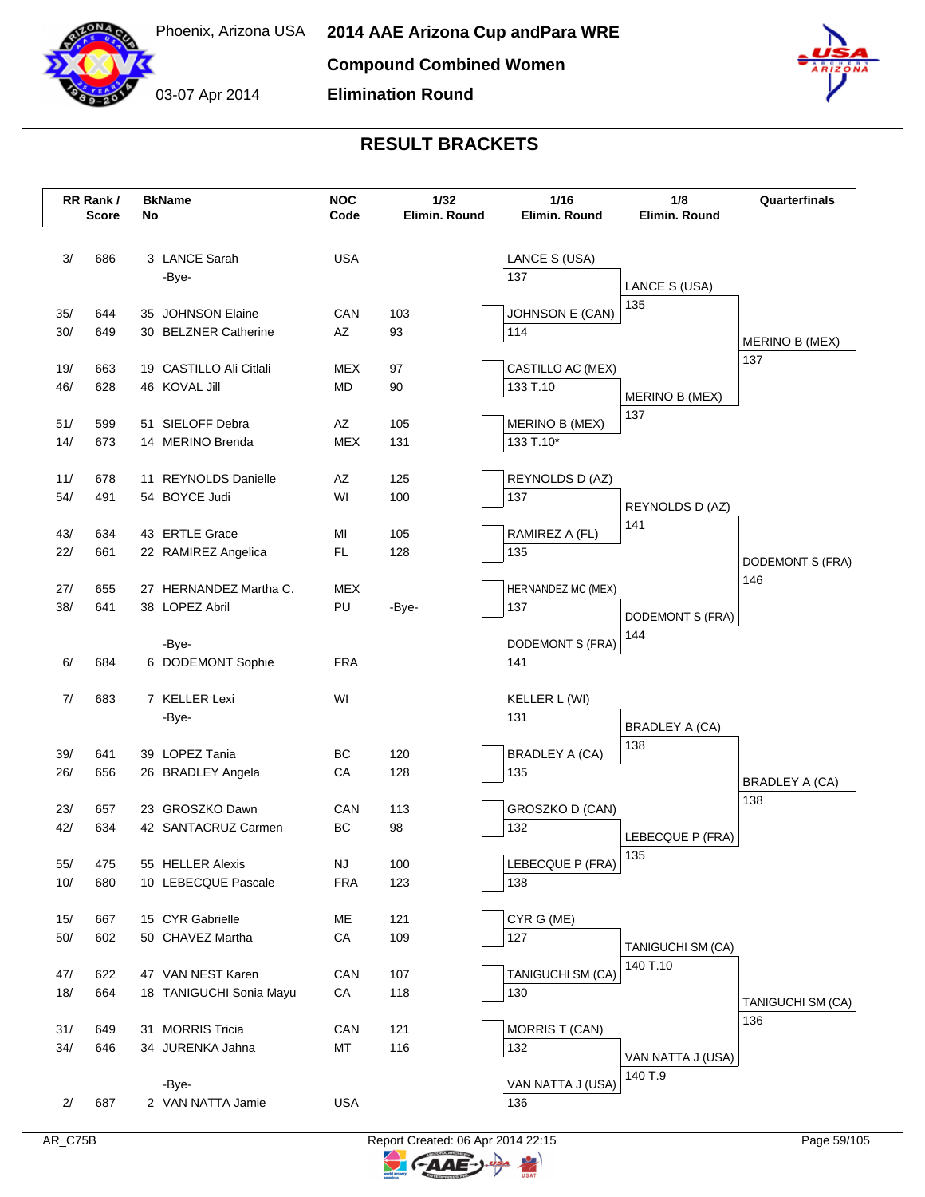# 2014 AAE Arizona Cup andPara WRE

Phoenix, Arizona USA

03-07 Apr 2014

## Compound Combined Women

## Elimination Round

## RESULT BRACKETS

| RR Rank / Score | | BkName No | | NOC Code | 1/32 Elimin. Round | 1/16 Elimin. Round | 1/8 Elimin. Round | Quarterfinals |
|---|---|---|---|---|---|---|---|---|
| 3/ | 686 | 3 | LANCE Sarah | USA | | LANCE S (USA) | | |
| | | | -Bye- | | | 137 | LANCE S (USA) 135 | |
| 35/ | 644 | 35 | JOHNSON Elaine | CAN | 103 | JOHNSON E (CAN) | | |
| 30/ | 649 | 30 | BELZNER Catherine | AZ | 93 | 114 | | MERINO B (MEX) 137 |
| 19/ | 663 | 19 | CASTILLO Ali Citlali | MEX | 97 | CASTILLO AC (MEX) | | |
| 46/ | 628 | 46 | KOVAL Jill | MD | 90 | 133 T.10 | MERINO B (MEX) 137 | |
| 51/ | 599 | 51 | SIELOFF Debra | AZ | 105 | MERINO B (MEX) | | |
| 14/ | 673 | 14 | MERINO Brenda | MEX | 131 | 133 T.10* | | |
| 11/ | 678 | 11 | REYNOLDS Danielle | AZ | 125 | REYNOLDS D (AZ) | | |
| 54/ | 491 | 54 | BOYCE Judi | WI | 100 | 137 | REYNOLDS D (AZ) 141 | |
| 43/ | 634 | 43 | ERTLE Grace | MI | 105 | RAMIREZ A (FL) | | |
| 22/ | 661 | 22 | RAMIREZ Angelica | FL | 128 | 135 | | DODEMONT S (FRA) 146 |
| 27/ | 655 | 27 | HERNANDEZ Martha C. | MEX | | HERNANDEZ MC (MEX) | | |
| 38/ | 641 | 38 | LOPEZ Abril | PU | -Bye- | 137 | DODEMONT S (FRA) 144 | |
| | | | -Bye- | | | DODEMONT S (FRA) | | |
| 6/ | 684 | 6 | DODEMONT Sophie | FRA | | 141 | | |
| 7/ | 683 | 7 | KELLER Lexi | WI | | KELLER L (WI) | | |
| | | | -Bye- | | | 131 | BRADLEY A (CA) 138 | |
| 39/ | 641 | 39 | LOPEZ Tania | BC | 120 | BRADLEY A (CA) | | |
| 26/ | 656 | 26 | BRADLEY Angela | CA | 128 | 135 | | BRADLEY A (CA) 138 |
| 23/ | 657 | 23 | GROSZKO Dawn | CAN | 113 | GROSZKO D (CAN) | | |
| 42/ | 634 | 42 | SANTACRUZ Carmen | BC | 98 | 132 | LEBECQUE P (FRA) 135 | |
| 55/ | 475 | 55 | HELLER Alexis | NJ | 100 | LEBECQUE P (FRA) | | |
| 10/ | 680 | 10 | LEBECQUE Pascale | FRA | 123 | 138 | | |
| 15/ | 667 | 15 | CYR Gabrielle | ME | 121 | CYR G (ME) | | |
| 50/ | 602 | 50 | CHAVEZ Martha | CA | 109 | 127 | TANIGUCHI SM (CA) 140 T.10 | |
| 47/ | 622 | 47 | VAN NEST Karen | CAN | 107 | TANIGUCHI SM (CA) | | |
| 18/ | 664 | 18 | TANIGUCHI Sonia Mayu | CA | 118 | 130 | | TANIGUCHI SM (CA) 136 |
| 31/ | 649 | 31 | MORRIS Tricia | CAN | 121 | MORRIS T (CAN) | | |
| 34/ | 646 | 34 | JURENKA Jahna | MT | 116 | 132 | VAN NATTA J (USA) 140 T.9 | |
| | | | -Bye- | | | VAN NATTA J (USA) | | |
| 2/ | 687 | 2 | VAN NATTA Jamie | USA | | 136 | | |

AR_C75B

Report Created: 06 Apr 2014 22:15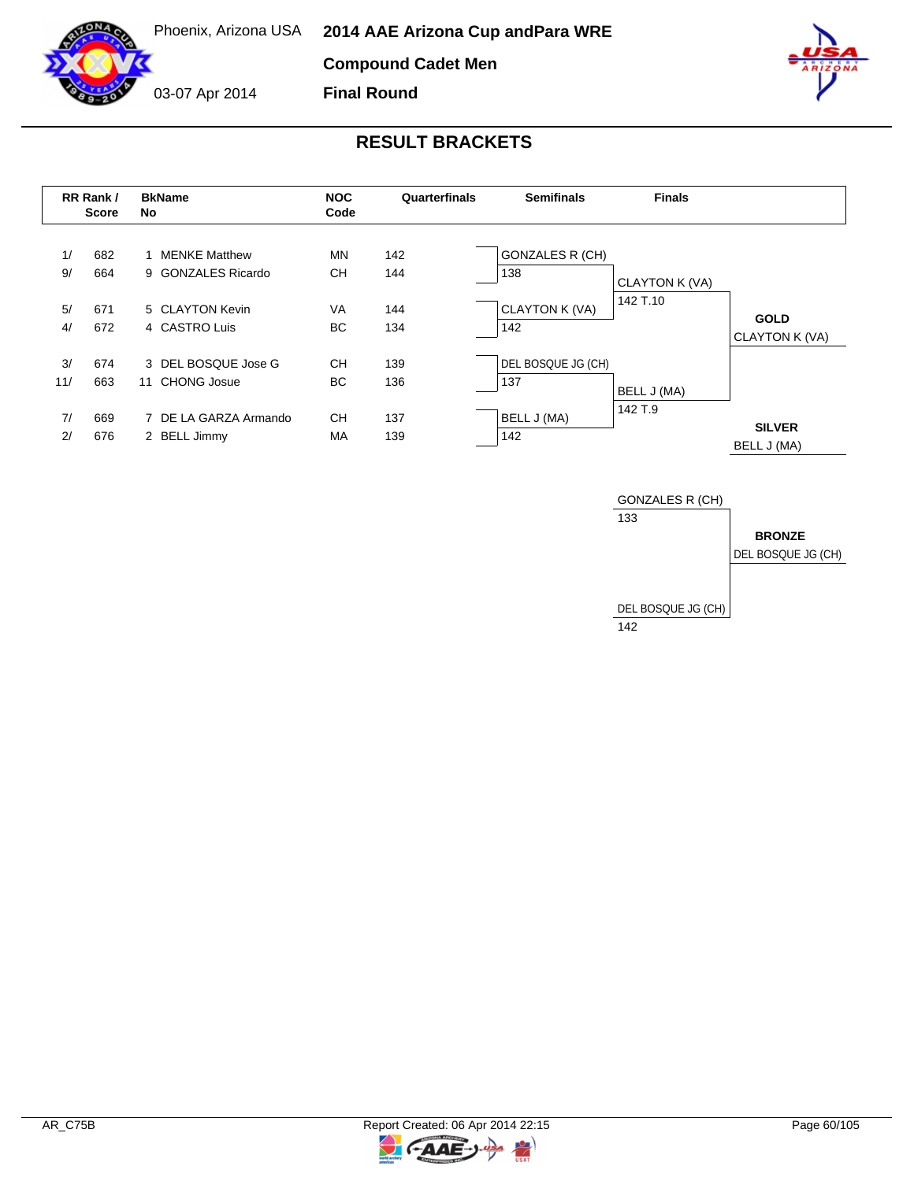Phoenix, Arizona USA

03-07 Apr 2014

# 2014 AAE Arizona Cup andPara WRE

## Compound Cadet Men

## Final Round

## RESULT BRACKETS

| RR Rank / | Score | BkName No | | NOC Code | Quarterfinals |
|---|---|---|---|---|---|
| 1/ | 682 | 1 | MENKE Matthew | MN | 142 |
| 9/ | 664 | 9 | GONZALES Ricardo | CH | 144 |
| 5/ | 671 | 5 | CLAYTON Kevin | VA | 144 |
| 4/ | 672 | 4 | CASTRO Luis | BC | 134 |
| 3/ | 674 | 3 | DEL BOSQUE Jose G | CH | 139 |
| 11/ | 663 | 11 | CHONG Josue | BC | 136 |
| 7/ | 669 | 7 | DE LA GARZA Armando | CH | 137 |
| 2/ | 676 | 2 | BELL Jimmy | MA | 139 |

**Semifinals**

| Athlete | Score |
|---|---|
| GONZALES R (CH) | 138 |
| CLAYTON K (VA) | 142 |
| DEL BOSQUE JG (CH) | 137 |
| BELL J (MA) | 142 |

**Finals**

| Athlete | Score |
|---|---|
| CLAYTON K (VA) | 142 T.10 |
| BELL J (MA) | 142 T.9 |

**GOLD**
CLAYTON K (VA)

**SILVER**
BELL J (MA)

**Bronze Match**

| Athlete | Score |
|---|---|
| GONZALES R (CH) | 133 |
| DEL BOSQUE JG (CH) | 142 |

**BRONZE**
DEL BOSQUE JG (CH)

AR_C75B

Report Created: 06 Apr 2014 22:15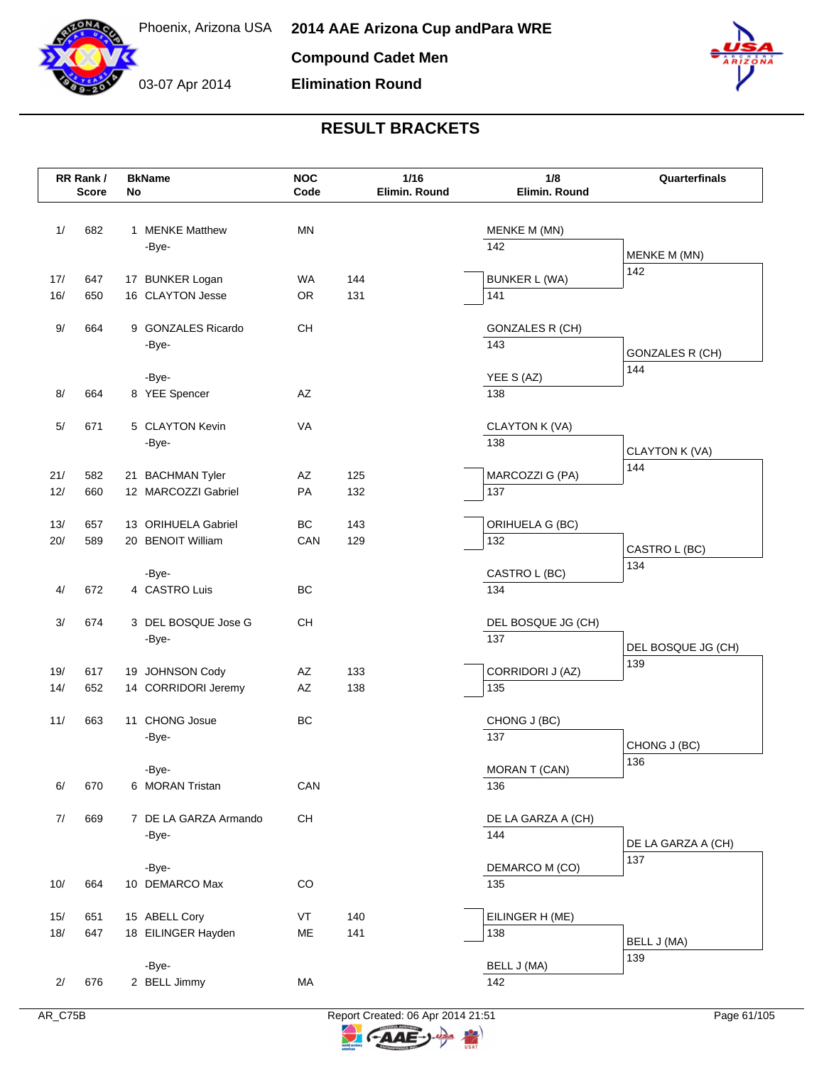Phoenix, Arizona USA

03-07 Apr 2014

# 2014 AAE Arizona Cup andPara WRE

## Compound Cadet Men

## Elimination Round

### RESULT BRACKETS

| RR Rank / Score | | BkName No | | NOC Code | 1/16 Elimin. Round | 1/8 Elimin. Round | | Quarterfinals | |
|---|---|---|---|---|---|---|---|---|---|
| 1/ | 682 | 1 | MENKE Matthew | MN | | MENKE M (MN) | 142 | MENKE M (MN) | 142 |
| | | | -Bye- | | | | | | |
| 17/ | 647 | 17 | BUNKER Logan | WA | 144 | BUNKER L (WA) | 141 | | |
| 16/ | 650 | 16 | CLAYTON Jesse | OR | 131 | | | | |
| 9/ | 664 | 9 | GONZALES Ricardo | CH | | GONZALES R (CH) | 143 | GONZALES R (CH) | 144 |
| | | | -Bye- | | | | | | |
| | | | -Bye- | | | | | | |
| 8/ | 664 | 8 | YEE Spencer | AZ | | YEE S (AZ) | 138 | | |
| 5/ | 671 | 5 | CLAYTON Kevin | VA | | CLAYTON K (VA) | 138 | CLAYTON K (VA) | 144 |
| | | | -Bye- | | | | | | |
| 21/ | 582 | 21 | BACHMAN Tyler | AZ | 125 | | | | |
| 12/ | 660 | 12 | MARCOZZI Gabriel | PA | 132 | MARCOZZI G (PA) | 137 | | |
| 13/ | 657 | 13 | ORIHUELA Gabriel | BC | 143 | ORIHUELA G (BC) | 132 | | |
| 20/ | 589 | 20 | BENOIT William | CAN | 129 | | | | |
| | | | -Bye- | | | | | | |
| 4/ | 672 | 4 | CASTRO Luis | BC | | CASTRO L (BC) | 134 | CASTRO L (BC) | 134 |
| 3/ | 674 | 3 | DEL BOSQUE Jose G | CH | | DEL BOSQUE JG (CH) | 137 | DEL BOSQUE JG (CH) | 139 |
| | | | -Bye- | | | | | | |
| 19/ | 617 | 19 | JOHNSON Cody | AZ | 133 | | | | |
| 14/ | 652 | 14 | CORRIDORI Jeremy | AZ | 138 | CORRIDORI J (AZ) | 135 | | |
| 11/ | 663 | 11 | CHONG Josue | BC | | CHONG J (BC) | 137 | CHONG J (BC) | 136 |
| | | | -Bye- | | | | | | |
| | | | -Bye- | | | | | | |
| 6/ | 670 | 6 | MORAN Tristan | CAN | | MORAN T (CAN) | 136 | | |
| 7/ | 669 | 7 | DE LA GARZA Armando | CH | | DE LA GARZA A (CH) | 144 | DE LA GARZA A (CH) | 137 |
| | | | -Bye- | | | | | | |
| | | | -Bye- | | | | | | |
| 10/ | 664 | 10 | DEMARCO Max | CO | | DEMARCO M (CO) | 135 | | |
| 15/ | 651 | 15 | ABELL Cory | VT | 140 | | | | |
| 18/ | 647 | 18 | EILINGER Hayden | ME | 141 | EILINGER H (ME) | 138 | | |
| | | | -Bye- | | | | | | |
| 2/ | 676 | 2 | BELL Jimmy | MA | | BELL J (MA) | 142 | BELL J (MA) | 139 |

AR_C75B

Report Created: 06 Apr 2014 21:51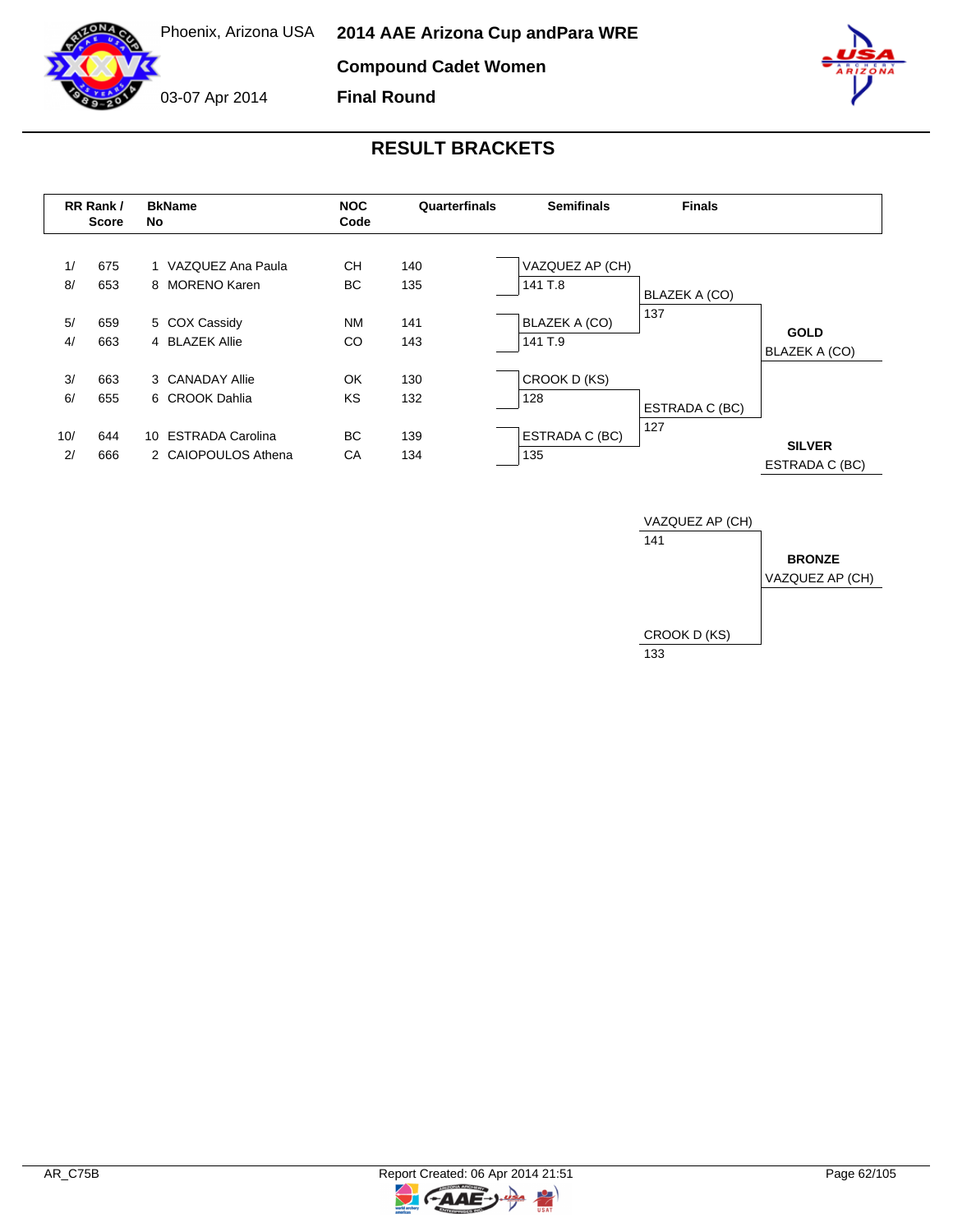# 2014 AAE Arizona Cup andPara WRE

Phoenix, Arizona USA

03-07 Apr 2014

**Compound Cadet Women**

**Final Round**

## RESULT BRACKETS

| RR Rank / Score | | BkName No | | NOC Code | Quarterfinals |
|---|---|---|---|---|---|
| 1/ | 675 | 1 | VAZQUEZ Ana Paula | CH | 140 |
| 8/ | 653 | 8 | MORENO Karen | BC | 135 |
| 5/ | 659 | 5 | COX Cassidy | NM | 141 |
| 4/ | 663 | 4 | BLAZEK Allie | CO | 143 |
| 3/ | 663 | 3 | CANADAY Allie | OK | 130 |
| 6/ | 655 | 6 | CROOK Dahlia | KS | 132 |
| 10/ | 644 | 10 | ESTRADA Carolina | BC | 139 |
| 2/ | 666 | 2 | CAIOPOULOS Athena | CA | 134 |

**Semifinals**

| Match | Athlete | Score |
|---|---|---|
| 1 | VAZQUEZ AP (CH) | 141 T.8 |
| 1 | BLAZEK A (CO) | 141 T.9 |
| 2 | CROOK D (KS) | 128 |
| 2 | ESTRADA C (BC) | 135 |

**Finals**

| Match | Athlete | Score |
|---|---|---|
| Gold | BLAZEK A (CO) | 137 |
| Gold | ESTRADA C (BC) | 127 |
| Bronze | VAZQUEZ AP (CH) | 141 |
| Bronze | CROOK D (KS) | 133 |

**GOLD**
BLAZEK A (CO)

**SILVER**
ESTRADA C (BC)

**BRONZE**
VAZQUEZ AP (CH)

AR_C75B

Report Created: 06 Apr 2014 21:51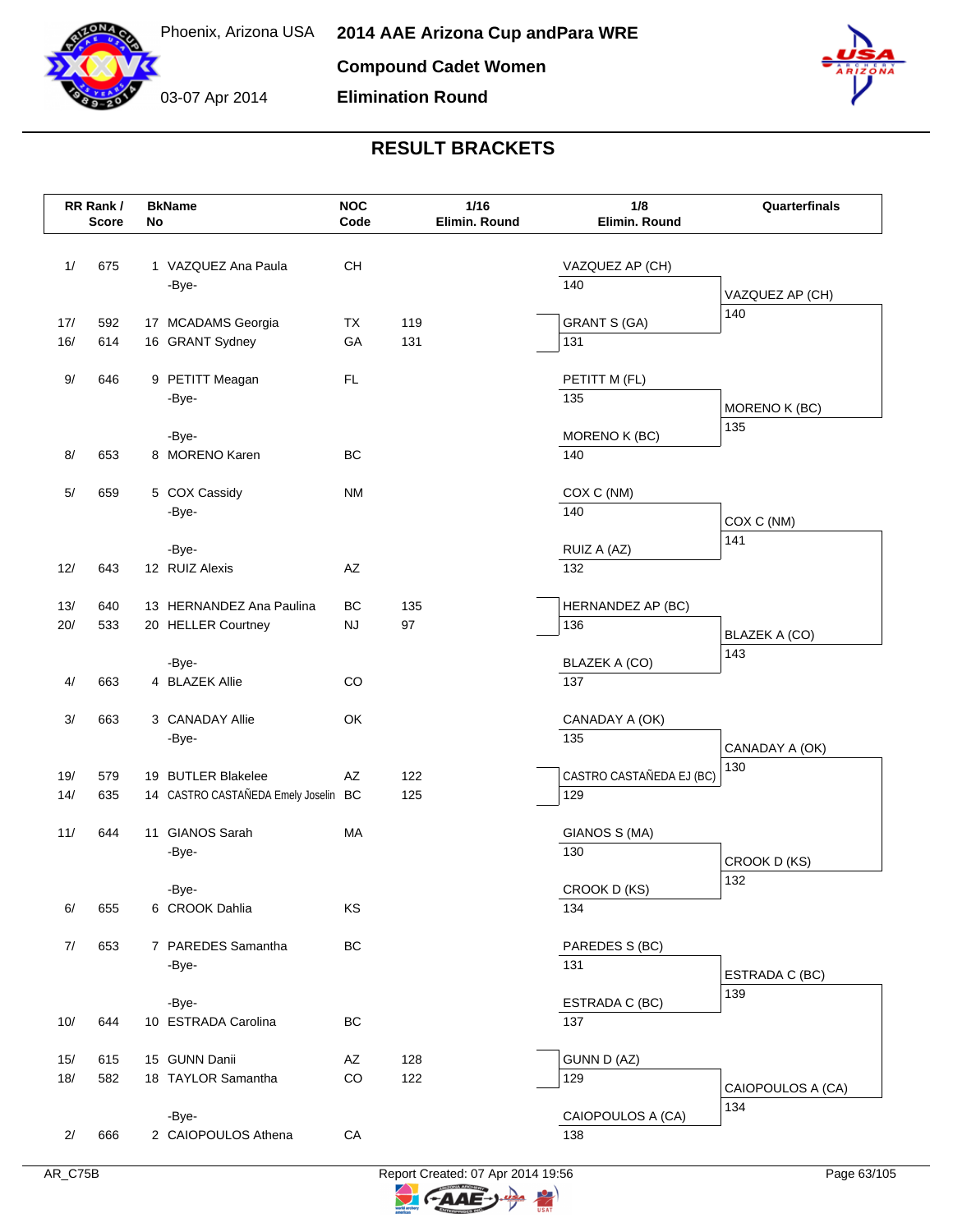Phoenix, Arizona USA

03-07 Apr 2014

# 2014 AAE Arizona Cup andPara WRE

## Compound Cadet Women

## Elimination Round

### RESULT BRACKETS

| RR Rank / Score | BkName No | NOC Code | 1/16 Elimin. Round | 1/8 Elimin. Round | Quarterfinals |
|---|---|---|---|---|---|
| 1/ 675 | 1 VAZQUEZ Ana Paula | CH | | VAZQUEZ AP (CH) | |
| | -Bye- | | | 140 | VAZQUEZ AP (CH) |
| 17/ 592 | 17 MCADAMS Georgia | TX | 119 | GRANT S (GA) | 140 |
| 16/ 614 | 16 GRANT Sydney | GA | 131 | 131 | |
| 9/ 646 | 9 PETITT Meagan | FL | | PETITT M (FL) | |
| | -Bye- | | | 135 | MORENO K (BC) |
| | -Bye- | | | MORENO K (BC) | 135 |
| 8/ 653 | 8 MORENO Karen | BC | | 140 | |
| 5/ 659 | 5 COX Cassidy | NM | | COX C (NM) | |
| | -Bye- | | | 140 | COX C (NM) |
| | -Bye- | | | RUIZ A (AZ) | 141 |
| 12/ 643 | 12 RUIZ Alexis | AZ | | 132 | |
| 13/ 640 | 13 HERNANDEZ Ana Paulina | BC | 135 | HERNANDEZ AP (BC) | |
| 20/ 533 | 20 HELLER Courtney | NJ | 97 | 136 | BLAZEK A (CO) |
| | -Bye- | | | BLAZEK A (CO) | 143 |
| 4/ 663 | 4 BLAZEK Allie | CO | | 137 | |
| 3/ 663 | 3 CANADAY Allie | OK | | CANADAY A (OK) | |
| | -Bye- | | | 135 | CANADAY A (OK) |
| 19/ 579 | 19 BUTLER Blakelee | AZ | 122 | CASTRO CASTAÑEDA EJ (BC) | 130 |
| 14/ 635 | 14 CASTRO CASTAÑEDA Emely Joselin | BC | 125 | 129 | |
| 11/ 644 | 11 GIANOS Sarah | MA | | GIANOS S (MA) | |
| | -Bye- | | | 130 | CROOK D (KS) |
| | -Bye- | | | CROOK D (KS) | 132 |
| 6/ 655 | 6 CROOK Dahlia | KS | | 134 | |
| 7/ 653 | 7 PAREDES Samantha | BC | | PAREDES S (BC) | |
| | -Bye- | | | 131 | ESTRADA C (BC) |
| | -Bye- | | | ESTRADA C (BC) | 139 |
| 10/ 644 | 10 ESTRADA Carolina | BC | | 137 | |
| 15/ 615 | 15 GUNN Danii | AZ | 128 | GUNN D (AZ) | |
| 18/ 582 | 18 TAYLOR Samantha | CO | 122 | 129 | CAIOPOULOS A (CA) |
| | -Bye- | | | CAIOPOULOS A (CA) | 134 |
| 2/ 666 | 2 CAIOPOULOS Athena | CA | | 138 | |

AR_C75B

Report Created: 07 Apr 2014 19:56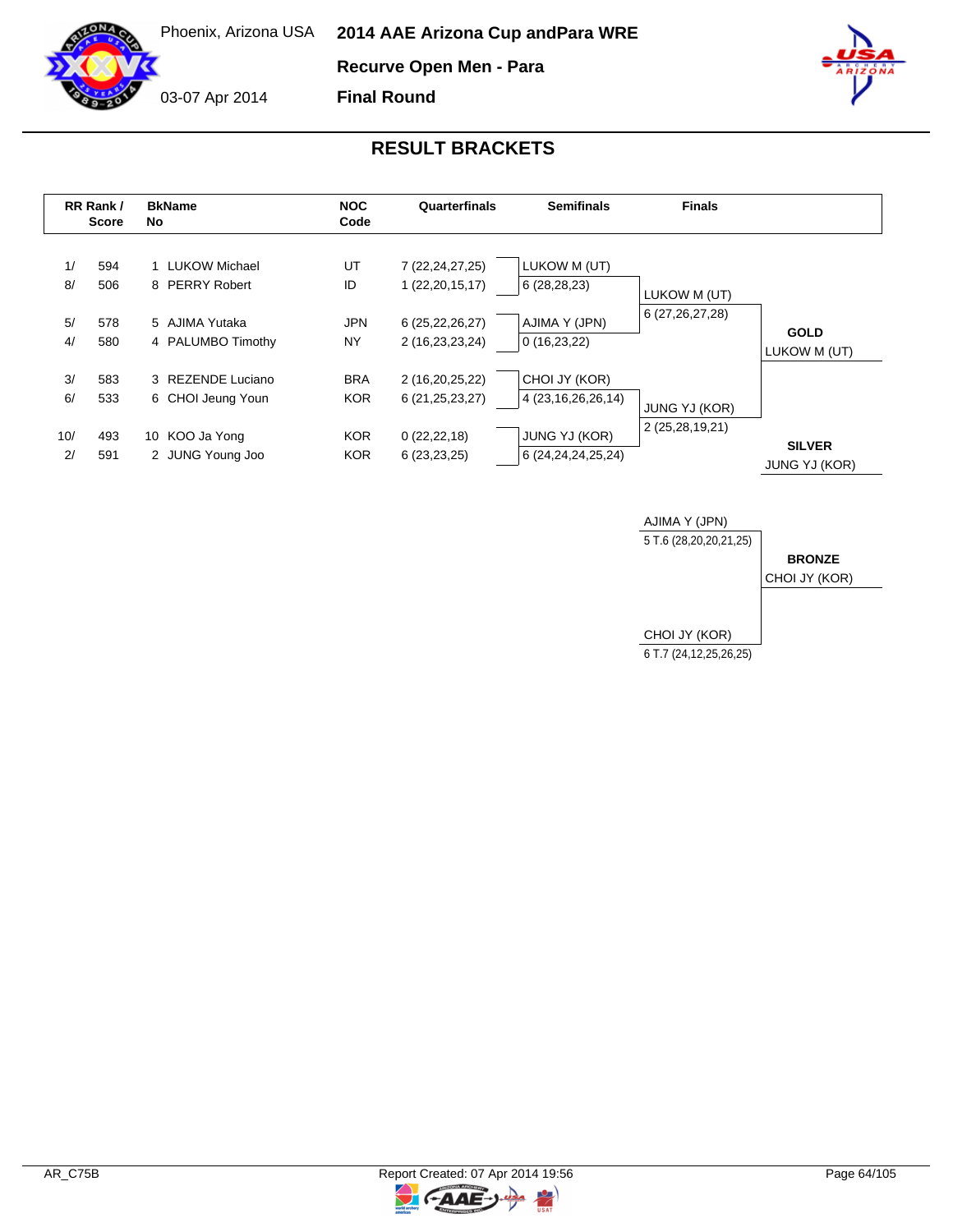# 2014 AAE Arizona Cup andPara WRE

Phoenix, Arizona USA

03-07 Apr 2014

## Recurve Open Men - Para

## Final Round

## RESULT BRACKETS

| RR Rank / Score | | BkName No | | NOC Code | Quarterfinals | Semifinals | Finals | |
|---|---|---|---|---|---|---|---|---|
| 1/ | 594 | 1 | LUKOW Michael | UT | 7 (22,24,27,25) | LUKOW M (UT) | | |
| 8/ | 506 | 8 | PERRY Robert | ID | 1 (22,20,15,17) | 6 (28,28,23) | LUKOW M (UT) | |
| | | | | | | | 6 (27,26,27,28) | |
| 5/ | 578 | 5 | AJIMA Yutaka | JPN | 6 (25,22,26,27) | AJIMA Y (JPN) | | **GOLD** |
| 4/ | 580 | 4 | PALUMBO Timothy | NY | 2 (16,23,23,24) | 0 (16,23,22) | | LUKOW M (UT) |
| 3/ | 583 | 3 | REZENDE Luciano | BRA | 2 (16,20,25,22) | CHOI JY (KOR) | | |
| 6/ | 533 | 6 | CHOI Jeung Youn | KOR | 6 (21,25,23,27) | 4 (23,16,26,26,14) | JUNG YJ (KOR) | |
| | | | | | | | 2 (25,28,19,21) | |
| 10/ | 493 | 10 | KOO Ja Yong | KOR | 0 (22,22,18) | JUNG YJ (KOR) | | **SILVER** |
| 2/ | 591 | 2 | JUNG Young Joo | KOR | 6 (23,23,25) | 6 (24,24,24,25,24) | | JUNG YJ (KOR) |

### Bronze Match

| Finals | |
|---|---|
| AJIMA Y (JPN) | |
| 5 T.6 (28,20,20,21,25) | **BRONZE** |
| | CHOI JY (KOR) |
| CHOI JY (KOR) | |
| 6 T.7 (24,12,25,26,25) | |

AR_C75B

Report Created: 07 Apr 2014 19:56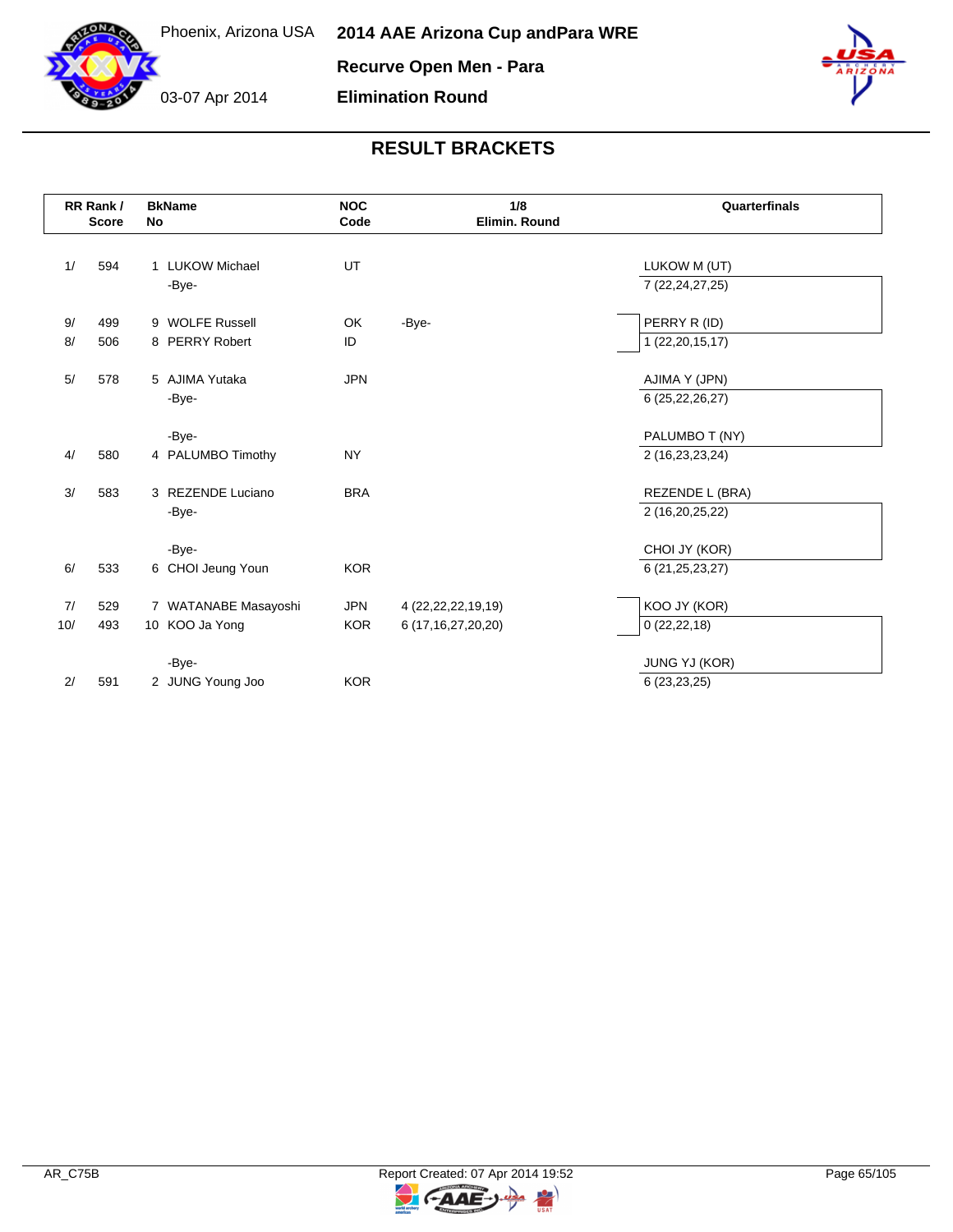Phoenix, Arizona USA

03-07 Apr 2014

# 2014 AAE Arizona Cup andPara WRE

## Recurve Open Men - Para

## Elimination Round

## RESULT BRACKETS

| RR Rank / | Score | BkNo | Name | NOC Code | 1/8 Elimin. Round | Quarterfinals |
|---|---|---|---|---|---|---|
| 1/ | 594 | 1 | LUKOW Michael | UT | | LUKOW M (UT) |
| | | | -Bye- | | | 7 (22,24,27,25) |
| 9/ | 499 | 9 | WOLFE Russell | OK | -Bye- | PERRY R (ID) |
| 8/ | 506 | 8 | PERRY Robert | ID | | 1 (22,20,15,17) |
| 5/ | 578 | 5 | AJIMA Yutaka | JPN | | AJIMA Y (JPN) |
| | | | -Bye- | | | 6 (25,22,26,27) |
| | | | -Bye- | | | PALUMBO T (NY) |
| 4/ | 580 | 4 | PALUMBO Timothy | NY | | 2 (16,23,23,24) |
| 3/ | 583 | 3 | REZENDE Luciano | BRA | | REZENDE L (BRA) |
| | | | -Bye- | | | 2 (16,20,25,22) |
| | | | -Bye- | | | CHOI JY (KOR) |
| 6/ | 533 | 6 | CHOI Jeung Youn | KOR | | 6 (21,25,23,27) |
| 7/ | 529 | 7 | WATANABE Masayoshi | JPN | 4 (22,22,22,19,19) | KOO JY (KOR) |
| 10/ | 493 | 10 | KOO Ja Yong | KOR | 6 (17,16,27,20,20) | 0 (22,22,18) |
| | | | -Bye- | | | JUNG YJ (KOR) |
| 2/ | 591 | 2 | JUNG Young Joo | KOR | | 6 (23,23,25) |

AR_C75B

Report Created: 07 Apr 2014 19:52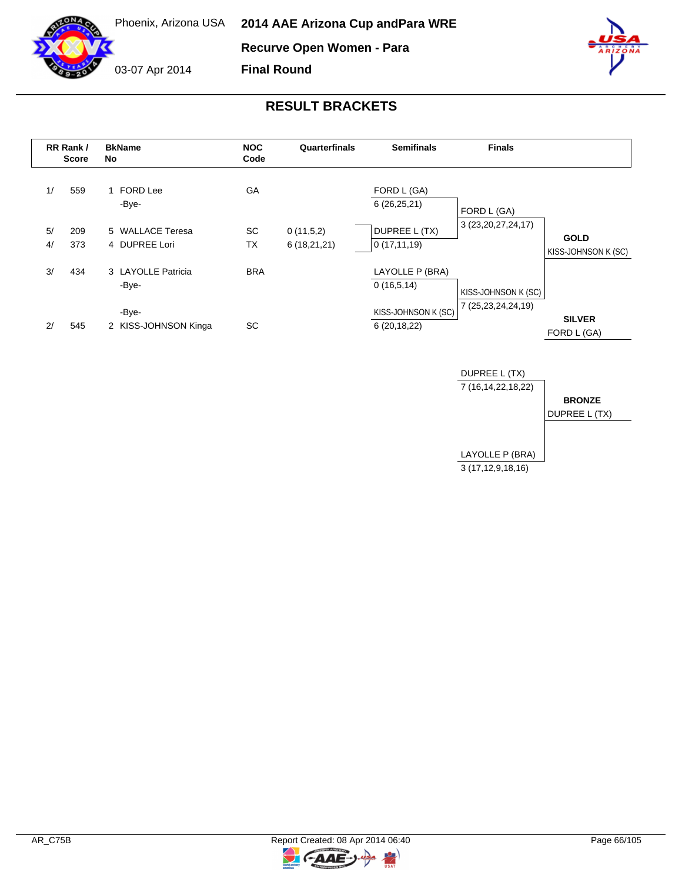Phoenix, Arizona USA

03-07 Apr 2014

# 2014 AAE Arizona Cup andPara WRE

## Recurve Open Women - Para

## Final Round

## RESULT BRACKETS

| RR Rank / Score | | BkName No | | NOC Code | Quarterfinals | Semifinals | Finals | |
|---|---|---|---|---|---|---|---|---|
| 1/ | 559 | 1 | FORD Lee | GA | | FORD L (GA) | | |
| | | | -Bye- | | | 6 (26,25,21) | FORD L (GA) | |
| | | | | | | | 3 (23,20,27,24,17) | |
| 5/ | 209 | 5 | WALLACE Teresa | SC | 0 (11,5,2) | DUPREE L (TX) | | **GOLD** |
| 4/ | 373 | 4 | DUPREE Lori | TX | 6 (18,21,21) | 0 (17,11,19) | | KISS-JOHNSON K (SC) |
| 3/ | 434 | 3 | LAYOLLE Patricia | BRA | | LAYOLLE P (BRA) | | |
| | | | -Bye- | | | 0 (16,5,14) | KISS-JOHNSON K (SC) | |
| | | | -Bye- | | | KISS-JOHNSON K (SC) | 7 (25,23,24,24,19) | **SILVER** |
| 2/ | 545 | 2 | KISS-JOHNSON Kinga | SC | | 6 (20,18,22) | | FORD L (GA) |

| Bronze Match | | |
|---|---|---|
| DUPREE L (TX) | 7 (16,14,22,18,22) | **BRONZE** |
| LAYOLLE P (BRA) | 3 (17,12,9,18,16) | DUPREE L (TX) |

AR_C75B

Report Created: 08 Apr 2014 06:40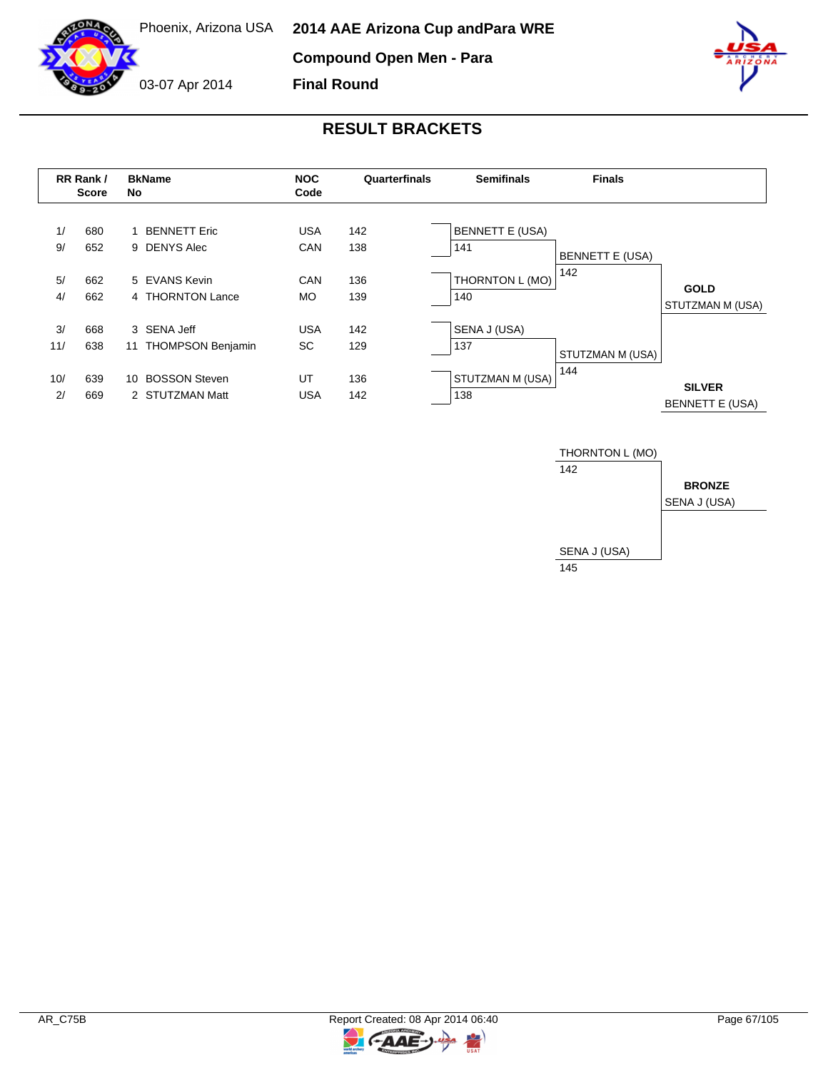Phoenix, Arizona USA

03-07 Apr 2014

# 2014 AAE Arizona Cup andPara WRE

## Compound Open Men - Para

## Final Round

### RESULT BRACKETS

| RR Rank / | Score | BkName No | | NOC Code | Quarterfinals |
|---|---|---|---|---|---|
| 1/ | 680 | 1 | BENNETT Eric | USA | 142 |
| 9/ | 652 | 9 | DENYS Alec | CAN | 138 |
| 5/ | 662 | 5 | EVANS Kevin | CAN | 136 |
| 4/ | 662 | 4 | THORNTON Lance | MO | 139 |
| 3/ | 668 | 3 | SENA Jeff | USA | 142 |
| 11/ | 638 | 11 | THOMPSON Benjamin | SC | 129 |
| 10/ | 639 | 10 | BOSSON Steven | UT | 136 |
| 2/ | 669 | 2 | STUTZMAN Matt | USA | 142 |

**Semifinals**

| Athlete | Score |
|---|---|
| BENNETT E (USA) | 141 |
| THORNTON L (MO) | 140 |
| SENA J (USA) | 137 |
| STUTZMAN M (USA) | 138 |

**Finals**

| Athlete | Score |
|---|---|
| BENNETT E (USA) | 142 |
| STUTZMAN M (USA) | 144 |

**GOLD** STUTZMAN M (USA)

**SILVER** BENNETT E (USA)

**Bronze Match**

| Athlete | Score |
|---|---|
| THORNTON L (MO) | 142 |
| SENA J (USA) | 145 |

**BRONZE** SENA J (USA)

AR_C75B — Report Created: 08 Apr 2014 06:40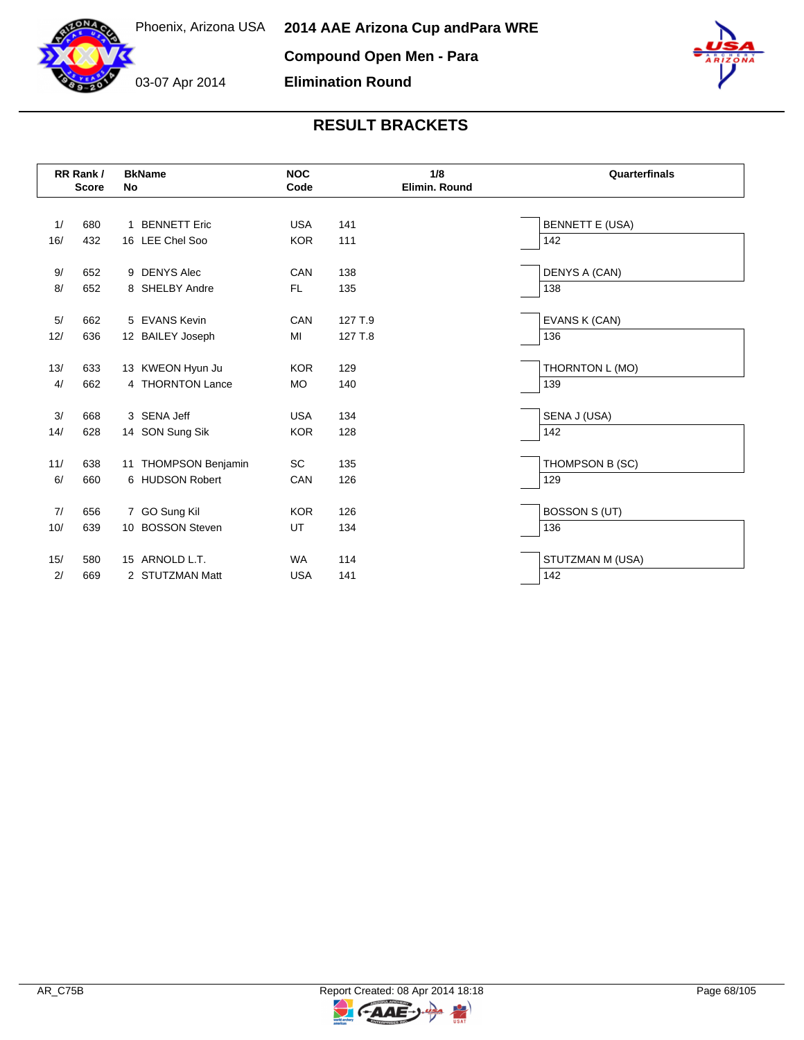Phoenix, Arizona USA

03-07 Apr 2014

# 2014 AAE Arizona Cup andPara WRE

## Compound Open Men - Para

## Elimination Round

## RESULT BRACKETS

| RR Rank / | Score | BkName No | | NOC Code | 1/8 Elimin. Round | Quarterfinals |
|---|---|---|---|---|---|---|
| 1/ | 680 | 1 | BENNETT Eric | USA | 141 | BENNETT E (USA) |
| 16/ | 432 | 16 | LEE Chel Soo | KOR | 111 | 142 |
| 9/ | 652 | 9 | DENYS Alec | CAN | 138 | DENYS A (CAN) |
| 8/ | 652 | 8 | SHELBY Andre | FL | 135 | 138 |
| 5/ | 662 | 5 | EVANS Kevin | CAN | 127 T.9 | EVANS K (CAN) |
| 12/ | 636 | 12 | BAILEY Joseph | MI | 127 T.8 | 136 |
| 13/ | 633 | 13 | KWEON Hyun Ju | KOR | 129 | THORNTON L (MO) |
| 4/ | 662 | 4 | THORNTON Lance | MO | 140 | 139 |
| 3/ | 668 | 3 | SENA Jeff | USA | 134 | SENA J (USA) |
| 14/ | 628 | 14 | SON Sung Sik | KOR | 128 | 142 |
| 11/ | 638 | 11 | THOMPSON Benjamin | SC | 135 | THOMPSON B (SC) |
| 6/ | 660 | 6 | HUDSON Robert | CAN | 126 | 129 |
| 7/ | 656 | 7 | GO Sung Kil | KOR | 126 | BOSSON S (UT) |
| 10/ | 639 | 10 | BOSSON Steven | UT | 134 | 136 |
| 15/ | 580 | 15 | ARNOLD L.T. | WA | 114 | STUTZMAN M (USA) |
| 2/ | 669 | 2 | STUTZMAN Matt | USA | 141 | 142 |

AR_C75B

Report Created: 08 Apr 2014 18:18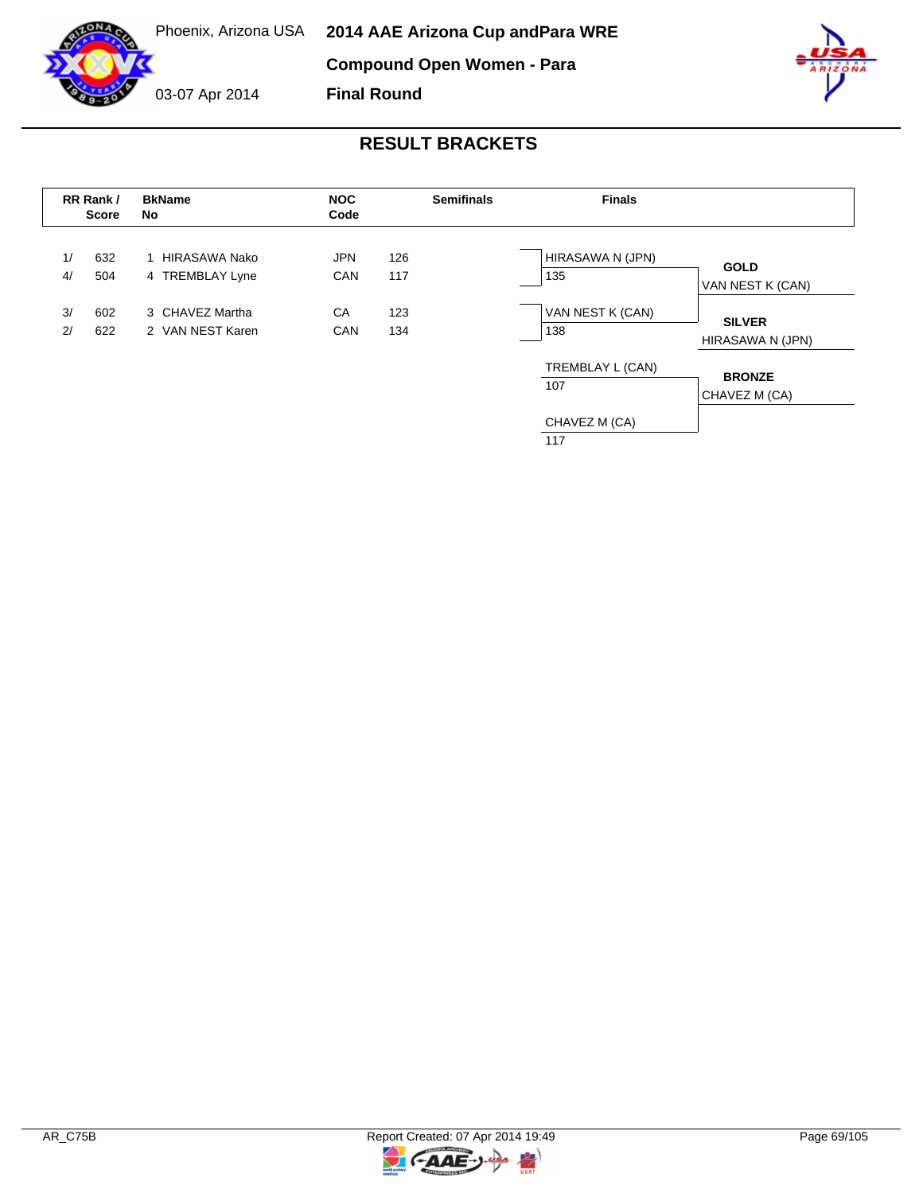Phoenix, Arizona USA

03-07 Apr 2014

# 2014 AAE Arizona Cup andPara WRE

**Compound Open Women - Para**

**Final Round**

## RESULT BRACKETS

| RR Rank / Score | | BkName No | | NOC Code | Semifinals |
|---|---|---|---|---|---|
| 1/ | 632 | 1 | HIRASAWA Nako | JPN | 126 |
| 4/ | 504 | 4 | TREMBLAY Lyne | CAN | 117 |
| 3/ | 602 | 3 | CHAVEZ Martha | CA | 123 |
| 2/ | 622 | 2 | VAN NEST Karen | CAN | 134 |

**Finals**

| Finals | | Result |
|---|---|---|
| HIRASAWA N (JPN) | 135 | **GOLD**: VAN NEST K (CAN) |
| VAN NEST K (CAN) | 138 | **SILVER**: HIRASAWA N (JPN) |
| TREMBLAY L (CAN) | 107 | **BRONZE**: CHAVEZ M (CA) |
| CHAVEZ M (CA) | 117 | |

AR_C75B

Report Created: 07 Apr 2014 19:49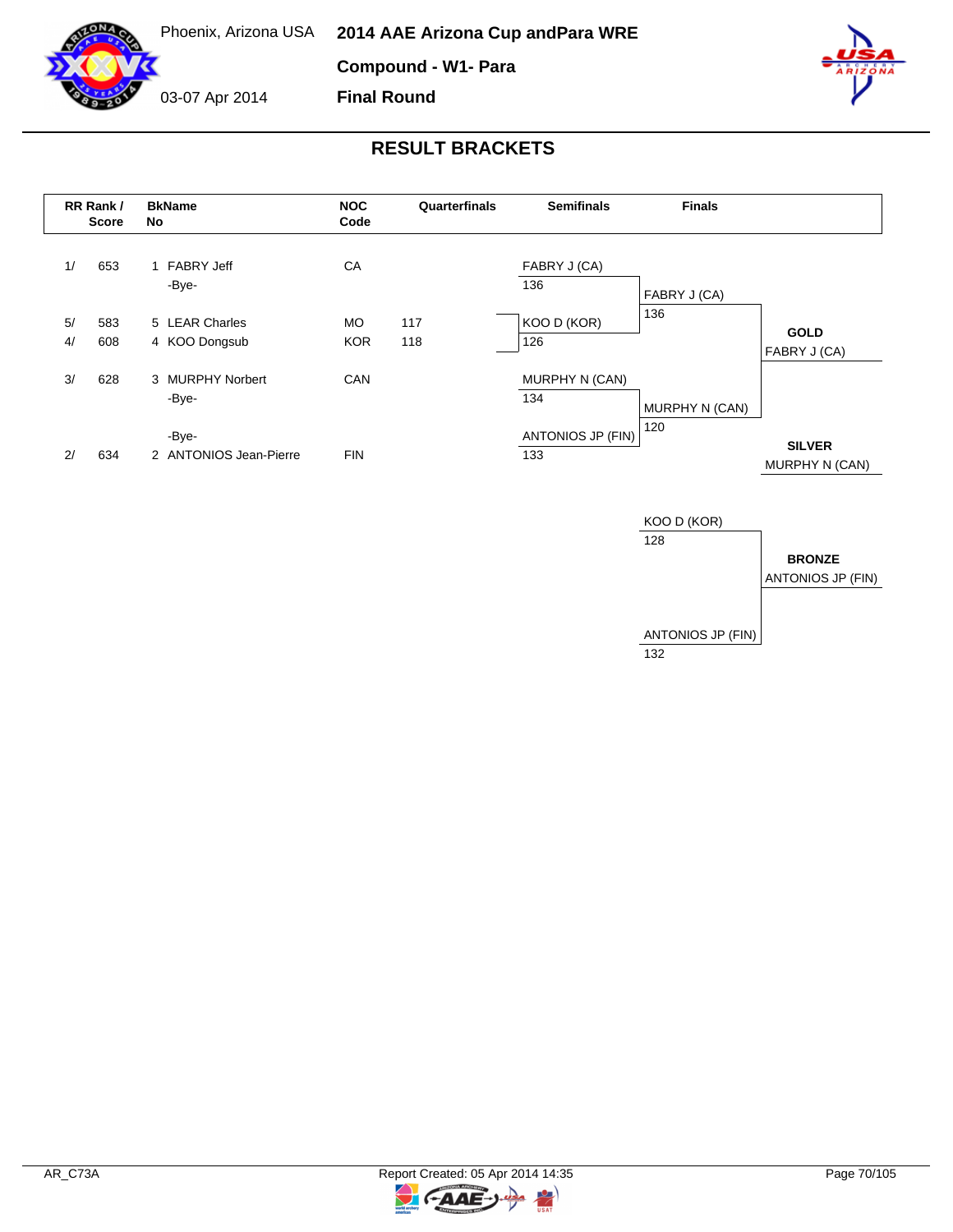Phoenix, Arizona USA

03-07 Apr 2014

# 2014 AAE Arizona Cup andPara WRE

## Compound - W1- Para

## Final Round

## RESULT BRACKETS

| RR Rank / Score | | BkName No | | NOC Code | Quarterfinals | Semifinals | Finals | |
|---|---|---|---|---|---|---|---|---|
| 1/ | 653 | 1 | FABRY Jeff | CA | | FABRY J (CA) 136 | FABRY J (CA) 136 | **GOLD** FABRY J (CA) |
| | | | -Bye- | | | | | |
| 5/ | 583 | 5 | LEAR Charles | MO | 117 | KOO D (KOR) 126 | | |
| 4/ | 608 | 4 | KOO Dongsub | KOR | 118 | | | |
| 3/ | 628 | 3 | MURPHY Norbert | CAN | | MURPHY N (CAN) 134 | MURPHY N (CAN) 120 | **SILVER** MURPHY N (CAN) |
| | | | -Bye- | | | | | |
| | | | -Bye- | | | ANTONIOS JP (FIN) 133 | | |
| 2/ | 634 | 2 | ANTONIOS Jean-Pierre | FIN | | | | |

**Bronze match**

| Finals | |
|---|---|
| KOO D (KOR) 128 | **BRONZE** ANTONIOS JP (FIN) |
| ANTONIOS JP (FIN) 132 | |

AR_C73A

Report Created: 05 Apr 2014 14:35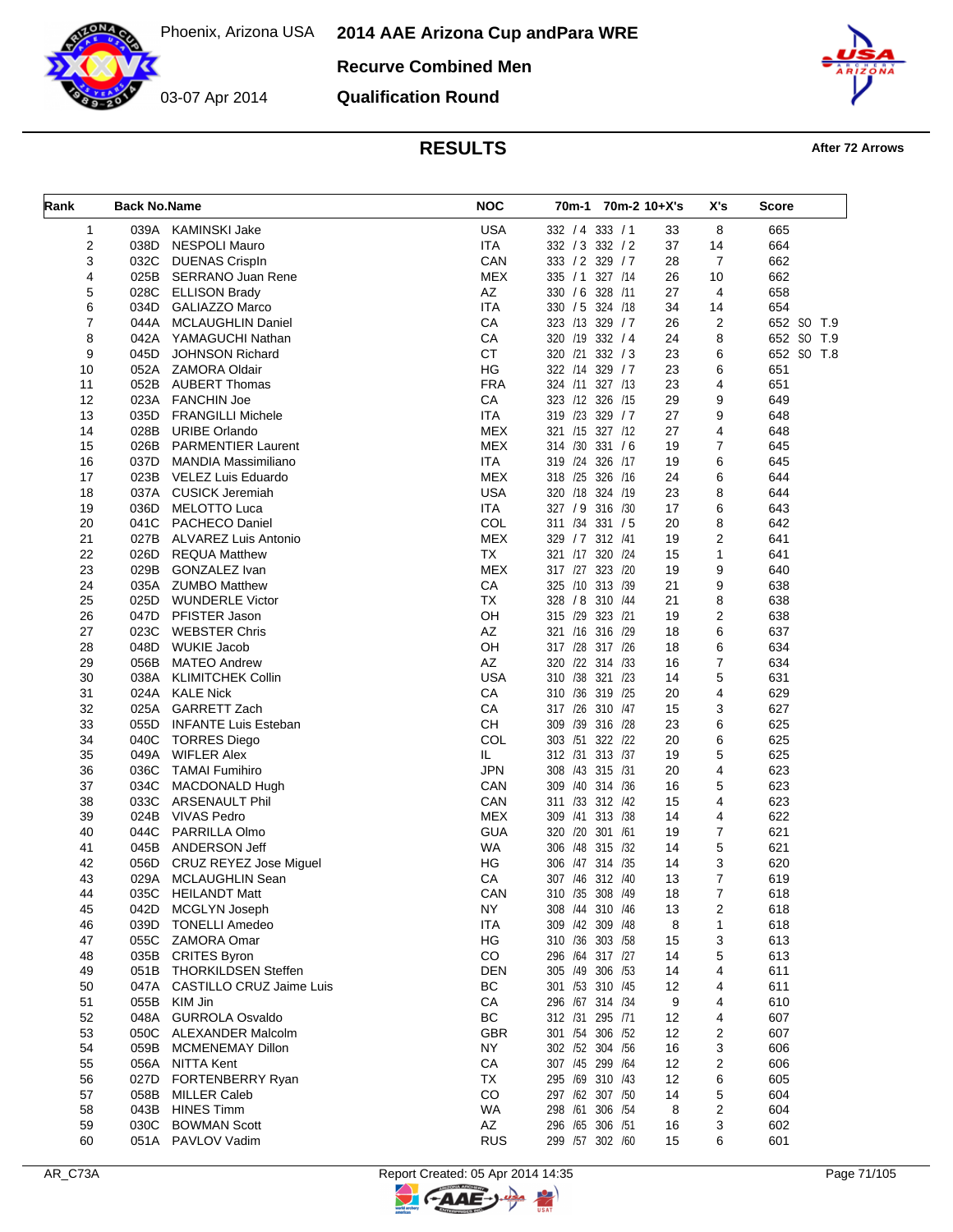Phoenix, Arizona USA

03-07 Apr 2014

# 2014 AAE Arizona Cup andPara WRE

## Recurve Combined Men

## Qualification Round

### RESULTS

**After 72 Arrows**

| Rank | Back No. | Name | NOC | 70m-1 | 70m-2 | 10+X's | X's | Score |
|---|---|---|---|---|---|---|---|---|
| 1 | 039A | KAMINSKI Jake | USA | 332 / 4 | 333 / 1 | 33 | 8 | 665 |
| 2 | 038D | NESPOLI Mauro | ITA | 332 / 3 | 332 / 2 | 37 | 14 | 664 |
| 3 | 032C | DUENAS Crispin | CAN | 333 / 2 | 329 / 7 | 28 | 7 | 662 |
| 4 | 025B | SERRANO Juan Rene | MEX | 335 / 1 | 327 /14 | 26 | 10 | 662 |
| 5 | 028C | ELLISON Brady | AZ | 330 / 6 | 328 /11 | 27 | 4 | 658 |
| 6 | 034D | GALIAZZO Marco | ITA | 330 / 5 | 324 /18 | 34 | 14 | 654 |
| 7 | 044A | MCLAUGHLIN Daniel | CA | 323 /13 | 329 / 7 | 26 | 2 | 652 SO T.9 |
| 8 | 042A | YAMAGUCHI Nathan | CA | 320 /19 | 332 / 4 | 24 | 8 | 652 SO T.9 |
| 9 | 045D | JOHNSON Richard | CT | 320 /21 | 332 / 3 | 23 | 6 | 652 SO T.8 |
| 10 | 052A | ZAMORA Oldair | HG | 322 /14 | 329 / 7 | 23 | 6 | 651 |
| 11 | 052B | AUBERT Thomas | FRA | 324 /11 | 327 /13 | 23 | 4 | 651 |
| 12 | 023A | FANCHIN Joe | CA | 323 /12 | 326 /15 | 29 | 9 | 649 |
| 13 | 035D | FRANGILLI Michele | ITA | 319 /23 | 329 / 7 | 27 | 9 | 648 |
| 14 | 028B | URIBE Orlando | MEX | 321 /15 | 327 /12 | 27 | 4 | 648 |
| 15 | 026B | PARMENTIER Laurent | MEX | 314 /30 | 331 / 6 | 19 | 7 | 645 |
| 16 | 037D | MANDIA Massimiliano | ITA | 319 /24 | 326 /17 | 19 | 6 | 645 |
| 17 | 023B | VELEZ Luis Eduardo | MEX | 318 /25 | 326 /16 | 24 | 6 | 644 |
| 18 | 037A | CUSICK Jeremiah | USA | 320 /18 | 324 /19 | 23 | 8 | 644 |
| 19 | 036D | MELOTTO Luca | ITA | 327 / 9 | 316 /30 | 17 | 6 | 643 |
| 20 | 041C | PACHECO Daniel | COL | 311 /34 | 331 / 5 | 20 | 8 | 642 |
| 21 | 027B | ALVAREZ Luis Antonio | MEX | 329 / 7 | 312 /41 | 19 | 2 | 641 |
| 22 | 026D | REQUA Matthew | TX | 321 /17 | 320 /24 | 15 | 1 | 641 |
| 23 | 029B | GONZALEZ Ivan | MEX | 317 /27 | 323 /20 | 19 | 9 | 640 |
| 24 | 035A | ZUMBO Matthew | CA | 325 /10 | 313 /39 | 21 | 9 | 638 |
| 25 | 025D | WUNDERLE Victor | TX | 328 / 8 | 310 /44 | 21 | 8 | 638 |
| 26 | 047D | PFISTER Jason | OH | 315 /29 | 323 /21 | 19 | 2 | 638 |
| 27 | 023C | WEBSTER Chris | AZ | 321 /16 | 316 /29 | 18 | 6 | 637 |
| 28 | 048D | WUKIE Jacob | OH | 317 /28 | 317 /26 | 18 | 6 | 634 |
| 29 | 056B | MATEO Andrew | AZ | 320 /22 | 314 /33 | 16 | 7 | 634 |
| 30 | 038A | KLIMITCHEK Collin | USA | 310 /38 | 321 /23 | 14 | 5 | 631 |
| 31 | 024A | KALE Nick | CA | 310 /36 | 319 /25 | 20 | 4 | 629 |
| 32 | 025A | GARRETT Zach | CA | 317 /26 | 310 /47 | 15 | 3 | 627 |
| 33 | 055D | INFANTE Luis Esteban | CH | 309 /39 | 316 /28 | 23 | 6 | 625 |
| 34 | 040C | TORRES Diego | COL | 303 /51 | 322 /22 | 20 | 6 | 625 |
| 35 | 049A | WIFLER Alex | IL | 312 /31 | 313 /37 | 19 | 5 | 625 |
| 36 | 036C | TAMAI Fumihiro | JPN | 308 /43 | 315 /31 | 20 | 4 | 623 |
| 37 | 034C | MACDONALD Hugh | CAN | 309 /40 | 314 /36 | 16 | 5 | 623 |
| 38 | 033C | ARSENAULT Phil | CAN | 311 /33 | 312 /42 | 15 | 4 | 623 |
| 39 | 024B | VIVAS Pedro | MEX | 309 /41 | 313 /38 | 14 | 4 | 622 |
| 40 | 044C | PARRILLA Olmo | GUA | 320 /20 | 301 /61 | 19 | 7 | 621 |
| 41 | 045B | ANDERSON Jeff | WA | 306 /48 | 315 /32 | 14 | 5 | 621 |
| 42 | 056D | CRUZ REYEZ Jose Miguel | HG | 306 /47 | 314 /35 | 14 | 3 | 620 |
| 43 | 029A | MCLAUGHLIN Sean | CA | 307 /46 | 312 /40 | 13 | 7 | 619 |
| 44 | 035C | HEILANDT Matt | CAN | 310 /35 | 308 /49 | 18 | 7 | 618 |
| 45 | 042D | MCGLYN Joseph | NY | 308 /44 | 310 /46 | 13 | 2 | 618 |
| 46 | 039D | TONELLI Amedeo | ITA | 309 /42 | 309 /48 | 8 | 1 | 618 |
| 47 | 055C | ZAMORA Omar | HG | 310 /36 | 303 /58 | 15 | 3 | 613 |
| 48 | 035B | CRITES Byron | CO | 296 /64 | 317 /27 | 14 | 5 | 613 |
| 49 | 051B | THORKILDSEN Steffen | DEN | 305 /49 | 306 /53 | 14 | 4 | 611 |
| 50 | 047A | CASTILLO CRUZ Jaime Luis | BC | 301 /53 | 310 /45 | 12 | 4 | 611 |
| 51 | 055B | KIM Jin | CA | 296 /67 | 314 /34 | 9 | 4 | 610 |
| 52 | 048A | GURROLA Osvaldo | BC | 312 /31 | 295 /71 | 12 | 4 | 607 |
| 53 | 050C | ALEXANDER Malcolm | GBR | 301 /54 | 306 /52 | 12 | 2 | 607 |
| 54 | 059B | MCMENEMAY Dillon | NY | 302 /52 | 304 /56 | 16 | 3 | 606 |
| 55 | 056A | NITTA Kent | CA | 307 /45 | 299 /64 | 12 | 2 | 606 |
| 56 | 027D | FORTENBERRY Ryan | TX | 295 /69 | 310 /43 | 12 | 6 | 605 |
| 57 | 058B | MILLER Caleb | CO | 297 /62 | 307 /50 | 14 | 5 | 604 |
| 58 | 043B | HINES Timm | WA | 298 /61 | 306 /54 | 8 | 2 | 604 |
| 59 | 030C | BOWMAN Scott | AZ | 296 /65 | 306 /51 | 16 | 3 | 602 |
| 60 | 051A | PAVLOV Vadim | RUS | 299 /57 | 302 /60 | 15 | 6 | 601 |

AR_C73A — Report Created: 05 Apr 2014 14:35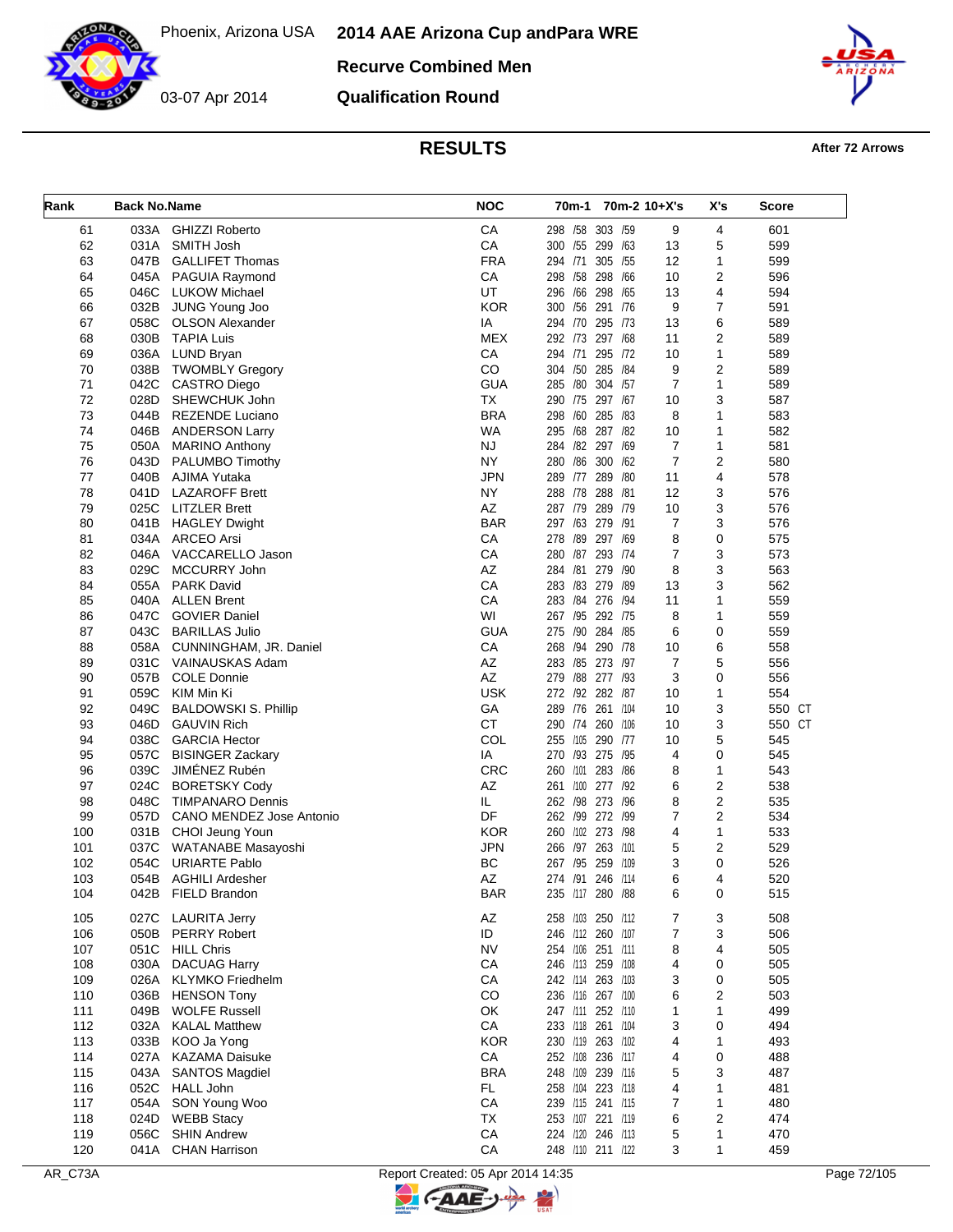Phoenix, Arizona USA

03-07 Apr 2014

# 2014 AAE Arizona Cup andPara WRE

## Recurve Combined Men

## Qualification Round

### RESULTS

After 72 Arrows

| Rank | Back No. | Name | NOC | 70m-1 | 70m-2 | 10+X's | X's | Score |
|---|---|---|---|---|---|---|---|---|
| 61 | 033A | GHIZZI Roberto | CA | 298 /58 | 303 /59 | 9 | 4 | 601 |
| 62 | 031A | SMITH Josh | CA | 300 /55 | 299 /63 | 13 | 5 | 599 |
| 63 | 047B | GALLIFET Thomas | FRA | 294 /71 | 305 /55 | 12 | 1 | 599 |
| 64 | 045A | PAGUIA Raymond | CA | 298 /58 | 298 /66 | 10 | 2 | 596 |
| 65 | 046C | LUKOW Michael | UT | 296 /66 | 298 /65 | 13 | 4 | 594 |
| 66 | 032B | JUNG Young Joo | KOR | 300 /56 | 291 /76 | 9 | 7 | 591 |
| 67 | 058C | OLSON Alexander | IA | 294 /70 | 295 /73 | 13 | 6 | 589 |
| 68 | 030B | TAPIA Luis | MEX | 292 /73 | 297 /68 | 11 | 2 | 589 |
| 69 | 036A | LUND Bryan | CA | 294 /71 | 295 /72 | 10 | 1 | 589 |
| 70 | 038B | TWOMBLY Gregory | CO | 304 /50 | 285 /84 | 9 | 2 | 589 |
| 71 | 042C | CASTRO Diego | GUA | 285 /80 | 304 /57 | 7 | 1 | 589 |
| 72 | 028D | SHEWCHUK John | TX | 290 /75 | 297 /67 | 10 | 3 | 587 |
| 73 | 044B | REZENDE Luciano | BRA | 298 /60 | 285 /83 | 8 | 1 | 583 |
| 74 | 046B | ANDERSON Larry | WA | 295 /68 | 287 /82 | 10 | 1 | 582 |
| 75 | 050A | MARINO Anthony | NJ | 284 /82 | 297 /69 | 7 | 1 | 581 |
| 76 | 043D | PALUMBO Timothy | NY | 280 /86 | 300 /62 | 7 | 2 | 580 |
| 77 | 040B | AJIMA Yutaka | JPN | 289 /77 | 289 /80 | 11 | 4 | 578 |
| 78 | 041D | LAZAROFF Brett | NY | 288 /78 | 288 /81 | 12 | 3 | 576 |
| 79 | 025C | LITZLER Brett | AZ | 287 /79 | 289 /79 | 10 | 3 | 576 |
| 80 | 041B | HAGLEY Dwight | BAR | 297 /63 | 279 /91 | 7 | 3 | 576 |
| 81 | 034A | ARCEO Arsi | CA | 278 /89 | 297 /69 | 8 | 0 | 575 |
| 82 | 046A | VACCARELLO Jason | CA | 280 /87 | 293 /74 | 7 | 3 | 573 |
| 83 | 029C | MCCURRY John | AZ | 284 /81 | 279 /90 | 8 | 3 | 563 |
| 84 | 055A | PARK David | CA | 283 /83 | 279 /89 | 13 | 3 | 562 |
| 85 | 040A | ALLEN Brent | CA | 283 /84 | 276 /94 | 11 | 1 | 559 |
| 86 | 047C | GOVIER Daniel | WI | 267 /95 | 292 /75 | 8 | 1 | 559 |
| 87 | 043C | BARILLAS Julio | GUA | 275 /90 | 284 /85 | 6 | 0 | 559 |
| 88 | 058A | CUNNINGHAM, JR. Daniel | CA | 268 /94 | 290 /78 | 10 | 6 | 558 |
| 89 | 031C | VAINAUSKAS Adam | AZ | 283 /85 | 273 /97 | 7 | 5 | 556 |
| 90 | 057B | COLE Donnie | AZ | 279 /88 | 277 /93 | 3 | 0 | 556 |
| 91 | 059C | KIM Min Ki | USK | 272 /92 | 282 /87 | 10 | 1 | 554 |
| 92 | 049C | BALDOWSKI S. Phillip | GA | 289 /76 | 261 /104 | 10 | 3 | 550 CT |
| 93 | 046D | GAUVIN Rich | CT | 290 /74 | 260 /106 | 10 | 3 | 550 CT |
| 94 | 038C | GARCIA Hector | COL | 255 /105 | 290 /77 | 10 | 5 | 545 |
| 95 | 057C | BISINGER Zackary | IA | 270 /93 | 275 /95 | 4 | 0 | 545 |
| 96 | 039C | JIMÉNEZ Rubén | CRC | 260 /101 | 283 /86 | 8 | 1 | 543 |
| 97 | 024C | BORETSKY Cody | AZ | 261 /100 | 277 /92 | 6 | 2 | 538 |
| 98 | 048C | TIMPANARO Dennis | IL | 262 /98 | 273 /96 | 8 | 2 | 535 |
| 99 | 057D | CANO MENDEZ Jose Antonio | DF | 262 /99 | 272 /99 | 7 | 2 | 534 |
| 100 | 031B | CHOI Jeung Youn | KOR | 260 /102 | 273 /98 | 4 | 1 | 533 |
| 101 | 037C | WATANABE Masayoshi | JPN | 266 /97 | 263 /101 | 5 | 2 | 529 |
| 102 | 054C | URIARTE Pablo | BC | 267 /95 | 259 /109 | 3 | 0 | 526 |
| 103 | 054B | AGHILI Ardesher | AZ | 274 /91 | 246 /114 | 6 | 4 | 520 |
| 104 | 042B | FIELD Brandon | BAR | 235 /117 | 280 /88 | 6 | 0 | 515 |
| 105 | 027C | LAURITA Jerry | AZ | 258 /103 | 250 /112 | 7 | 3 | 508 |
| 106 | 050B | PERRY Robert | ID | 246 /112 | 260 /107 | 7 | 3 | 506 |
| 107 | 051C | HILL Chris | NV | 254 /106 | 251 /111 | 8 | 4 | 505 |
| 108 | 030A | DACUAG Harry | CA | 246 /113 | 259 /108 | 4 | 0 | 505 |
| 109 | 026A | KLYMKO Friedhelm | CA | 242 /114 | 263 /103 | 3 | 0 | 505 |
| 110 | 036B | HENSON Tony | CO | 236 /116 | 267 /100 | 6 | 2 | 503 |
| 111 | 049B | WOLFE Russell | OK | 247 /111 | 252 /110 | 1 | 1 | 499 |
| 112 | 032A | KALAL Matthew | CA | 233 /118 | 261 /104 | 3 | 0 | 494 |
| 113 | 033B | KOO Ja Yong | KOR | 230 /119 | 263 /102 | 4 | 1 | 493 |
| 114 | 027A | KAZAMA Daisuke | CA | 252 /108 | 236 /117 | 4 | 0 | 488 |
| 115 | 043A | SANTOS Magdiel | BRA | 248 /109 | 239 /116 | 5 | 3 | 487 |
| 116 | 052C | HALL John | FL | 258 /104 | 223 /118 | 4 | 1 | 481 |
| 117 | 054A | SON Young Woo | CA | 239 /115 | 241 /115 | 7 | 1 | 480 |
| 118 | 024D | WEBB Stacy | TX | 253 /107 | 221 /119 | 6 | 2 | 474 |
| 119 | 056C | SHIN Andrew | CA | 224 /120 | 246 /113 | 5 | 1 | 470 |
| 120 | 041A | CHAN Harrison | CA | 248 /110 | 211 /122 | 3 | 1 | 459 |

AR_C73A

Report Created: 05 Apr 2014 14:35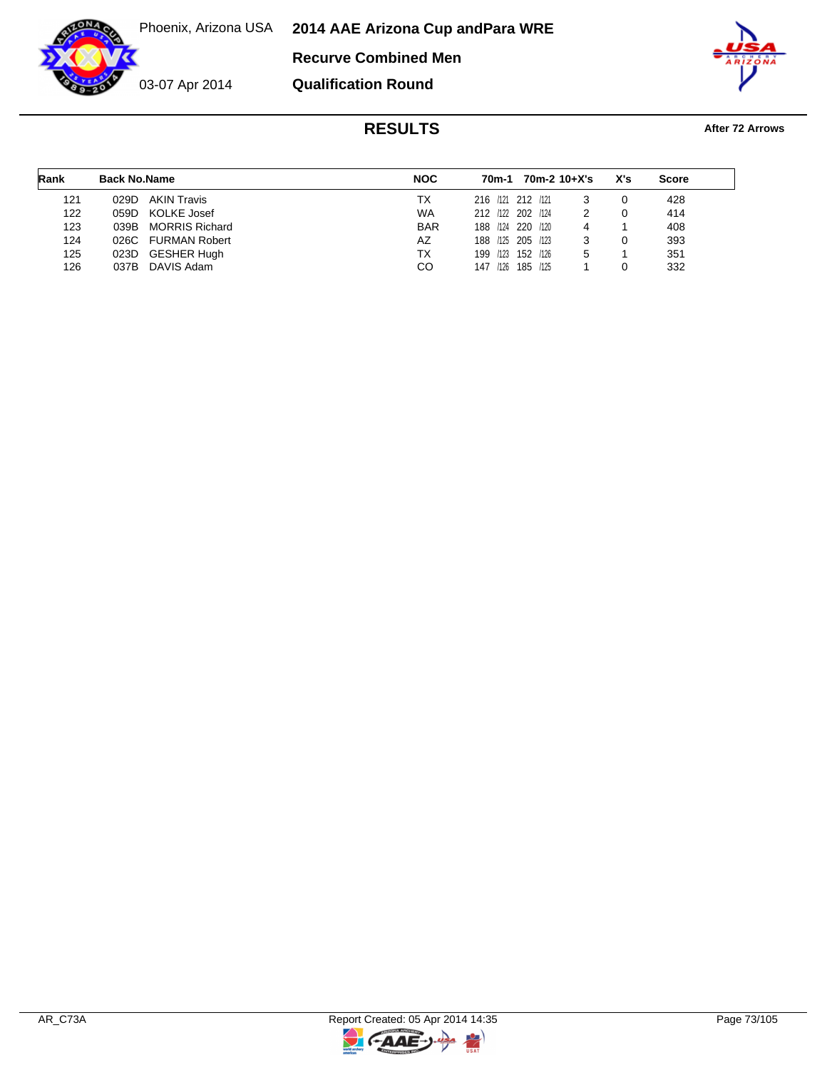# 2014 AAE Arizona Cup andPara WRE

Phoenix, Arizona USA

03-07 Apr 2014

## Recurve Combined Men

## Qualification Round

### RESULTS

**After 72 Arrows**

| Rank | Back No. | Name | NOC | 70m-1 | | 70m-2 | | 10+X's | X's | Score |
|---|---|---|---|---|---|---|---|---|---|---|
| 121 | 029D | AKIN Travis | TX | 216 | /121 | 212 | /121 | 3 | 0 | 428 |
| 122 | 059D | KOLKE Josef | WA | 212 | /122 | 202 | /124 | 2 | 0 | 414 |
| 123 | 039B | MORRIS Richard | BAR | 188 | /124 | 220 | /120 | 4 | 1 | 408 |
| 124 | 026C | FURMAN Robert | AZ | 188 | /125 | 205 | /123 | 3 | 0 | 393 |
| 125 | 023D | GESHER Hugh | TX | 199 | /123 | 152 | /126 | 5 | 1 | 351 |
| 126 | 037B | DAVIS Adam | CO | 147 | /126 | 185 | /125 | 1 | 0 | 332 |

AR_C73A

Report Created: 05 Apr 2014 14:35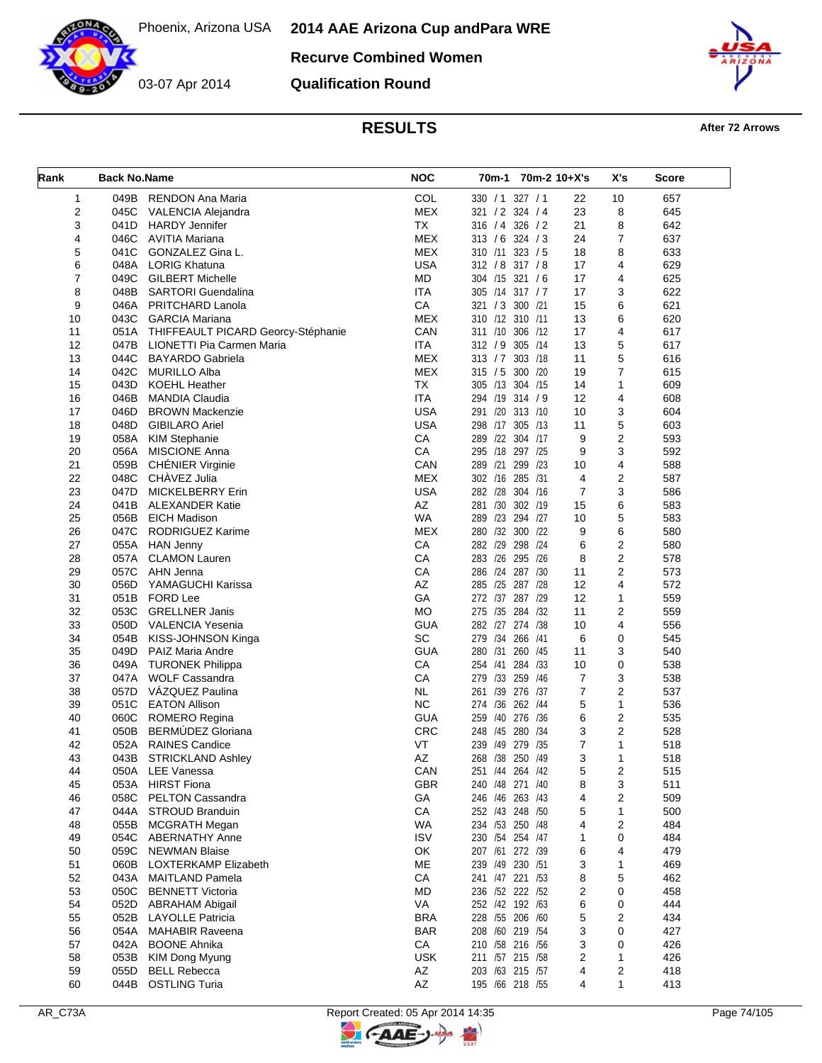# 2014 AAE Arizona Cup andPara WRE

Phoenix, Arizona USA

03-07 Apr 2014

## Recurve Combined Women

## Qualification Round

## RESULTS

After 72 Arrows

| Rank | Back No. | Name | NOC | 70m-1 | 70m-2 | 10+X's | X's | Score |
|---|---|---|---|---|---|---|---|---|
| 1 | 049B | RENDON Ana Maria | COL | 330 / 1 | 327 / 1 | 22 | 10 | 657 |
| 2 | 045C | VALENCIA Alejandra | MEX | 321 / 2 | 324 / 4 | 23 | 8 | 645 |
| 3 | 041D | HARDY Jennifer | TX | 316 / 4 | 326 / 2 | 21 | 8 | 642 |
| 4 | 046C | AVITIA Mariana | MEX | 313 / 6 | 324 / 3 | 24 | 7 | 637 |
| 5 | 041C | GONZALEZ Gina L. | MEX | 310 /11 | 323 / 5 | 18 | 8 | 633 |
| 6 | 048A | LORIG Khatuna | USA | 312 / 8 | 317 / 8 | 17 | 4 | 629 |
| 7 | 049C | GILBERT Michelle | MD | 304 /15 | 321 / 6 | 17 | 4 | 625 |
| 8 | 048B | SARTORI Guendalina | ITA | 305 /14 | 317 / 7 | 17 | 3 | 622 |
| 9 | 046A | PRITCHARD Lanola | CA | 321 / 3 | 300 /21 | 15 | 6 | 621 |
| 10 | 043C | GARCIA Mariana | MEX | 310 /12 | 310 /11 | 13 | 6 | 620 |
| 11 | 051A | THIFFEAULT PICARD Georcy-Stéphanie | CAN | 311 /10 | 306 /12 | 17 | 4 | 617 |
| 12 | 047B | LIONETTI Pia Carmen Maria | ITA | 312 / 9 | 305 /14 | 13 | 5 | 617 |
| 13 | 044C | BAYARDO Gabriela | MEX | 313 / 7 | 303 /18 | 11 | 5 | 616 |
| 14 | 042C | MURILLO Alba | MEX | 315 / 5 | 300 /20 | 19 | 7 | 615 |
| 15 | 043D | KOEHL Heather | TX | 305 /13 | 304 /15 | 14 | 1 | 609 |
| 16 | 046B | MANDIA Claudia | ITA | 294 /19 | 314 / 9 | 12 | 4 | 608 |
| 17 | 046D | BROWN Mackenzie | USA | 291 /20 | 313 /10 | 10 | 3 | 604 |
| 18 | 048D | GIBILARO Ariel | USA | 298 /17 | 305 /13 | 11 | 5 | 603 |
| 19 | 058A | KIM Stephanie | CA | 289 /22 | 304 /17 | 9 | 2 | 593 |
| 20 | 056A | MISCIONE Anna | CA | 295 /18 | 297 /25 | 9 | 3 | 592 |
| 21 | 059B | CHÉNIER Virginie | CAN | 289 /21 | 299 /23 | 10 | 4 | 588 |
| 22 | 048C | CHÁVEZ Julia | MEX | 302 /16 | 285 /31 | 4 | 2 | 587 |
| 23 | 047D | MICKELBERRY Erin | USA | 282 /28 | 304 /16 | 7 | 3 | 586 |
| 24 | 041B | ALEXANDER Katie | AZ | 281 /30 | 302 /19 | 15 | 6 | 583 |
| 25 | 056B | EICH Madison | WA | 289 /23 | 294 /27 | 10 | 5 | 583 |
| 26 | 047C | RODRIGUEZ Karime | MEX | 280 /32 | 300 /22 | 9 | 6 | 580 |
| 27 | 055A | HAN Jenny | CA | 282 /29 | 298 /24 | 6 | 2 | 580 |
| 28 | 057A | CLAMON Lauren | CA | 283 /26 | 295 /26 | 8 | 2 | 578 |
| 29 | 057C | AHN Jenna | CA | 286 /24 | 287 /30 | 11 | 2 | 573 |
| 30 | 056D | YAMAGUCHI Karissa | AZ | 285 /25 | 287 /28 | 12 | 4 | 572 |
| 31 | 051B | FORD Lee | GA | 272 /37 | 287 /29 | 12 | 1 | 559 |
| 32 | 053C | GRELLNER Janis | MO | 275 /35 | 284 /32 | 11 | 2 | 559 |
| 33 | 050D | VALENCIA Yesenia | GUA | 282 /27 | 274 /38 | 10 | 4 | 556 |
| 34 | 054B | KISS-JOHNSON Kinga | SC | 279 /34 | 266 /41 | 6 | 0 | 545 |
| 35 | 049D | PAIZ Maria Andre | GUA | 280 /31 | 260 /45 | 11 | 3 | 540 |
| 36 | 049A | TURONEK Philippa | CA | 254 /41 | 284 /33 | 10 | 0 | 538 |
| 37 | 047A | WOLF Cassandra | CA | 279 /33 | 259 /46 | 7 | 3 | 538 |
| 38 | 057D | VÁZQUEZ Paulina | NL | 261 /39 | 276 /37 | 7 | 2 | 537 |
| 39 | 051C | EATON Allison | NC | 274 /36 | 262 /44 | 5 | 1 | 536 |
| 40 | 060C | ROMERO Regina | GUA | 259 /40 | 276 /36 | 6 | 2 | 535 |
| 41 | 050B | BERMÚDEZ Gloriana | CRC | 248 /45 | 280 /34 | 3 | 2 | 528 |
| 42 | 052A | RAINES Candice | VT | 239 /49 | 279 /35 | 7 | 1 | 518 |
| 43 | 043B | STRICKLAND Ashley | AZ | 268 /38 | 250 /49 | 3 | 1 | 518 |
| 44 | 050A | LEE Vanessa | CAN | 251 /44 | 264 /42 | 5 | 2 | 515 |
| 45 | 053A | HIRST Fiona | GBR | 240 /48 | 271 /40 | 8 | 3 | 511 |
| 46 | 058C | PELTON Cassandra | GA | 246 /46 | 263 /43 | 4 | 2 | 509 |
| 47 | 044A | STROUD Branduin | CA | 252 /43 | 248 /50 | 5 | 1 | 500 |
| 48 | 055B | MCGRATH Megan | WA | 234 /53 | 250 /48 | 4 | 2 | 484 |
| 49 | 054C | ABERNATHY Anne | ISV | 230 /54 | 254 /47 | 1 | 0 | 484 |
| 50 | 059C | NEWMAN Blaise | OK | 207 /61 | 272 /39 | 6 | 4 | 479 |
| 51 | 060B | LOXTERKAMP Elizabeth | ME | 239 /49 | 230 /51 | 3 | 1 | 469 |
| 52 | 043A | MAITLAND Pamela | CA | 241 /47 | 221 /53 | 8 | 5 | 462 |
| 53 | 050C | BENNETT Victoria | MD | 236 /52 | 222 /52 | 2 | 0 | 458 |
| 54 | 052D | ABRAHAM Abigail | VA | 252 /42 | 192 /63 | 6 | 0 | 444 |
| 55 | 052B | LAYOLLE Patricia | BRA | 228 /55 | 206 /60 | 5 | 2 | 434 |
| 56 | 054A | MAHABIR Raveena | BAR | 208 /60 | 219 /54 | 3 | 0 | 427 |
| 57 | 042A | BOONE Ahnika | CA | 210 /58 | 216 /56 | 3 | 0 | 426 |
| 58 | 053B | KIM Dong Myung | USK | 211 /57 | 215 /58 | 2 | 1 | 426 |
| 59 | 055D | BELL Rebecca | AZ | 203 /63 | 215 /57 | 4 | 2 | 418 |
| 60 | 044B | OSTLING Turia | AZ | 195 /66 | 218 /55 | 4 | 1 | 413 |

AR_C73A

Report Created: 05 Apr 2014 14:35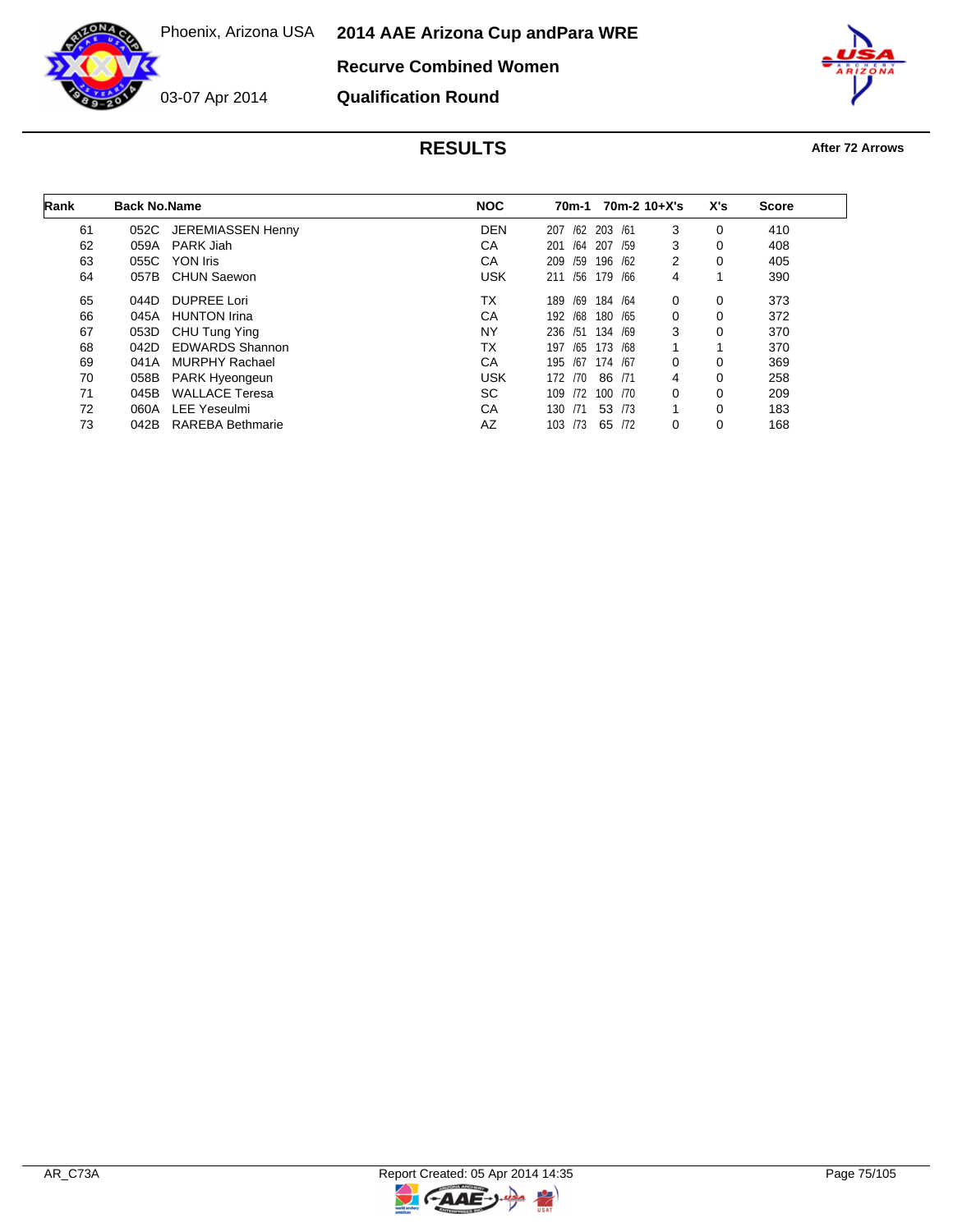Phoenix, Arizona USA

03-07 Apr 2014

# 2014 AAE Arizona Cup andPara WRE

## Recurve Combined Women

## Qualification Round

### RESULTS

**After 72 Arrows**

| Rank | Back No. | Name | NOC | 70m-1 | 70m-2 | 10+X's | X's | Score |
|---|---|---|---|---|---|---|---|---|
| 61 | 052C | JEREMIASSEN Henny | DEN | 207 /62 | 203 /61 | 3 | 0 | 410 |
| 62 | 059A | PARK Jiah | CA | 201 /64 | 207 /59 | 3 | 0 | 408 |
| 63 | 055C | YON Iris | CA | 209 /59 | 196 /62 | 2 | 0 | 405 |
| 64 | 057B | CHUN Saewon | USK | 211 /56 | 179 /66 | 4 | 1 | 390 |
| 65 | 044D | DUPREE Lori | TX | 189 /69 | 184 /64 | 0 | 0 | 373 |
| 66 | 045A | HUNTON Irina | CA | 192 /68 | 180 /65 | 0 | 0 | 372 |
| 67 | 053D | CHU Tung Ying | NY | 236 /51 | 134 /69 | 3 | 0 | 370 |
| 68 | 042D | EDWARDS Shannon | TX | 197 /65 | 173 /68 | 1 | 1 | 370 |
| 69 | 041A | MURPHY Rachael | CA | 195 /67 | 174 /67 | 0 | 0 | 369 |
| 70 | 058B | PARK Hyeongeun | USK | 172 /70 | 86 /71 | 4 | 0 | 258 |
| 71 | 045B | WALLACE Teresa | SC | 109 /72 | 100 /70 | 0 | 0 | 209 |
| 72 | 060A | LEE Yeseulmi | CA | 130 /71 | 53 /73 | 1 | 0 | 183 |
| 73 | 042B | RAREBA Bethmarie | AZ | 103 /73 | 65 /72 | 0 | 0 | 168 |

AR_C73A

Report Created: 05 Apr 2014 14:35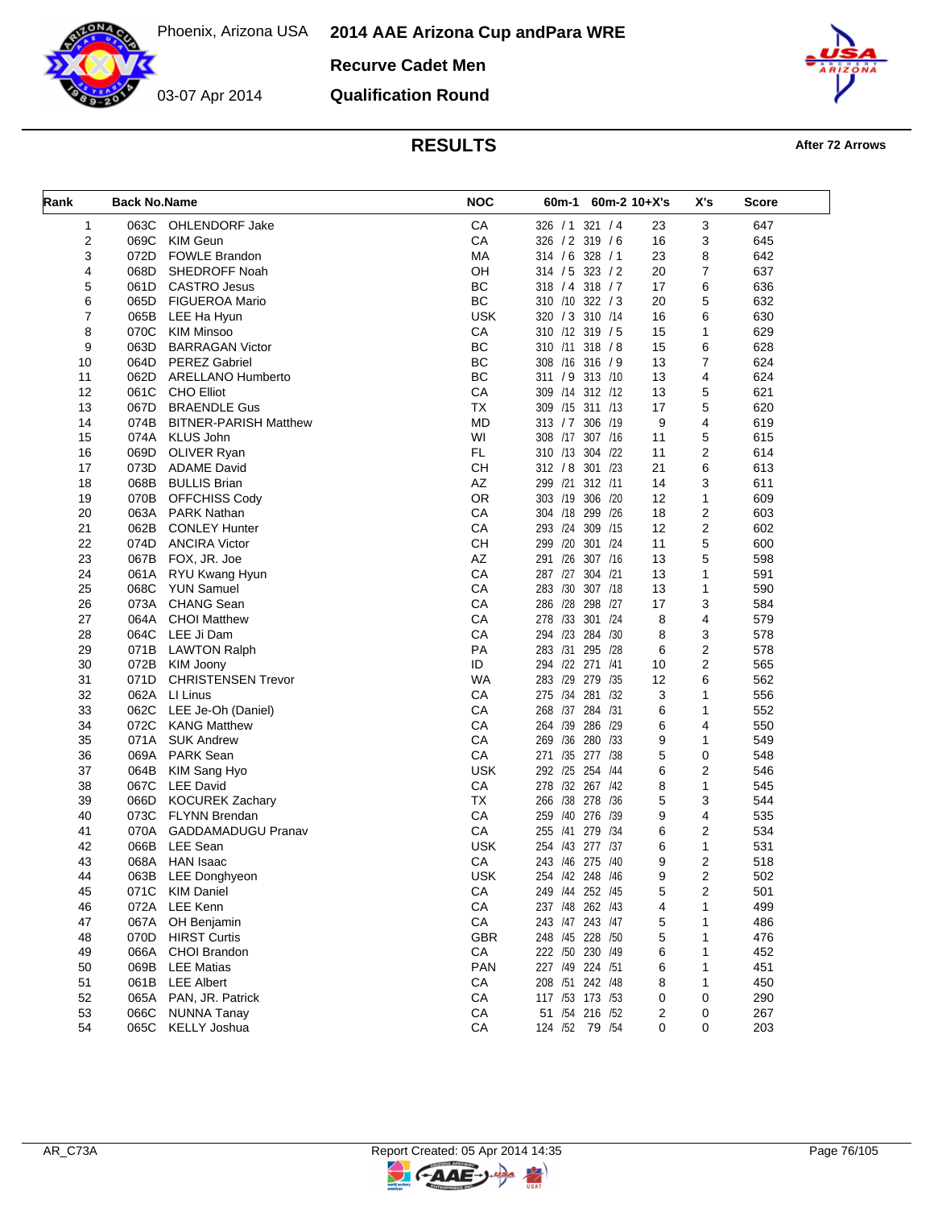Phoenix, Arizona USA

03-07 Apr 2014

# 2014 AAE Arizona Cup andPara WRE

## Recurve Cadet Men

## Qualification Round

### RESULTS

**After 72 Arrows**

| Rank | Back No. | Name | NOC | 60m-1 | 60m-2 | 10+X's | X's | Score |
|---|---|---|---|---|---|---|---|---|
| 1 | 063C | OHLENDORF Jake | CA | 326 / 1 | 321 / 4 | 23 | 3 | 647 |
| 2 | 069C | KIM Geun | CA | 326 / 2 | 319 / 6 | 16 | 3 | 645 |
| 3 | 072D | FOWLE Brandon | MA | 314 / 6 | 328 / 1 | 23 | 8 | 642 |
| 4 | 068D | SHEDROFF Noah | OH | 314 / 5 | 323 / 2 | 20 | 7 | 637 |
| 5 | 061D | CASTRO Jesus | BC | 318 / 4 | 318 / 7 | 17 | 6 | 636 |
| 6 | 065D | FIGUEROA Mario | BC | 310 /10 | 322 / 3 | 20 | 5 | 632 |
| 7 | 065B | LEE Ha Hyun | USK | 320 / 3 | 310 /14 | 16 | 6 | 630 |
| 8 | 070C | KIM Minsoo | CA | 310 /12 | 319 / 5 | 15 | 1 | 629 |
| 9 | 063D | BARRAGAN Victor | BC | 310 /11 | 318 / 8 | 15 | 6 | 628 |
| 10 | 064D | PEREZ Gabriel | BC | 308 /16 | 316 / 9 | 13 | 7 | 624 |
| 11 | 062D | ARELLANO Humberto | BC | 311 / 9 | 313 /10 | 13 | 4 | 624 |
| 12 | 061C | CHO Elliot | CA | 309 /14 | 312 /12 | 13 | 5 | 621 |
| 13 | 067D | BRAENDLE Gus | TX | 309 /15 | 311 /13 | 17 | 5 | 620 |
| 14 | 074B | BITNER-PARISH Matthew | MD | 313 / 7 | 306 /19 | 9 | 4 | 619 |
| 15 | 074A | KLUS John | WI | 308 /17 | 307 /16 | 11 | 5 | 615 |
| 16 | 069D | OLIVER Ryan | FL | 310 /13 | 304 /22 | 11 | 2 | 614 |
| 17 | 073D | ADAME David | CH | 312 / 8 | 301 /23 | 21 | 6 | 613 |
| 18 | 068B | BULLIS Brian | AZ | 299 /21 | 312 /11 | 14 | 3 | 611 |
| 19 | 070B | OFFCHISS Cody | OR | 303 /19 | 306 /20 | 12 | 1 | 609 |
| 20 | 063A | PARK Nathan | CA | 304 /18 | 299 /26 | 18 | 2 | 603 |
| 21 | 062B | CONLEY Hunter | CA | 293 /24 | 309 /15 | 12 | 2 | 602 |
| 22 | 074D | ANCIRA Victor | CH | 299 /20 | 301 /24 | 11 | 5 | 600 |
| 23 | 067B | FOX, JR. Joe | AZ | 291 /26 | 307 /16 | 13 | 5 | 598 |
| 24 | 061A | RYU Kwang Hyun | CA | 287 /27 | 304 /21 | 13 | 1 | 591 |
| 25 | 068C | YUN Samuel | CA | 283 /30 | 307 /18 | 13 | 1 | 590 |
| 26 | 073A | CHANG Sean | CA | 286 /28 | 298 /27 | 17 | 3 | 584 |
| 27 | 064A | CHOI Matthew | CA | 278 /33 | 301 /24 | 8 | 4 | 579 |
| 28 | 064C | LEE Ji Dam | CA | 294 /23 | 284 /30 | 8 | 3 | 578 |
| 29 | 071B | LAWTON Ralph | PA | 283 /31 | 295 /28 | 6 | 2 | 578 |
| 30 | 072B | KIM Joony | ID | 294 /22 | 271 /41 | 10 | 2 | 565 |
| 31 | 071D | CHRISTENSEN Trevor | WA | 283 /29 | 279 /35 | 12 | 6 | 562 |
| 32 | 062A | LI Linus | CA | 275 /34 | 281 /32 | 3 | 1 | 556 |
| 33 | 062C | LEE Je-Oh (Daniel) | CA | 268 /37 | 284 /31 | 6 | 1 | 552 |
| 34 | 072C | KANG Matthew | CA | 264 /39 | 286 /29 | 6 | 4 | 550 |
| 35 | 071A | SUK Andrew | CA | 269 /36 | 280 /33 | 9 | 1 | 549 |
| 36 | 069A | PARK Sean | CA | 271 /35 | 277 /38 | 5 | 0 | 548 |
| 37 | 064B | KIM Sang Hyo | USK | 292 /25 | 254 /44 | 6 | 2 | 546 |
| 38 | 067C | LEE David | CA | 278 /32 | 267 /42 | 8 | 1 | 545 |
| 39 | 066D | KOCUREK Zachary | TX | 266 /38 | 278 /36 | 5 | 3 | 544 |
| 40 | 073C | FLYNN Brendan | CA | 259 /40 | 276 /39 | 9 | 4 | 535 |
| 41 | 070A | GADDAMADUGU Pranav | CA | 255 /41 | 279 /34 | 6 | 2 | 534 |
| 42 | 066B | LEE Sean | USK | 254 /43 | 277 /37 | 6 | 1 | 531 |
| 43 | 068A | HAN Isaac | CA | 243 /46 | 275 /40 | 9 | 2 | 518 |
| 44 | 063B | LEE Donghyeon | USK | 254 /42 | 248 /46 | 9 | 2 | 502 |
| 45 | 071C | KIM Daniel | CA | 249 /44 | 252 /45 | 5 | 2 | 501 |
| 46 | 072A | LEE Kenn | CA | 237 /48 | 262 /43 | 4 | 1 | 499 |
| 47 | 067A | OH Benjamin | CA | 243 /47 | 243 /47 | 5 | 1 | 486 |
| 48 | 070D | HIRST Curtis | GBR | 248 /45 | 228 /50 | 5 | 1 | 476 |
| 49 | 066A | CHOI Brandon | CA | 222 /50 | 230 /49 | 6 | 1 | 452 |
| 50 | 069B | LEE Matias | PAN | 227 /49 | 224 /51 | 6 | 1 | 451 |
| 51 | 061B | LEE Albert | CA | 208 /51 | 242 /48 | 8 | 1 | 450 |
| 52 | 065A | PAN, JR. Patrick | CA | 117 /53 | 173 /53 | 0 | 0 | 290 |
| 53 | 066C | NUNNA Tanay | CA | 51 /54 | 216 /52 | 2 | 0 | 267 |
| 54 | 065C | KELLY Joshua | CA | 124 /52 | 79 /54 | 0 | 0 | 203 |

AR_C73A

Report Created: 05 Apr 2014 14:35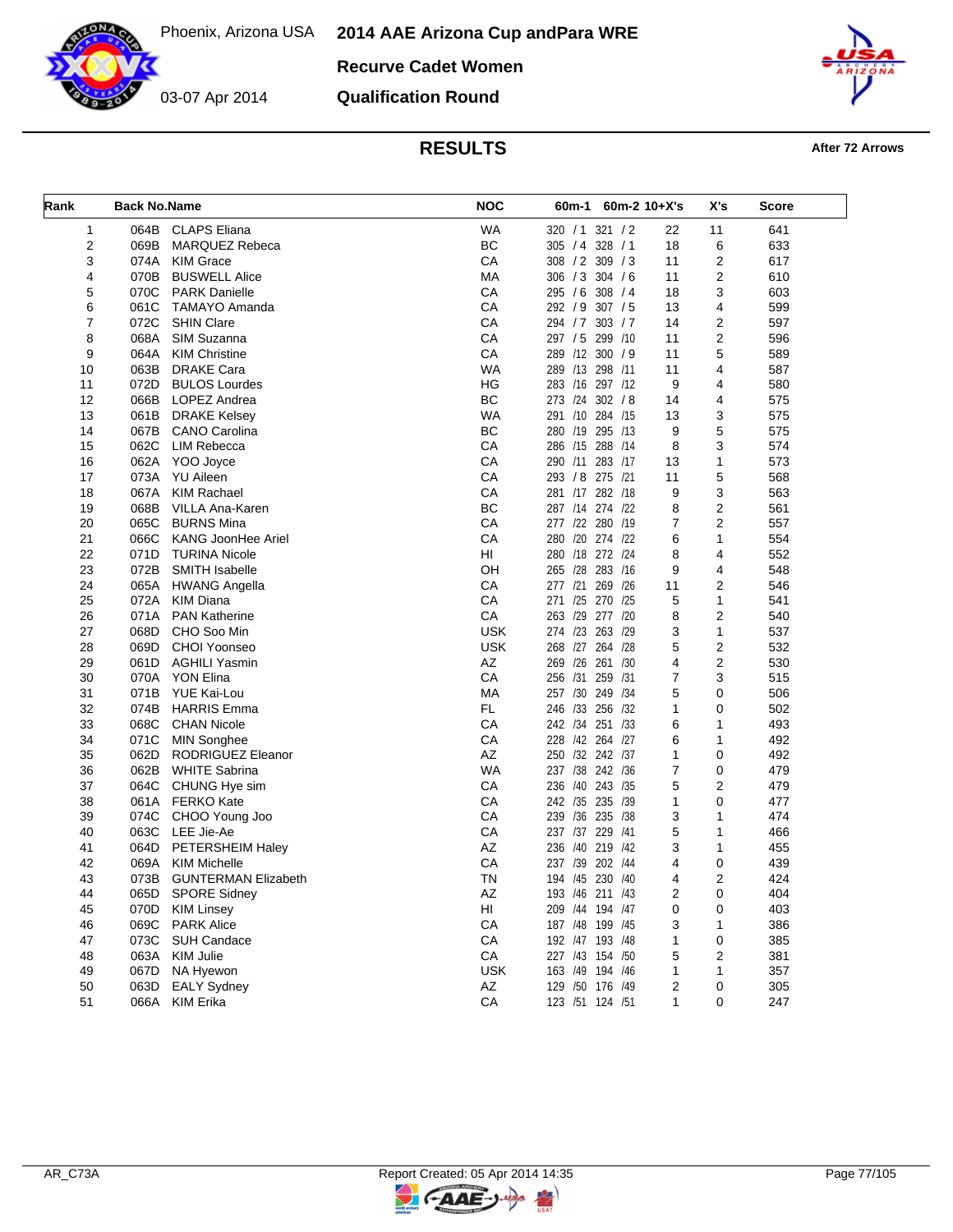# 2014 AAE Arizona Cup andPara WRE

Phoenix, Arizona USA

03-07 Apr 2014

## Recurve Cadet Women

## Qualification Round

## RESULTS

After 72 Arrows

| Rank | Back No. | Name | NOC | 60m-1 | 60m-2 | 10+X's | X's | Score |
|---|---|---|---|---|---|---|---|---|
| 1 | 064B | CLAPS Eliana | WA | 320 / 1 | 321 / 2 | 22 | 11 | 641 |
| 2 | 069B | MARQUEZ Rebeca | BC | 305 / 4 | 328 / 1 | 18 | 6 | 633 |
| 3 | 074A | KIM Grace | CA | 308 / 2 | 309 / 3 | 11 | 2 | 617 |
| 4 | 070B | BUSWELL Alice | MA | 306 / 3 | 304 / 6 | 11 | 2 | 610 |
| 5 | 070C | PARK Danielle | CA | 295 / 6 | 308 / 4 | 18 | 3 | 603 |
| 6 | 061C | TAMAYO Amanda | CA | 292 / 9 | 307 / 5 | 13 | 4 | 599 |
| 7 | 072C | SHIN Clare | CA | 294 / 7 | 303 / 7 | 14 | 2 | 597 |
| 8 | 068A | SIM Suzanna | CA | 297 / 5 | 299 /10 | 11 | 2 | 596 |
| 9 | 064A | KIM Christine | CA | 289 /12 | 300 / 9 | 11 | 5 | 589 |
| 10 | 063B | DRAKE Cara | WA | 289 /13 | 298 /11 | 11 | 4 | 587 |
| 11 | 072D | BULOS Lourdes | HG | 283 /16 | 297 /12 | 9 | 4 | 580 |
| 12 | 066B | LOPEZ Andrea | BC | 273 /24 | 302 / 8 | 14 | 4 | 575 |
| 13 | 061B | DRAKE Kelsey | WA | 291 /10 | 284 /15 | 13 | 3 | 575 |
| 14 | 067B | CANO Carolina | BC | 280 /19 | 295 /13 | 9 | 5 | 575 |
| 15 | 062C | LIM Rebecca | CA | 286 /15 | 288 /14 | 8 | 3 | 574 |
| 16 | 062A | YOO Joyce | CA | 290 /11 | 283 /17 | 13 | 1 | 573 |
| 17 | 073A | YU Aileen | CA | 293 / 8 | 275 /21 | 11 | 5 | 568 |
| 18 | 067A | KIM Rachael | CA | 281 /17 | 282 /18 | 9 | 3 | 563 |
| 19 | 068B | VILLA Ana-Karen | BC | 287 /14 | 274 /22 | 8 | 2 | 561 |
| 20 | 065C | BURNS Mina | CA | 277 /22 | 280 /19 | 7 | 2 | 557 |
| 21 | 066C | KANG JoonHee Ariel | CA | 280 /20 | 274 /22 | 6 | 1 | 554 |
| 22 | 071D | TURINA Nicole | HI | 280 /18 | 272 /24 | 8 | 4 | 552 |
| 23 | 072B | SMITH Isabelle | OH | 265 /28 | 283 /16 | 9 | 4 | 548 |
| 24 | 065A | HWANG Angella | CA | 277 /21 | 269 /26 | 11 | 2 | 546 |
| 25 | 072A | KIM Diana | CA | 271 /25 | 270 /25 | 5 | 1 | 541 |
| 26 | 071A | PAN Katherine | CA | 263 /29 | 277 /20 | 8 | 2 | 540 |
| 27 | 068D | CHO Soo Min | USK | 274 /23 | 263 /29 | 3 | 1 | 537 |
| 28 | 069D | CHOI Yoonseo | USK | 268 /27 | 264 /28 | 5 | 2 | 532 |
| 29 | 061D | AGHILI Yasmin | AZ | 269 /26 | 261 /30 | 4 | 2 | 530 |
| 30 | 070A | YON Elina | CA | 256 /31 | 259 /31 | 7 | 3 | 515 |
| 31 | 071B | YUE Kai-Lou | MA | 257 /30 | 249 /34 | 5 | 0 | 506 |
| 32 | 074B | HARRIS Emma | FL | 246 /33 | 256 /32 | 1 | 0 | 502 |
| 33 | 068C | CHAN Nicole | CA | 242 /34 | 251 /33 | 6 | 1 | 493 |
| 34 | 071C | MIN Songhee | CA | 228 /42 | 264 /27 | 6 | 1 | 492 |
| 35 | 062D | RODRIGUEZ Eleanor | AZ | 250 /32 | 242 /37 | 1 | 0 | 492 |
| 36 | 062B | WHITE Sabrina | WA | 237 /38 | 242 /36 | 7 | 0 | 479 |
| 37 | 064C | CHUNG Hye sim | CA | 236 /40 | 243 /35 | 5 | 2 | 479 |
| 38 | 061A | FERKO Kate | CA | 242 /35 | 235 /39 | 1 | 0 | 477 |
| 39 | 074C | CHOO Young Joo | CA | 239 /36 | 235 /38 | 3 | 1 | 474 |
| 40 | 063C | LEE Jie-Ae | CA | 237 /37 | 229 /41 | 5 | 1 | 466 |
| 41 | 064D | PETERSHEIM Haley | AZ | 236 /40 | 219 /42 | 3 | 1 | 455 |
| 42 | 069A | KIM Michelle | CA | 237 /39 | 202 /44 | 4 | 0 | 439 |
| 43 | 073B | GUNTERMAN Elizabeth | TN | 194 /45 | 230 /40 | 4 | 2 | 424 |
| 44 | 065D | SPORE Sidney | AZ | 193 /46 | 211 /43 | 2 | 0 | 404 |
| 45 | 070D | KIM Linsey | HI | 209 /44 | 194 /47 | 0 | 0 | 403 |
| 46 | 069C | PARK Alice | CA | 187 /48 | 199 /45 | 3 | 1 | 386 |
| 47 | 073C | SUH Candace | CA | 192 /47 | 193 /48 | 1 | 0 | 385 |
| 48 | 063A | KIM Julie | CA | 227 /43 | 154 /50 | 5 | 2 | 381 |
| 49 | 067D | NA Hyewon | USK | 163 /49 | 194 /46 | 1 | 1 | 357 |
| 50 | 063D | EALY Sydney | AZ | 129 /50 | 176 /49 | 2 | 0 | 305 |
| 51 | 066A | KIM Erika | CA | 123 /51 | 124 /51 | 1 | 0 | 247 |

AR_C73A

Report Created: 05 Apr 2014 14:35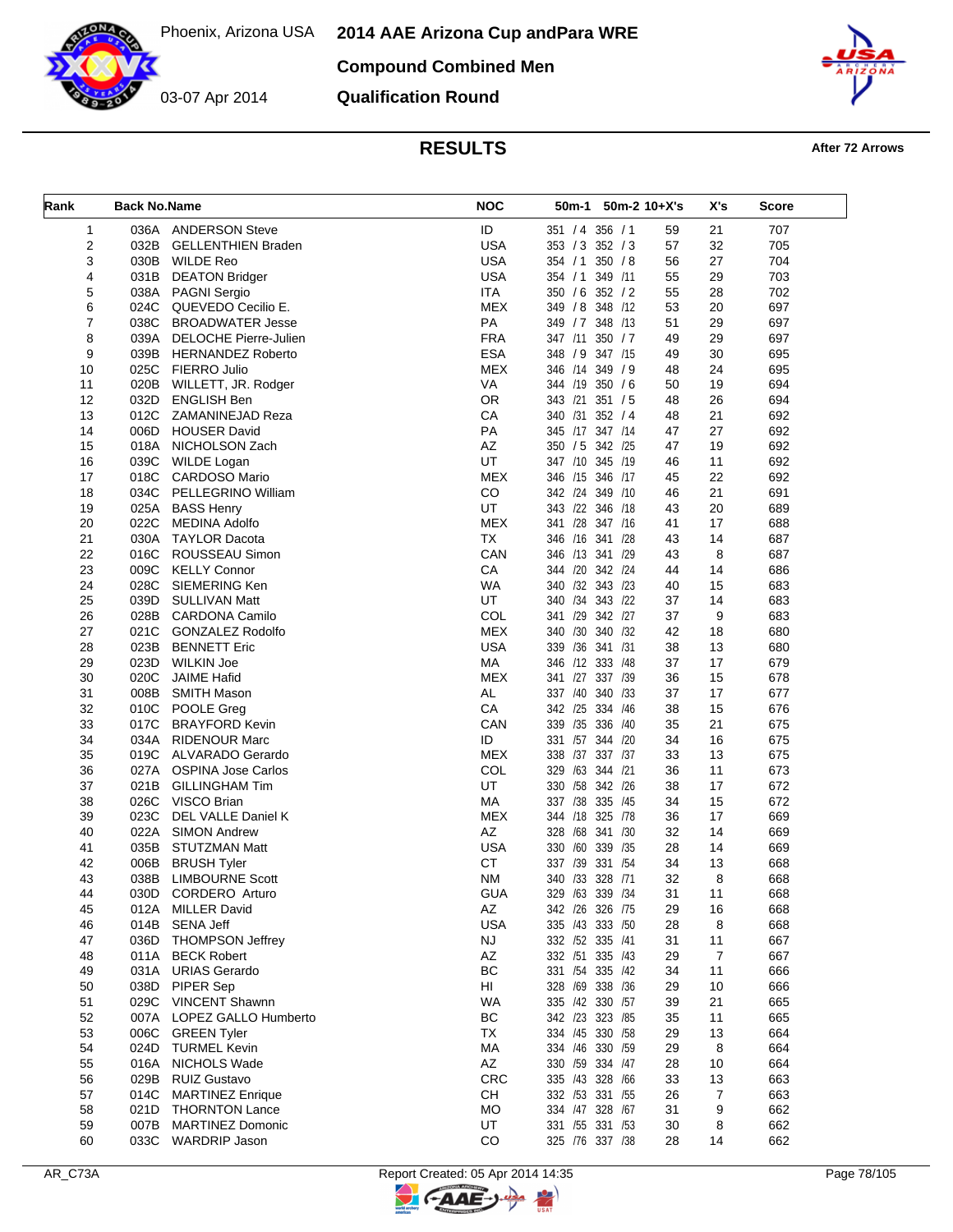# 2014 AAE Arizona Cup andPara WRE

Phoenix, Arizona USA

03-07 Apr 2014

## Compound Combined Men

## Qualification Round

## RESULTS

**After 72 Arrows**

| Rank | Back No. | Name | NOC | 50m-1 | 50m-2 | 10+X's | X's | Score |
|---|---|---|---|---|---|---|---|---|
| 1 | 036A | ANDERSON Steve | ID | 351 / 4 | 356 / 1 | 59 | 21 | 707 |
| 2 | 032B | GELLENTHIEN Braden | USA | 353 / 3 | 352 / 3 | 57 | 32 | 705 |
| 3 | 030B | WILDE Reo | USA | 354 / 1 | 350 / 8 | 56 | 27 | 704 |
| 4 | 031B | DEATON Bridger | USA | 354 / 1 | 349 /11 | 55 | 29 | 703 |
| 5 | 038A | PAGNI Sergio | ITA | 350 / 6 | 352 / 2 | 55 | 28 | 702 |
| 6 | 024C | QUEVEDO Cecilio E. | MEX | 349 / 8 | 348 /12 | 53 | 20 | 697 |
| 7 | 038C | BROADWATER Jesse | PA | 349 / 7 | 348 /13 | 51 | 29 | 697 |
| 8 | 039A | DELOCHE Pierre-Julien | FRA | 347 /11 | 350 / 7 | 49 | 29 | 697 |
| 9 | 039B | HERNANDEZ Roberto | ESA | 348 / 9 | 347 /15 | 49 | 30 | 695 |
| 10 | 025C | FIERRO Julio | MEX | 346 /14 | 349 / 9 | 48 | 24 | 695 |
| 11 | 020B | WILLETT, JR. Rodger | VA | 344 /19 | 350 / 6 | 50 | 19 | 694 |
| 12 | 032D | ENGLISH Ben | OR | 343 /21 | 351 / 5 | 48 | 26 | 694 |
| 13 | 012C | ZAMANINEJAD Reza | CA | 340 /31 | 352 / 4 | 48 | 21 | 692 |
| 14 | 006D | HOUSER David | PA | 345 /17 | 347 /14 | 47 | 27 | 692 |
| 15 | 018A | NICHOLSON Zach | AZ | 350 / 5 | 342 /25 | 47 | 19 | 692 |
| 16 | 039C | WILDE Logan | UT | 347 /10 | 345 /19 | 46 | 11 | 692 |
| 17 | 018C | CARDOSO Mario | MEX | 346 /15 | 346 /17 | 45 | 22 | 692 |
| 18 | 034C | PELLEGRINO William | CO | 342 /24 | 349 /10 | 46 | 21 | 691 |
| 19 | 025A | BASS Henry | UT | 343 /22 | 346 /18 | 43 | 20 | 689 |
| 20 | 022C | MEDINA Adolfo | MEX | 341 /28 | 347 /16 | 41 | 17 | 688 |
| 21 | 030A | TAYLOR Dacota | TX | 346 /16 | 341 /28 | 43 | 14 | 687 |
| 22 | 016C | ROUSSEAU Simon | CAN | 346 /13 | 341 /29 | 43 | 8 | 687 |
| 23 | 009C | KELLY Connor | CA | 344 /20 | 342 /24 | 44 | 14 | 686 |
| 24 | 028C | SIEMERING Ken | WA | 340 /32 | 343 /23 | 40 | 15 | 683 |
| 25 | 039D | SULLIVAN Matt | UT | 340 /34 | 343 /22 | 37 | 14 | 683 |
| 26 | 028B | CARDONA Camilo | COL | 341 /29 | 342 /27 | 37 | 9 | 683 |
| 27 | 021C | GONZALEZ Rodolfo | MEX | 340 /30 | 340 /32 | 42 | 18 | 680 |
| 28 | 023B | BENNETT Eric | USA | 339 /36 | 341 /31 | 38 | 13 | 680 |
| 29 | 023D | WILKIN Joe | MA | 346 /12 | 333 /48 | 37 | 17 | 679 |
| 30 | 020C | JAIME Hafid | MEX | 341 /27 | 337 /39 | 36 | 15 | 678 |
| 31 | 008B | SMITH Mason | AL | 337 /40 | 340 /33 | 37 | 17 | 677 |
| 32 | 010C | POOLE Greg | CA | 342 /25 | 334 /46 | 38 | 15 | 676 |
| 33 | 017C | BRAYFORD Kevin | CAN | 339 /35 | 336 /40 | 35 | 21 | 675 |
| 34 | 034A | RIDENOUR Marc | ID | 331 /57 | 344 /20 | 34 | 16 | 675 |
| 35 | 019C | ALVARADO Gerardo | MEX | 338 /37 | 337 /37 | 33 | 13 | 675 |
| 36 | 027A | OSPINA Jose Carlos | COL | 329 /63 | 344 /21 | 36 | 11 | 673 |
| 37 | 021B | GILLINGHAM Tim | UT | 330 /58 | 342 /26 | 38 | 17 | 672 |
| 38 | 026C | VISCO Brian | MA | 337 /38 | 335 /45 | 34 | 15 | 672 |
| 39 | 023C | DEL VALLE Daniel K | MEX | 344 /18 | 325 /78 | 36 | 17 | 669 |
| 40 | 022A | SIMON Andrew | AZ | 328 /68 | 341 /30 | 32 | 14 | 669 |
| 41 | 035B | STUTZMAN Matt | USA | 330 /60 | 339 /35 | 28 | 14 | 669 |
| 42 | 006B | BRUSH Tyler | CT | 337 /39 | 331 /54 | 34 | 13 | 668 |
| 43 | 038B | LIMBOURNE Scott | NM | 340 /33 | 328 /71 | 32 | 8 | 668 |
| 44 | 030D | CORDERO Arturo | GUA | 329 /63 | 339 /34 | 31 | 11 | 668 |
| 45 | 012A | MILLER David | AZ | 342 /26 | 326 /75 | 29 | 16 | 668 |
| 46 | 014B | SENA Jeff | USA | 335 /43 | 333 /50 | 28 | 8 | 668 |
| 47 | 036D | THOMPSON Jeffrey | NJ | 332 /52 | 335 /41 | 31 | 11 | 667 |
| 48 | 011A | BECK Robert | AZ | 332 /51 | 335 /43 | 29 | 7 | 667 |
| 49 | 031A | URIAS Gerardo | BC | 331 /54 | 335 /42 | 34 | 11 | 666 |
| 50 | 038D | PIPER Sep | HI | 328 /69 | 338 /36 | 29 | 10 | 666 |
| 51 | 029C | VINCENT Shawnn | WA | 335 /42 | 330 /57 | 39 | 21 | 665 |
| 52 | 007A | LOPEZ GALLO Humberto | BC | 342 /23 | 323 /85 | 35 | 11 | 665 |
| 53 | 006C | GREEN Tyler | TX | 334 /45 | 330 /58 | 29 | 13 | 664 |
| 54 | 024D | TURMEL Kevin | MA | 334 /46 | 330 /59 | 29 | 8 | 664 |
| 55 | 016A | NICHOLS Wade | AZ | 330 /59 | 334 /47 | 28 | 10 | 664 |
| 56 | 029B | RUIZ Gustavo | CRC | 335 /43 | 328 /66 | 33 | 13 | 663 |
| 57 | 014C | MARTINEZ Enrique | CH | 332 /53 | 331 /55 | 26 | 7 | 663 |
| 58 | 021D | THORNTON Lance | MO | 334 /47 | 328 /67 | 31 | 9 | 662 |
| 59 | 007B | MARTINEZ Domonic | UT | 331 /55 | 331 /53 | 30 | 8 | 662 |
| 60 | 033C | WARDRIP Jason | CO | 325 /76 | 337 /38 | 28 | 14 | 662 |

AR_C73A | Report Created: 05 Apr 2014 14:35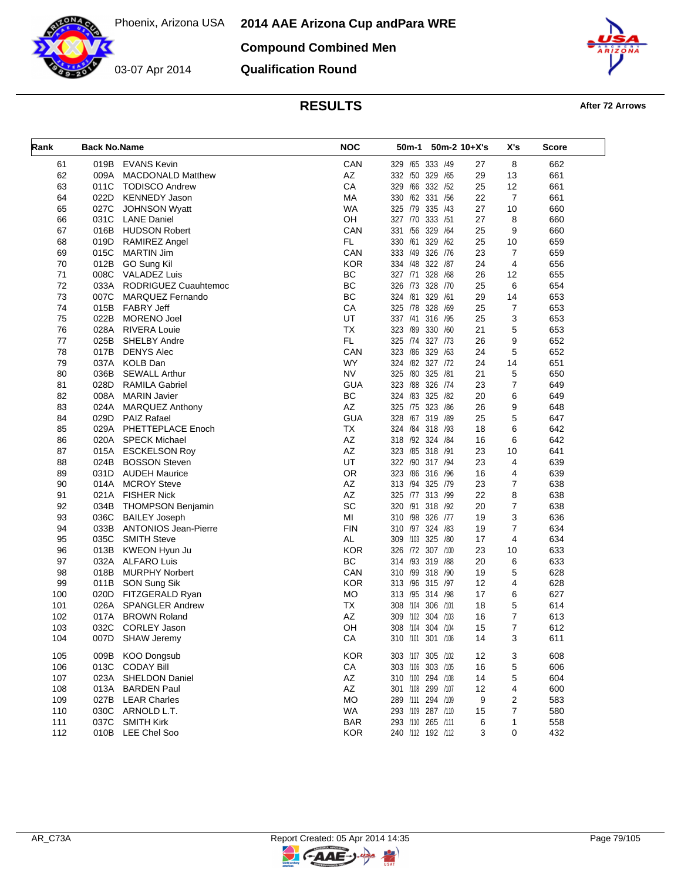# 2014 AAE Arizona Cup andPara WRE

**Compound Combined Men**

**Qualification Round**

Phoenix, Arizona USA

03-07 Apr 2014

## RESULTS

**After 72 Arrows**

| Rank | Back No. | Name | NOC | 50m-1 | 50m-2 | 10+X's | X's | Score |
|---|---|---|---|---|---|---|---|---|
| 61 | 019B | EVANS Kevin | CAN | 329 /65 | 333 /49 | 27 | 8 | 662 |
| 62 | 009A | MACDONALD Matthew | AZ | 332 /50 | 329 /65 | 29 | 13 | 661 |
| 63 | 011C | TODISCO Andrew | CA | 329 /66 | 332 /52 | 25 | 12 | 661 |
| 64 | 022D | KENNEDY Jason | MA | 330 /62 | 331 /56 | 22 | 7 | 661 |
| 65 | 027C | JOHNSON Wyatt | WA | 325 /79 | 335 /43 | 27 | 10 | 660 |
| 66 | 031C | LANE Daniel | OH | 327 /70 | 333 /51 | 27 | 8 | 660 |
| 67 | 016B | HUDSON Robert | CAN | 331 /56 | 329 /64 | 25 | 9 | 660 |
| 68 | 019D | RAMIREZ Angel | FL | 330 /61 | 329 /62 | 25 | 10 | 659 |
| 69 | 015C | MARTIN Jim | CAN | 333 /49 | 326 /76 | 23 | 7 | 659 |
| 70 | 012B | GO Sung Kil | KOR | 334 /48 | 322 /87 | 24 | 4 | 656 |
| 71 | 008C | VALADEZ Luis | BC | 327 /71 | 328 /68 | 26 | 12 | 655 |
| 72 | 033A | RODRIGUEZ Cuauhtemoc | BC | 326 /73 | 328 /70 | 25 | 6 | 654 |
| 73 | 007C | MARQUEZ Fernando | BC | 324 /81 | 329 /61 | 29 | 14 | 653 |
| 74 | 015B | FABRY Jeff | CA | 325 /78 | 328 /69 | 25 | 7 | 653 |
| 75 | 022B | MORENO Joel | UT | 337 /41 | 316 /95 | 25 | 3 | 653 |
| 76 | 028A | RIVERA Louie | TX | 323 /89 | 330 /60 | 21 | 5 | 653 |
| 77 | 025B | SHELBY Andre | FL | 325 /74 | 327 /73 | 26 | 9 | 652 |
| 78 | 017B | DENYS Alec | CAN | 323 /86 | 329 /63 | 24 | 5 | 652 |
| 79 | 037A | KOLB Dan | WY | 324 /82 | 327 /72 | 24 | 14 | 651 |
| 80 | 036B | SEWALL Arthur | NV | 325 /80 | 325 /81 | 21 | 5 | 650 |
| 81 | 028D | RAMILA Gabriel | GUA | 323 /88 | 326 /74 | 23 | 7 | 649 |
| 82 | 008A | MARIN Javier | BC | 324 /83 | 325 /82 | 20 | 6 | 649 |
| 83 | 024A | MARQUEZ Anthony | AZ | 325 /75 | 323 /86 | 26 | 9 | 648 |
| 84 | 029D | PAIZ Rafael | GUA | 328 /67 | 319 /89 | 25 | 5 | 647 |
| 85 | 029A | PHETTEPLACE Enoch | TX | 324 /84 | 318 /93 | 18 | 6 | 642 |
| 86 | 020A | SPECK Michael | AZ | 318 /92 | 324 /84 | 16 | 6 | 642 |
| 87 | 015A | ESCKELSON Roy | AZ | 323 /85 | 318 /91 | 23 | 10 | 641 |
| 88 | 024B | BOSSON Steven | UT | 322 /90 | 317 /94 | 23 | 4 | 639 |
| 89 | 031D | AUDEH Maurice | OR | 323 /86 | 316 /96 | 16 | 4 | 639 |
| 90 | 014A | MCROY Steve | AZ | 313 /94 | 325 /79 | 23 | 7 | 638 |
| 91 | 021A | FISHER Nick | AZ | 325 /77 | 313 /99 | 22 | 8 | 638 |
| 92 | 034B | THOMPSON Benjamin | SC | 320 /91 | 318 /92 | 20 | 7 | 638 |
| 93 | 036C | BAILEY Joseph | MI | 310 /98 | 326 /77 | 19 | 3 | 636 |
| 94 | 033B | ANTONIOS Jean-Pierre | FIN | 310 /97 | 324 /83 | 19 | 7 | 634 |
| 95 | 035C | SMITH Steve | AL | 309 /103 | 325 /80 | 17 | 4 | 634 |
| 96 | 013B | KWEON Hyun Ju | KOR | 326 /72 | 307 /100 | 23 | 10 | 633 |
| 97 | 032A | ALFARO Luis | BC | 314 /93 | 319 /88 | 20 | 6 | 633 |
| 98 | 018B | MURPHY Norbert | CAN | 310 /99 | 318 /90 | 19 | 5 | 628 |
| 99 | 011B | SON Sung Sik | KOR | 313 /96 | 315 /97 | 12 | 4 | 628 |
| 100 | 020D | FITZGERALD Ryan | MO | 313 /95 | 314 /98 | 17 | 6 | 627 |
| 101 | 026A | SPANGLER Andrew | TX | 308 /104 | 306 /101 | 18 | 5 | 614 |
| 102 | 017A | BROWN Roland | AZ | 309 /102 | 304 /103 | 16 | 7 | 613 |
| 103 | 032C | CORLEY Jason | OH | 308 /104 | 304 /104 | 15 | 7 | 612 |
| 104 | 007D | SHAW Jeremy | CA | 310 /101 | 301 /106 | 14 | 3 | 611 |
| 105 | 009B | KOO Dongsub | KOR | 303 /107 | 305 /102 | 12 | 3 | 608 |
| 106 | 013C | CODAY Bill | CA | 303 /106 | 303 /105 | 16 | 5 | 606 |
| 107 | 023A | SHELDON Daniel | AZ | 310 /100 | 294 /108 | 14 | 5 | 604 |
| 108 | 013A | BARDEN Paul | AZ | 301 /108 | 299 /107 | 12 | 4 | 600 |
| 109 | 027B | LEAR Charles | MO | 289 /111 | 294 /109 | 9 | 2 | 583 |
| 110 | 030C | ARNOLD L.T. | WA | 293 /109 | 287 /110 | 15 | 7 | 580 |
| 111 | 037C | SMITH Kirk | BAR | 293 /110 | 265 /111 | 6 | 1 | 558 |
| 112 | 010B | LEE Chel Soo | KOR | 240 /112 | 192 /112 | 3 | 0 | 432 |

AR_C73A

Report Created: 05 Apr 2014 14:35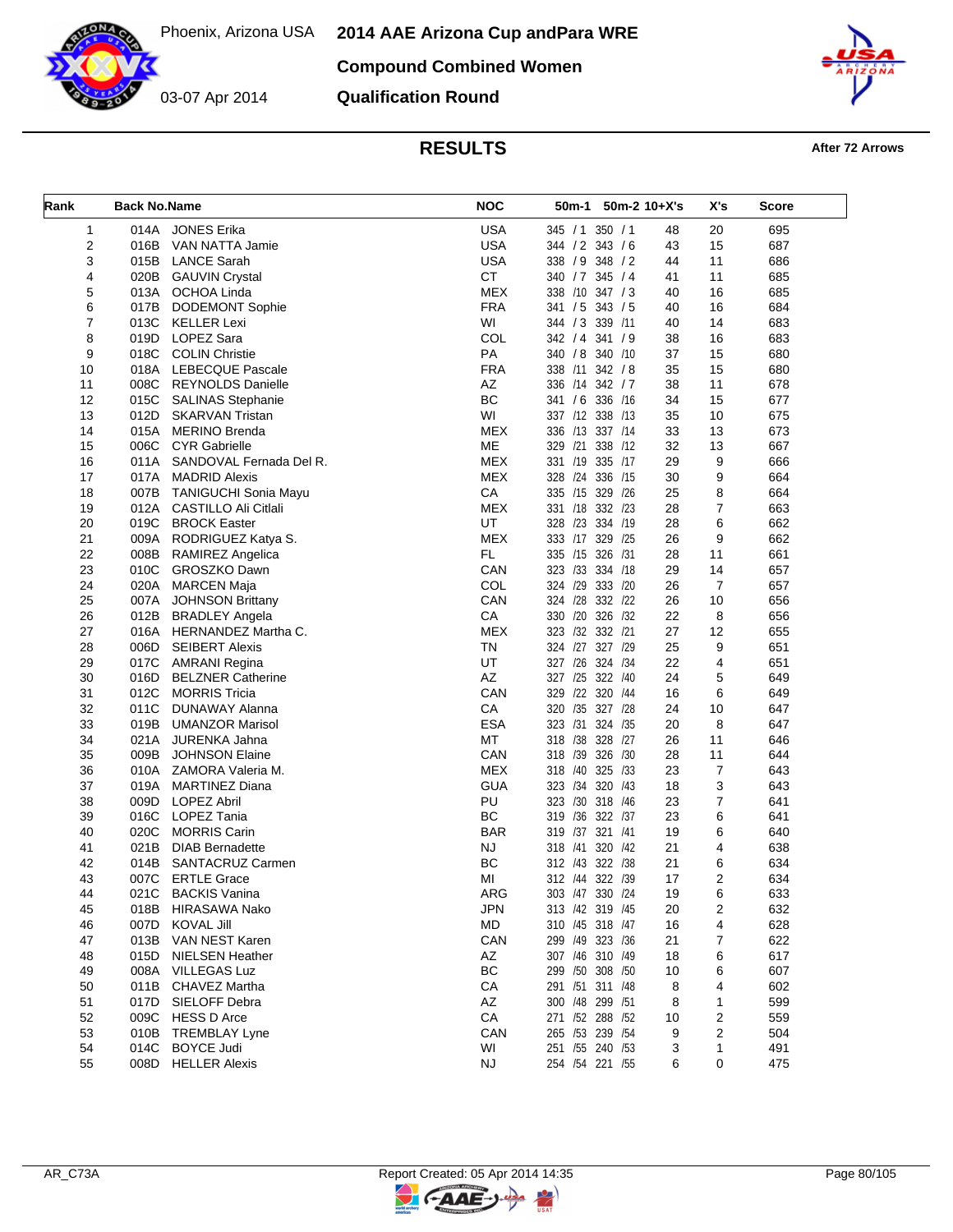Phoenix, Arizona USA

03-07 Apr 2014

# 2014 AAE Arizona Cup andPara WRE

## Compound Combined Women

## Qualification Round

## RESULTS

**After 72 Arrows**

| Rank | Back No. | Name | NOC | 50m-1 | 50m-2 | 10+X's | X's | Score |
|---|---|---|---|---|---|---|---|---|
| 1 | 014A | JONES Erika | USA | 345 / 1 | 350 / 1 | 48 | 20 | 695 |
| 2 | 016B | VAN NATTA Jamie | USA | 344 / 2 | 343 / 6 | 43 | 15 | 687 |
| 3 | 015B | LANCE Sarah | USA | 338 / 9 | 348 / 2 | 44 | 11 | 686 |
| 4 | 020B | GAUVIN Crystal | CT | 340 / 7 | 345 / 4 | 41 | 11 | 685 |
| 5 | 013A | OCHOA Linda | MEX | 338 /10 | 347 / 3 | 40 | 16 | 685 |
| 6 | 017B | DODEMONT Sophie | FRA | 341 / 5 | 343 / 5 | 40 | 16 | 684 |
| 7 | 013C | KELLER Lexi | WI | 344 / 3 | 339 /11 | 40 | 14 | 683 |
| 8 | 019D | LOPEZ Sara | COL | 342 / 4 | 341 / 9 | 38 | 16 | 683 |
| 9 | 018C | COLIN Christie | PA | 340 / 8 | 340 /10 | 37 | 15 | 680 |
| 10 | 018A | LEBECQUE Pascale | FRA | 338 /11 | 342 / 8 | 35 | 15 | 680 |
| 11 | 008C | REYNOLDS Danielle | AZ | 336 /14 | 342 / 7 | 38 | 11 | 678 |
| 12 | 015C | SALINAS Stephanie | BC | 341 / 6 | 336 /16 | 34 | 15 | 677 |
| 13 | 012D | SKARVAN Tristan | WI | 337 /12 | 338 /13 | 35 | 10 | 675 |
| 14 | 015A | MERINO Brenda | MEX | 336 /13 | 337 /14 | 33 | 13 | 673 |
| 15 | 006C | CYR Gabrielle | ME | 329 /21 | 338 /12 | 32 | 13 | 667 |
| 16 | 011A | SANDOVAL Fernada Del R. | MEX | 331 /19 | 335 /17 | 29 | 9 | 666 |
| 17 | 017A | MADRID Alexis | MEX | 328 /24 | 336 /15 | 30 | 9 | 664 |
| 18 | 007B | TANIGUCHI Sonia Mayu | CA | 335 /15 | 329 /26 | 25 | 8 | 664 |
| 19 | 012A | CASTILLO Ali Citlali | MEX | 331 /18 | 332 /23 | 28 | 7 | 663 |
| 20 | 019C | BROCK Easter | UT | 328 /23 | 334 /19 | 28 | 6 | 662 |
| 21 | 009A | RODRIGUEZ Katya S. | MEX | 333 /17 | 329 /25 | 26 | 9 | 662 |
| 22 | 008B | RAMIREZ Angelica | FL | 335 /15 | 326 /31 | 28 | 11 | 661 |
| 23 | 010C | GROSZKO Dawn | CAN | 323 /33 | 334 /18 | 29 | 14 | 657 |
| 24 | 020A | MARCEN Maja | COL | 324 /29 | 333 /20 | 26 | 7 | 657 |
| 25 | 007A | JOHNSON Brittany | CAN | 324 /28 | 332 /22 | 26 | 10 | 656 |
| 26 | 012B | BRADLEY Angela | CA | 330 /20 | 326 /32 | 22 | 8 | 656 |
| 27 | 016A | HERNANDEZ Martha C. | MEX | 323 /32 | 332 /21 | 27 | 12 | 655 |
| 28 | 006D | SEIBERT Alexis | TN | 324 /27 | 327 /29 | 25 | 9 | 651 |
| 29 | 017C | AMRANI Regina | UT | 327 /26 | 324 /34 | 22 | 4 | 651 |
| 30 | 016D | BELZNER Catherine | AZ | 327 /25 | 322 /40 | 24 | 5 | 649 |
| 31 | 012C | MORRIS Tricia | CAN | 329 /22 | 320 /44 | 16 | 6 | 649 |
| 32 | 011C | DUNAWAY Alanna | CA | 320 /35 | 327 /28 | 24 | 10 | 647 |
| 33 | 019B | UMANZOR Marisol | ESA | 323 /31 | 324 /35 | 20 | 8 | 647 |
| 34 | 021A | JURENKA Jahna | MT | 318 /38 | 328 /27 | 26 | 11 | 646 |
| 35 | 009B | JOHNSON Elaine | CAN | 318 /39 | 326 /30 | 28 | 11 | 644 |
| 36 | 010A | ZAMORA Valeria M. | MEX | 318 /40 | 325 /33 | 23 | 7 | 643 |
| 37 | 019A | MARTINEZ Diana | GUA | 323 /34 | 320 /43 | 18 | 3 | 643 |
| 38 | 009D | LOPEZ Abril | PU | 323 /30 | 318 /46 | 23 | 7 | 641 |
| 39 | 016C | LOPEZ Tania | BC | 319 /36 | 322 /37 | 23 | 6 | 641 |
| 40 | 020C | MORRIS Carin | BAR | 319 /37 | 321 /41 | 19 | 6 | 640 |
| 41 | 021B | DIAB Bernadette | NJ | 318 /41 | 320 /42 | 21 | 4 | 638 |
| 42 | 014B | SANTACRUZ Carmen | BC | 312 /43 | 322 /38 | 21 | 6 | 634 |
| 43 | 007C | ERTLE Grace | MI | 312 /44 | 322 /39 | 17 | 2 | 634 |
| 44 | 021C | BACKIS Vanina | ARG | 303 /47 | 330 /24 | 19 | 6 | 633 |
| 45 | 018B | HIRASAWA Nako | JPN | 313 /42 | 319 /45 | 20 | 2 | 632 |
| 46 | 007D | KOVAL Jill | MD | 310 /45 | 318 /47 | 16 | 4 | 628 |
| 47 | 013B | VAN NEST Karen | CAN | 299 /49 | 323 /36 | 21 | 7 | 622 |
| 48 | 015D | NIELSEN Heather | AZ | 307 /46 | 310 /49 | 18 | 6 | 617 |
| 49 | 008A | VILLEGAS Luz | BC | 299 /50 | 308 /50 | 10 | 6 | 607 |
| 50 | 011B | CHAVEZ Martha | CA | 291 /51 | 311 /48 | 8 | 4 | 602 |
| 51 | 017D | SIELOFF Debra | AZ | 300 /48 | 299 /51 | 8 | 1 | 599 |
| 52 | 009C | HESS D Arce | CA | 271 /52 | 288 /52 | 10 | 2 | 559 |
| 53 | 010B | TREMBLAY Lyne | CAN | 265 /53 | 239 /54 | 9 | 2 | 504 |
| 54 | 014C | BOYCE Judi | WI | 251 /55 | 240 /53 | 3 | 1 | 491 |
| 55 | 008D | HELLER Alexis | NJ | 254 /54 | 221 /55 | 6 | 0 | 475 |

AR_C73A

Report Created: 05 Apr 2014 14:35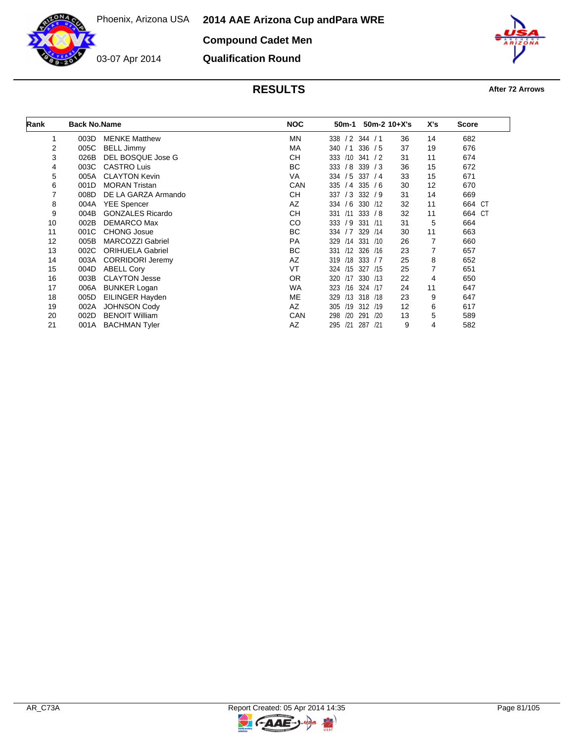# 2014 AAE Arizona Cup andPara WRE

Phoenix, Arizona USA

03-07 Apr 2014

## Compound Cadet Men

## Qualification Round

## RESULTS

After 72 Arrows

| Rank | Back No. | Name | NOC | 50m-1 | 50m-2 | 10+X's | X's | Score |
|---|---|---|---|---|---|---|---|---|
| 1 | 003D | MENKE Matthew | MN | 338 / 2 | 344 / 1 | 36 | 14 | 682 |
| 2 | 005C | BELL Jimmy | MA | 340 / 1 | 336 / 5 | 37 | 19 | 676 |
| 3 | 026B | DEL BOSQUE Jose G | CH | 333 /10 | 341 / 2 | 31 | 11 | 674 |
| 4 | 003C | CASTRO Luis | BC | 333 / 8 | 339 / 3 | 36 | 15 | 672 |
| 5 | 005A | CLAYTON Kevin | VA | 334 / 5 | 337 / 4 | 33 | 15 | 671 |
| 6 | 001D | MORAN Tristan | CAN | 335 / 4 | 335 / 6 | 30 | 12 | 670 |
| 7 | 008D | DE LA GARZA Armando | CH | 337 / 3 | 332 / 9 | 31 | 14 | 669 |
| 8 | 004A | YEE Spencer | AZ | 334 / 6 | 330 /12 | 32 | 11 | 664 CT |
| 9 | 004B | GONZALES Ricardo | CH | 331 /11 | 333 / 8 | 32 | 11 | 664 CT |
| 10 | 002B | DEMARCO Max | CO | 333 / 9 | 331 /11 | 31 | 5 | 664 |
| 11 | 001C | CHONG Josue | BC | 334 / 7 | 329 /14 | 30 | 11 | 663 |
| 12 | 005B | MARCOZZI Gabriel | PA | 329 /14 | 331 /10 | 26 | 7 | 660 |
| 13 | 002C | ORIHUELA Gabriel | BC | 331 /12 | 326 /16 | 23 | 7 | 657 |
| 14 | 003A | CORRIDORI Jeremy | AZ | 319 /18 | 333 / 7 | 25 | 8 | 652 |
| 15 | 004D | ABELL Cory | VT | 324 /15 | 327 /15 | 25 | 7 | 651 |
| 16 | 003B | CLAYTON Jesse | OR | 320 /17 | 330 /13 | 22 | 4 | 650 |
| 17 | 006A | BUNKER Logan | WA | 323 /16 | 324 /17 | 24 | 11 | 647 |
| 18 | 005D | EILINGER Hayden | ME | 329 /13 | 318 /18 | 23 | 9 | 647 |
| 19 | 002A | JOHNSON Cody | AZ | 305 /19 | 312 /19 | 12 | 6 | 617 |
| 20 | 002D | BENOIT William | CAN | 298 /20 | 291 /20 | 13 | 5 | 589 |
| 21 | 001A | BACHMAN Tyler | AZ | 295 /21 | 287 /21 | 9 | 4 | 582 |

AR_C73A

Report Created: 05 Apr 2014 14:35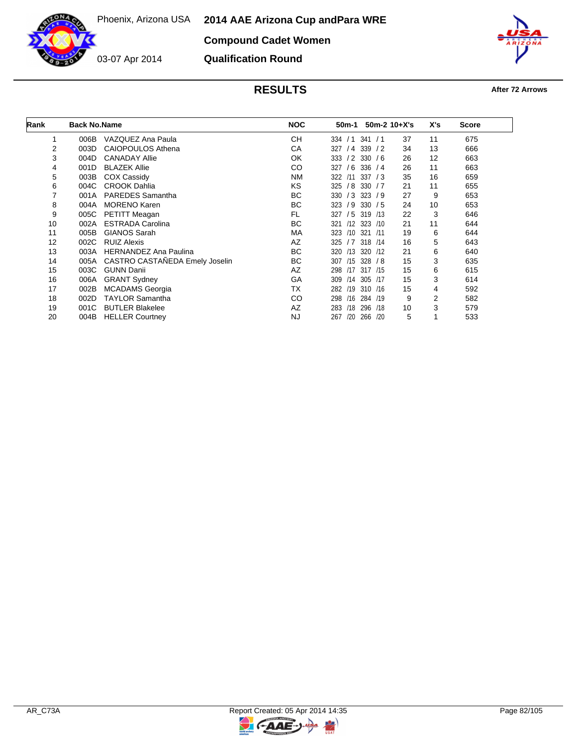# 2014 AAE Arizona Cup andPara WRE

Phoenix, Arizona USA

03-07 Apr 2014

## Compound Cadet Women

## Qualification Round

## RESULTS

After 72 Arrows

| Rank | Back No. | Name | NOC | 50m-1 | 50m-2 | 10+X's | X's | Score |
|---|---|---|---|---|---|---|---|---|
| 1 | 006B | VAZQUEZ Ana Paula | CH | 334 / 1 | 341 / 1 | 37 | 11 | 675 |
| 2 | 003D | CAIOPOULOS Athena | CA | 327 / 4 | 339 / 2 | 34 | 13 | 666 |
| 3 | 004D | CANADAY Allie | OK | 333 / 2 | 330 / 6 | 26 | 12 | 663 |
| 4 | 001D | BLAZEK Allie | CO | 327 / 6 | 336 / 4 | 26 | 11 | 663 |
| 5 | 003B | COX Cassidy | NM | 322 /11 | 337 / 3 | 35 | 16 | 659 |
| 6 | 004C | CROOK Dahlia | KS | 325 / 8 | 330 / 7 | 21 | 11 | 655 |
| 7 | 001A | PAREDES Samantha | BC | 330 / 3 | 323 / 9 | 27 | 9 | 653 |
| 8 | 004A | MORENO Karen | BC | 323 / 9 | 330 / 5 | 24 | 10 | 653 |
| 9 | 005C | PETITT Meagan | FL | 327 / 5 | 319 /13 | 22 | 3 | 646 |
| 10 | 002A | ESTRADA Carolina | BC | 321 /12 | 323 /10 | 21 | 11 | 644 |
| 11 | 005B | GIANOS Sarah | MA | 323 /10 | 321 /11 | 19 | 6 | 644 |
| 12 | 002C | RUIZ Alexis | AZ | 325 / 7 | 318 /14 | 16 | 5 | 643 |
| 13 | 003A | HERNANDEZ Ana Paulina | BC | 320 /13 | 320 /12 | 21 | 6 | 640 |
| 14 | 005A | CASTRO CASTAÑEDA Emely Joselin | BC | 307 /15 | 328 / 8 | 15 | 3 | 635 |
| 15 | 003C | GUNN Danii | AZ | 298 /17 | 317 /15 | 15 | 6 | 615 |
| 16 | 006A | GRANT Sydney | GA | 309 /14 | 305 /17 | 15 | 3 | 614 |
| 17 | 002B | MCADAMS Georgia | TX | 282 /19 | 310 /16 | 15 | 4 | 592 |
| 18 | 002D | TAYLOR Samantha | CO | 298 /16 | 284 /19 | 9 | 2 | 582 |
| 19 | 001C | BUTLER Blakelee | AZ | 283 /18 | 296 /18 | 10 | 3 | 579 |
| 20 | 004B | HELLER Courtney | NJ | 267 /20 | 266 /20 | 5 | 1 | 533 |

AR_C73A

Report Created: 05 Apr 2014 14:35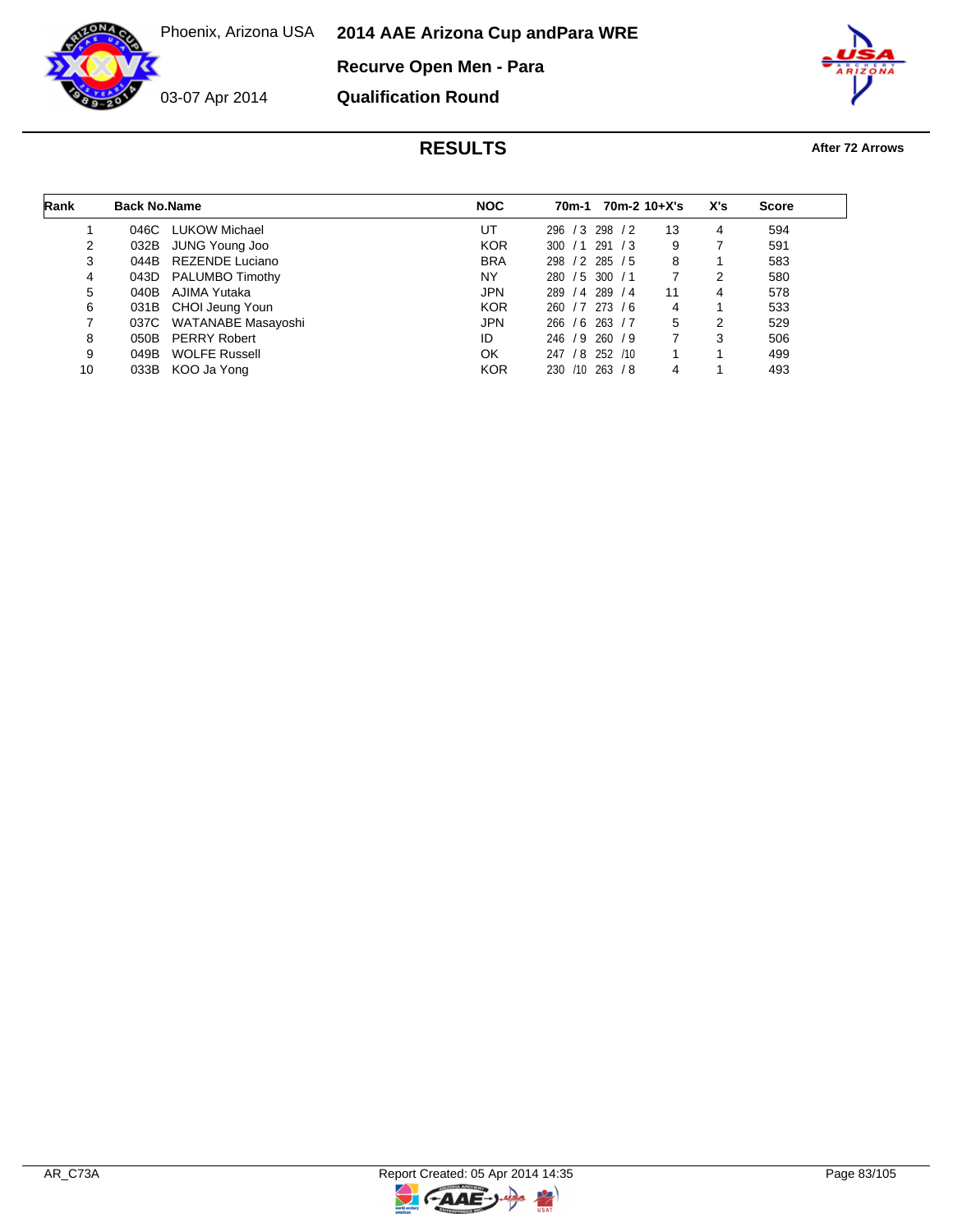Phoenix, Arizona USA

03-07 Apr 2014

# 2014 AAE Arizona Cup andPara WRE

## Recurve Open Men - Para

## Qualification Round

## RESULTS

**After 72 Arrows**

| Rank | Back No. | Name | NOC | 70m-1 | 70m-2 | 10+X's | X's | Score |
|---|---|---|---|---|---|---|---|---|
| 1 | 046C | LUKOW Michael | UT | 296 / 3 | 298 / 2 | 13 | 4 | 594 |
| 2 | 032B | JUNG Young Joo | KOR | 300 / 1 | 291 / 3 | 9 | 7 | 591 |
| 3 | 044B | REZENDE Luciano | BRA | 298 / 2 | 285 / 5 | 8 | 1 | 583 |
| 4 | 043D | PALUMBO Timothy | NY | 280 / 5 | 300 / 1 | 7 | 2 | 580 |
| 5 | 040B | AJIMA Yutaka | JPN | 289 / 4 | 289 / 4 | 11 | 4 | 578 |
| 6 | 031B | CHOI Jeung Youn | KOR | 260 / 7 | 273 / 6 | 4 | 1 | 533 |
| 7 | 037C | WATANABE Masayoshi | JPN | 266 / 6 | 263 / 7 | 5 | 2 | 529 |
| 8 | 050B | PERRY Robert | ID | 246 / 9 | 260 / 9 | 7 | 3 | 506 |
| 9 | 049B | WOLFE Russell | OK | 247 / 8 | 252 /10 | 1 | 1 | 499 |
| 10 | 033B | KOO Ja Yong | KOR | 230 /10 | 263 / 8 | 4 | 1 | 493 |

AR_C73A

Report Created: 05 Apr 2014 14:35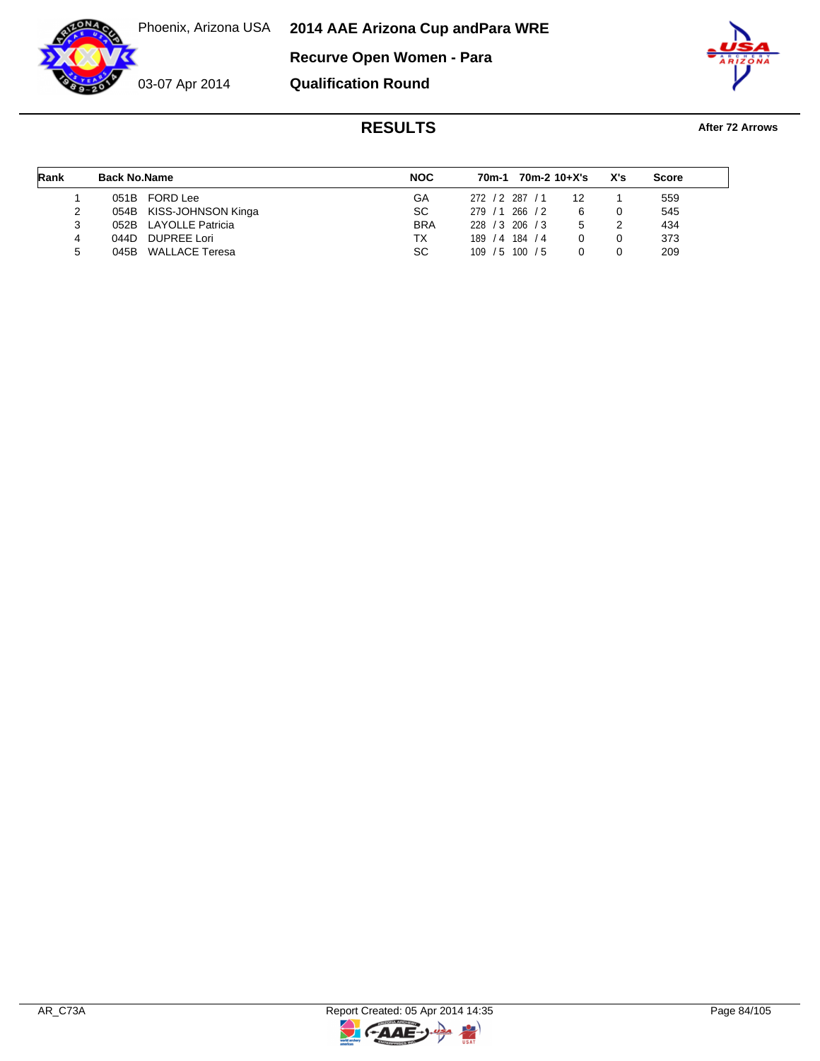Phoenix, Arizona USA

03-07 Apr 2014

# 2014 AAE Arizona Cup andPara WRE

## Recurve Open Women - Para

## Qualification Round

### RESULTS

**After 72 Arrows**

| Rank | Back No. | Name | NOC | 70m-1 | 70m-2 | 10+X's | X's | Score |
|---|---|---|---|---|---|---|---|---|
| 1 | 051B | FORD Lee | GA | 272 / 2 | 287 / 1 | 12 | 1 | 559 |
| 2 | 054B | KISS-JOHNSON Kinga | SC | 279 / 1 | 266 / 2 | 6 | 0 | 545 |
| 3 | 052B | LAYOLLE Patricia | BRA | 228 / 3 | 206 / 3 | 5 | 2 | 434 |
| 4 | 044D | DUPREE Lori | TX | 189 / 4 | 184 / 4 | 0 | 0 | 373 |
| 5 | 045B | WALLACE Teresa | SC | 109 / 5 | 100 / 5 | 0 | 0 | 209 |

AR_C73A

Report Created: 05 Apr 2014 14:35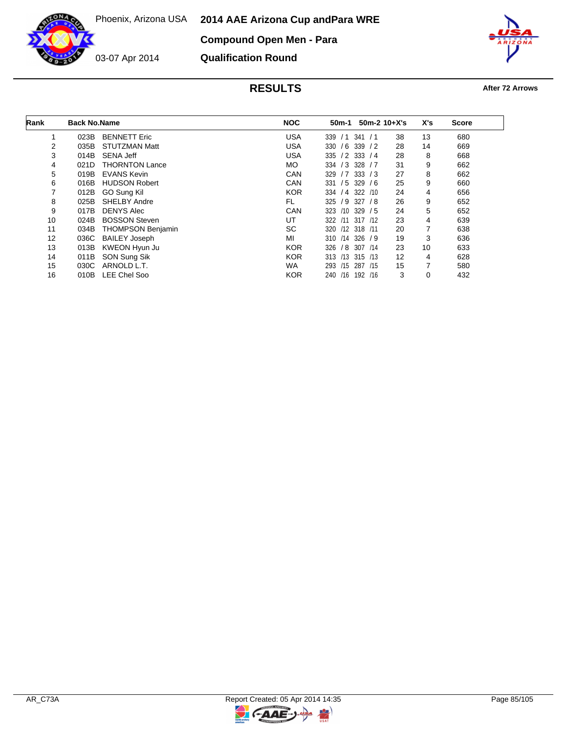Phoenix, Arizona USA

03-07 Apr 2014

# 2014 AAE Arizona Cup andPara WRE

## Compound Open Men - Para

## Qualification Round

### RESULTS

**After 72 Arrows**

| Rank | Back No. | Name | NOC | 50m-1 | 50m-2 | 10+X's | X's | Score |
|---|---|---|---|---|---|---|---|---|
| 1 | 023B | BENNETT Eric | USA | 339 / 1 | 341 / 1 | 38 | 13 | 680 |
| 2 | 035B | STUTZMAN Matt | USA | 330 / 6 | 339 / 2 | 28 | 14 | 669 |
| 3 | 014B | SENA Jeff | USA | 335 / 2 | 333 / 4 | 28 | 8 | 668 |
| 4 | 021D | THORNTON Lance | MO | 334 / 3 | 328 / 7 | 31 | 9 | 662 |
| 5 | 019B | EVANS Kevin | CAN | 329 / 7 | 333 / 3 | 27 | 8 | 662 |
| 6 | 016B | HUDSON Robert | CAN | 331 / 5 | 329 / 6 | 25 | 9 | 660 |
| 7 | 012B | GO Sung Kil | KOR | 334 / 4 | 322 /10 | 24 | 4 | 656 |
| 8 | 025B | SHELBY Andre | FL | 325 / 9 | 327 / 8 | 26 | 9 | 652 |
| 9 | 017B | DENYS Alec | CAN | 323 /10 | 329 / 5 | 24 | 5 | 652 |
| 10 | 024B | BOSSON Steven | UT | 322 /11 | 317 /12 | 23 | 4 | 639 |
| 11 | 034B | THOMPSON Benjamin | SC | 320 /12 | 318 /11 | 20 | 7 | 638 |
| 12 | 036C | BAILEY Joseph | MI | 310 /14 | 326 / 9 | 19 | 3 | 636 |
| 13 | 013B | KWEON Hyun Ju | KOR | 326 / 8 | 307 /14 | 23 | 10 | 633 |
| 14 | 011B | SON Sung Sik | KOR | 313 /13 | 315 /13 | 12 | 4 | 628 |
| 15 | 030C | ARNOLD L.T. | WA | 293 /15 | 287 /15 | 15 | 7 | 580 |
| 16 | 010B | LEE Chel Soo | KOR | 240 /16 | 192 /16 | 3 | 0 | 432 |

AR_C73A

Report Created: 05 Apr 2014 14:35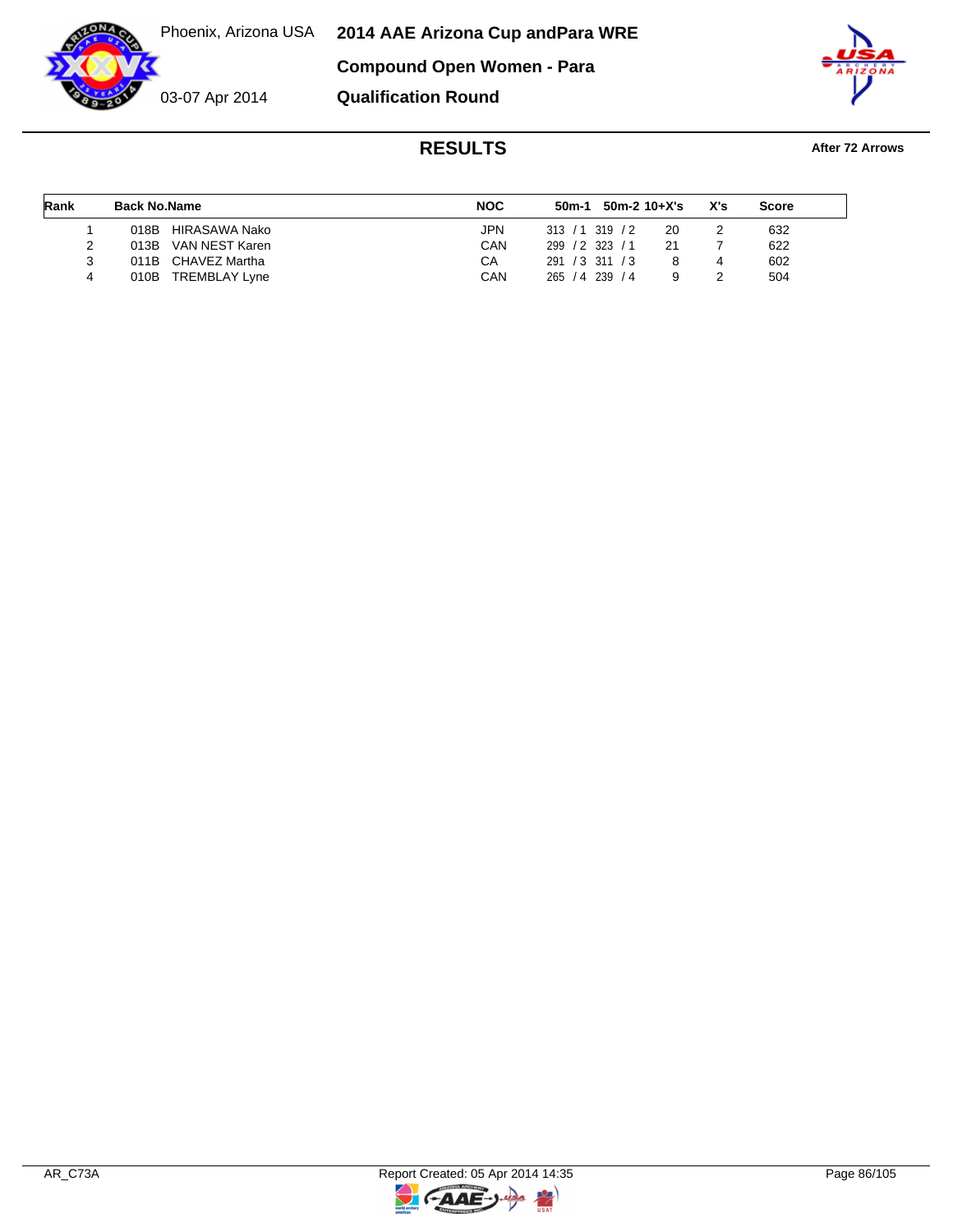Phoenix, Arizona USA

03-07 Apr 2014

# 2014 AAE Arizona Cup andPara WRE

## Compound Open Women - Para

## Qualification Round

### RESULTS

**After 72 Arrows**

| Rank | Back No. | Name | NOC | 50m-1 | 50m-2 | 10+X's | X's | Score |
|---|---|---|---|---|---|---|---|---|
| 1 | 018B | HIRASAWA Nako | JPN | 313 / 1 | 319 / 2 | 20 | 2 | 632 |
| 2 | 013B | VAN NEST Karen | CAN | 299 / 2 | 323 / 1 | 21 | 7 | 622 |
| 3 | 011B | CHAVEZ Martha | CA | 291 / 3 | 311 / 3 | 8 | 4 | 602 |
| 4 | 010B | TREMBLAY Lyne | CAN | 265 / 4 | 239 / 4 | 9 | 2 | 504 |

AR_C73A

Report Created: 05 Apr 2014 14:35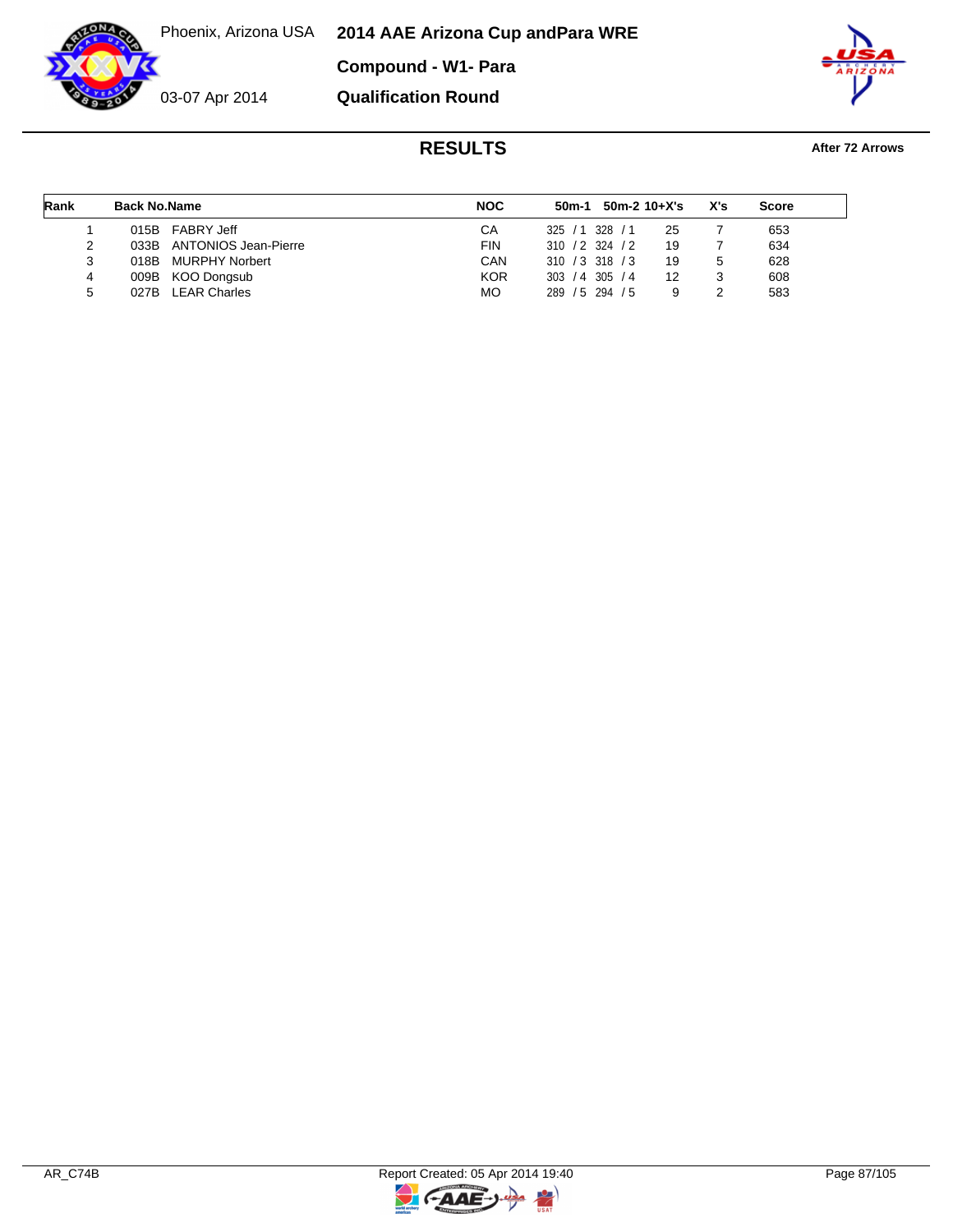Phoenix, Arizona USA

03-07 Apr 2014

# 2014 AAE Arizona Cup andPara WRE

## Compound - W1- Para

## Qualification Round

### RESULTS

**After 72 Arrows**

| Rank | Back No. | Name | NOC | 50m-1 | 50m-2 | 10+X's | X's | Score |
|---|---|---|---|---|---|---|---|---|
| 1 | 015B | FABRY Jeff | CA | 325 / 1 | 328 / 1 | 25 | 7 | 653 |
| 2 | 033B | ANTONIOS Jean-Pierre | FIN | 310 / 2 | 324 / 2 | 19 | 7 | 634 |
| 3 | 018B | MURPHY Norbert | CAN | 310 / 3 | 318 / 3 | 19 | 5 | 628 |
| 4 | 009B | KOO Dongsub | KOR | 303 / 4 | 305 / 4 | 12 | 3 | 608 |
| 5 | 027B | LEAR Charles | MO | 289 / 5 | 294 / 5 | 9 | 2 | 583 |

AR_C74B — Report Created: 05 Apr 2014 19:40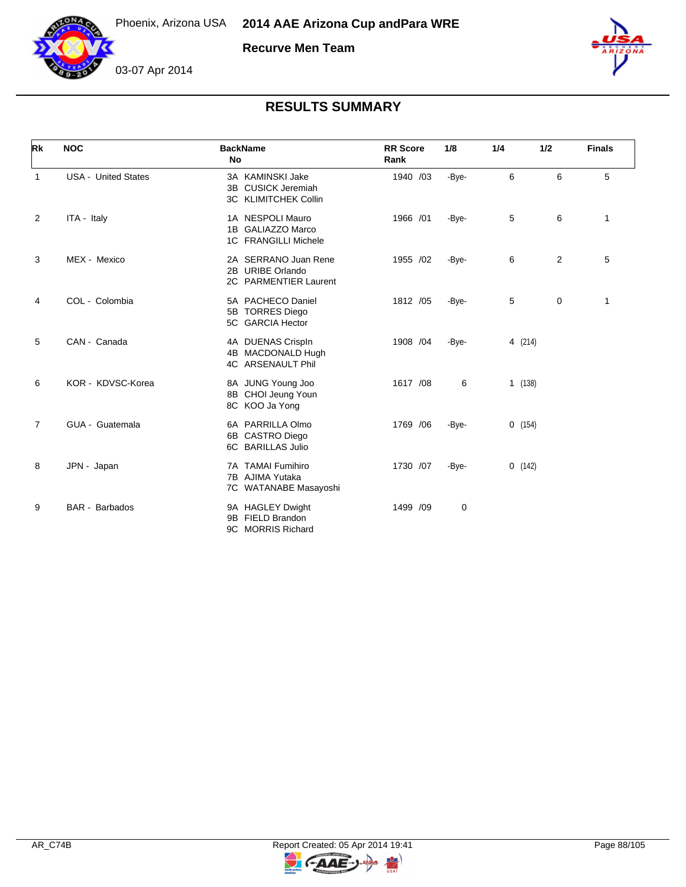# 2014 AAE Arizona Cup andPara WRE

Phoenix, Arizona USA

03-07 Apr 2014

**Recurve Men Team**

## RESULTS SUMMARY

| Rk | NOC | BackName No | RR Score Rank | 1/8 | 1/4 | 1/2 | Finals |
|---|---|---|---|---|---|---|---|
| 1 | USA - United States | 3A KAMINSKI Jake<br>3B CUSICK Jeremiah<br>3C KLIMITCHEK Collin | 1940 /03 | -Bye- | 6 | 6 | 5 |
| 2 | ITA - Italy | 1A NESPOLI Mauro<br>1B GALIAZZO Marco<br>1C FRANGILLI Michele | 1966 /01 | -Bye- | 5 | 6 | 1 |
| 3 | MEX - Mexico | 2A SERRANO Juan Rene<br>2B URIBE Orlando<br>2C PARMENTIER Laurent | 1955 /02 | -Bye- | 6 | 2 | 5 |
| 4 | COL - Colombia | 5A PACHECO Daniel<br>5B TORRES Diego<br>5C GARCIA Hector | 1812 /05 | -Bye- | 5 | 0 | 1 |
| 5 | CAN - Canada | 4A DUENAS Crispln<br>4B MACDONALD Hugh<br>4C ARSENAULT Phil | 1908 /04 | -Bye- | 4 (214) | | |
| 6 | KOR - KDVSC-Korea | 8A JUNG Young Joo<br>8B CHOI Jeung Youn<br>8C KOO Ja Yong | 1617 /08 | 6 | 1 (138) | | |
| 7 | GUA - Guatemala | 6A PARRILLA Olmo<br>6B CASTRO Diego<br>6C BARILLAS Julio | 1769 /06 | -Bye- | 0 (154) | | |
| 8 | JPN - Japan | 7A TAMAI Fumihiro<br>7B AJIMA Yutaka<br>7C WATANABE Masayoshi | 1730 /07 | -Bye- | 0 (142) | | |
| 9 | BAR - Barbados | 9A HAGLEY Dwight<br>9B FIELD Brandon<br>9C MORRIS Richard | 1499 /09 | 0 | | | |

AR_C74B

Report Created: 05 Apr 2014 19:41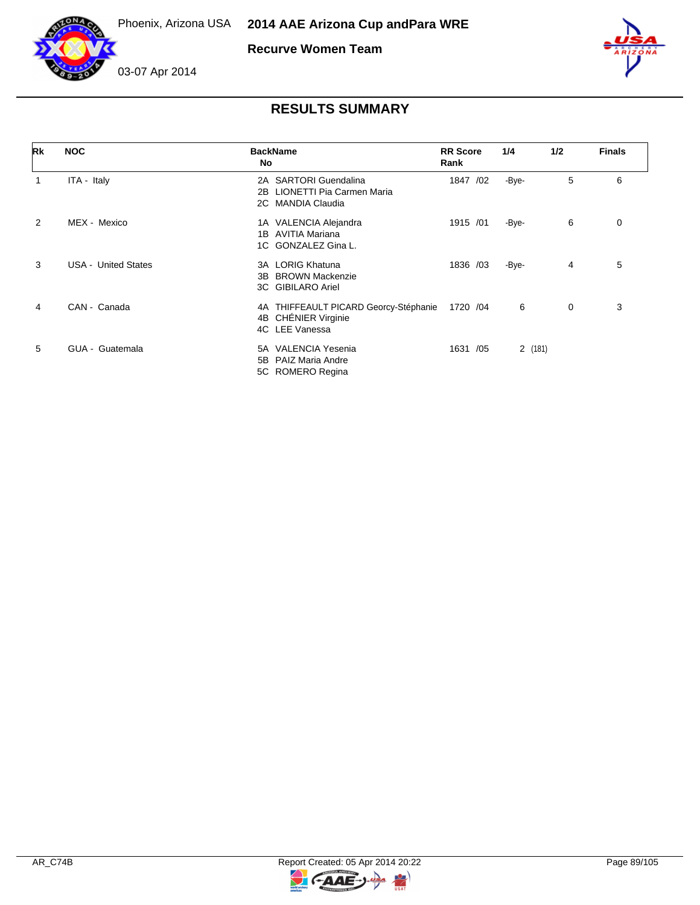# 2014 AAE Arizona Cup andPara WRE

Phoenix, Arizona USA

03-07 Apr 2014

## Recurve Women Team

## RESULTS SUMMARY

| Rk | NOC | BackName No | RR Score Rank | 1/4 | 1/2 | Finals |
|---|---|---|---|---|---|---|
| 1 | ITA - Italy | 2A SARTORI Guendalina<br>2B LIONETTI Pia Carmen Maria<br>2C MANDIA Claudia | 1847 /02 | -Bye- | 5 | 6 |
| 2 | MEX - Mexico | 1A VALENCIA Alejandra<br>1B AVITIA Mariana<br>1C GONZALEZ Gina L. | 1915 /01 | -Bye- | 6 | 0 |
| 3 | USA - United States | 3A LORIG Khatuna<br>3B BROWN Mackenzie<br>3C GIBILARO Ariel | 1836 /03 | -Bye- | 4 | 5 |
| 4 | CAN - Canada | 4A THIFFEAULT PICARD Georcy-Stéphanie<br>4B CHÉNIER Virginie<br>4C LEE Vanessa | 1720 /04 | 6 | 0 | 3 |
| 5 | GUA - Guatemala | 5A VALENCIA Yesenia<br>5B PAIZ Maria Andre<br>5C ROMERO Regina | 1631 /05 | 2 (181) | | |

AR_C74B

Report Created: 05 Apr 2014 20:22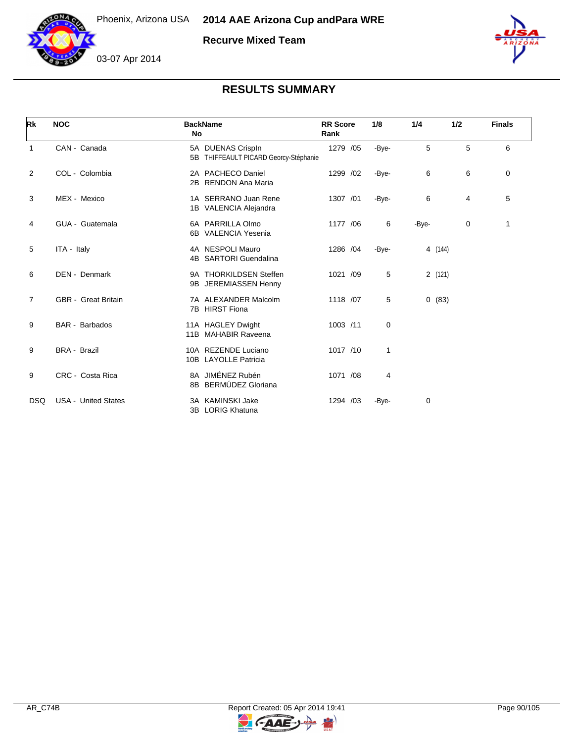Phoenix, Arizona USA **2014 AAE Arizona Cup andPara WRE**

**Recurve Mixed Team**

03-07 Apr 2014

## RESULTS SUMMARY

| Rk | NOC | BackName No | RR Score Rank | 1/8 | 1/4 | 1/2 | Finals |
|---|---|---|---|---|---|---|---|
| 1 | CAN - Canada | 5A DUENAS Crispin<br>5B THIFFEAULT PICARD Georcy-Stéphanie | 1279 /05 | -Bye- | 5 | 5 | 6 |
| 2 | COL - Colombia | 2A PACHECO Daniel<br>2B RENDON Ana Maria | 1299 /02 | -Bye- | 6 | 6 | 0 |
| 3 | MEX - Mexico | 1A SERRANO Juan Rene<br>1B VALENCIA Alejandra | 1307 /01 | -Bye- | 6 | 4 | 5 |
| 4 | GUA - Guatemala | 6A PARRILLA Olmo<br>6B VALENCIA Yesenia | 1177 /06 | 6 | -Bye- | 0 | 1 |
| 5 | ITA - Italy | 4A NESPOLI Mauro<br>4B SARTORI Guendalina | 1286 /04 | -Bye- | 4 (144) | | |
| 6 | DEN - Denmark | 9A THORKILDSEN Steffen<br>9B JEREMIASSEN Henny | 1021 /09 | 5 | 2 (121) | | |
| 7 | GBR - Great Britain | 7A ALEXANDER Malcolm<br>7B HIRST Fiona | 1118 /07 | 5 | 0 (83) | | |
| 9 | BAR - Barbados | 11A HAGLEY Dwight<br>11B MAHABIR Raveena | 1003 /11 | 0 | | | |
| 9 | BRA - Brazil | 10A REZENDE Luciano<br>10B LAYOLLE Patricia | 1017 /10 | 1 | | | |
| 9 | CRC - Costa Rica | 8A JIMÉNEZ Rubén<br>8B BERMÚDEZ Gloriana | 1071 /08 | 4 | | | |
| DSQ | USA - United States | 3A KAMINSKI Jake<br>3B LORIG Khatuna | 1294 /03 | -Bye- | 0 | | |

AR_C74B Report Created: 05 Apr 2014 19:41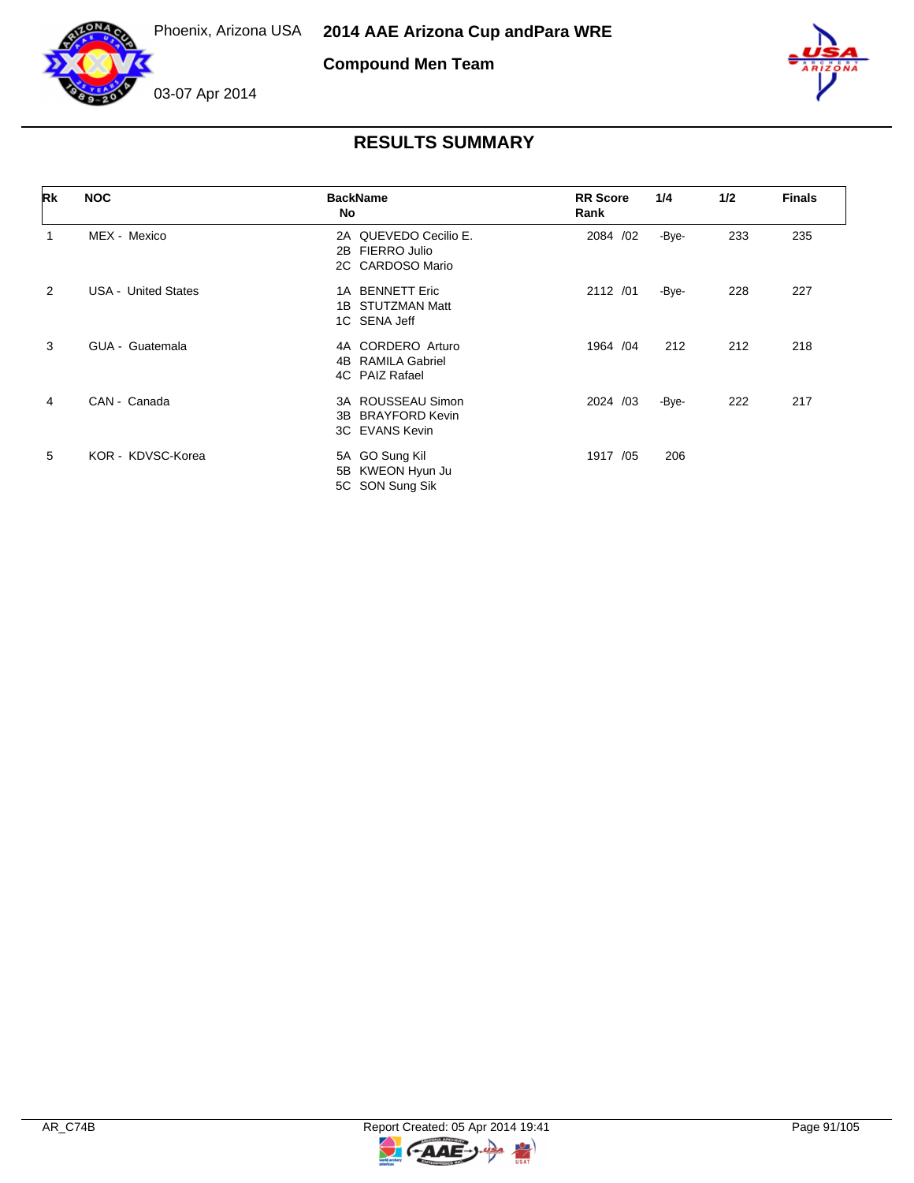Phoenix, Arizona USA

# 2014 AAE Arizona Cup andPara WRE

## Compound Men Team

03-07 Apr 2014

## RESULTS SUMMARY

| Rk | NOC | BackName No | RR Score Rank | 1/4 | 1/2 | Finals |
|---|---|---|---|---|---|---|
| 1 | MEX - Mexico | 2A QUEVEDO Cecilio E.<br>2B FIERRO Julio<br>2C CARDOSO Mario | 2084 /02 | -Bye- | 233 | 235 |
| 2 | USA - United States | 1A BENNETT Eric<br>1B STUTZMAN Matt<br>1C SENA Jeff | 2112 /01 | -Bye- | 228 | 227 |
| 3 | GUA - Guatemala | 4A CORDERO Arturo<br>4B RAMILA Gabriel<br>4C PAIZ Rafael | 1964 /04 | 212 | 212 | 218 |
| 4 | CAN - Canada | 3A ROUSSEAU Simon<br>3B BRAYFORD Kevin<br>3C EVANS Kevin | 2024 /03 | -Bye- | 222 | 217 |
| 5 | KOR - KDVSC-Korea | 5A GO Sung Kil<br>5B KWEON Hyun Ju<br>5C SON Sung Sik | 1917 /05 | 206 | | |

AR_C74B — Report Created: 05 Apr 2014 19:41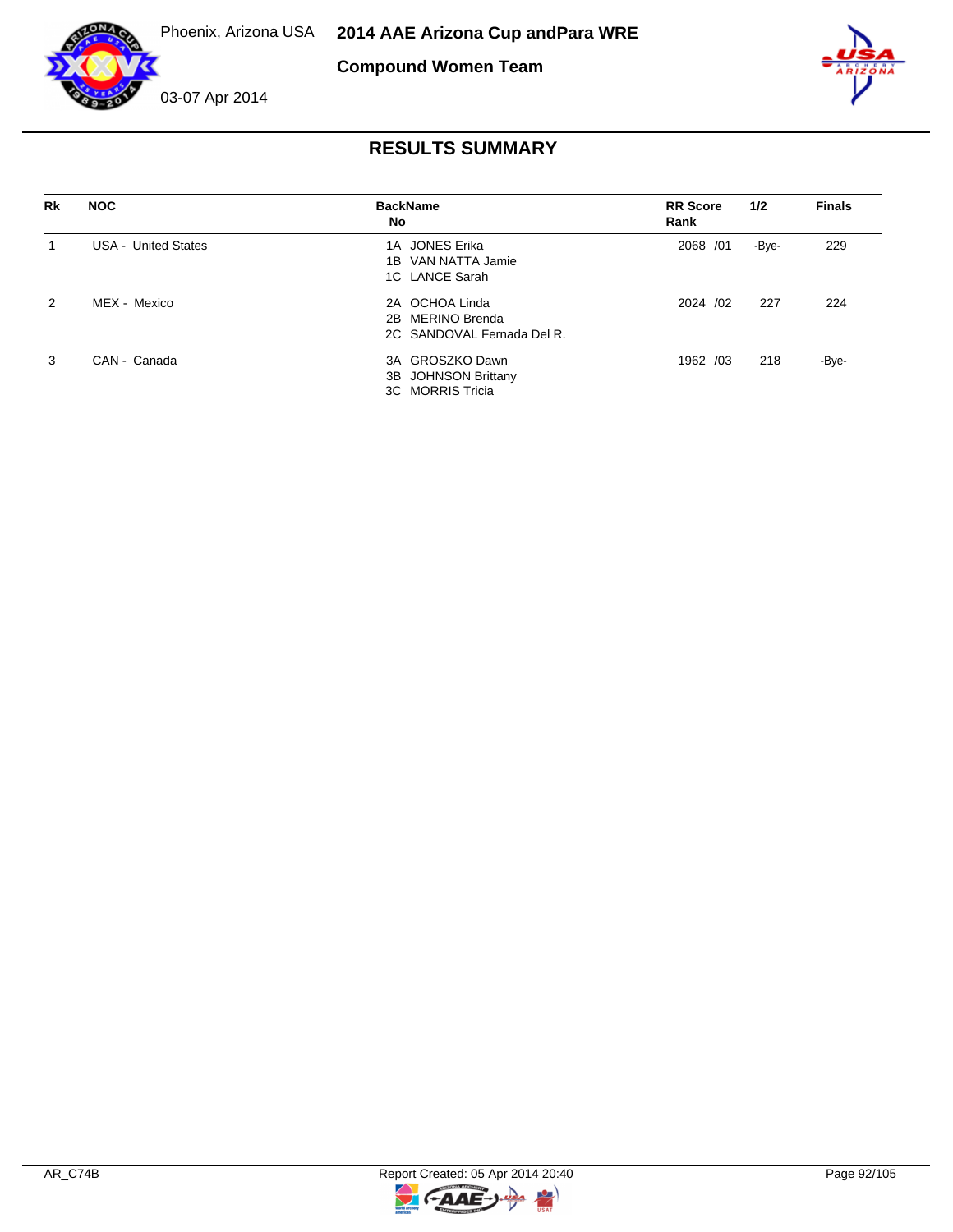Phoenix, Arizona USA **2014 AAE Arizona Cup andPara WRE**

**Compound Women Team**

03-07 Apr 2014

## RESULTS SUMMARY

| Rk | NOC | BackName No | RR Score Rank | 1/2 | Finals |
|---|---|---|---|---|---|
| 1 | USA - United States | 1A JONES Erika<br>1B VAN NATTA Jamie<br>1C LANCE Sarah | 2068 /01 | -Bye- | 229 |
| 2 | MEX - Mexico | 2A OCHOA Linda<br>2B MERINO Brenda<br>2C SANDOVAL Fernada Del R. | 2024 /02 | 227 | 224 |
| 3 | CAN - Canada | 3A GROSZKO Dawn<br>3B JOHNSON Brittany<br>3C MORRIS Tricia | 1962 /03 | 218 | -Bye- |

AR_C74B Report Created: 05 Apr 2014 20:40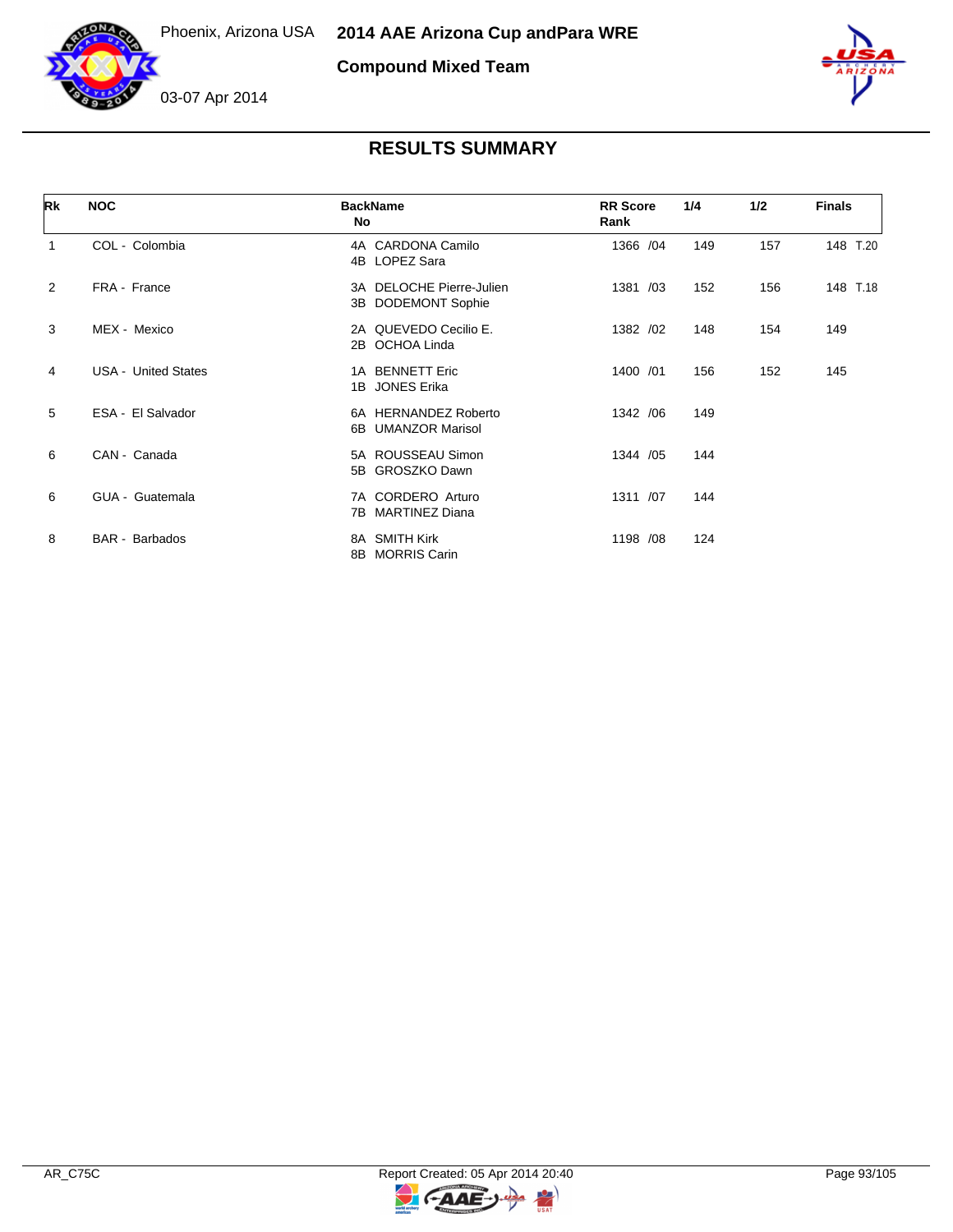Phoenix, Arizona USA

# 2014 AAE Arizona Cup andPara WRE

## Compound Mixed Team

03-07 Apr 2014

## RESULTS SUMMARY

| Rk | NOC | BackName No | RR Score Rank | 1/4 | 1/2 | Finals |
|---|---|---|---|---|---|---|
| 1 | COL - Colombia | 4A CARDONA Camilo<br>4B LOPEZ Sara | 1366 /04 | 149 | 157 | 148 T.20 |
| 2 | FRA - France | 3A DELOCHE Pierre-Julien<br>3B DODEMONT Sophie | 1381 /03 | 152 | 156 | 148 T.18 |
| 3 | MEX - Mexico | 2A QUEVEDO Cecilio E.<br>2B OCHOA Linda | 1382 /02 | 148 | 154 | 149 |
| 4 | USA - United States | 1A BENNETT Eric<br>1B JONES Erika | 1400 /01 | 156 | 152 | 145 |
| 5 | ESA - El Salvador | 6A HERNANDEZ Roberto<br>6B UMANZOR Marisol | 1342 /06 | 149 | | |
| 6 | CAN - Canada | 5A ROUSSEAU Simon<br>5B GROSZKO Dawn | 1344 /05 | 144 | | |
| 6 | GUA - Guatemala | 7A CORDERO Arturo<br>7B MARTINEZ Diana | 1311 /07 | 144 | | |
| 8 | BAR - Barbados | 8A SMITH Kirk<br>8B MORRIS Carin | 1198 /08 | 124 | | |

AR_C75C

Report Created: 05 Apr 2014 20:40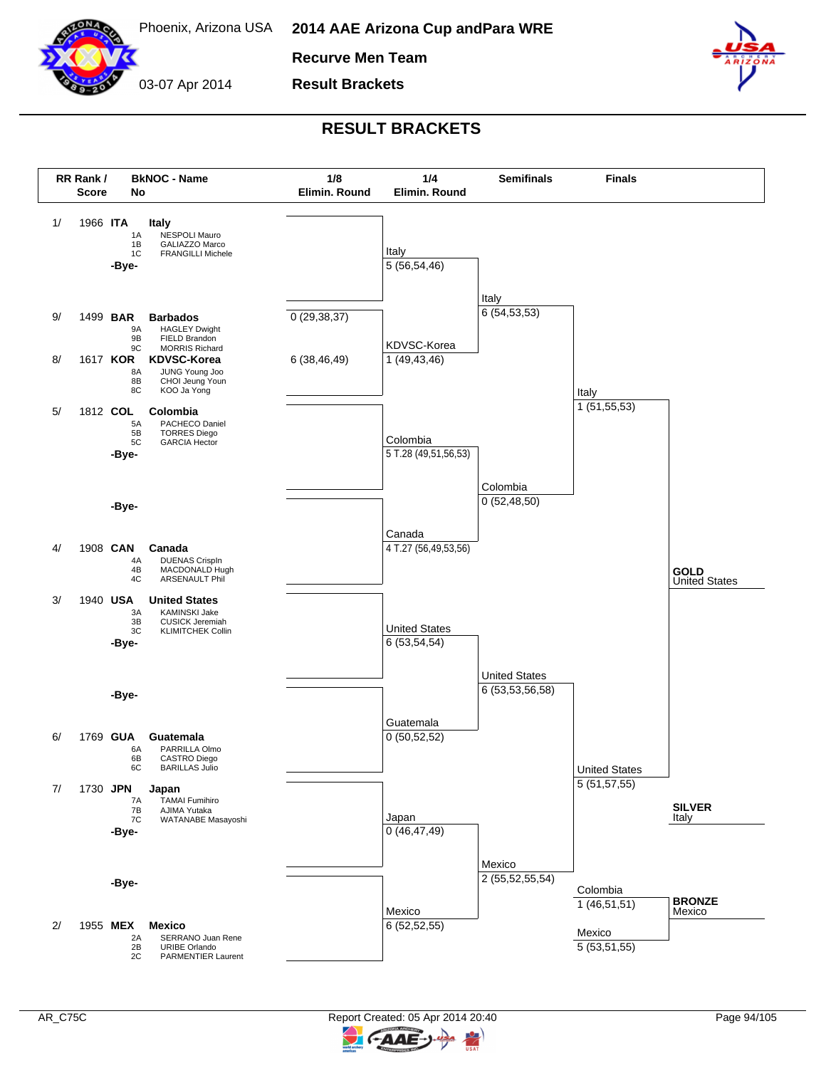Phoenix, Arizona USA

03-07 Apr 2014

# 2014 AAE Arizona Cup andPara WRE

## Recurve Men Team

## Result Brackets

## RESULT BRACKETS

| RR Rank / Score | BkNOC - Name | Members | 1/8 Elimin. Round | 1/4 Elimin. Round | Semifinals | Finals |
|---|---|---|---|---|---|---|
| 1/ 1966 | ITA Italy | 1A NESPOLI Mauro, 1B GALIAZZO Marco, 1C FRANGILLI Michele | | Italy 5 (56,54,46) | Italy 6 (54,53,53) | Italy 1 (51,55,53) |
| | -Bye- | | | | | |
| 9/ 1499 | BAR Barbados | 9A HAGLEY Dwight, 9B FIELD Brandon, 9C MORRIS Richard | 0 (29,38,37) | | | |
| 8/ 1617 | KOR KDVSC-Korea | 8A JUNG Young Joo, 8B CHOI Jeung Youn, 8C KOO Ja Yong | 6 (38,46,49) | KDVSC-Korea 1 (49,43,46) | | |
| 5/ 1812 | COL Colombia | 5A PACHECO Daniel, 5B TORRES Diego, 5C GARCIA Hector | | Colombia 5 T.28 (49,51,56,53) | Colombia 0 (52,48,50) | |
| | -Bye- | | | | | |
| | -Bye- | | | | | |
| 4/ 1908 | CAN Canada | 4A DUENAS Crispln, 4B MACDONALD Hugh, 4C ARSENAULT Phil | | Canada 4 T.27 (56,49,53,56) | | |
| 3/ 1940 | USA United States | 3A KAMINSKI Jake, 3B CUSICK Jeremiah, 3C KLIMITCHEK Collin | | United States 6 (53,54,54) | United States 6 (53,53,56,58) | United States 5 (51,57,55) |
| | -Bye- | | | | | |
| | -Bye- | | | | | |
| 6/ 1769 | GUA Guatemala | 6A PARRILLA Olmo, 6B CASTRO Diego, 6C BARILLAS Julio | | Guatemala 0 (50,52,52) | | |
| 7/ 1730 | JPN Japan | 7A TAMAI Fumihiro, 7B AJIMA Yutaka, 7C WATANABE Masayoshi | | Japan 0 (46,47,49) | | |
| | -Bye- | | | | | |
| | -Bye- | | | | | |
| 2/ 1955 | MEX Mexico | 2A SERRANO Juan Rene, 2B URIBE Orlando, 2C PARMENTIER Laurent | | Mexico 6 (52,52,55) | Mexico 2 (55,52,55,54) | |

**Bronze Match:** Colombia 1 (46,51,51) – Mexico 5 (53,51,55)

**GOLD** United States

**SILVER** Italy

**BRONZE** Mexico

AR_C75C — Report Created: 05 Apr 2014 20:40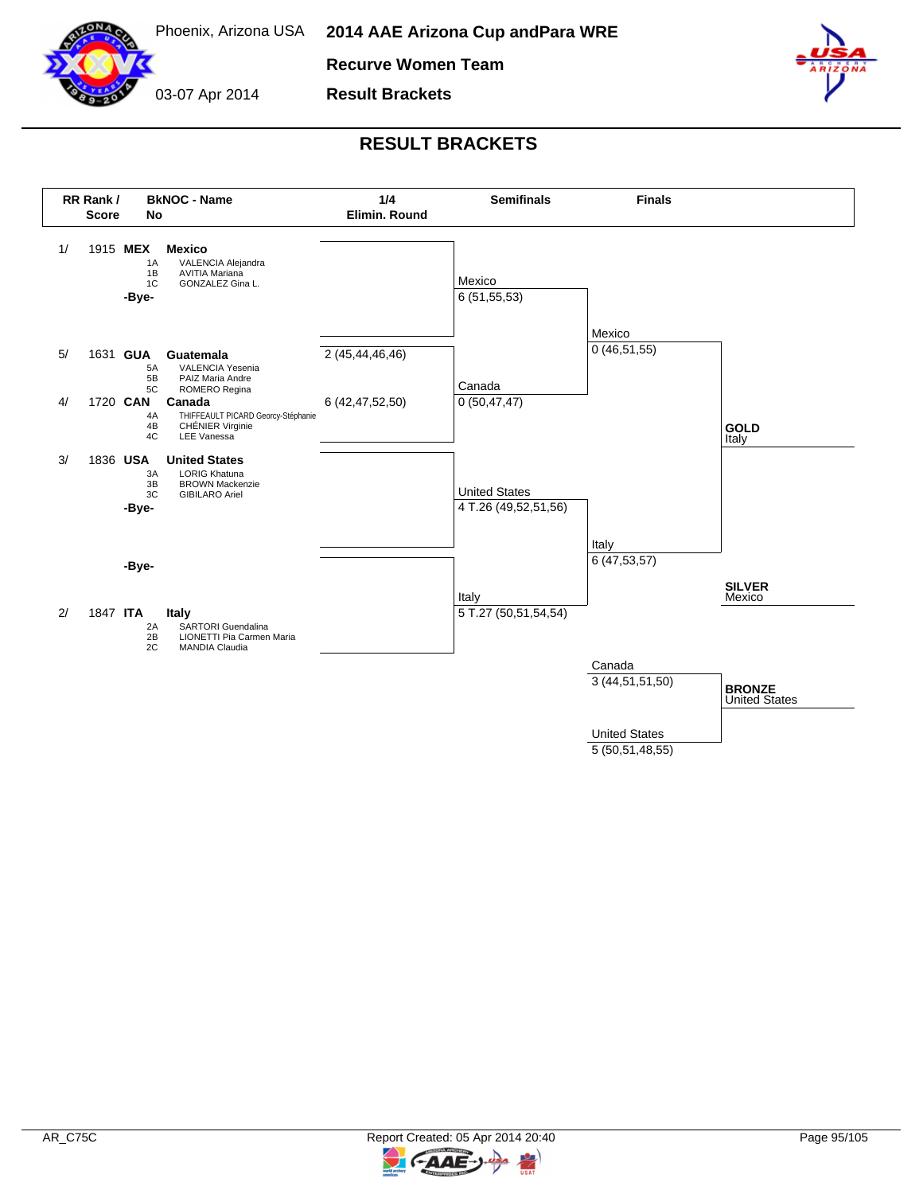Phoenix, Arizona USA

03-07 Apr 2014

# 2014 AAE Arizona Cup andPara WRE

## Recurve Women Team

## Result Brackets

# RESULT BRACKETS

| RR Rank / Score | BkNOC - Name | 1/4 Elimin. Round | Semifinals | Finals |
|---|---|---|---|---|
| 1/ 1915 | **MEX Mexico**<br>1A VALENCIA Alejandra<br>1B AVITIA Mariana<br>1C GONZALEZ Gina L. | | | |
| | -Bye- | | Mexico 6 (51,55,53) | |
| 5/ 1631 | **GUA Guatemala**<br>5A VALENCIA Yesenia<br>5B PAIZ Maria Andre<br>5C ROMERO Regina | 2 (45,44,46,46) | | Mexico 0 (46,51,55) |
| 4/ 1720 | **CAN Canada**<br>4A THIFFEAULT PICARD Georcy-Stéphanie<br>4B CHÉNIER Virginie<br>4C LEE Vanessa | 6 (42,47,52,50) | Canada 0 (50,47,47) | |
| 3/ 1836 | **USA United States**<br>3A LORIG Khatuna<br>3B BROWN Mackenzie<br>3C GIBILARO Ariel | | | |
| | -Bye- | | United States 4 T.26 (49,52,51,56) | |
| | -Bye- | | | Italy 6 (47,53,57) |
| 2/ 1847 | **ITA Italy**<br>2A SARTORI Guendalina<br>2B LIONETTI Pia Carmen Maria<br>2C MANDIA Claudia | | Italy 5 T.27 (50,51,54,54) | |

**Bronze Final:**
- Canada 3 (44,51,51,50)
- United States 5 (50,51,48,55)

**GOLD** Italy

**SILVER** Mexico

**BRONZE** United States

AR_C75C

Report Created: 05 Apr 2014 20:40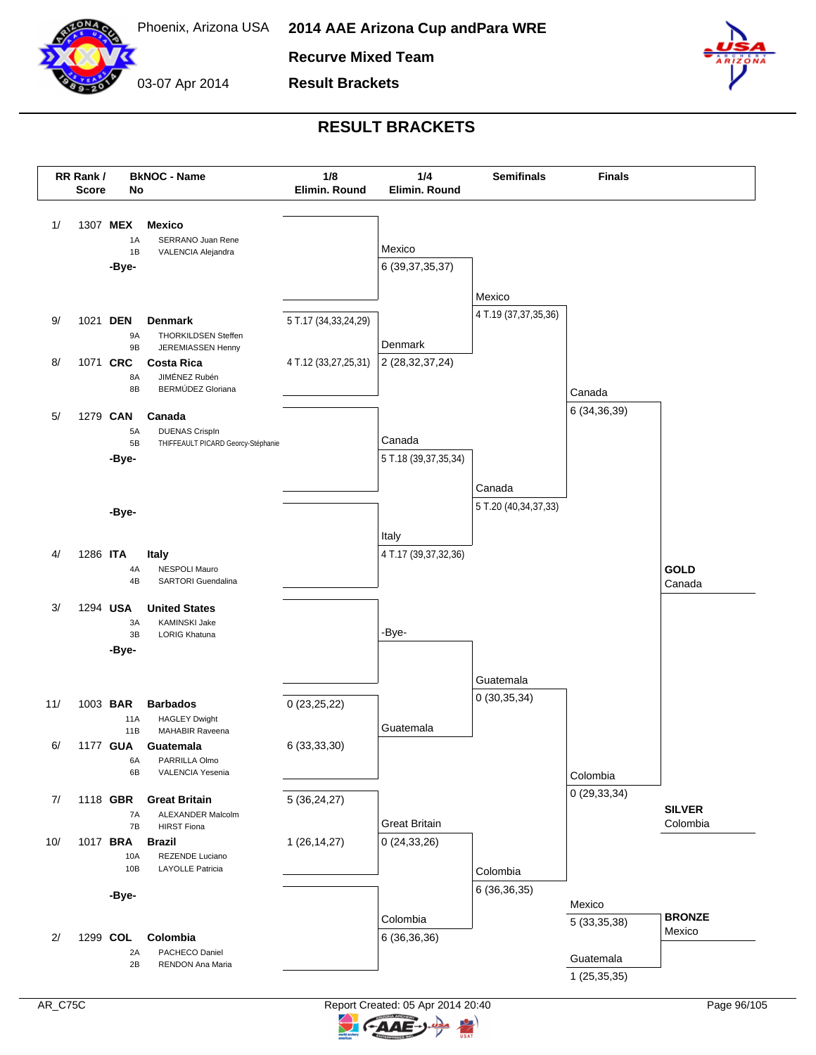# 2014 AAE Arizona Cup andPara WRE

Phoenix, Arizona USA

03-07 Apr 2014

**Recurve Mixed Team**

**Result Brackets**

## RESULT BRACKETS

| RR Rank / Score | BkNOC - Name | No | Athletes | 1/8 Elimin. Round |
|---|---|---|---|---|
| 1/ 1307 | MEX | Mexico | 1A SERRANO Juan Rene; 1B VALENCIA Alejandra | |
| | -Bye- | | | |
| 9/ 1021 | DEN | Denmark | 9A THORKILDSEN Steffen; 9B JEREMIASSEN Henny | 5 T.17 (34,33,24,29) |
| 8/ 1071 | CRC | Costa Rica | 8A JIMÉNEZ Rubén; 8B BERMÚDEZ Gloriana | 4 T.12 (33,27,25,31) |
| 5/ 1279 | CAN | Canada | 5A DUENAS Crispln; 5B THIFFEAULT PICARD Georcy-Stéphanie | |
| | -Bye- | | | |
| | -Bye- | | | |
| 4/ 1286 | ITA | Italy | 4A NESPOLI Mauro; 4B SARTORI Guendalina | |
| 3/ 1294 | USA | United States | 3A KAMINSKI Jake; 3B LORIG Khatuna | |
| | -Bye- | | | |
| 11/ 1003 | BAR | Barbados | 11A HAGLEY Dwight; 11B MAHABIR Raveena | 0 (23,25,22) |
| 6/ 1177 | GUA | Guatemala | 6A PARRILLA Olmo; 6B VALENCIA Yesenia | 6 (33,33,30) |
| 7/ 1118 | GBR | Great Britain | 7A ALEXANDER Malcolm; 7B HIRST Fiona | 5 (36,24,27) |
| 10/ 1017 | BRA | Brazil | 10A REZENDE Luciano; 10B LAYOLLE Patricia | 1 (26,14,27) |
| | -Bye- | | | |
| 2/ 1299 | COL | Colombia | 2A PACHECO Daniel; 2B RENDON Ana Maria | |

### 1/4 Elimin. Round

| Match | Winner / Score | Loser / Score |
|---|---|---|
| Mexico vs Denmark | Mexico 6 (39,37,35,37) | Denmark 2 (28,32,37,24) |
| Canada vs Italy | Canada 5 T.18 (39,37,35,34) | Italy 4 T.17 (39,37,32,36) |
| United States vs Guatemala | -Bye- | Guatemala |
| Great Britain vs Colombia | Great Britain 0 (24,33,26) | Colombia 6 (36,36,36) |

### Semifinals

| Team | Score |
|---|---|
| Mexico | 4 T.19 (37,37,35,36) |
| Canada | 5 T.20 (40,34,37,33) |
| Guatemala | 0 (30,35,34) |
| Colombia | 6 (36,36,35) |

### Finals

| Team | Score |
|---|---|
| Canada | 6 (34,36,39) |
| Colombia | 0 (29,33,34) |
| Mexico | 5 (33,35,38) |
| Guatemala | 1 (25,35,35) |

**GOLD** Canada

**SILVER** Colombia

**BRONZE** Mexico

AR_C75C

Report Created: 05 Apr 2014 20:40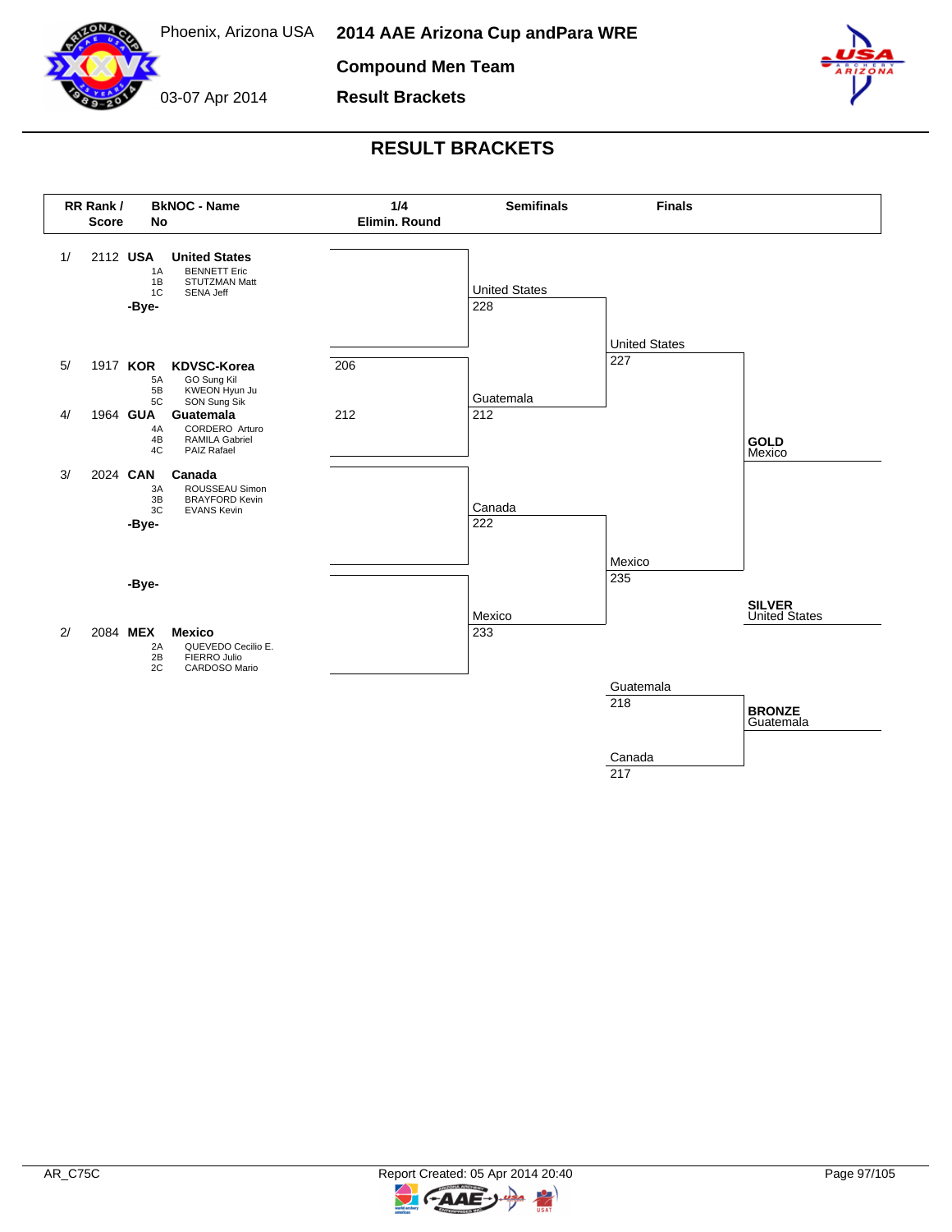Phoenix, Arizona USA

03-07 Apr 2014

# 2014 AAE Arizona Cup andPara WRE

## Compound Men Team

## Result Brackets

# RESULT BRACKETS

| RR Rank / Score | BkNOC - Name | 1/4 Elimin. Round | Semifinals | Finals |
|---|---|---|---|---|
| 1/ 2112 | **USA** **United States** – 1A BENNETT Eric, 1B STUTZMAN Matt, 1C SENA Jeff | | United States 228 | United States 227 |
| | -Bye- | | | |
| 5/ 1917 | **KOR** **KDVSC-Korea** – 5A GO Sung Kil, 5B KWEON Hyun Ju, 5C SON Sung Sik | 206 | | |
| 4/ 1964 | **GUA** **Guatemala** – 4A CORDERO Arturo, 4B RAMILA Gabriel, 4C PAIZ Rafael | 212 | Guatemala 212 | |
| 3/ 2024 | **CAN** **Canada** – 3A ROUSSEAU Simon, 3B BRAYFORD Kevin, 3C EVANS Kevin | | Canada 222 | Mexico 235 |
| | -Bye- | | | |
| | -Bye- | | | |
| 2/ 2084 | **MEX** **Mexico** – 2A QUEVEDO Cecilio E., 2B FIERRO Julio, 2C CARDOSO Mario | | Mexico 233 | |

**Bronze match:** Guatemala 218 – Canada 217

**GOLD** Mexico

**SILVER** United States

**BRONZE** Guatemala

AR_C75C

Report Created: 05 Apr 2014 20:40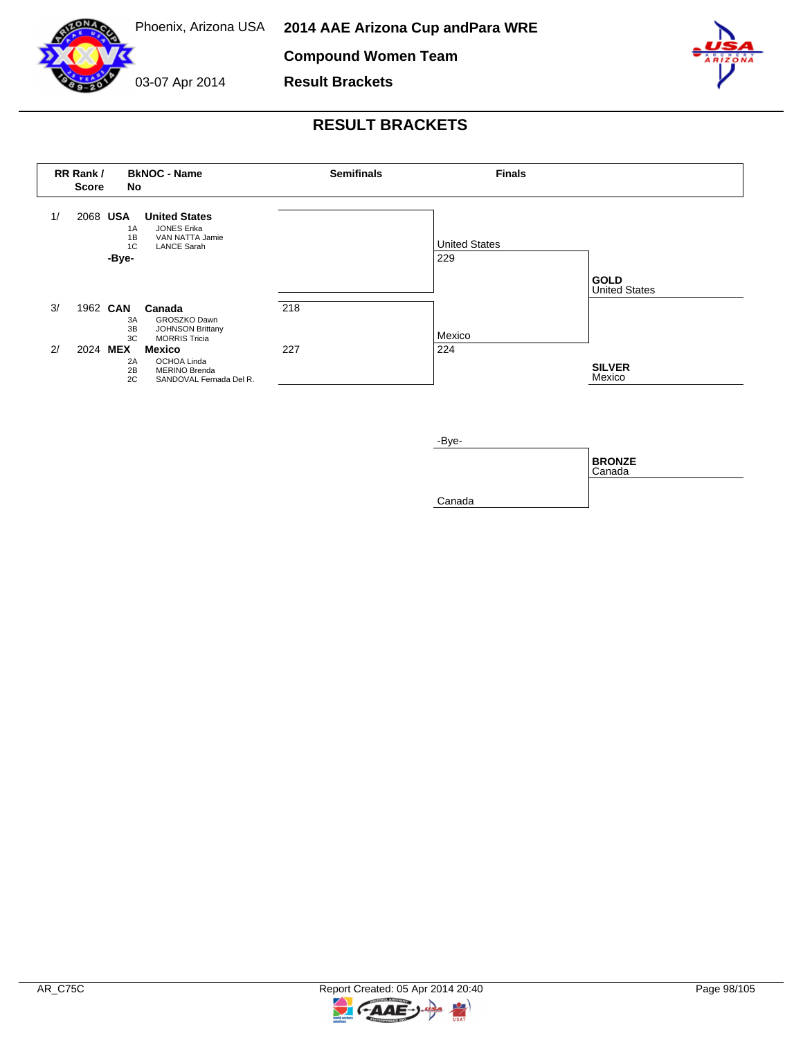Phoenix, Arizona USA

03-07 Apr 2014

# 2014 AAE Arizona Cup andPara WRE

## Compound Women Team

## Result Brackets

## RESULT BRACKETS

| RR Rank / Score | BkNOC - Name No | Semifinals | Finals | |
|---|---|---|---|---|
| 1/ 2068 | **USA** **United States**<br>1A JONES Erika<br>1B VAN NATTA Jamie<br>1C LANCE Sarah | | United States 229 | **GOLD** United States |
| | **-Bye-** | | | |
| 3/ 1962 | **CAN** **Canada**<br>3A GROSZKO Dawn<br>3B JOHNSON Brittany<br>3C MORRIS Tricia | 218 | | |
| 2/ 2024 | **MEX** **Mexico**<br>2A OCHOA Linda<br>2B MERINO Brenda<br>2C SANDOVAL Fernada Del R. | 227 | Mexico 224 | **SILVER** Mexico |

**Bronze match**

| Finals | |
|---|---|
| -Bye- | **BRONZE** Canada |
| Canada | |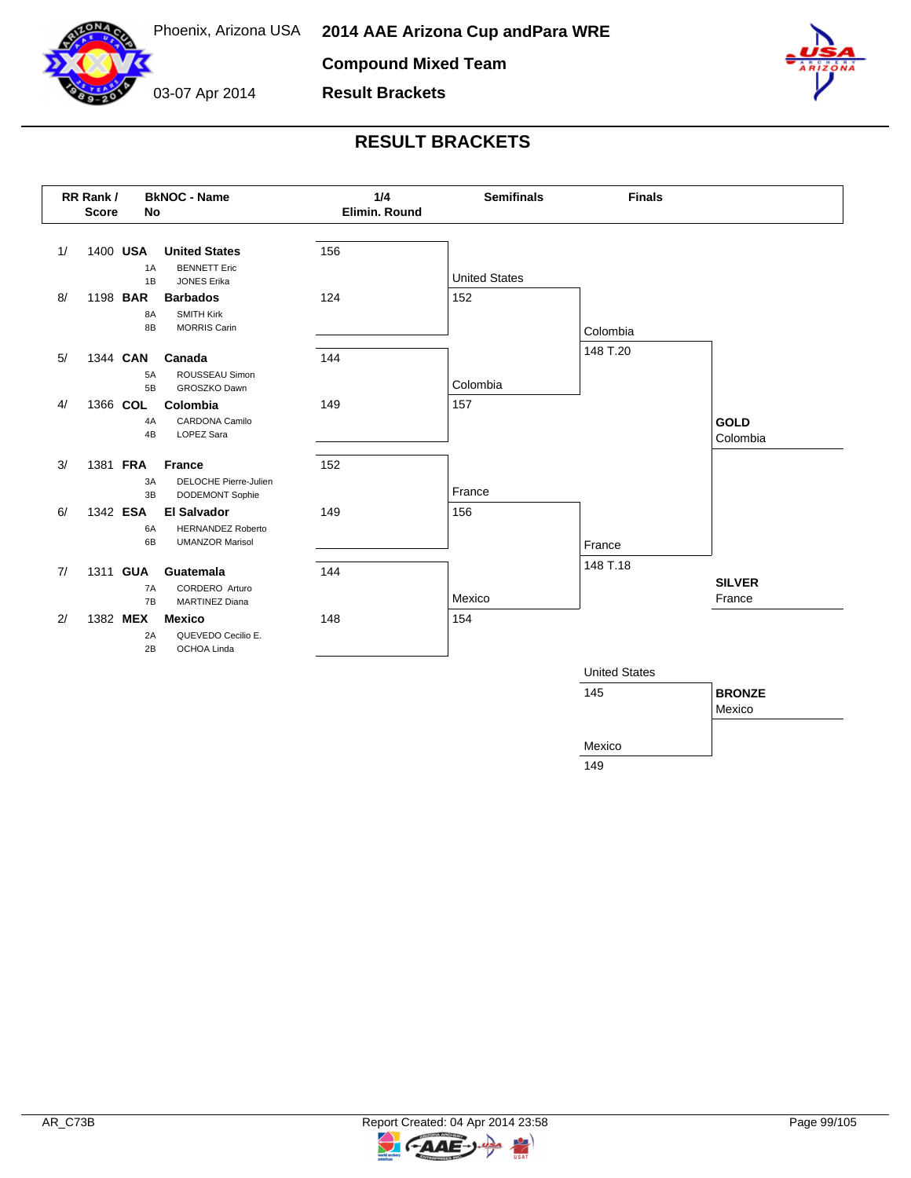# 2014 AAE Arizona Cup andPara WRE

Phoenix, Arizona USA

03-07 Apr 2014

## Compound Mixed Team

## Result Brackets

## RESULT BRACKETS

| RR Rank / Score | BkNOC - No | Name | 1/4 Elimin. Round |
|---|---|---|---|
| 1/ 1400 | USA | **United States** | 156 |
| | 1A | BENNETT Eric | |
| | 1B | JONES Erika | |
| 8/ 1198 | BAR | **Barbados** | 124 |
| | 8A | SMITH Kirk | |
| | 8B | MORRIS Carin | |
| 5/ 1344 | CAN | **Canada** | 144 |
| | 5A | ROUSSEAU Simon | |
| | 5B | GROSZKO Dawn | |
| 4/ 1366 | COL | **Colombia** | 149 |
| | 4A | CARDONA Camilo | |
| | 4B | LOPEZ Sara | |
| 3/ 1381 | FRA | **France** | 152 |
| | 3A | DELOCHE Pierre-Julien | |
| | 3B | DODEMONT Sophie | |
| 6/ 1342 | ESA | **El Salvador** | 149 |
| | 6A | HERNANDEZ Roberto | |
| | 6B | UMANZOR Marisol | |
| 7/ 1311 | GUA | **Guatemala** | 144 |
| | 7A | CORDERO Arturo | |
| | 7B | MARTINEZ Diana | |
| 2/ 1382 | MEX | **Mexico** | 148 |
| | 2A | QUEVEDO Cecilio E. | |
| | 2B | OCHOA Linda | |

### Semifinals

| Team | Score |
|---|---|
| United States | 152 |
| Colombia | 157 |
| France | 156 |
| Mexico | 154 |

### Finals

| Team | Score |
|---|---|
| Colombia | 148 T.20 |
| France | 148 T.18 |

### Bronze Match

| Team | Score |
|---|---|
| United States | 145 |
| Mexico | 149 |

**GOLD** Colombia

**SILVER** France

**BRONZE** Mexico

AR_C73B

Report Created: 04 Apr 2014 23:58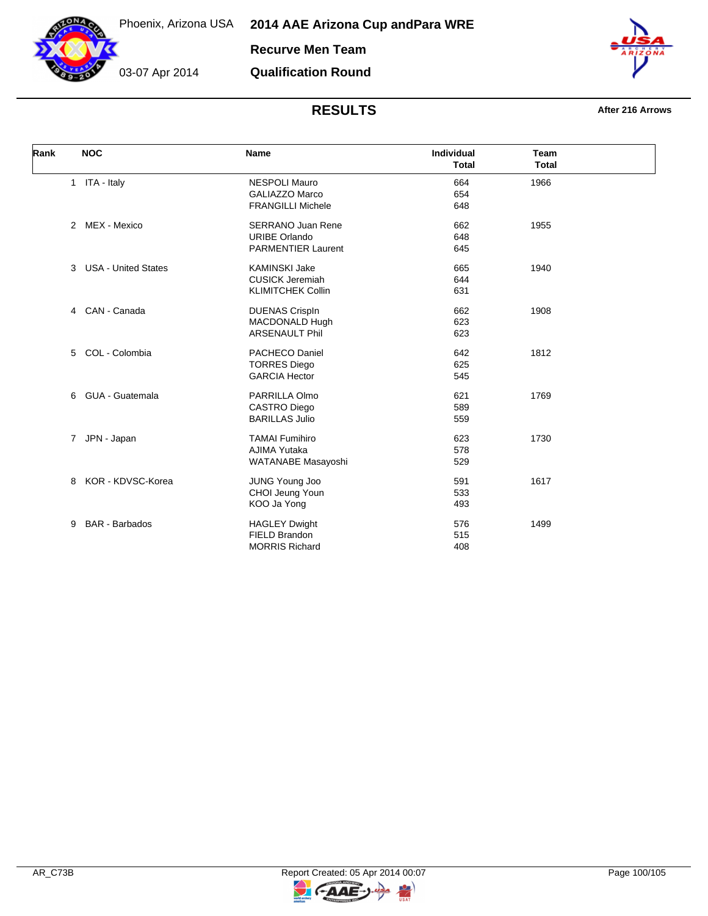Phoenix, Arizona USA

03-07 Apr 2014

# 2014 AAE Arizona Cup andPara WRE

## Recurve Men Team

## Qualification Round

### RESULTS

After 216 Arrows

| Rank | NOC | Name | Individual Total | Team Total |
|---|---|---|---|---|
| 1 | ITA - Italy | NESPOLI Mauro | 664 | 1966 |
| | | GALIAZZO Marco | 654 | |
| | | FRANGILLI Michele | 648 | |
| 2 | MEX - Mexico | SERRANO Juan Rene | 662 | 1955 |
| | | URIBE Orlando | 648 | |
| | | PARMENTIER Laurent | 645 | |
| 3 | USA - United States | KAMINSKI Jake | 665 | 1940 |
| | | CUSICK Jeremiah | 644 | |
| | | KLIMITCHEK Collin | 631 | |
| 4 | CAN - Canada | DUENAS Crispln | 662 | 1908 |
| | | MACDONALD Hugh | 623 | |
| | | ARSENAULT Phil | 623 | |
| 5 | COL - Colombia | PACHECO Daniel | 642 | 1812 |
| | | TORRES Diego | 625 | |
| | | GARCIA Hector | 545 | |
| 6 | GUA - Guatemala | PARRILLA Olmo | 621 | 1769 |
| | | CASTRO Diego | 589 | |
| | | BARILLAS Julio | 559 | |
| 7 | JPN - Japan | TAMAI Fumihiro | 623 | 1730 |
| | | AJIMA Yutaka | 578 | |
| | | WATANABE Masayoshi | 529 | |
| 8 | KOR - KDVSC-Korea | JUNG Young Joo | 591 | 1617 |
| | | CHOI Jeung Youn | 533 | |
| | | KOO Ja Yong | 493 | |
| 9 | BAR - Barbados | HAGLEY Dwight | 576 | 1499 |
| | | FIELD Brandon | 515 | |
| | | MORRIS Richard | 408 | |

AR_C73B — Report Created: 05 Apr 2014 00:07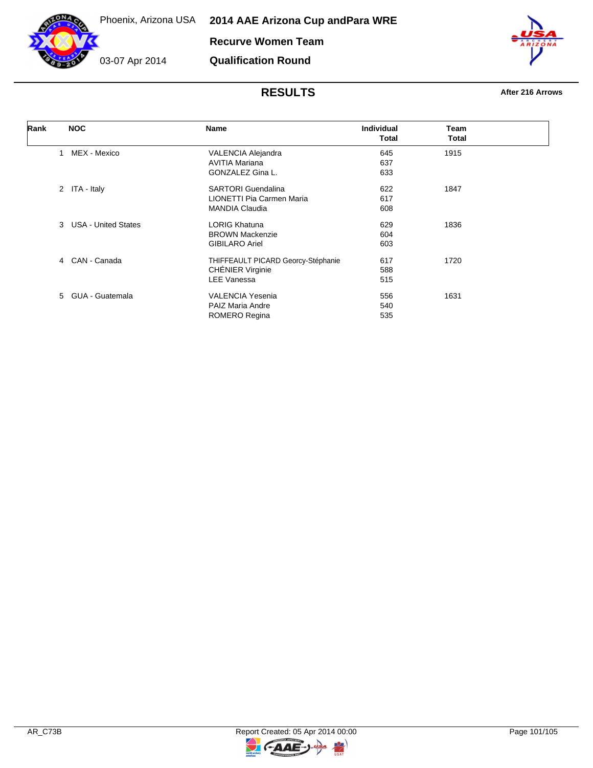Phoenix, Arizona USA

03-07 Apr 2014

# 2014 AAE Arizona Cup andPara WRE

## Recurve Women Team

## Qualification Round

### RESULTS

**After 216 Arrows**

| Rank | NOC | Name | Individual Total | Team Total |
|---|---|---|---|---|
| 1 | MEX - Mexico | VALENCIA Alejandra | 645 | 1915 |
| | | AVITIA Mariana | 637 | |
| | | GONZALEZ Gina L. | 633 | |
| 2 | ITA - Italy | SARTORI Guendalina | 622 | 1847 |
| | | LIONETTI Pia Carmen Maria | 617 | |
| | | MANDIA Claudia | 608 | |
| 3 | USA - United States | LORIG Khatuna | 629 | 1836 |
| | | BROWN Mackenzie | 604 | |
| | | GIBILARO Ariel | 603 | |
| 4 | CAN - Canada | THIFFEAULT PICARD Georcy-Stéphanie | 617 | 1720 |
| | | CHÉNIER Virginie | 588 | |
| | | LEE Vanessa | 515 | |
| 5 | GUA - Guatemala | VALENCIA Yesenia | 556 | 1631 |
| | | PAIZ Maria Andre | 540 | |
| | | ROMERO Regina | 535 | |

AR_C73B

Report Created: 05 Apr 2014 00:00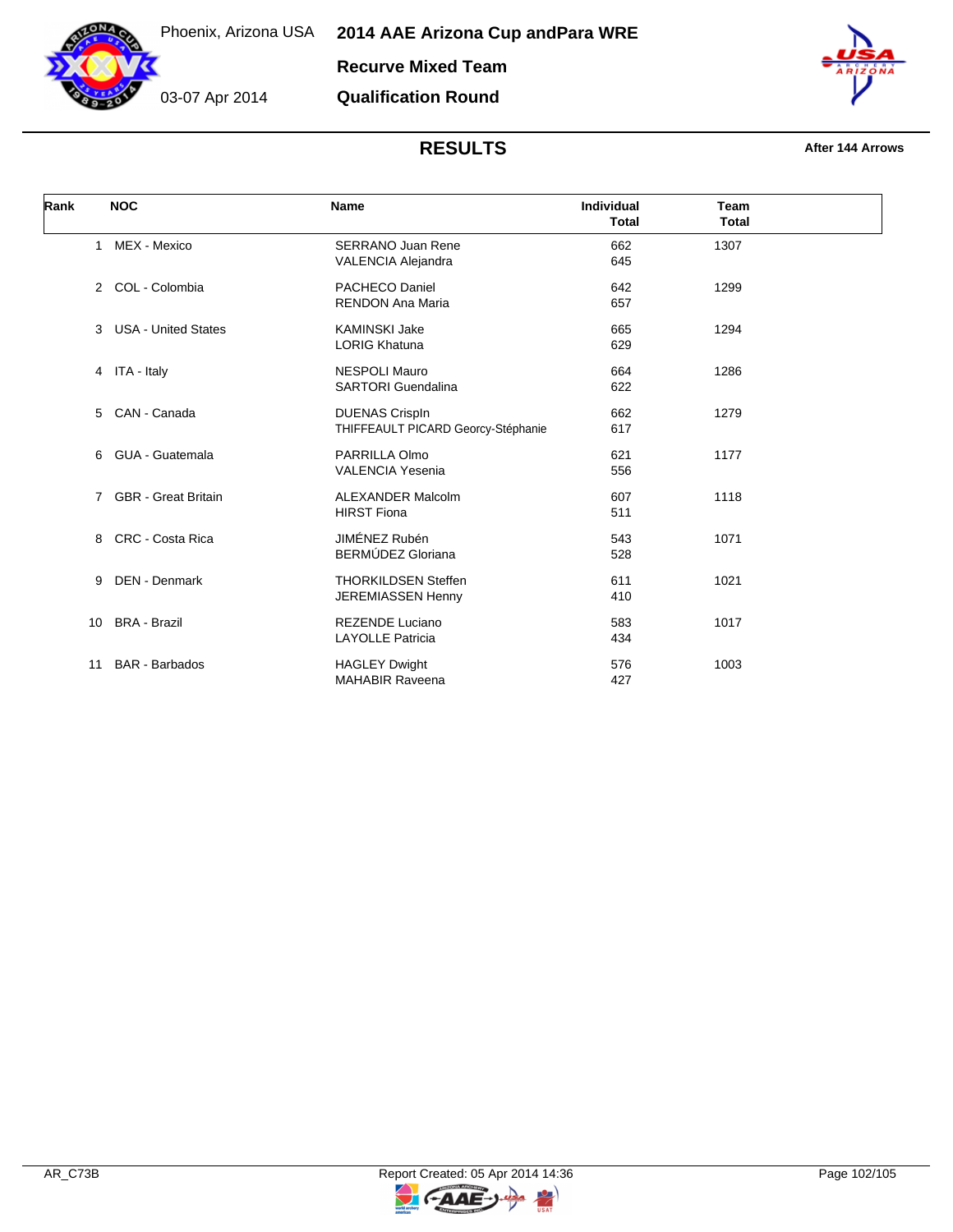Phoenix, Arizona USA

03-07 Apr 2014

# 2014 AAE Arizona Cup andPara WRE

## Recurve Mixed Team

## Qualification Round

## RESULTS

**After 144 Arrows**

| Rank | NOC | Name | Individual Total | Team Total |
|---|---|---|---|---|
| 1 | MEX - Mexico | SERRANO Juan Rene<br>VALENCIA Alejandra | 662<br>645 | 1307 |
| 2 | COL - Colombia | PACHECO Daniel<br>RENDON Ana Maria | 642<br>657 | 1299 |
| 3 | USA - United States | KAMINSKI Jake<br>LORIG Khatuna | 665<br>629 | 1294 |
| 4 | ITA - Italy | NESPOLI Mauro<br>SARTORI Guendalina | 664<br>622 | 1286 |
| 5 | CAN - Canada | DUENAS Crispln<br>THIFFEAULT PICARD Georcy-Stéphanie | 662<br>617 | 1279 |
| 6 | GUA - Guatemala | PARRILLA Olmo<br>VALENCIA Yesenia | 621<br>556 | 1177 |
| 7 | GBR - Great Britain | ALEXANDER Malcolm<br>HIRST Fiona | 607<br>511 | 1118 |
| 8 | CRC - Costa Rica | JIMÉNEZ Rubén<br>BERMÚDEZ Gloriana | 543<br>528 | 1071 |
| 9 | DEN - Denmark | THORKILDSEN Steffen<br>JEREMIASSEN Henny | 611<br>410 | 1021 |
| 10 | BRA - Brazil | REZENDE Luciano<br>LAYOLLE Patricia | 583<br>434 | 1017 |
| 11 | BAR - Barbados | HAGLEY Dwight<br>MAHABIR Raveena | 576<br>427 | 1003 |

AR_C73B

Report Created: 05 Apr 2014 14:36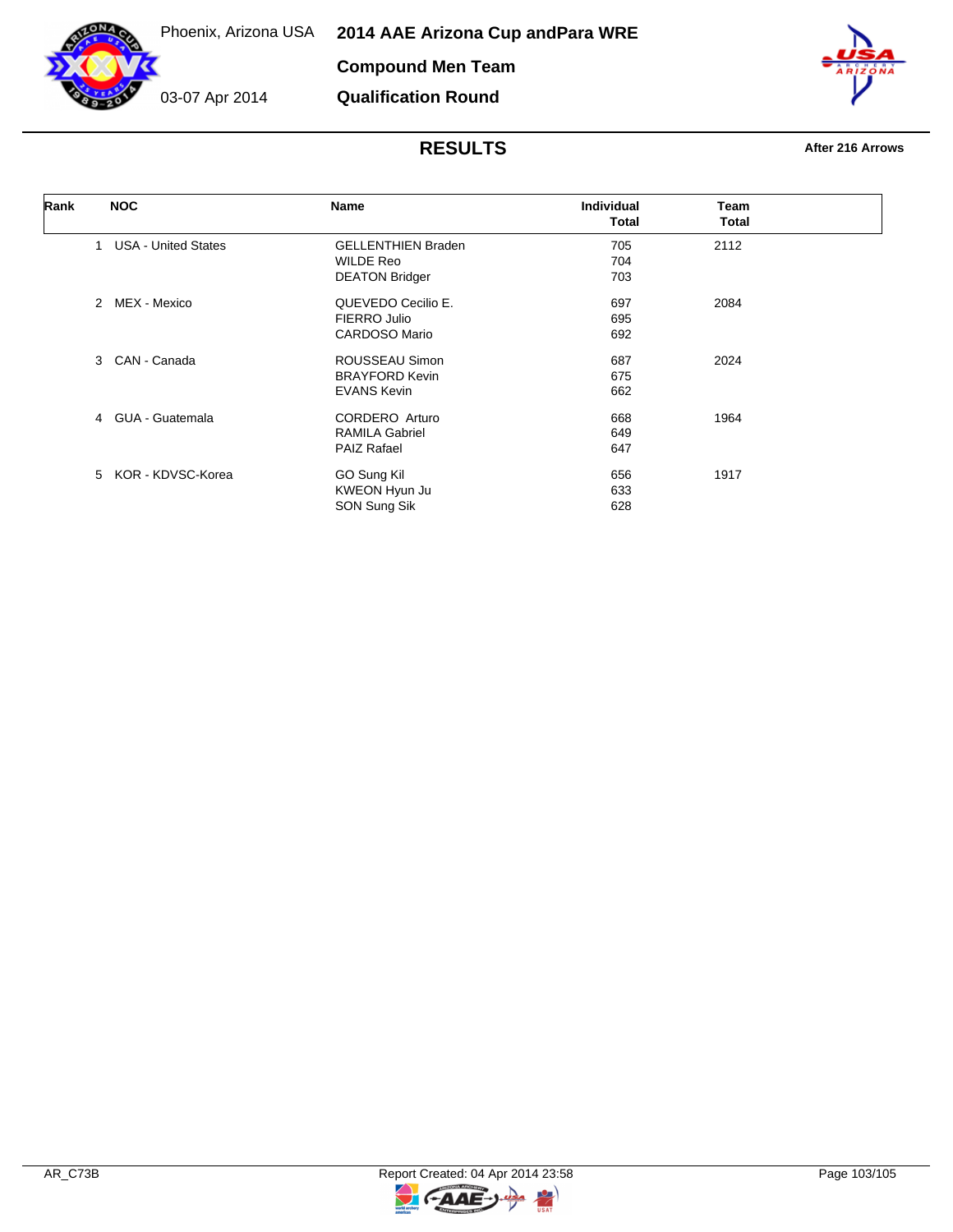Phoenix, Arizona USA

03-07 Apr 2014

# 2014 AAE Arizona Cup andPara WRE

## Compound Men Team

## Qualification Round

### RESULTS

**After 216 Arrows**

| Rank | NOC | Name | Individual Total | Team Total |
|---|---|---|---|---|
| 1 | USA - United States | GELLENTHIEN Braden | 705 | 2112 |
| | | WILDE Reo | 704 | |
| | | DEATON Bridger | 703 | |
| 2 | MEX - Mexico | QUEVEDO Cecilio E. | 697 | 2084 |
| | | FIERRO Julio | 695 | |
| | | CARDOSO Mario | 692 | |
| 3 | CAN - Canada | ROUSSEAU Simon | 687 | 2024 |
| | | BRAYFORD Kevin | 675 | |
| | | EVANS Kevin | 662 | |
| 4 | GUA - Guatemala | CORDERO Arturo | 668 | 1964 |
| | | RAMILA Gabriel | 649 | |
| | | PAIZ Rafael | 647 | |
| 5 | KOR - KDVSC-Korea | GO Sung Kil | 656 | 1917 |
| | | KWEON Hyun Ju | 633 | |
| | | SON Sung Sik | 628 | |

AR_C73B

Report Created: 04 Apr 2014 23:58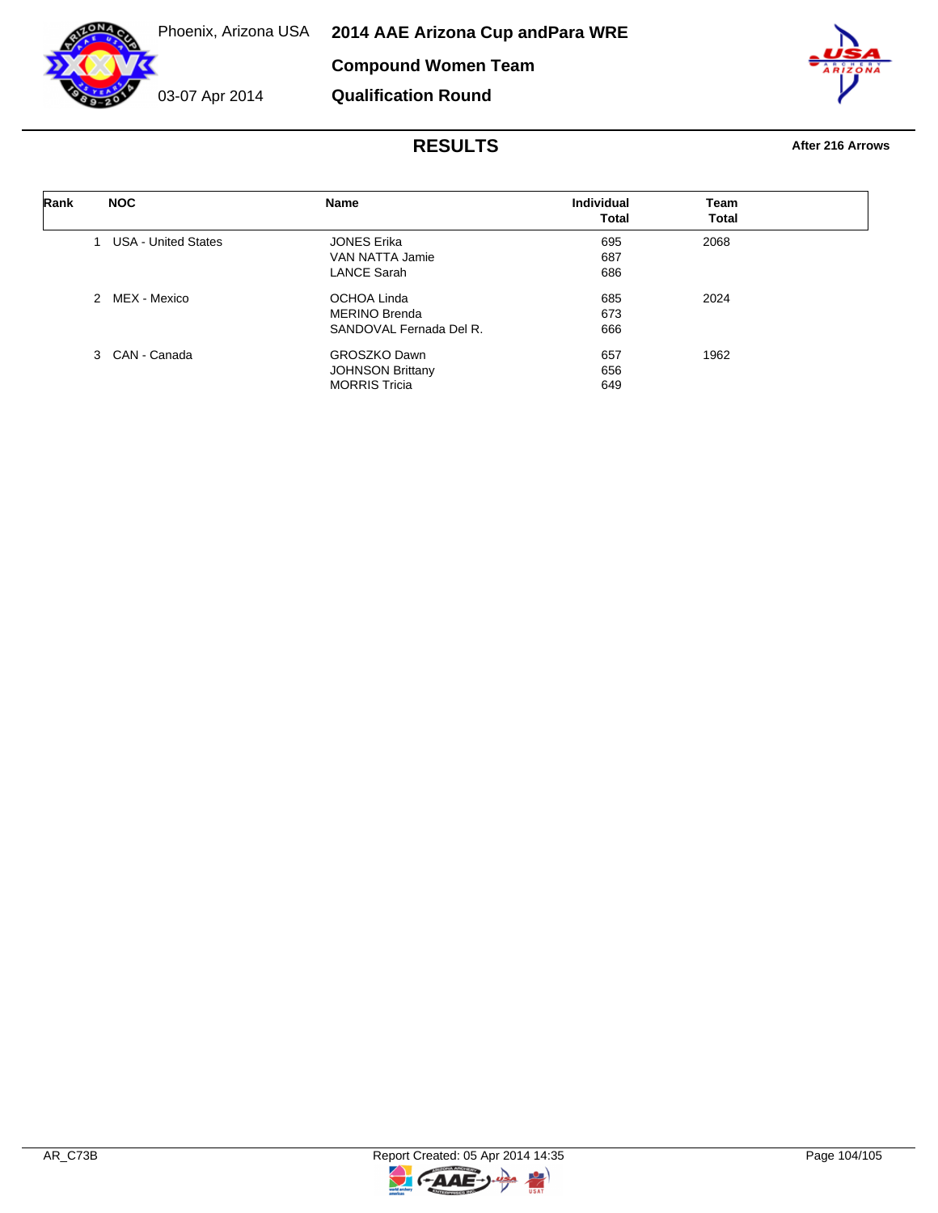Phoenix, Arizona USA

03-07 Apr 2014

# 2014 AAE Arizona Cup andPara WRE

## Compound Women Team

## Qualification Round

### RESULTS

**After 216 Arrows**

| Rank | NOC | Name | Individual Total | Team Total |
|---|---|---|---|---|
| 1 | USA - United States | JONES Erika | 695 | 2068 |
| | | VAN NATTA Jamie | 687 | |
| | | LANCE Sarah | 686 | |
| 2 | MEX - Mexico | OCHOA Linda | 685 | 2024 |
| | | MERINO Brenda | 673 | |
| | | SANDOVAL Fernada Del R. | 666 | |
| 3 | CAN - Canada | GROSZKO Dawn | 657 | 1962 |
| | | JOHNSON Brittany | 656 | |
| | | MORRIS Tricia | 649 | |

AR_C73B

Report Created: 05 Apr 2014 14:35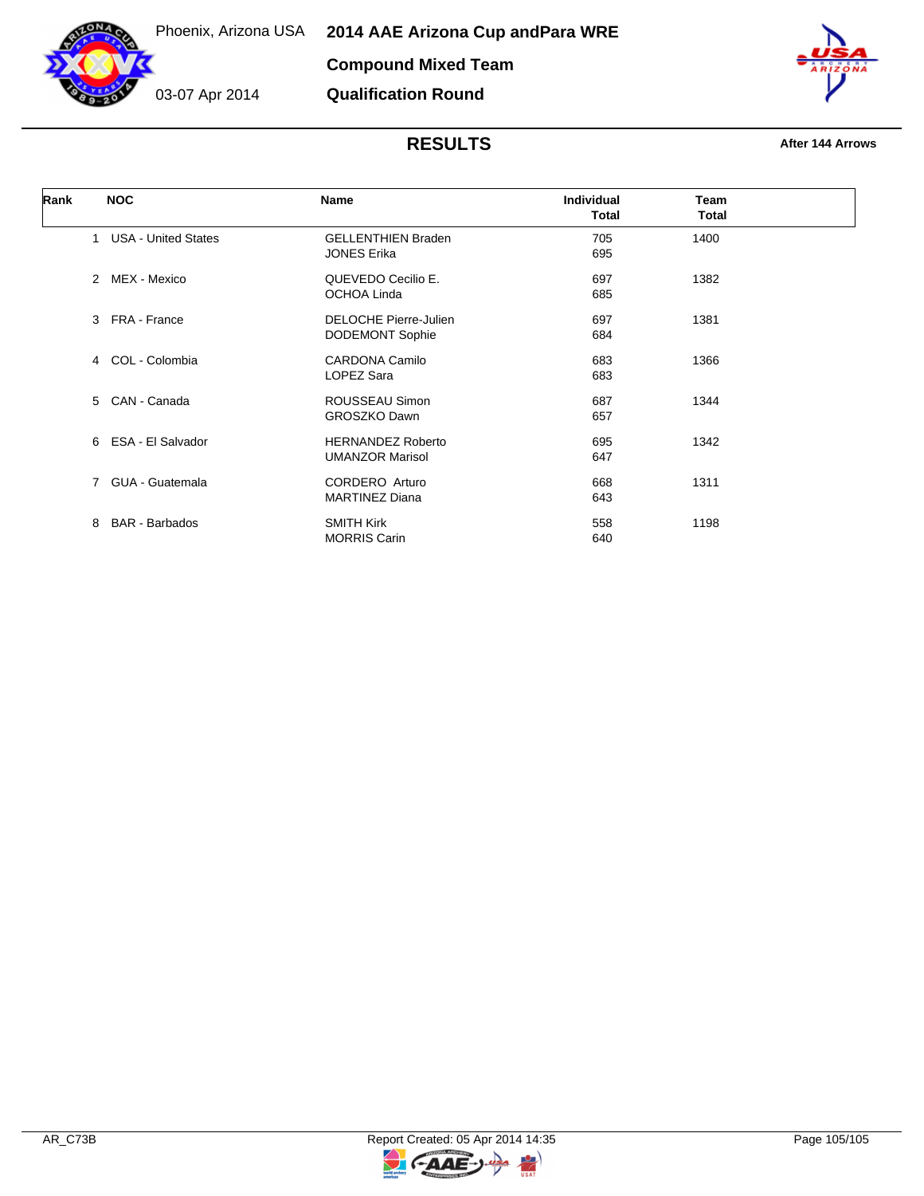Phoenix, Arizona USA

03-07 Apr 2014

# 2014 AAE Arizona Cup andPara WRE

## Compound Mixed Team

## Qualification Round

## RESULTS

**After 144 Arrows**

| Rank | NOC | Name | Individual Total | Team Total |
|---|---|---|---|---|
| 1 | USA - United States | GELLENTHIEN Braden | 705 | 1400 |
| | | JONES Erika | 695 | |
| 2 | MEX - Mexico | QUEVEDO Cecilio E. | 697 | 1382 |
| | | OCHOA Linda | 685 | |
| 3 | FRA - France | DELOCHE Pierre-Julien | 697 | 1381 |
| | | DODEMONT Sophie | 684 | |
| 4 | COL - Colombia | CARDONA Camilo | 683 | 1366 |
| | | LOPEZ Sara | 683 | |
| 5 | CAN - Canada | ROUSSEAU Simon | 687 | 1344 |
| | | GROSZKO Dawn | 657 | |
| 6 | ESA - El Salvador | HERNANDEZ Roberto | 695 | 1342 |
| | | UMANZOR Marisol | 647 | |
| 7 | GUA - Guatemala | CORDERO Arturo | 668 | 1311 |
| | | MARTINEZ Diana | 643 | |
| 8 | BAR - Barbados | SMITH Kirk | 558 | 1198 |
| | | MORRIS Carin | 640 | |

AR_C73B

Report Created: 05 Apr 2014 14:35